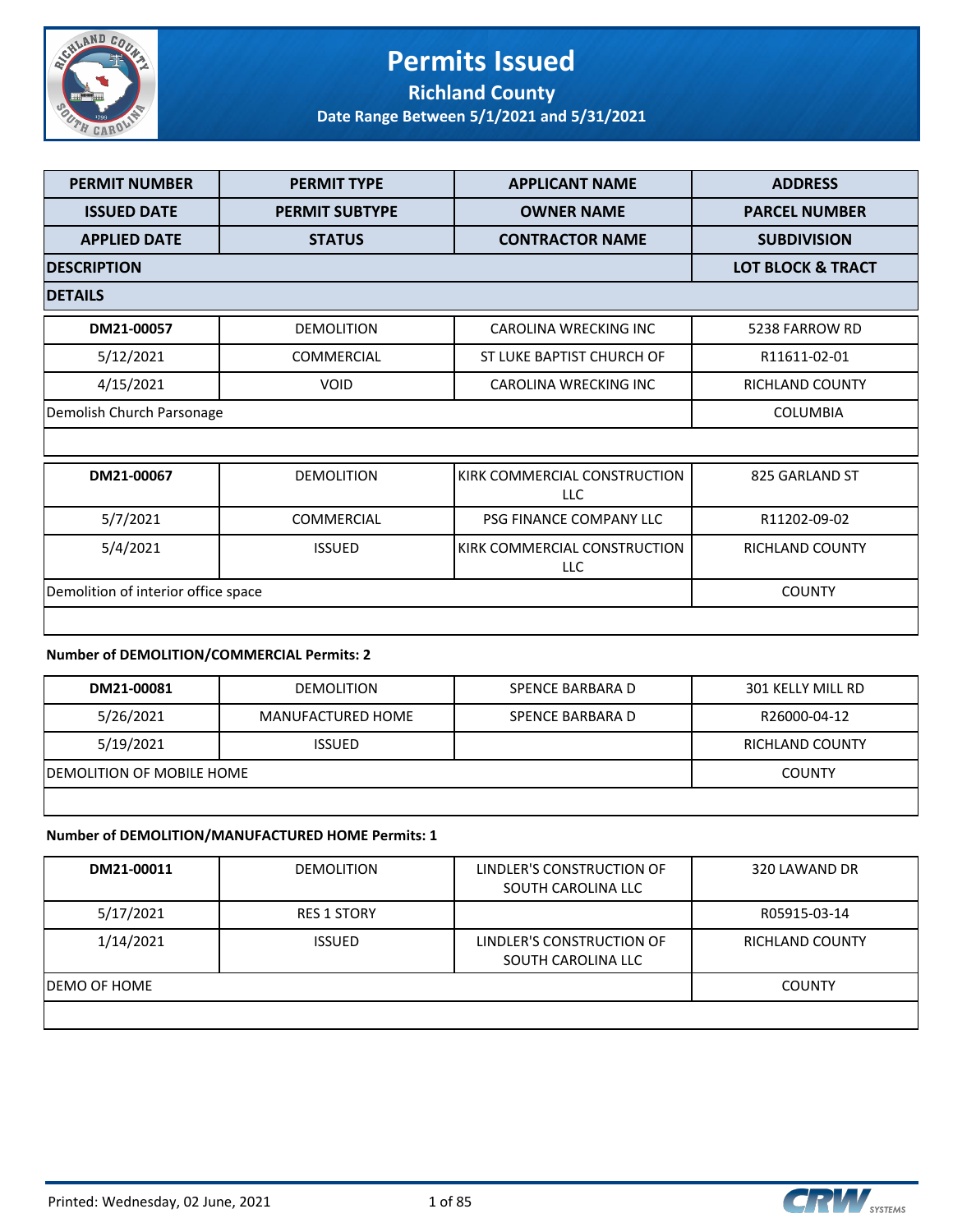# Permits Issued

## Richland County

### Date Range Between 5/1/2021 and 5/31/2021

| PERMIT NUMBER | PERMIT TYPE | APPLICANT NAME | ADDRESS |
|---|---|---|---|
| ISSUED DATE | PERMIT SUBTYPE | OWNER NAME | PARCEL NUMBER |
| APPLIED DATE | STATUS | CONTRACTOR NAME | SUBDIVISION |
| DESCRIPTION | | | LOT BLOCK & TRACT |
| DETAILS | | | |

| | | | |
|---|---|---|---|
| DM21-00057 | DEMOLITION | CAROLINA WRECKING INC | 5238 FARROW RD |
| 5/12/2021 | COMMERCIAL | ST LUKE BAPTIST CHURCH OF | R11611-02-01 |
| 4/15/2021 | VOID | CAROLINA WRECKING INC | RICHLAND COUNTY |
| Demolish Church Parsonage | | | COLUMBIA |
| | | | |

| | | | |
|---|---|---|---|
| DM21-00067 | DEMOLITION | KIRK COMMERCIAL CONSTRUCTION LLC | 825 GARLAND ST |
| 5/7/2021 | COMMERCIAL | PSG FINANCE COMPANY LLC | R11202-09-02 |
| 5/4/2021 | ISSUED | KIRK COMMERCIAL CONSTRUCTION LLC | RICHLAND COUNTY |
| Demolition of interior office space | | | COUNTY |
| | | | |

**Number of DEMOLITION/COMMERCIAL Permits: 2**

| | | | |
|---|---|---|---|
| DM21-00081 | DEMOLITION | SPENCE BARBARA D | 301 KELLY MILL RD |
| 5/26/2021 | MANUFACTURED HOME | SPENCE BARBARA D | R26000-04-12 |
| 5/19/2021 | ISSUED | | RICHLAND COUNTY |
| DEMOLITION OF MOBILE HOME | | | COUNTY |
| | | | |

**Number of DEMOLITION/MANUFACTURED HOME Permits: 1**

| | | | |
|---|---|---|---|
| DM21-00011 | DEMOLITION | LINDLER'S CONSTRUCTION OF SOUTH CAROLINA LLC | 320 LAWAND DR |
| 5/17/2021 | RES 1 STORY | | R05915-03-14 |
| 1/14/2021 | ISSUED | LINDLER'S CONSTRUCTION OF SOUTH CAROLINA LLC | RICHLAND COUNTY |
| DEMO OF HOME | | | COUNTY |
| | | | |

Printed: Wednesday, 02 June, 2021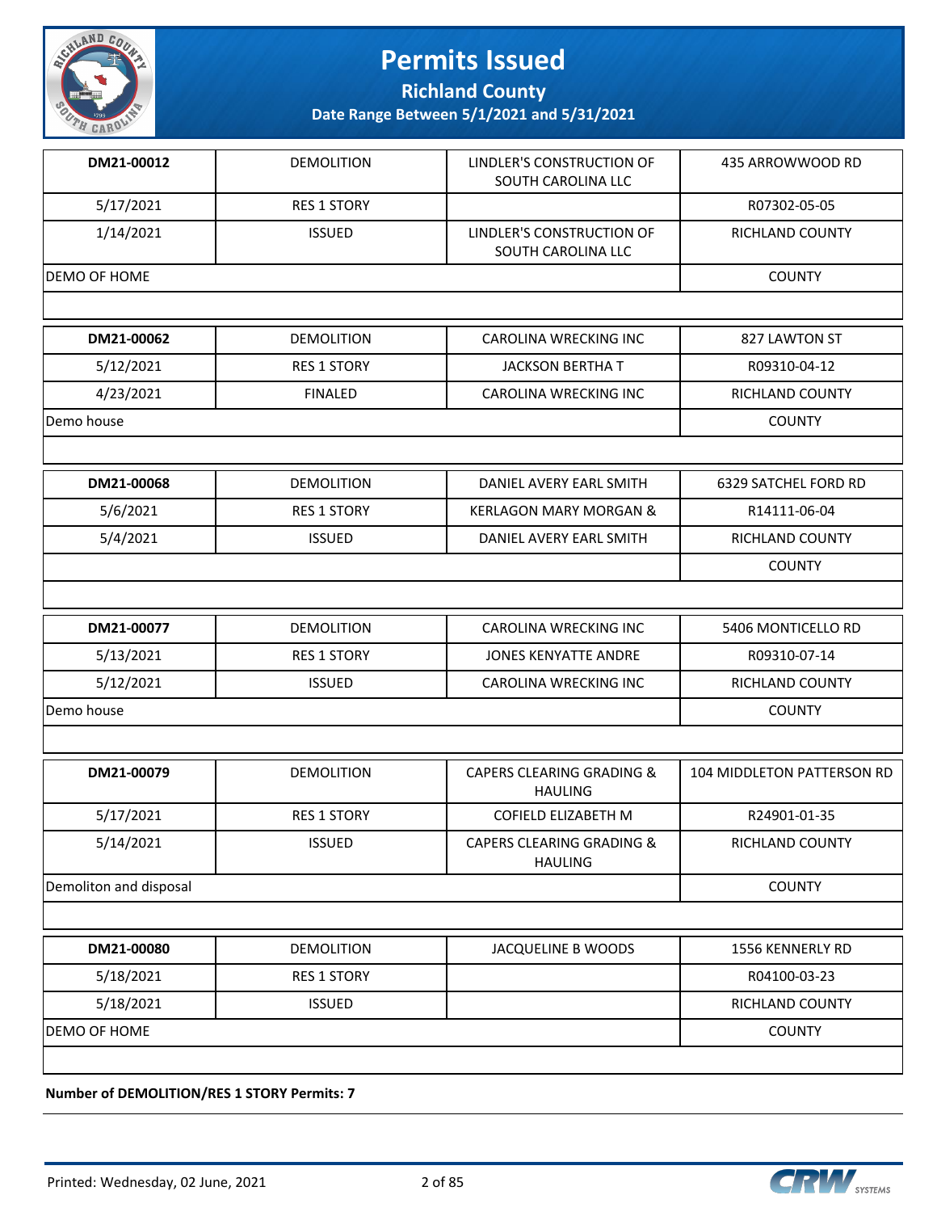# Permits Issued

**Richland County**

**Date Range Between 5/1/2021 and 5/31/2021**

| | | | |
|---|---|---|---|
| **DM21-00012** | DEMOLITION | LINDLER'S CONSTRUCTION OF SOUTH CAROLINA LLC | 435 ARROWWOOD RD |
| 5/17/2021 | RES 1 STORY | | R07302-05-05 |
| 1/14/2021 | ISSUED | LINDLER'S CONSTRUCTION OF SOUTH CAROLINA LLC | RICHLAND COUNTY |
| DEMO OF HOME | | | COUNTY |

| | | | |
|---|---|---|---|
| **DM21-00062** | DEMOLITION | CAROLINA WRECKING INC | 827 LAWTON ST |
| 5/12/2021 | RES 1 STORY | JACKSON BERTHA T | R09310-04-12 |
| 4/23/2021 | FINALED | CAROLINA WRECKING INC | RICHLAND COUNTY |
| Demo house | | | COUNTY |

| | | | |
|---|---|---|---|
| **DM21-00068** | DEMOLITION | DANIEL AVERY EARL SMITH | 6329 SATCHEL FORD RD |
| 5/6/2021 | RES 1 STORY | KERLAGON MARY MORGAN & | R14111-06-04 |
| 5/4/2021 | ISSUED | DANIEL AVERY EARL SMITH | RICHLAND COUNTY |
| | | | COUNTY |

| | | | |
|---|---|---|---|
| **DM21-00077** | DEMOLITION | CAROLINA WRECKING INC | 5406 MONTICELLO RD |
| 5/13/2021 | RES 1 STORY | JONES KENYATTE ANDRE | R09310-07-14 |
| 5/12/2021 | ISSUED | CAROLINA WRECKING INC | RICHLAND COUNTY |
| Demo house | | | COUNTY |

| | | | |
|---|---|---|---|
| **DM21-00079** | DEMOLITION | CAPERS CLEARING GRADING & HAULING | 104 MIDDLETON PATTERSON RD |
| 5/17/2021 | RES 1 STORY | COFIELD ELIZABETH M | R24901-01-35 |
| 5/14/2021 | ISSUED | CAPERS CLEARING GRADING & HAULING | RICHLAND COUNTY |
| Demoliton and disposal | | | COUNTY |

| | | | |
|---|---|---|---|
| **DM21-00080** | DEMOLITION | JACQUELINE B WOODS | 1556 KENNERLY RD |
| 5/18/2021 | RES 1 STORY | | R04100-03-23 |
| 5/18/2021 | ISSUED | | RICHLAND COUNTY |
| DEMO OF HOME | | | COUNTY |

**Number of DEMOLITION/RES 1 STORY Permits: 7**

Printed: Wednesday, 02 June, 2021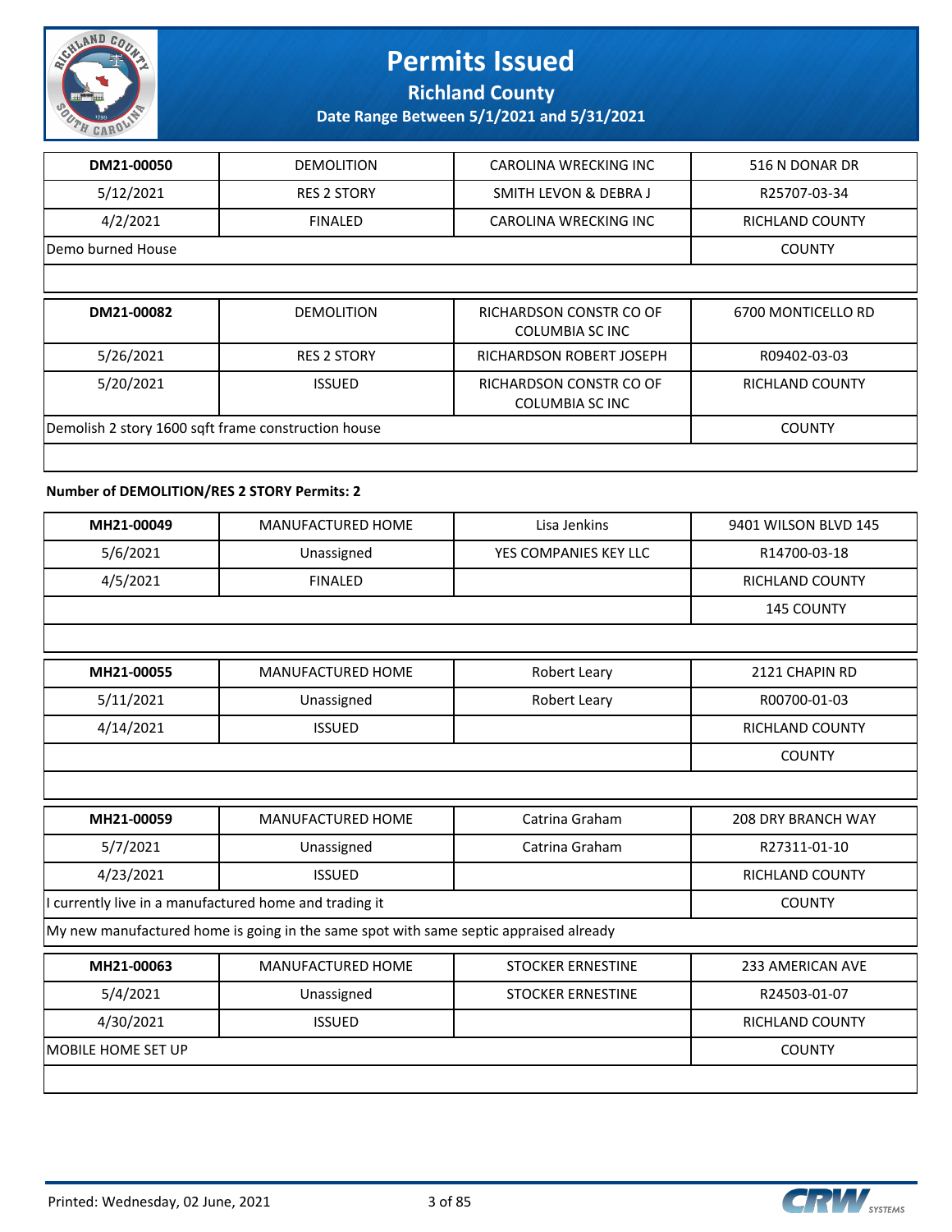# Permits Issued

## Richland County

**Date Range Between 5/1/2021 and 5/31/2021**

| DM21-00050 | DEMOLITION | CAROLINA WRECKING INC | 516 N DONAR DR |
|---|---|---|---|
| 5/12/2021 | RES 2 STORY | SMITH LEVON & DEBRA J | R25707-03-34 |
| 4/2/2021 | FINALED | CAROLINA WRECKING INC | RICHLAND COUNTY |
| Demo burned House | | | COUNTY |

| DM21-00082 | DEMOLITION | RICHARDSON CONSTR CO OF COLUMBIA SC INC | 6700 MONTICELLO RD |
|---|---|---|---|
| 5/26/2021 | RES 2 STORY | RICHARDSON ROBERT JOSEPH | R09402-03-03 |
| 5/20/2021 | ISSUED | RICHARDSON CONSTR CO OF COLUMBIA SC INC | RICHLAND COUNTY |
| Demolish 2 story 1600 sqft frame construction house | | | COUNTY |

**Number of DEMOLITION/RES 2 STORY Permits: 2**

| MH21-00049 | MANUFACTURED HOME | Lisa Jenkins | 9401 WILSON BLVD 145 |
|---|---|---|---|
| 5/6/2021 | Unassigned | YES COMPANIES KEY LLC | R14700-03-18 |
| 4/5/2021 | FINALED | | RICHLAND COUNTY |
| | | | 145 COUNTY |

| MH21-00055 | MANUFACTURED HOME | Robert Leary | 2121 CHAPIN RD |
|---|---|---|---|
| 5/11/2021 | Unassigned | Robert Leary | R00700-01-03 |
| 4/14/2021 | ISSUED | | RICHLAND COUNTY |
| | | | COUNTY |

| MH21-00059 | MANUFACTURED HOME | Catrina Graham | 208 DRY BRANCH WAY |
|---|---|---|---|
| 5/7/2021 | Unassigned | Catrina Graham | R27311-01-10 |
| 4/23/2021 | ISSUED | | RICHLAND COUNTY |
| I currently live in a manufactured home and trading it | | | COUNTY |
| My new manufactured home is going in the same spot with same septic appraised already | | | |

| MH21-00063 | MANUFACTURED HOME | STOCKER ERNESTINE | 233 AMERICAN AVE |
|---|---|---|---|
| 5/4/2021 | Unassigned | STOCKER ERNESTINE | R24503-01-07 |
| 4/30/2021 | ISSUED | | RICHLAND COUNTY |
| MOBILE HOME SET UP | | | COUNTY |

Printed: Wednesday, 02 June, 2021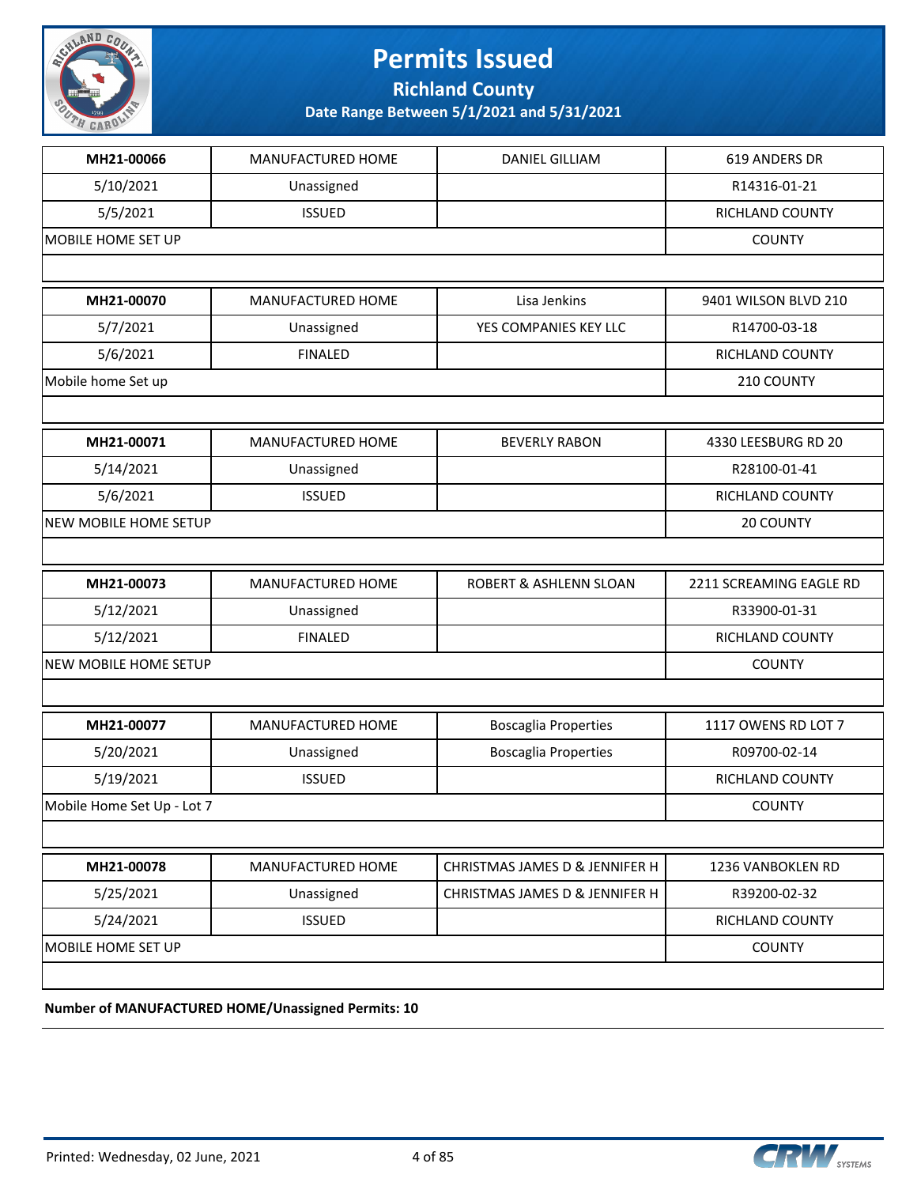# Permits Issued

**Richland County**

**Date Range Between 5/1/2021 and 5/31/2021**

| MH21-00066 | MANUFACTURED HOME | DANIEL GILLIAM | 619 ANDERS DR |
|---|---|---|---|
| 5/10/2021 | Unassigned | | R14316-01-21 |
| 5/5/2021 | ISSUED | | RICHLAND COUNTY |
| MOBILE HOME SET UP | | | COUNTY |

| MH21-00070 | MANUFACTURED HOME | Lisa Jenkins | 9401 WILSON BLVD 210 |
|---|---|---|---|
| 5/7/2021 | Unassigned | YES COMPANIES KEY LLC | R14700-03-18 |
| 5/6/2021 | FINALED | | RICHLAND COUNTY |
| Mobile home Set up | | | 210 COUNTY |

| MH21-00071 | MANUFACTURED HOME | BEVERLY RABON | 4330 LEESBURG RD 20 |
|---|---|---|---|
| 5/14/2021 | Unassigned | | R28100-01-41 |
| 5/6/2021 | ISSUED | | RICHLAND COUNTY |
| NEW MOBILE HOME SETUP | | | 20 COUNTY |

| MH21-00073 | MANUFACTURED HOME | ROBERT & ASHLENN SLOAN | 2211 SCREAMING EAGLE RD |
|---|---|---|---|
| 5/12/2021 | Unassigned | | R33900-01-31 |
| 5/12/2021 | FINALED | | RICHLAND COUNTY |
| NEW MOBILE HOME SETUP | | | COUNTY |

| MH21-00077 | MANUFACTURED HOME | Boscaglia Properties | 1117 OWENS RD LOT 7 |
|---|---|---|---|
| 5/20/2021 | Unassigned | Boscaglia Properties | R09700-02-14 |
| 5/19/2021 | ISSUED | | RICHLAND COUNTY |
| Mobile Home Set Up - Lot 7 | | | COUNTY |

| MH21-00078 | MANUFACTURED HOME | CHRISTMAS JAMES D & JENNIFER H | 1236 VANBOKLEN RD |
|---|---|---|---|
| 5/25/2021 | Unassigned | CHRISTMAS JAMES D & JENNIFER H | R39200-02-32 |
| 5/24/2021 | ISSUED | | RICHLAND COUNTY |
| MOBILE HOME SET UP | | | COUNTY |

**Number of MANUFACTURED HOME/Unassigned Permits: 10**

Printed: Wednesday, 02 June, 2021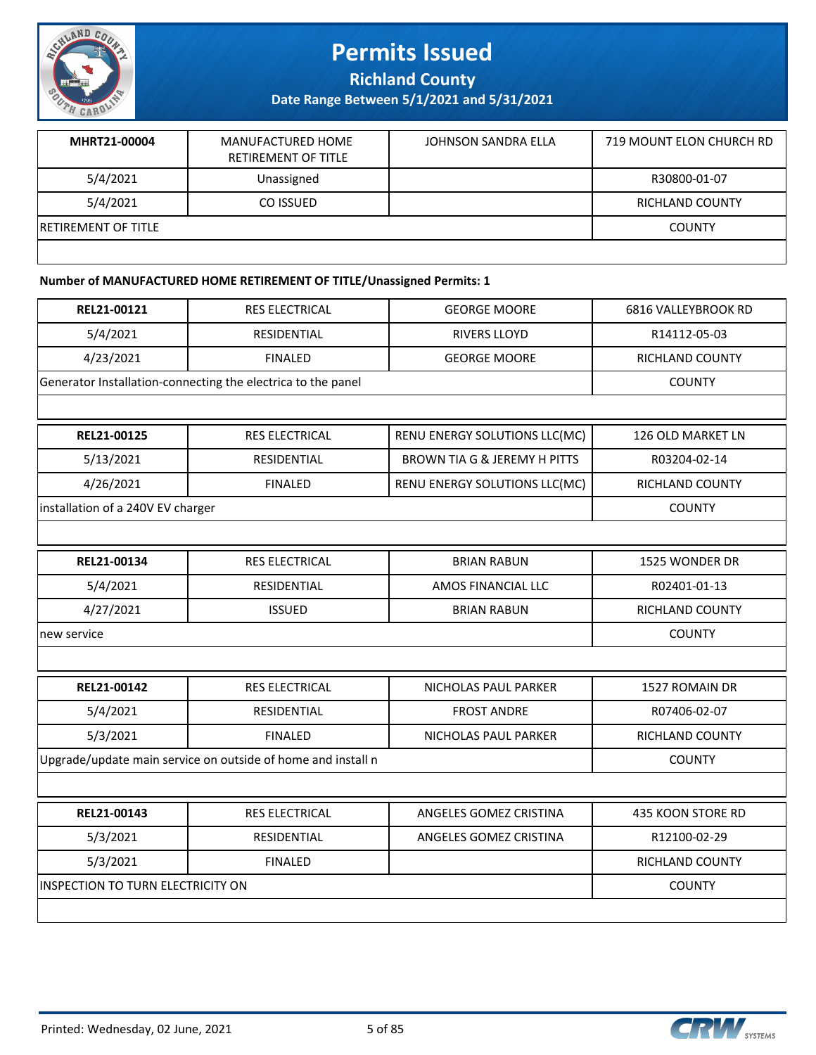# Permits Issued

**Richland County**

**Date Range Between 5/1/2021 and 5/31/2021**

| MHRT21-00004 | MANUFACTURED HOME RETIREMENT OF TITLE | JOHNSON SANDRA ELLA | 719 MOUNT ELON CHURCH RD |
|---|---|---|---|
| 5/4/2021 | Unassigned | | R30800-01-07 |
| 5/4/2021 | CO ISSUED | | RICHLAND COUNTY |
| RETIREMENT OF TITLE | | | COUNTY |

**Number of MANUFACTURED HOME RETIREMENT OF TITLE/Unassigned Permits: 1**

| REL21-00121 | RES ELECTRICAL | GEORGE MOORE | 6816 VALLEYBROOK RD |
|---|---|---|---|
| 5/4/2021 | RESIDENTIAL | RIVERS LLOYD | R14112-05-03 |
| 4/23/2021 | FINALED | GEORGE MOORE | RICHLAND COUNTY |
| Generator Installation-connecting the electrica to the panel | | | COUNTY |

| REL21-00125 | RES ELECTRICAL | RENU ENERGY SOLUTIONS LLC(MC) | 126 OLD MARKET LN |
|---|---|---|---|
| 5/13/2021 | RESIDENTIAL | BROWN TIA G & JEREMY H PITTS | R03204-02-14 |
| 4/26/2021 | FINALED | RENU ENERGY SOLUTIONS LLC(MC) | RICHLAND COUNTY |
| installation of a 240V EV charger | | | COUNTY |

| REL21-00134 | RES ELECTRICAL | BRIAN RABUN | 1525 WONDER DR |
|---|---|---|---|
| 5/4/2021 | RESIDENTIAL | AMOS FINANCIAL LLC | R02401-01-13 |
| 4/27/2021 | ISSUED | BRIAN RABUN | RICHLAND COUNTY |
| new service | | | COUNTY |

| REL21-00142 | RES ELECTRICAL | NICHOLAS PAUL PARKER | 1527 ROMAIN DR |
|---|---|---|---|
| 5/4/2021 | RESIDENTIAL | FROST ANDRE | R07406-02-07 |
| 5/3/2021 | FINALED | NICHOLAS PAUL PARKER | RICHLAND COUNTY |
| Upgrade/update main service on outside of home and install n | | | COUNTY |

| REL21-00143 | RES ELECTRICAL | ANGELES GOMEZ CRISTINA | 435 KOON STORE RD |
|---|---|---|---|
| 5/3/2021 | RESIDENTIAL | ANGELES GOMEZ CRISTINA | R12100-02-29 |
| 5/3/2021 | FINALED | | RICHLAND COUNTY |
| INSPECTION TO TURN ELECTRICITY ON | | | COUNTY |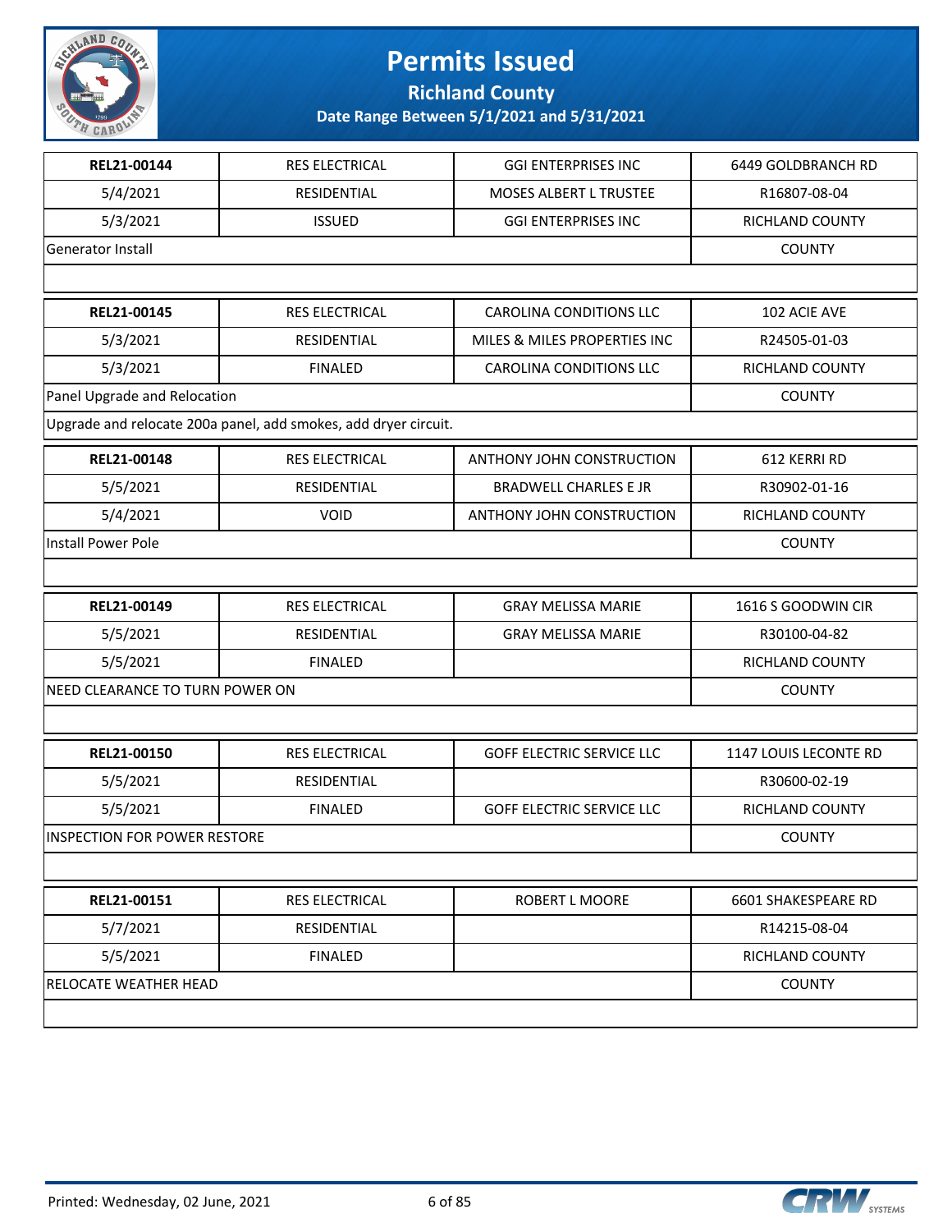# Permits Issued

**Richland County**

**Date Range Between 5/1/2021 and 5/31/2021**

| REL21-00144 | RES ELECTRICAL | GGI ENTERPRISES INC | 6449 GOLDBRANCH RD |
|---|---|---|---|
| 5/4/2021 | RESIDENTIAL | MOSES ALBERT L TRUSTEE | R16807-08-04 |
| 5/3/2021 | ISSUED | GGI ENTERPRISES INC | RICHLAND COUNTY |
| Generator Install | | | COUNTY |
| | | | |

| REL21-00145 | RES ELECTRICAL | CAROLINA CONDITIONS LLC | 102 ACIE AVE |
|---|---|---|---|
| 5/3/2021 | RESIDENTIAL | MILES & MILES PROPERTIES INC | R24505-01-03 |
| 5/3/2021 | FINALED | CAROLINA CONDITIONS LLC | RICHLAND COUNTY |
| Panel Upgrade and Relocation | | | COUNTY |
| Upgrade and relocate 200a panel, add smokes, add dryer circuit. | | | |

| REL21-00148 | RES ELECTRICAL | ANTHONY JOHN CONSTRUCTION | 612 KERRI RD |
|---|---|---|---|
| 5/5/2021 | RESIDENTIAL | BRADWELL CHARLES E JR | R30902-01-16 |
| 5/4/2021 | VOID | ANTHONY JOHN CONSTRUCTION | RICHLAND COUNTY |
| Install Power Pole | | | COUNTY |
| | | | |

| REL21-00149 | RES ELECTRICAL | GRAY MELISSA MARIE | 1616 S GOODWIN CIR |
|---|---|---|---|
| 5/5/2021 | RESIDENTIAL | GRAY MELISSA MARIE | R30100-04-82 |
| 5/5/2021 | FINALED | | RICHLAND COUNTY |
| NEED CLEARANCE TO TURN POWER ON | | | COUNTY |
| | | | |

| REL21-00150 | RES ELECTRICAL | GOFF ELECTRIC SERVICE LLC | 1147 LOUIS LECONTE RD |
|---|---|---|---|
| 5/5/2021 | RESIDENTIAL | | R30600-02-19 |
| 5/5/2021 | FINALED | GOFF ELECTRIC SERVICE LLC | RICHLAND COUNTY |
| INSPECTION FOR POWER RESTORE | | | COUNTY |
| | | | |

| REL21-00151 | RES ELECTRICAL | ROBERT L MOORE | 6601 SHAKESPEARE RD |
|---|---|---|---|
| 5/7/2021 | RESIDENTIAL | | R14215-08-04 |
| 5/5/2021 | FINALED | | RICHLAND COUNTY |
| RELOCATE WEATHER HEAD | | | COUNTY |
| | | | |

Printed: Wednesday, 02 June, 2021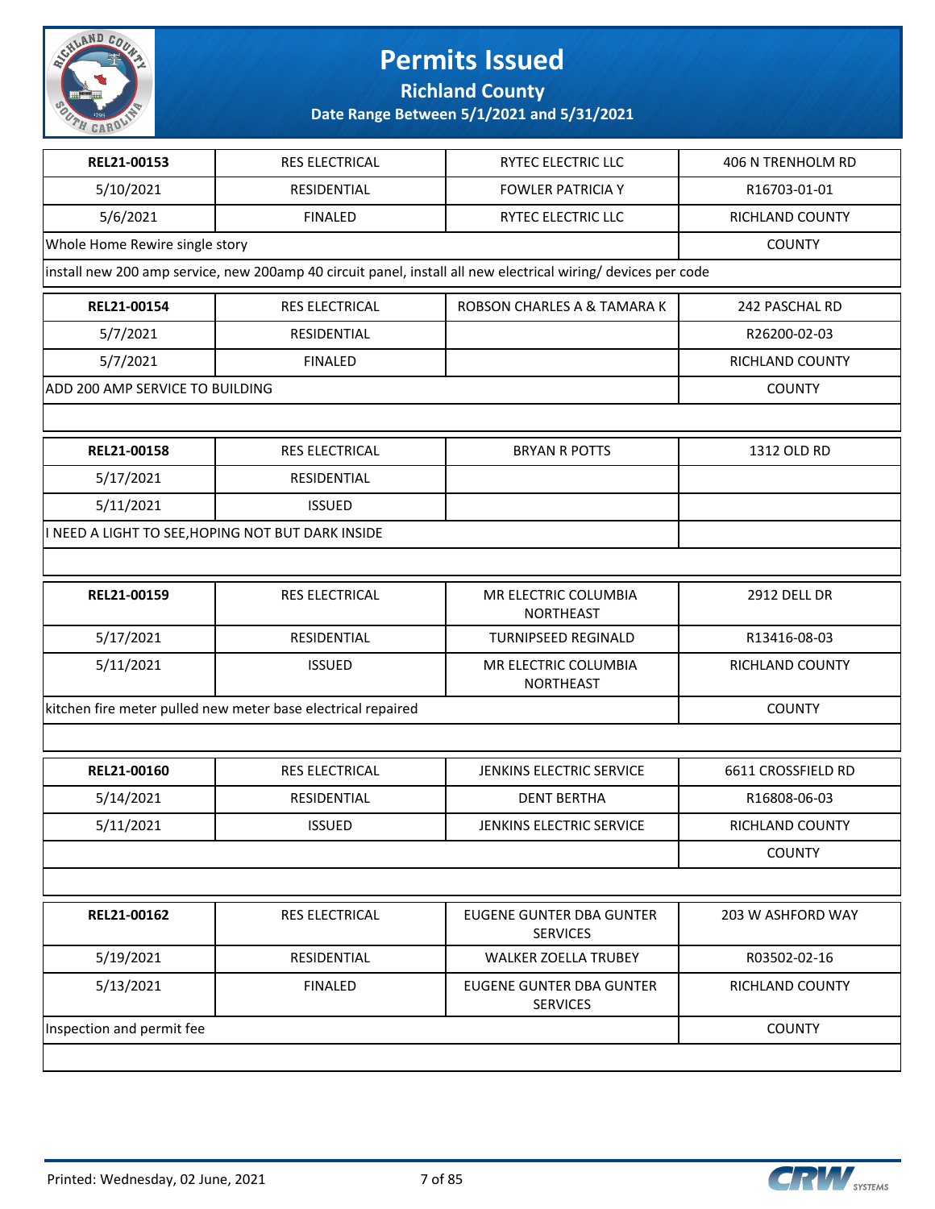# Permits Issued

## Richland County

### Date Range Between 5/1/2021 and 5/31/2021

| REL21-00153 | RES ELECTRICAL | RYTEC ELECTRIC LLC | 406 N TRENHOLM RD |
|---|---|---|---|
| 5/10/2021 | RESIDENTIAL | FOWLER PATRICIA Y | R16703-01-01 |
| 5/6/2021 | FINALED | RYTEC ELECTRIC LLC | RICHLAND COUNTY |
| Whole Home Rewire single story | | | COUNTY |
| install new 200 amp service, new 200amp 40 circuit panel, install all new electrical wiring/ devices per code | | | |

| REL21-00154 | RES ELECTRICAL | ROBSON CHARLES A & TAMARA K | 242 PASCHAL RD |
|---|---|---|---|
| 5/7/2021 | RESIDENTIAL | | R26200-02-03 |
| 5/7/2021 | FINALED | | RICHLAND COUNTY |
| ADD 200 AMP SERVICE TO BUILDING | | | COUNTY |
| | | | |

| REL21-00158 | RES ELECTRICAL | BRYAN R POTTS | 1312 OLD RD |
|---|---|---|---|
| 5/17/2021 | RESIDENTIAL | | |
| 5/11/2021 | ISSUED | | |
| I NEED A LIGHT TO SEE,HOPING NOT BUT DARK INSIDE | | | |
| | | | |

| REL21-00159 | RES ELECTRICAL | MR ELECTRIC COLUMBIA NORTHEAST | 2912 DELL DR |
|---|---|---|---|
| 5/17/2021 | RESIDENTIAL | TURNIPSEED REGINALD | R13416-08-03 |
| 5/11/2021 | ISSUED | MR ELECTRIC COLUMBIA NORTHEAST | RICHLAND COUNTY |
| kitchen fire meter pulled new meter base electrical repaired | | | COUNTY |
| | | | |

| REL21-00160 | RES ELECTRICAL | JENKINS ELECTRIC SERVICE | 6611 CROSSFIELD RD |
|---|---|---|---|
| 5/14/2021 | RESIDENTIAL | DENT BERTHA | R16808-06-03 |
| 5/11/2021 | ISSUED | JENKINS ELECTRIC SERVICE | RICHLAND COUNTY |
| | | | COUNTY |
| | | | |

| REL21-00162 | RES ELECTRICAL | EUGENE GUNTER DBA GUNTER SERVICES | 203 W ASHFORD WAY |
|---|---|---|---|
| 5/19/2021 | RESIDENTIAL | WALKER ZOELLA TRUBEY | R03502-02-16 |
| 5/13/2021 | FINALED | EUGENE GUNTER DBA GUNTER SERVICES | RICHLAND COUNTY |
| Inspection and permit fee | | | COUNTY |
| | | | |

Printed: Wednesday, 02 June, 2021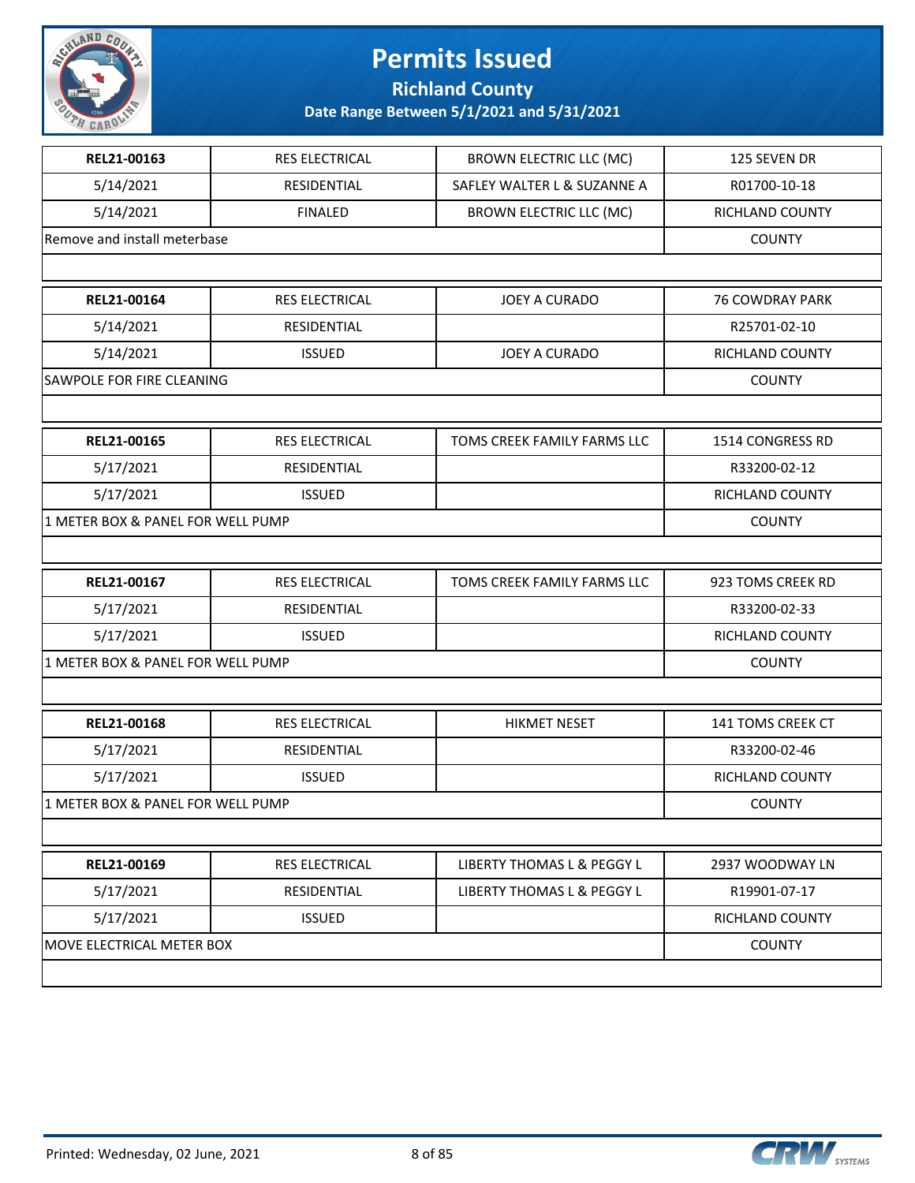# Permits Issued

## Richland County

### Date Range Between 5/1/2021 and 5/31/2021

| REL21-00163 | RES ELECTRICAL | BROWN ELECTRIC LLC (MC) | 125 SEVEN DR |
|---|---|---|---|
| 5/14/2021 | RESIDENTIAL | SAFLEY WALTER L & SUZANNE A | R01700-10-18 |
| 5/14/2021 | FINALED | BROWN ELECTRIC LLC (MC) | RICHLAND COUNTY |
| Remove and install meterbase | | | COUNTY |

| REL21-00164 | RES ELECTRICAL | JOEY A CURADO | 76 COWDRAY PARK |
|---|---|---|---|
| 5/14/2021 | RESIDENTIAL | | R25701-02-10 |
| 5/14/2021 | ISSUED | JOEY A CURADO | RICHLAND COUNTY |
| SAWPOLE FOR FIRE CLEANING | | | COUNTY |

| REL21-00165 | RES ELECTRICAL | TOMS CREEK FAMILY FARMS LLC | 1514 CONGRESS RD |
|---|---|---|---|
| 5/17/2021 | RESIDENTIAL | | R33200-02-12 |
| 5/17/2021 | ISSUED | | RICHLAND COUNTY |
| 1 METER BOX & PANEL FOR WELL PUMP | | | COUNTY |

| REL21-00167 | RES ELECTRICAL | TOMS CREEK FAMILY FARMS LLC | 923 TOMS CREEK RD |
|---|---|---|---|
| 5/17/2021 | RESIDENTIAL | | R33200-02-33 |
| 5/17/2021 | ISSUED | | RICHLAND COUNTY |
| 1 METER BOX & PANEL FOR WELL PUMP | | | COUNTY |

| REL21-00168 | RES ELECTRICAL | HIKMET NESET | 141 TOMS CREEK CT |
|---|---|---|---|
| 5/17/2021 | RESIDENTIAL | | R33200-02-46 |
| 5/17/2021 | ISSUED | | RICHLAND COUNTY |
| 1 METER BOX & PANEL FOR WELL PUMP | | | COUNTY |

| REL21-00169 | RES ELECTRICAL | LIBERTY THOMAS L & PEGGY L | 2937 WOODWAY LN |
|---|---|---|---|
| 5/17/2021 | RESIDENTIAL | LIBERTY THOMAS L & PEGGY L | R19901-07-17 |
| 5/17/2021 | ISSUED | | RICHLAND COUNTY |
| MOVE ELECTRICAL METER BOX | | | COUNTY |

Printed: Wednesday, 02 June, 2021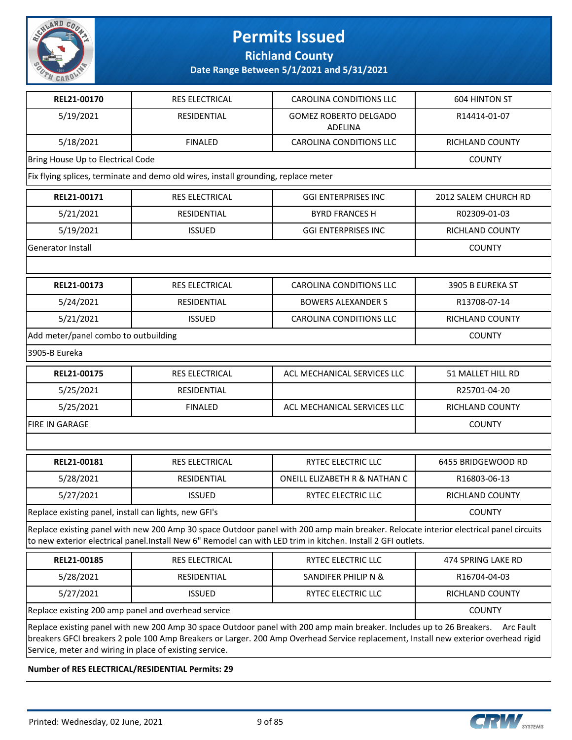# Permits Issued

**Richland County**

**Date Range Between 5/1/2021 and 5/31/2021**

| REL21-00170 | RES ELECTRICAL | CAROLINA CONDITIONS LLC | 604 HINTON ST |
|---|---|---|---|
| 5/19/2021 | RESIDENTIAL | GOMEZ ROBERTO DELGADO ADELINA | R14414-01-07 |
| 5/18/2021 | FINALED | CAROLINA CONDITIONS LLC | RICHLAND COUNTY |
| Bring House Up to Electrical Code | | | COUNTY |
| Fix flying splices, terminate and demo old wires, install grounding, replace meter | | | |

| REL21-00171 | RES ELECTRICAL | GGI ENTERPRISES INC | 2012 SALEM CHURCH RD |
|---|---|---|---|
| 5/21/2021 | RESIDENTIAL | BYRD FRANCES H | R02309-01-03 |
| 5/19/2021 | ISSUED | GGI ENTERPRISES INC | RICHLAND COUNTY |
| Generator Install | | | COUNTY |

| REL21-00173 | RES ELECTRICAL | CAROLINA CONDITIONS LLC | 3905 B EUREKA ST |
|---|---|---|---|
| 5/24/2021 | RESIDENTIAL | BOWERS ALEXANDER S | R13708-07-14 |
| 5/21/2021 | ISSUED | CAROLINA CONDITIONS LLC | RICHLAND COUNTY |
| Add meter/panel combo to outbuilding | | | COUNTY |
| 3905-B Eureka | | | |

| REL21-00175 | RES ELECTRICAL | ACL MECHANICAL SERVICES LLC | 51 MALLET HILL RD |
|---|---|---|---|
| 5/25/2021 | RESIDENTIAL | | R25701-04-20 |
| 5/25/2021 | FINALED | ACL MECHANICAL SERVICES LLC | RICHLAND COUNTY |
| FIRE IN GARAGE | | | COUNTY |

| REL21-00181 | RES ELECTRICAL | RYTEC ELECTRIC LLC | 6455 BRIDGEWOOD RD |
|---|---|---|---|
| 5/28/2021 | RESIDENTIAL | ONEILL ELIZABETH R & NATHAN C | R16803-06-13 |
| 5/27/2021 | ISSUED | RYTEC ELECTRIC LLC | RICHLAND COUNTY |
| Replace existing panel, install can lights, new GFI's | | | COUNTY |
| Replace existing panel with new 200 Amp 30 space Outdoor panel with 200 amp main breaker. Relocate interior electrical panel circuits to new exterior electrical panel.Install New 6" Remodel can with LED trim in kitchen. Install 2 GFI outlets. | | | |

| REL21-00185 | RES ELECTRICAL | RYTEC ELECTRIC LLC | 474 SPRING LAKE RD |
|---|---|---|---|
| 5/28/2021 | RESIDENTIAL | SANDIFER PHILIP N & | R16704-04-03 |
| 5/27/2021 | ISSUED | RYTEC ELECTRIC LLC | RICHLAND COUNTY |
| Replace existing 200 amp panel and overhead service | | | COUNTY |
| Replace existing panel with new 200 Amp 30 space Outdoor panel with 200 amp main breaker. Includes up to 26 Breakers. Arc Fault breakers GFCI breakers 2 pole 100 Amp Breakers or Larger. 200 Amp Overhead Service replacement, Install new exterior overhead rigid Service, meter and wiring in place of existing service. | | | |

**Number of RES ELECTRICAL/RESIDENTIAL Permits: 29**

Printed: Wednesday, 02 June, 2021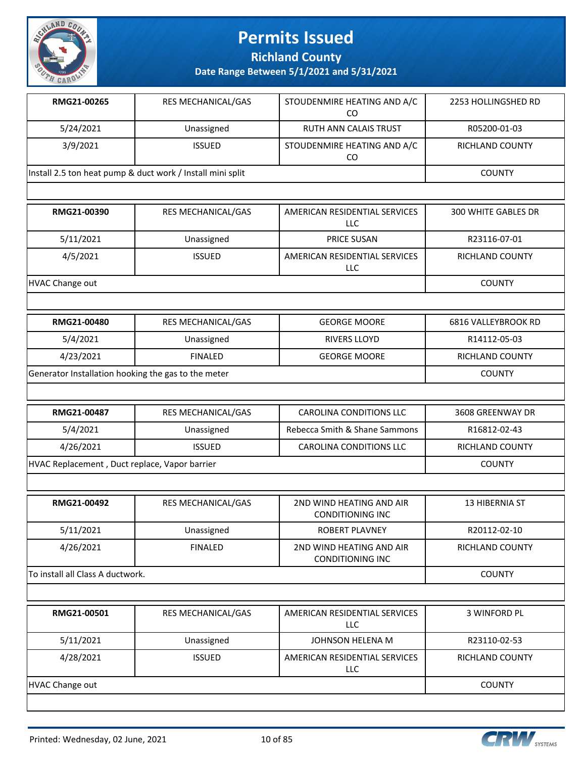# Permits Issued

## Richland County

### Date Range Between 5/1/2021 and 5/31/2021

| | | | |
|---|---|---|---|
| **RMG21-00265** | RES MECHANICAL/GAS | STOUDENMIRE HEATING AND A/C CO | 2253 HOLLINGSHED RD |
| 5/24/2021 | Unassigned | RUTH ANN CALAIS TRUST | R05200-01-03 |
| 3/9/2021 | ISSUED | STOUDENMIRE HEATING AND A/C CO | RICHLAND COUNTY |
| Install 2.5 ton heat pump & duct work / Install mini split | | | COUNTY |

| | | | |
|---|---|---|---|
| **RMG21-00390** | RES MECHANICAL/GAS | AMERICAN RESIDENTIAL SERVICES LLC | 300 WHITE GABLES DR |
| 5/11/2021 | Unassigned | PRICE SUSAN | R23116-07-01 |
| 4/5/2021 | ISSUED | AMERICAN RESIDENTIAL SERVICES LLC | RICHLAND COUNTY |
| HVAC Change out | | | COUNTY |

| | | | |
|---|---|---|---|
| **RMG21-00480** | RES MECHANICAL/GAS | GEORGE MOORE | 6816 VALLEYBROOK RD |
| 5/4/2021 | Unassigned | RIVERS LLOYD | R14112-05-03 |
| 4/23/2021 | FINALED | GEORGE MOORE | RICHLAND COUNTY |
| Generator Installation hooking the gas to the meter | | | COUNTY |

| | | | |
|---|---|---|---|
| **RMG21-00487** | RES MECHANICAL/GAS | CAROLINA CONDITIONS LLC | 3608 GREENWAY DR |
| 5/4/2021 | Unassigned | Rebecca Smith & Shane Sammons | R16812-02-43 |
| 4/26/2021 | ISSUED | CAROLINA CONDITIONS LLC | RICHLAND COUNTY |
| HVAC Replacement , Duct replace, Vapor barrier | | | COUNTY |

| | | | |
|---|---|---|---|
| **RMG21-00492** | RES MECHANICAL/GAS | 2ND WIND HEATING AND AIR CONDITIONING INC | 13 HIBERNIA ST |
| 5/11/2021 | Unassigned | ROBERT PLAVNEY | R20112-02-10 |
| 4/26/2021 | FINALED | 2ND WIND HEATING AND AIR CONDITIONING INC | RICHLAND COUNTY |
| To install all Class A ductwork. | | | COUNTY |

| | | | |
|---|---|---|---|
| **RMG21-00501** | RES MECHANICAL/GAS | AMERICAN RESIDENTIAL SERVICES LLC | 3 WINFORD PL |
| 5/11/2021 | Unassigned | JOHNSON HELENA M | R23110-02-53 |
| 4/28/2021 | ISSUED | AMERICAN RESIDENTIAL SERVICES LLC | RICHLAND COUNTY |
| HVAC Change out | | | COUNTY |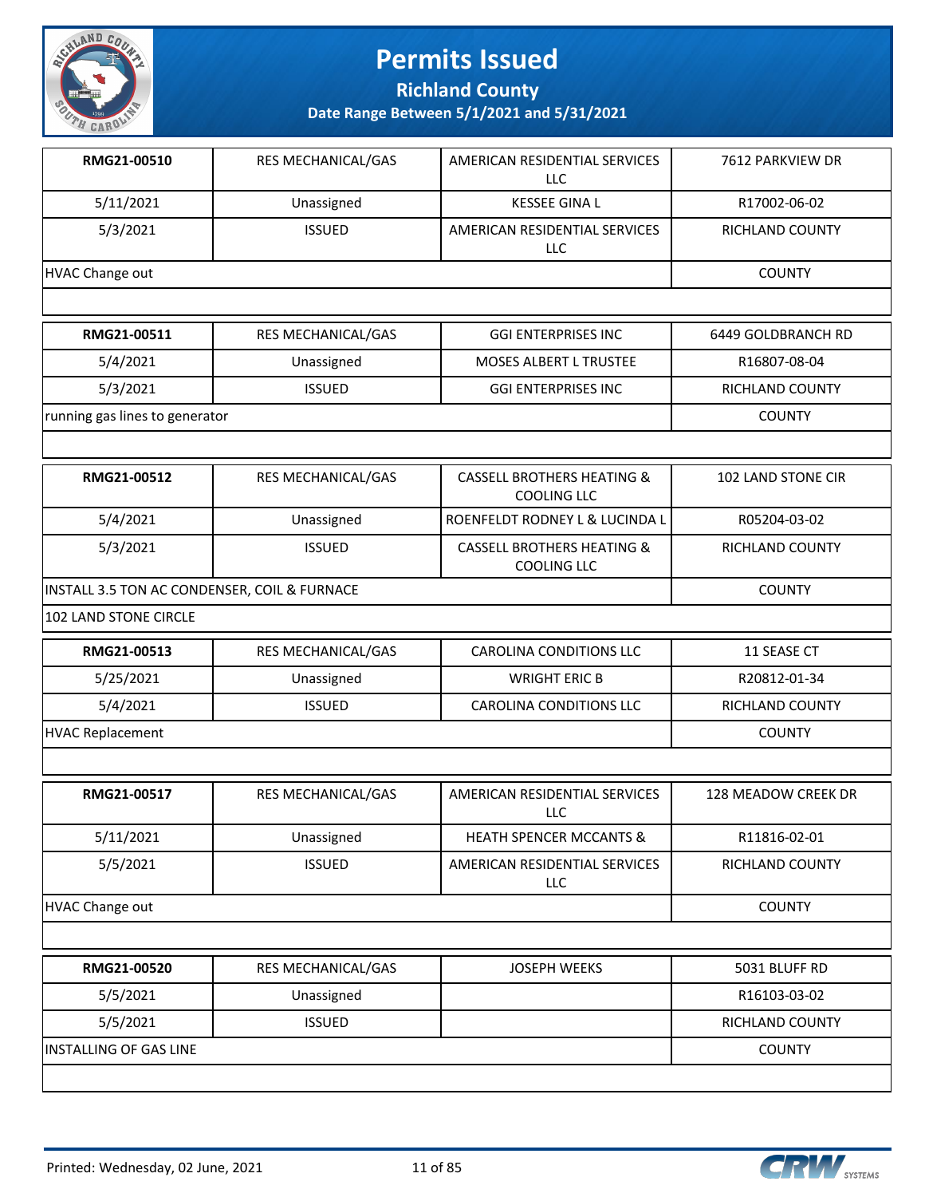# Permits Issued

## Richland County

### Date Range Between 5/1/2021 and 5/31/2021

| RMG21-00510 | RES MECHANICAL/GAS | AMERICAN RESIDENTIAL SERVICES LLC | 7612 PARKVIEW DR |
|---|---|---|---|
| 5/11/2021 | Unassigned | KESSEE GINA L | R17002-06-02 |
| 5/3/2021 | ISSUED | AMERICAN RESIDENTIAL SERVICES LLC | RICHLAND COUNTY |
| HVAC Change out | | | COUNTY |

| RMG21-00511 | RES MECHANICAL/GAS | GGI ENTERPRISES INC | 6449 GOLDBRANCH RD |
|---|---|---|---|
| 5/4/2021 | Unassigned | MOSES ALBERT L TRUSTEE | R16807-08-04 |
| 5/3/2021 | ISSUED | GGI ENTERPRISES INC | RICHLAND COUNTY |
| running gas lines to generator | | | COUNTY |

| RMG21-00512 | RES MECHANICAL/GAS | CASSELL BROTHERS HEATING & COOLING LLC | 102 LAND STONE CIR |
|---|---|---|---|
| 5/4/2021 | Unassigned | ROENFELDT RODNEY L & LUCINDA L | R05204-03-02 |
| 5/3/2021 | ISSUED | CASSELL BROTHERS HEATING & COOLING LLC | RICHLAND COUNTY |
| INSTALL 3.5 TON AC CONDENSER, COIL & FURNACE | | | COUNTY |
| 102 LAND STONE CIRCLE | | | |

| RMG21-00513 | RES MECHANICAL/GAS | CAROLINA CONDITIONS LLC | 11 SEASE CT |
|---|---|---|---|
| 5/25/2021 | Unassigned | WRIGHT ERIC B | R20812-01-34 |
| 5/4/2021 | ISSUED | CAROLINA CONDITIONS LLC | RICHLAND COUNTY |
| HVAC Replacement | | | COUNTY |

| RMG21-00517 | RES MECHANICAL/GAS | AMERICAN RESIDENTIAL SERVICES LLC | 128 MEADOW CREEK DR |
|---|---|---|---|
| 5/11/2021 | Unassigned | HEATH SPENCER MCCANTS & | R11816-02-01 |
| 5/5/2021 | ISSUED | AMERICAN RESIDENTIAL SERVICES LLC | RICHLAND COUNTY |
| HVAC Change out | | | COUNTY |

| RMG21-00520 | RES MECHANICAL/GAS | JOSEPH WEEKS | 5031 BLUFF RD |
|---|---|---|---|
| 5/5/2021 | Unassigned | | R16103-03-02 |
| 5/5/2021 | ISSUED | | RICHLAND COUNTY |
| INSTALLING OF GAS LINE | | | COUNTY |

Printed: Wednesday, 02 June, 2021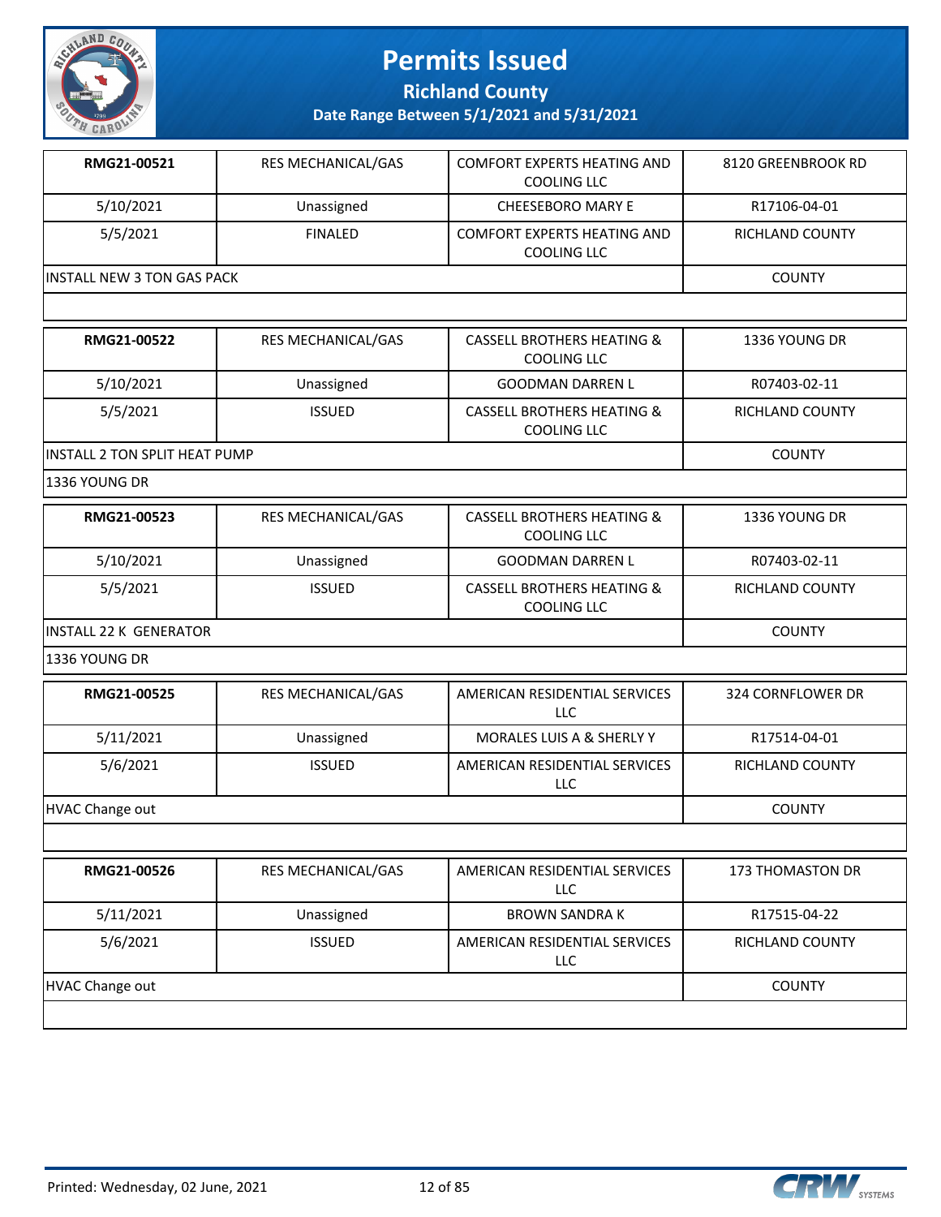# Permits Issued

## Richland County

### Date Range Between 5/1/2021 and 5/31/2021

| | | | |
|---|---|---|---|
| **RMG21-00521** | RES MECHANICAL/GAS | COMFORT EXPERTS HEATING AND COOLING LLC | 8120 GREENBROOK RD |
| 5/10/2021 | Unassigned | CHEESEBORO MARY E | R17106-04-01 |
| 5/5/2021 | FINALED | COMFORT EXPERTS HEATING AND COOLING LLC | RICHLAND COUNTY |
| INSTALL NEW 3 TON GAS PACK | | | COUNTY |
| | | | |

| | | | |
|---|---|---|---|
| **RMG21-00522** | RES MECHANICAL/GAS | CASSELL BROTHERS HEATING & COOLING LLC | 1336 YOUNG DR |
| 5/10/2021 | Unassigned | GOODMAN DARREN L | R07403-02-11 |
| 5/5/2021 | ISSUED | CASSELL BROTHERS HEATING & COOLING LLC | RICHLAND COUNTY |
| INSTALL 2 TON SPLIT HEAT PUMP | | | COUNTY |
| 1336 YOUNG DR | | | |

| | | | |
|---|---|---|---|
| **RMG21-00523** | RES MECHANICAL/GAS | CASSELL BROTHERS HEATING & COOLING LLC | 1336 YOUNG DR |
| 5/10/2021 | Unassigned | GOODMAN DARREN L | R07403-02-11 |
| 5/5/2021 | ISSUED | CASSELL BROTHERS HEATING & COOLING LLC | RICHLAND COUNTY |
| INSTALL 22 K GENERATOR | | | COUNTY |
| 1336 YOUNG DR | | | |

| | | | |
|---|---|---|---|
| **RMG21-00525** | RES MECHANICAL/GAS | AMERICAN RESIDENTIAL SERVICES LLC | 324 CORNFLOWER DR |
| 5/11/2021 | Unassigned | MORALES LUIS A & SHERLY Y | R17514-04-01 |
| 5/6/2021 | ISSUED | AMERICAN RESIDENTIAL SERVICES LLC | RICHLAND COUNTY |
| HVAC Change out | | | COUNTY |
| | | | |

| | | | |
|---|---|---|---|
| **RMG21-00526** | RES MECHANICAL/GAS | AMERICAN RESIDENTIAL SERVICES LLC | 173 THOMASTON DR |
| 5/11/2021 | Unassigned | BROWN SANDRA K | R17515-04-22 |
| 5/6/2021 | ISSUED | AMERICAN RESIDENTIAL SERVICES LLC | RICHLAND COUNTY |
| HVAC Change out | | | COUNTY |
| | | | |

Printed: Wednesday, 02 June, 2021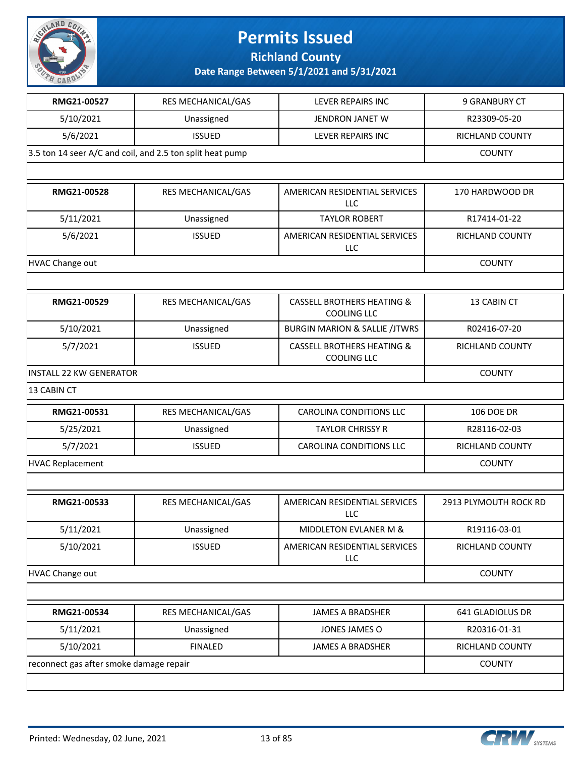# Permits Issued

## Richland County

### Date Range Between 5/1/2021 and 5/31/2021

| RMG21-00527 | RES MECHANICAL/GAS | LEVER REPAIRS INC | 9 GRANBURY CT |
|---|---|---|---|
| 5/10/2021 | Unassigned | JENDRON JANET W | R23309-05-20 |
| 5/6/2021 | ISSUED | LEVER REPAIRS INC | RICHLAND COUNTY |
| 3.5 ton 14 seer A/C and coil, and 2.5 ton split heat pump | | | COUNTY |
| | | | |

| RMG21-00528 | RES MECHANICAL/GAS | AMERICAN RESIDENTIAL SERVICES LLC | 170 HARDWOOD DR |
|---|---|---|---|
| 5/11/2021 | Unassigned | TAYLOR ROBERT | R17414-01-22 |
| 5/6/2021 | ISSUED | AMERICAN RESIDENTIAL SERVICES LLC | RICHLAND COUNTY |
| HVAC Change out | | | COUNTY |
| | | | |

| RMG21-00529 | RES MECHANICAL/GAS | CASSELL BROTHERS HEATING & COOLING LLC | 13 CABIN CT |
|---|---|---|---|
| 5/10/2021 | Unassigned | BURGIN MARION & SALLIE /JTWRS | R02416-07-20 |
| 5/7/2021 | ISSUED | CASSELL BROTHERS HEATING & COOLING LLC | RICHLAND COUNTY |
| INSTALL 22 KW GENERATOR | | | COUNTY |
| 13 CABIN CT | | | |

| RMG21-00531 | RES MECHANICAL/GAS | CAROLINA CONDITIONS LLC | 106 DOE DR |
|---|---|---|---|
| 5/25/2021 | Unassigned | TAYLOR CHRISSY R | R28116-02-03 |
| 5/7/2021 | ISSUED | CAROLINA CONDITIONS LLC | RICHLAND COUNTY |
| HVAC Replacement | | | COUNTY |
| | | | |

| RMG21-00533 | RES MECHANICAL/GAS | AMERICAN RESIDENTIAL SERVICES LLC | 2913 PLYMOUTH ROCK RD |
|---|---|---|---|
| 5/11/2021 | Unassigned | MIDDLETON EVLANER M & | R19116-03-01 |
| 5/10/2021 | ISSUED | AMERICAN RESIDENTIAL SERVICES LLC | RICHLAND COUNTY |
| HVAC Change out | | | COUNTY |
| | | | |

| RMG21-00534 | RES MECHANICAL/GAS | JAMES A BRADSHER | 641 GLADIOLUS DR |
|---|---|---|---|
| 5/11/2021 | Unassigned | JONES JAMES O | R20316-01-31 |
| 5/10/2021 | FINALED | JAMES A BRADSHER | RICHLAND COUNTY |
| reconnect gas after smoke damage repair | | | COUNTY |
| | | | |

Printed: Wednesday, 02 June, 2021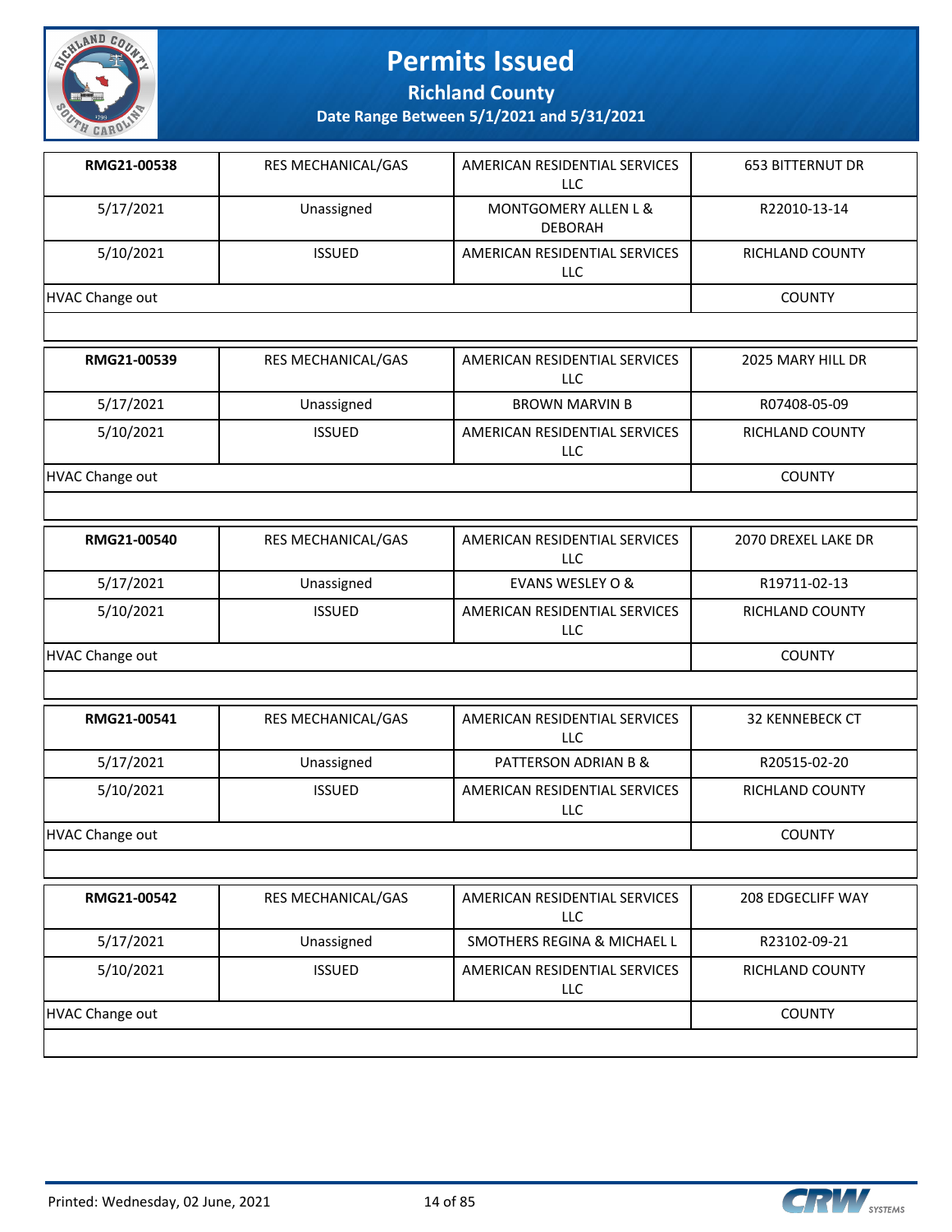# Permits Issued

## Richland County

### Date Range Between 5/1/2021 and 5/31/2021

| RMG21-00538 | RES MECHANICAL/GAS | AMERICAN RESIDENTIAL SERVICES LLC | 653 BITTERNUT DR |
|---|---|---|---|
| 5/17/2021 | Unassigned | MONTGOMERY ALLEN L & DEBORAH | R22010-13-14 |
| 5/10/2021 | ISSUED | AMERICAN RESIDENTIAL SERVICES LLC | RICHLAND COUNTY |
| HVAC Change out | | | COUNTY |

| RMG21-00539 | RES MECHANICAL/GAS | AMERICAN RESIDENTIAL SERVICES LLC | 2025 MARY HILL DR |
|---|---|---|---|
| 5/17/2021 | Unassigned | BROWN MARVIN B | R07408-05-09 |
| 5/10/2021 | ISSUED | AMERICAN RESIDENTIAL SERVICES LLC | RICHLAND COUNTY |
| HVAC Change out | | | COUNTY |

| RMG21-00540 | RES MECHANICAL/GAS | AMERICAN RESIDENTIAL SERVICES LLC | 2070 DREXEL LAKE DR |
|---|---|---|---|
| 5/17/2021 | Unassigned | EVANS WESLEY O & | R19711-02-13 |
| 5/10/2021 | ISSUED | AMERICAN RESIDENTIAL SERVICES LLC | RICHLAND COUNTY |
| HVAC Change out | | | COUNTY |

| RMG21-00541 | RES MECHANICAL/GAS | AMERICAN RESIDENTIAL SERVICES LLC | 32 KENNEBECK CT |
|---|---|---|---|
| 5/17/2021 | Unassigned | PATTERSON ADRIAN B & | R20515-02-20 |
| 5/10/2021 | ISSUED | AMERICAN RESIDENTIAL SERVICES LLC | RICHLAND COUNTY |
| HVAC Change out | | | COUNTY |

| RMG21-00542 | RES MECHANICAL/GAS | AMERICAN RESIDENTIAL SERVICES LLC | 208 EDGECLIFF WAY |
|---|---|---|---|
| 5/17/2021 | Unassigned | SMOTHERS REGINA & MICHAEL L | R23102-09-21 |
| 5/10/2021 | ISSUED | AMERICAN RESIDENTIAL SERVICES LLC | RICHLAND COUNTY |
| HVAC Change out | | | COUNTY |

Printed: Wednesday, 02 June, 2021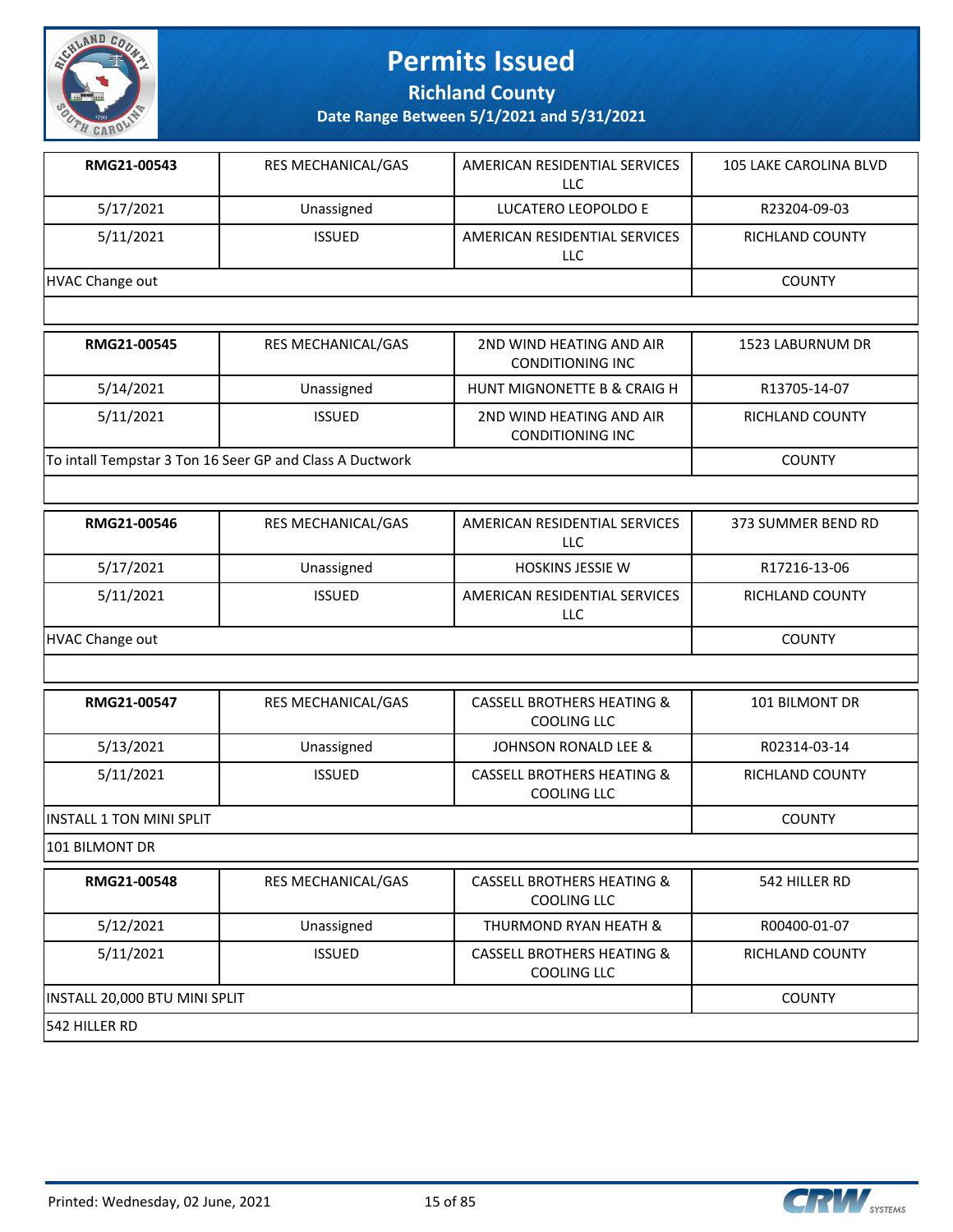# Permits Issued

## Richland County

### Date Range Between 5/1/2021 and 5/31/2021

| RMG21-00543 | RES MECHANICAL/GAS | AMERICAN RESIDENTIAL SERVICES LLC | 105 LAKE CAROLINA BLVD |
|---|---|---|---|
| 5/17/2021 | Unassigned | LUCATERO LEOPOLDO E | R23204-09-03 |
| 5/11/2021 | ISSUED | AMERICAN RESIDENTIAL SERVICES LLC | RICHLAND COUNTY |
| HVAC Change out | | | COUNTY |

| RMG21-00545 | RES MECHANICAL/GAS | 2ND WIND HEATING AND AIR CONDITIONING INC | 1523 LABURNUM DR |
|---|---|---|---|
| 5/14/2021 | Unassigned | HUNT MIGNONETTE B & CRAIG H | R13705-14-07 |
| 5/11/2021 | ISSUED | 2ND WIND HEATING AND AIR CONDITIONING INC | RICHLAND COUNTY |
| To intall Tempstar 3 Ton 16 Seer GP and Class A Ductwork | | | COUNTY |

| RMG21-00546 | RES MECHANICAL/GAS | AMERICAN RESIDENTIAL SERVICES LLC | 373 SUMMER BEND RD |
|---|---|---|---|
| 5/17/2021 | Unassigned | HOSKINS JESSIE W | R17216-13-06 |
| 5/11/2021 | ISSUED | AMERICAN RESIDENTIAL SERVICES LLC | RICHLAND COUNTY |
| HVAC Change out | | | COUNTY |

| RMG21-00547 | RES MECHANICAL/GAS | CASSELL BROTHERS HEATING & COOLING LLC | 101 BILMONT DR |
|---|---|---|---|
| 5/13/2021 | Unassigned | JOHNSON RONALD LEE & | R02314-03-14 |
| 5/11/2021 | ISSUED | CASSELL BROTHERS HEATING & COOLING LLC | RICHLAND COUNTY |
| INSTALL 1 TON MINI SPLIT | | | COUNTY |
| 101 BILMONT DR | | | |

| RMG21-00548 | RES MECHANICAL/GAS | CASSELL BROTHERS HEATING & COOLING LLC | 542 HILLER RD |
|---|---|---|---|
| 5/12/2021 | Unassigned | THURMOND RYAN HEATH & | R00400-01-07 |
| 5/11/2021 | ISSUED | CASSELL BROTHERS HEATING & COOLING LLC | RICHLAND COUNTY |
| INSTALL 20,000 BTU MINI SPLIT | | | COUNTY |
| 542 HILLER RD | | | |

Printed: Wednesday, 02 June, 2021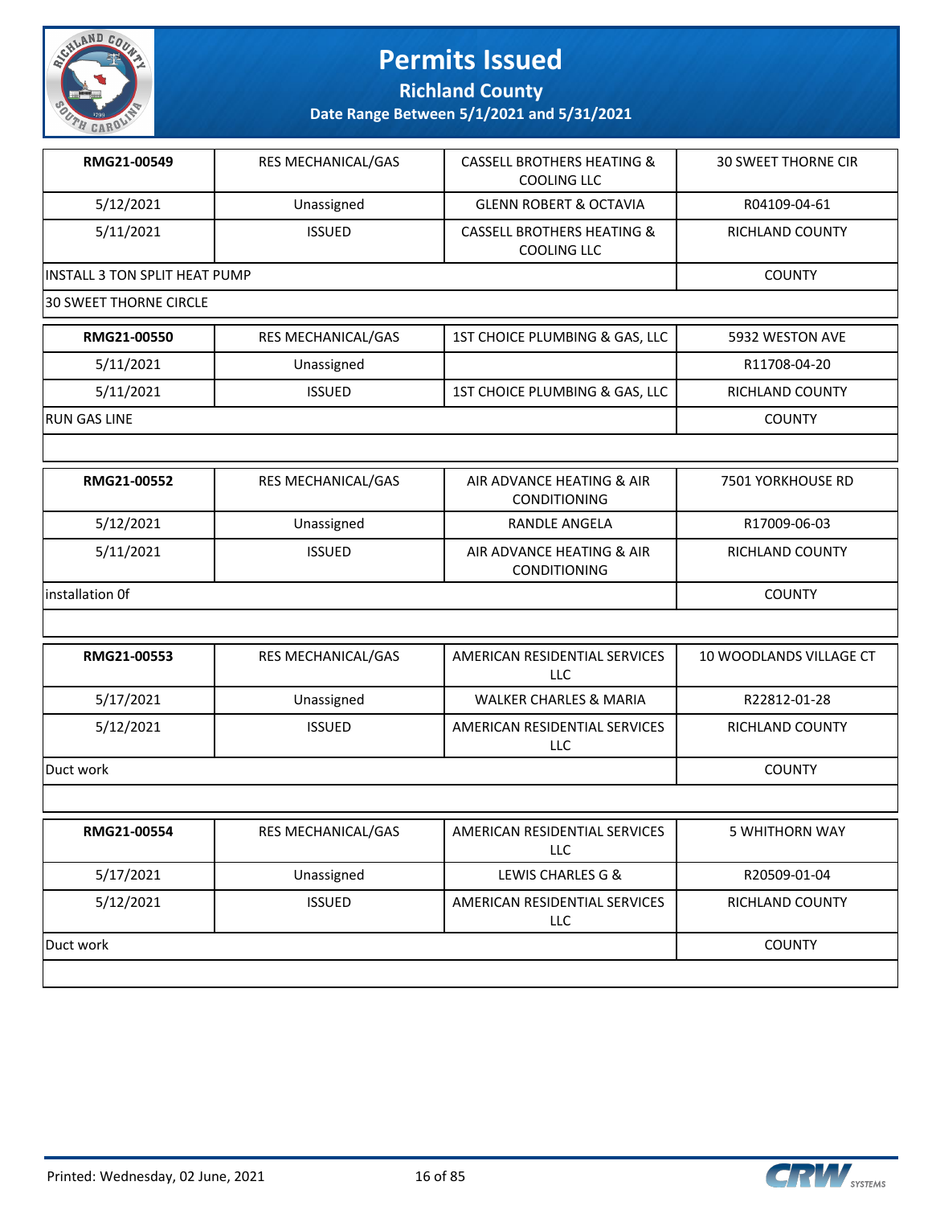# Permits Issued

## Richland County

### Date Range Between 5/1/2021 and 5/31/2021

| RMG21-00549 | RES MECHANICAL/GAS | CASSELL BROTHERS HEATING & COOLING LLC | 30 SWEET THORNE CIR |
|---|---|---|---|
| 5/12/2021 | Unassigned | GLENN ROBERT & OCTAVIA | R04109-04-61 |
| 5/11/2021 | ISSUED | CASSELL BROTHERS HEATING & COOLING LLC | RICHLAND COUNTY |
| INSTALL 3 TON SPLIT HEAT PUMP | | | COUNTY |
| 30 SWEET THORNE CIRCLE | | | |

| RMG21-00550 | RES MECHANICAL/GAS | 1ST CHOICE PLUMBING & GAS, LLC | 5932 WESTON AVE |
|---|---|---|---|
| 5/11/2021 | Unassigned | | R11708-04-20 |
| 5/11/2021 | ISSUED | 1ST CHOICE PLUMBING & GAS, LLC | RICHLAND COUNTY |
| RUN GAS LINE | | | COUNTY |
| | | | |

| RMG21-00552 | RES MECHANICAL/GAS | AIR ADVANCE HEATING & AIR CONDITIONING | 7501 YORKHOUSE RD |
|---|---|---|---|
| 5/12/2021 | Unassigned | RANDLE ANGELA | R17009-06-03 |
| 5/11/2021 | ISSUED | AIR ADVANCE HEATING & AIR CONDITIONING | RICHLAND COUNTY |
| installation 0f | | | COUNTY |
| | | | |

| RMG21-00553 | RES MECHANICAL/GAS | AMERICAN RESIDENTIAL SERVICES LLC | 10 WOODLANDS VILLAGE CT |
|---|---|---|---|
| 5/17/2021 | Unassigned | WALKER CHARLES & MARIA | R22812-01-28 |
| 5/12/2021 | ISSUED | AMERICAN RESIDENTIAL SERVICES LLC | RICHLAND COUNTY |
| Duct work | | | COUNTY |
| | | | |

| RMG21-00554 | RES MECHANICAL/GAS | AMERICAN RESIDENTIAL SERVICES LLC | 5 WHITHORN WAY |
|---|---|---|---|
| 5/17/2021 | Unassigned | LEWIS CHARLES G & | R20509-01-04 |
| 5/12/2021 | ISSUED | AMERICAN RESIDENTIAL SERVICES LLC | RICHLAND COUNTY |
| Duct work | | | COUNTY |
| | | | |

Printed: Wednesday, 02 June, 2021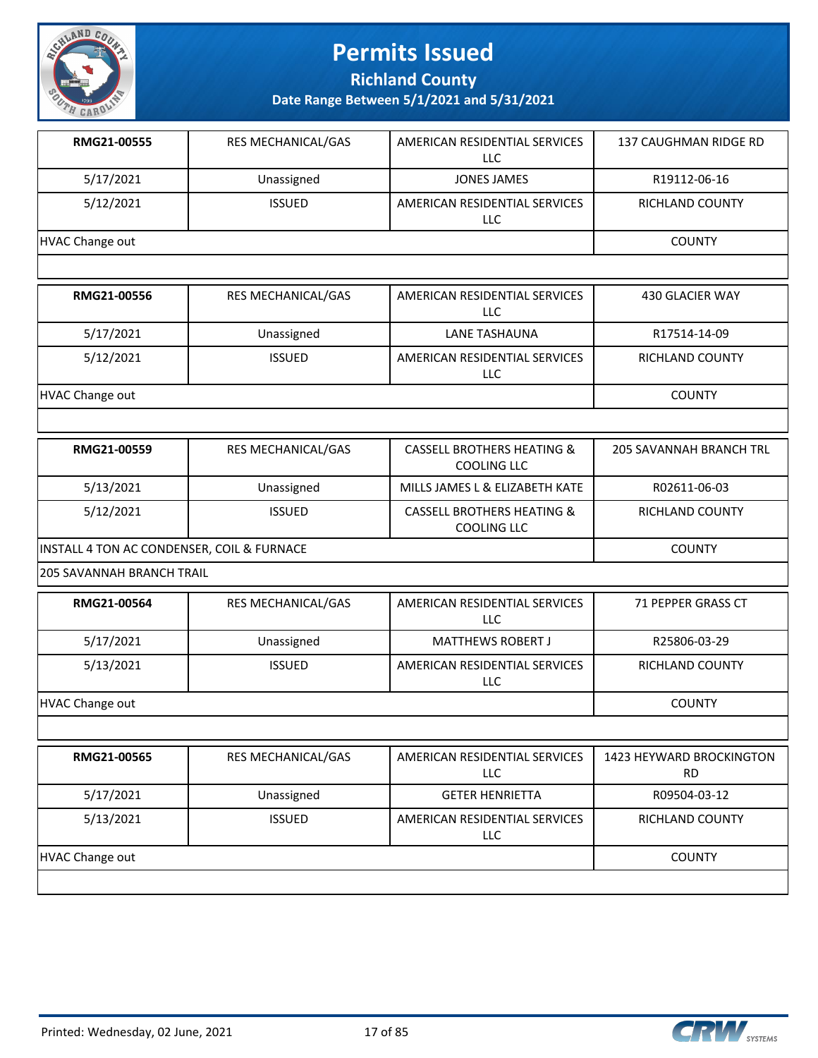# Permits Issued

**Richland County**

**Date Range Between 5/1/2021 and 5/31/2021**

| RMG21-00555 | RES MECHANICAL/GAS | AMERICAN RESIDENTIAL SERVICES LLC | 137 CAUGHMAN RIDGE RD |
|---|---|---|---|
| 5/17/2021 | Unassigned | JONES JAMES | R19112-06-16 |
| 5/12/2021 | ISSUED | AMERICAN RESIDENTIAL SERVICES LLC | RICHLAND COUNTY |
| HVAC Change out | | | COUNTY |

| RMG21-00556 | RES MECHANICAL/GAS | AMERICAN RESIDENTIAL SERVICES LLC | 430 GLACIER WAY |
|---|---|---|---|
| 5/17/2021 | Unassigned | LANE TASHAUNA | R17514-14-09 |
| 5/12/2021 | ISSUED | AMERICAN RESIDENTIAL SERVICES LLC | RICHLAND COUNTY |
| HVAC Change out | | | COUNTY |

| RMG21-00559 | RES MECHANICAL/GAS | CASSELL BROTHERS HEATING & COOLING LLC | 205 SAVANNAH BRANCH TRL |
|---|---|---|---|
| 5/13/2021 | Unassigned | MILLS JAMES L & ELIZABETH KATE | R02611-06-03 |
| 5/12/2021 | ISSUED | CASSELL BROTHERS HEATING & COOLING LLC | RICHLAND COUNTY |
| INSTALL 4 TON AC CONDENSER, COIL & FURNACE | | | COUNTY |
| 205 SAVANNAH BRANCH TRAIL | | | |

| RMG21-00564 | RES MECHANICAL/GAS | AMERICAN RESIDENTIAL SERVICES LLC | 71 PEPPER GRASS CT |
|---|---|---|---|
| 5/17/2021 | Unassigned | MATTHEWS ROBERT J | R25806-03-29 |
| 5/13/2021 | ISSUED | AMERICAN RESIDENTIAL SERVICES LLC | RICHLAND COUNTY |
| HVAC Change out | | | COUNTY |

| RMG21-00565 | RES MECHANICAL/GAS | AMERICAN RESIDENTIAL SERVICES LLC | 1423 HEYWARD BROCKINGTON RD |
|---|---|---|---|
| 5/17/2021 | Unassigned | GETER HENRIETTA | R09504-03-12 |
| 5/13/2021 | ISSUED | AMERICAN RESIDENTIAL SERVICES LLC | RICHLAND COUNTY |
| HVAC Change out | | | COUNTY |

Printed: Wednesday, 02 June, 2021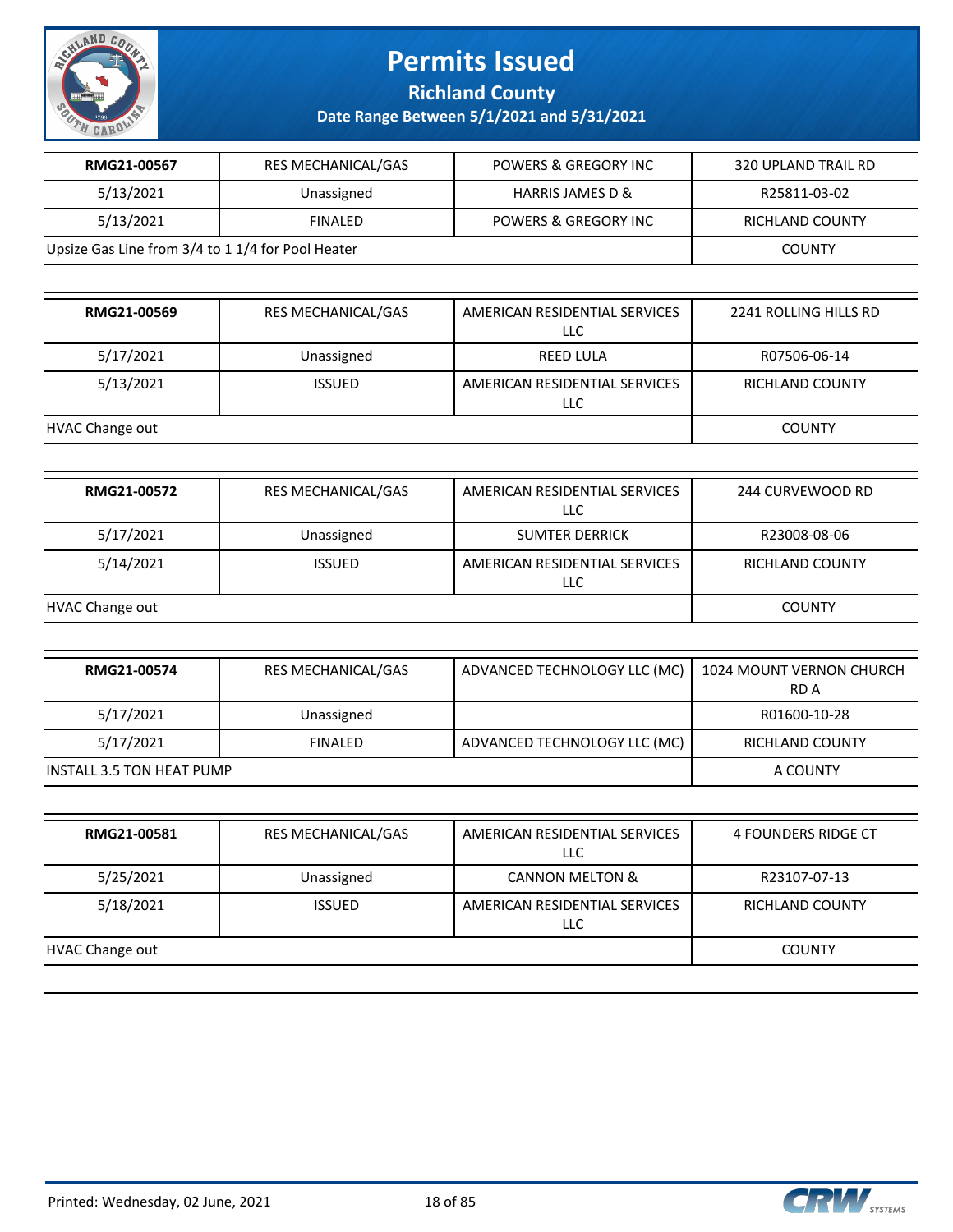# Permits Issued

## Richland County

### Date Range Between 5/1/2021 and 5/31/2021

| RMG21-00567 | RES MECHANICAL/GAS | POWERS & GREGORY INC | 320 UPLAND TRAIL RD |
|---|---|---|---|
| 5/13/2021 | Unassigned | HARRIS JAMES D & | R25811-03-02 |
| 5/13/2021 | FINALED | POWERS & GREGORY INC | RICHLAND COUNTY |
| Upsize Gas Line from 3/4 to 1 1/4 for Pool Heater | | | COUNTY |

| RMG21-00569 | RES MECHANICAL/GAS | AMERICAN RESIDENTIAL SERVICES LLC | 2241 ROLLING HILLS RD |
|---|---|---|---|
| 5/17/2021 | Unassigned | REED LULA | R07506-06-14 |
| 5/13/2021 | ISSUED | AMERICAN RESIDENTIAL SERVICES LLC | RICHLAND COUNTY |
| HVAC Change out | | | COUNTY |

| RMG21-00572 | RES MECHANICAL/GAS | AMERICAN RESIDENTIAL SERVICES LLC | 244 CURVEWOOD RD |
|---|---|---|---|
| 5/17/2021 | Unassigned | SUMTER DERRICK | R23008-08-06 |
| 5/14/2021 | ISSUED | AMERICAN RESIDENTIAL SERVICES LLC | RICHLAND COUNTY |
| HVAC Change out | | | COUNTY |

| RMG21-00574 | RES MECHANICAL/GAS | ADVANCED TECHNOLOGY LLC (MC) | 1024 MOUNT VERNON CHURCH RD A |
|---|---|---|---|
| 5/17/2021 | Unassigned | | R01600-10-28 |
| 5/17/2021 | FINALED | ADVANCED TECHNOLOGY LLC (MC) | RICHLAND COUNTY |
| INSTALL 3.5 TON HEAT PUMP | | | A COUNTY |

| RMG21-00581 | RES MECHANICAL/GAS | AMERICAN RESIDENTIAL SERVICES LLC | 4 FOUNDERS RIDGE CT |
|---|---|---|---|
| 5/25/2021 | Unassigned | CANNON MELTON & | R23107-07-13 |
| 5/18/2021 | ISSUED | AMERICAN RESIDENTIAL SERVICES LLC | RICHLAND COUNTY |
| HVAC Change out | | | COUNTY |

Printed: Wednesday, 02 June, 2021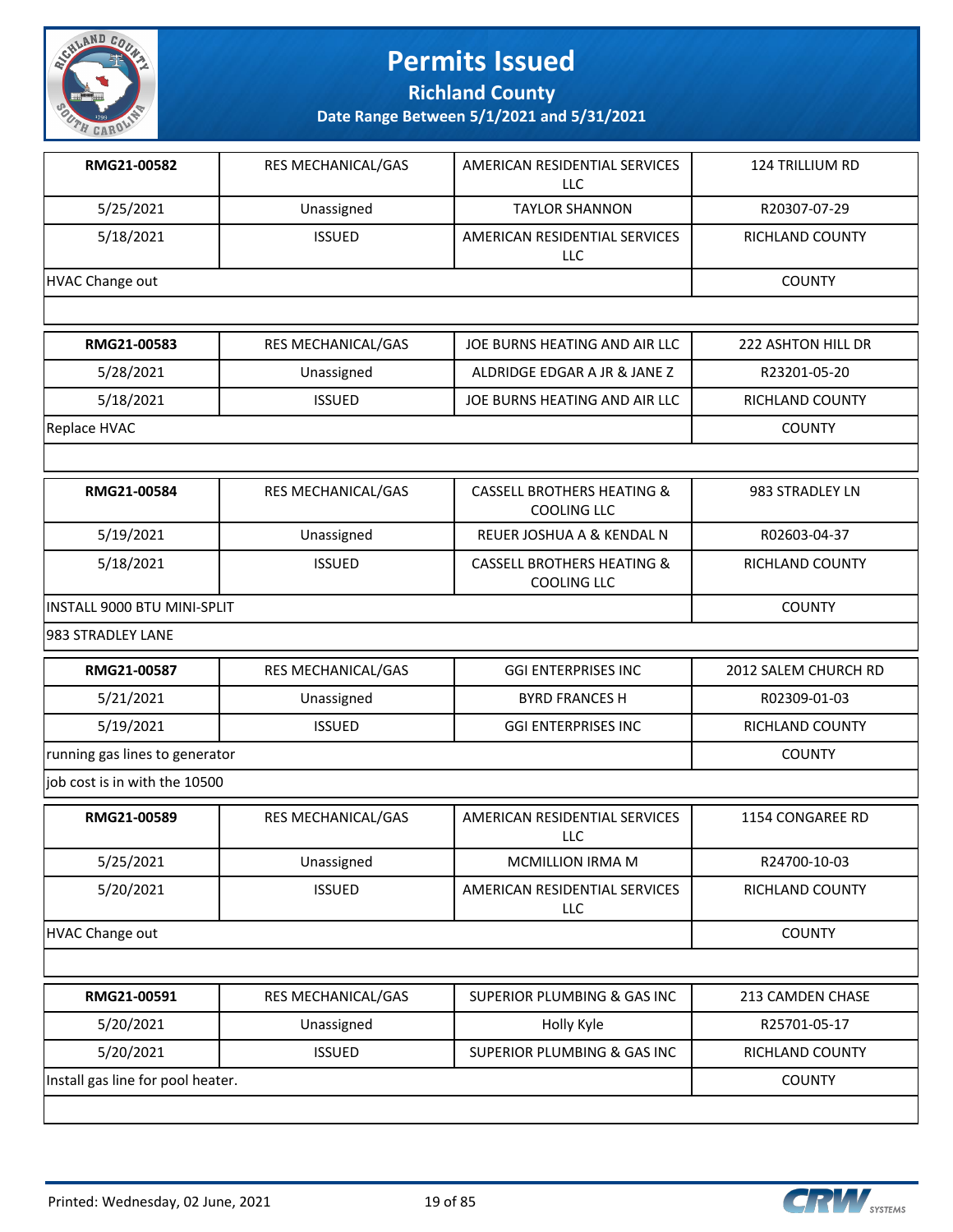# Permits Issued

## Richland County

### Date Range Between 5/1/2021 and 5/31/2021

| RMG21-00582 | RES MECHANICAL/GAS | AMERICAN RESIDENTIAL SERVICES LLC | 124 TRILLIUM RD |
|---|---|---|---|
| 5/25/2021 | Unassigned | TAYLOR SHANNON | R20307-07-29 |
| 5/18/2021 | ISSUED | AMERICAN RESIDENTIAL SERVICES LLC | RICHLAND COUNTY |
| HVAC Change out | | | COUNTY |

| RMG21-00583 | RES MECHANICAL/GAS | JOE BURNS HEATING AND AIR LLC | 222 ASHTON HILL DR |
|---|---|---|---|
| 5/28/2021 | Unassigned | ALDRIDGE EDGAR A JR & JANE Z | R23201-05-20 |
| 5/18/2021 | ISSUED | JOE BURNS HEATING AND AIR LLC | RICHLAND COUNTY |
| Replace HVAC | | | COUNTY |

| RMG21-00584 | RES MECHANICAL/GAS | CASSELL BROTHERS HEATING & COOLING LLC | 983 STRADLEY LN |
|---|---|---|---|
| 5/19/2021 | Unassigned | REUER JOSHUA A & KENDAL N | R02603-04-37 |
| 5/18/2021 | ISSUED | CASSELL BROTHERS HEATING & COOLING LLC | RICHLAND COUNTY |
| INSTALL 9000 BTU MINI-SPLIT | | | COUNTY |
| 983 STRADLEY LANE | | | |

| RMG21-00587 | RES MECHANICAL/GAS | GGI ENTERPRISES INC | 2012 SALEM CHURCH RD |
|---|---|---|---|
| 5/21/2021 | Unassigned | BYRD FRANCES H | R02309-01-03 |
| 5/19/2021 | ISSUED | GGI ENTERPRISES INC | RICHLAND COUNTY |
| running gas lines to generator | | | COUNTY |
| job cost is in with the 10500 | | | |

| RMG21-00589 | RES MECHANICAL/GAS | AMERICAN RESIDENTIAL SERVICES LLC | 1154 CONGAREE RD |
|---|---|---|---|
| 5/25/2021 | Unassigned | MCMILLION IRMA M | R24700-10-03 |
| 5/20/2021 | ISSUED | AMERICAN RESIDENTIAL SERVICES LLC | RICHLAND COUNTY |
| HVAC Change out | | | COUNTY |

| RMG21-00591 | RES MECHANICAL/GAS | SUPERIOR PLUMBING & GAS INC | 213 CAMDEN CHASE |
|---|---|---|---|
| 5/20/2021 | Unassigned | Holly Kyle | R25701-05-17 |
| 5/20/2021 | ISSUED | SUPERIOR PLUMBING & GAS INC | RICHLAND COUNTY |
| Install gas line for pool heater. | | | COUNTY |

Printed: Wednesday, 02 June, 2021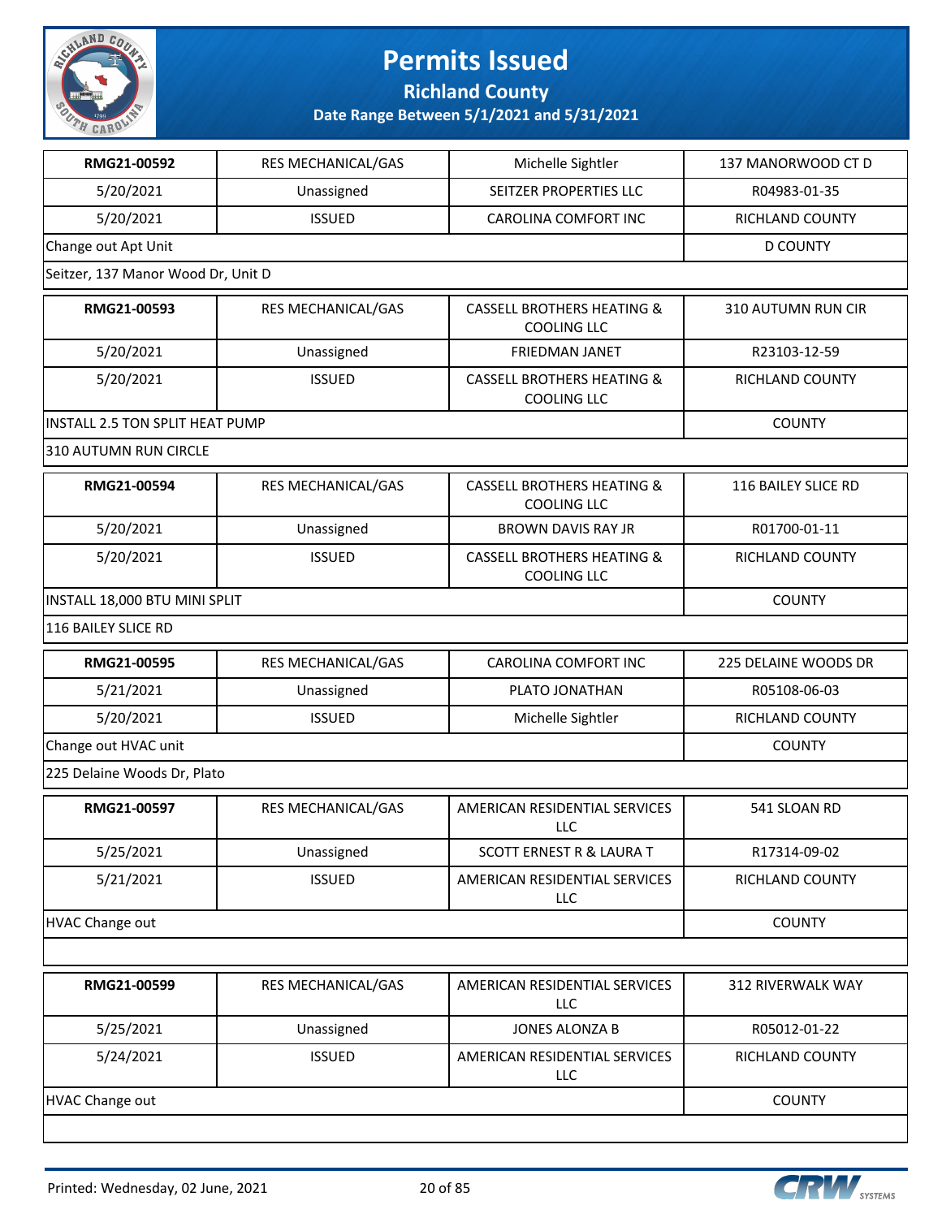# Permits Issued

## Richland County

**Date Range Between 5/1/2021 and 5/31/2021**

| | | | |
|---|---|---|---|
| **RMG21-00592** | RES MECHANICAL/GAS | Michelle Sightler | 137 MANORWOOD CT D |
| 5/20/2021 | Unassigned | SEITZER PROPERTIES LLC | R04983-01-35 |
| 5/20/2021 | ISSUED | CAROLINA COMFORT INC | RICHLAND COUNTY |
| Change out Apt Unit | | | D COUNTY |
| Seitzer, 137 Manor Wood Dr, Unit D | | | |

| | | | |
|---|---|---|---|
| **RMG21-00593** | RES MECHANICAL/GAS | CASSELL BROTHERS HEATING & COOLING LLC | 310 AUTUMN RUN CIR |
| 5/20/2021 | Unassigned | FRIEDMAN JANET | R23103-12-59 |
| 5/20/2021 | ISSUED | CASSELL BROTHERS HEATING & COOLING LLC | RICHLAND COUNTY |
| INSTALL 2.5 TON SPLIT HEAT PUMP | | | COUNTY |
| 310 AUTUMN RUN CIRCLE | | | |

| | | | |
|---|---|---|---|
| **RMG21-00594** | RES MECHANICAL/GAS | CASSELL BROTHERS HEATING & COOLING LLC | 116 BAILEY SLICE RD |
| 5/20/2021 | Unassigned | BROWN DAVIS RAY JR | R01700-01-11 |
| 5/20/2021 | ISSUED | CASSELL BROTHERS HEATING & COOLING LLC | RICHLAND COUNTY |
| INSTALL 18,000 BTU MINI SPLIT | | | COUNTY |
| 116 BAILEY SLICE RD | | | |

| | | | |
|---|---|---|---|
| **RMG21-00595** | RES MECHANICAL/GAS | CAROLINA COMFORT INC | 225 DELAINE WOODS DR |
| 5/21/2021 | Unassigned | PLATO JONATHAN | R05108-06-03 |
| 5/20/2021 | ISSUED | Michelle Sightler | RICHLAND COUNTY |
| Change out HVAC unit | | | COUNTY |
| 225 Delaine Woods Dr, Plato | | | |

| | | | |
|---|---|---|---|
| **RMG21-00597** | RES MECHANICAL/GAS | AMERICAN RESIDENTIAL SERVICES LLC | 541 SLOAN RD |
| 5/25/2021 | Unassigned | SCOTT ERNEST R & LAURA T | R17314-09-02 |
| 5/21/2021 | ISSUED | AMERICAN RESIDENTIAL SERVICES LLC | RICHLAND COUNTY |
| HVAC Change out | | | COUNTY |
| | | | |

| | | | |
|---|---|---|---|
| **RMG21-00599** | RES MECHANICAL/GAS | AMERICAN RESIDENTIAL SERVICES LLC | 312 RIVERWALK WAY |
| 5/25/2021 | Unassigned | JONES ALONZA B | R05012-01-22 |
| 5/24/2021 | ISSUED | AMERICAN RESIDENTIAL SERVICES LLC | RICHLAND COUNTY |
| HVAC Change out | | | COUNTY |
| | | | |

Printed: Wednesday, 02 June, 2021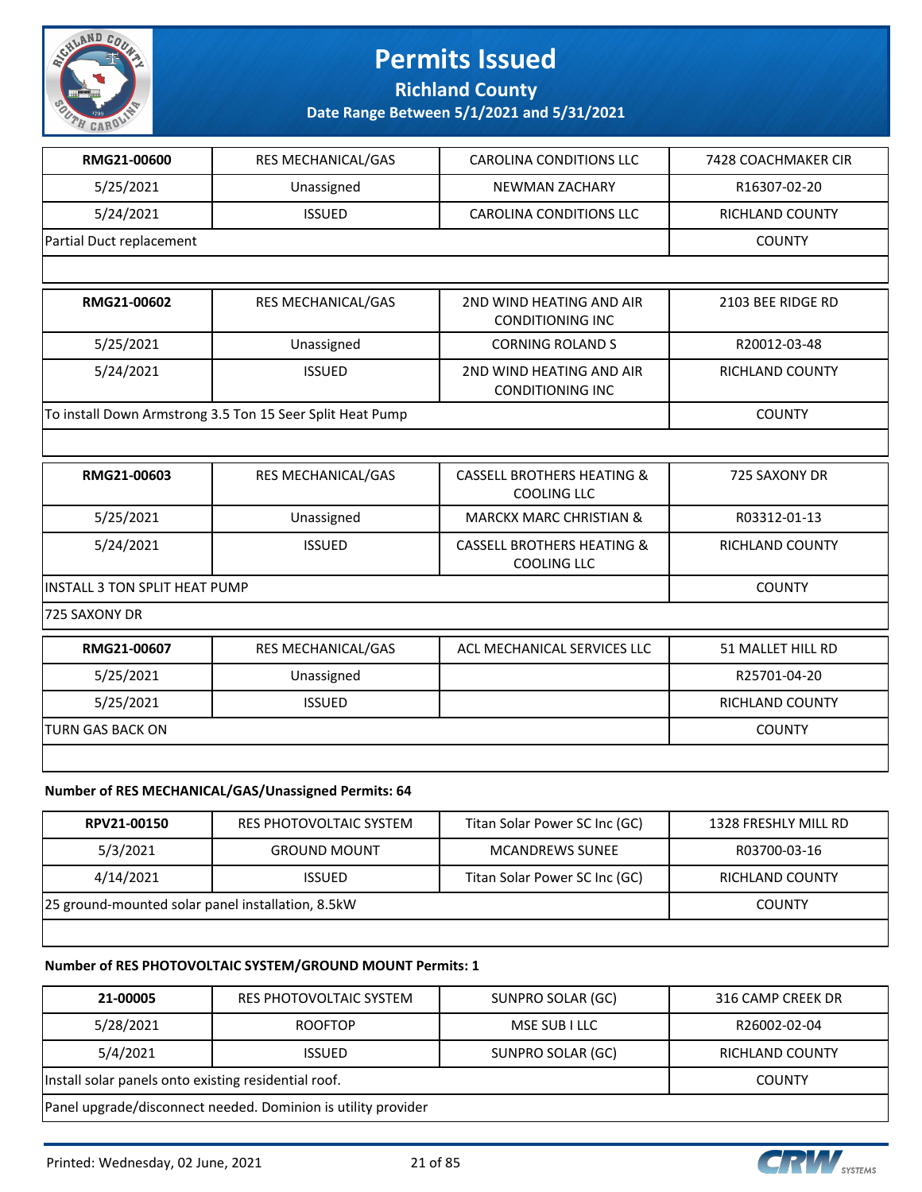# Permits Issued

**Richland County**

**Date Range Between 5/1/2021 and 5/31/2021**

| RMG21-00600 | RES MECHANICAL/GAS | CAROLINA CONDITIONS LLC | 7428 COACHMAKER CIR |
|---|---|---|---|
| 5/25/2021 | Unassigned | NEWMAN ZACHARY | R16307-02-20 |
| 5/24/2021 | ISSUED | CAROLINA CONDITIONS LLC | RICHLAND COUNTY |
| Partial Duct replacement | | | COUNTY |

| RMG21-00602 | RES MECHANICAL/GAS | 2ND WIND HEATING AND AIR CONDITIONING INC | 2103 BEE RIDGE RD |
|---|---|---|---|
| 5/25/2021 | Unassigned | CORNING ROLAND S | R20012-03-48 |
| 5/24/2021 | ISSUED | 2ND WIND HEATING AND AIR CONDITIONING INC | RICHLAND COUNTY |
| To install Down Armstrong 3.5 Ton 15 Seer Split Heat Pump | | | COUNTY |

| RMG21-00603 | RES MECHANICAL/GAS | CASSELL BROTHERS HEATING & COOLING LLC | 725 SAXONY DR |
|---|---|---|---|
| 5/25/2021 | Unassigned | MARCKX MARC CHRISTIAN & | R03312-01-13 |
| 5/24/2021 | ISSUED | CASSELL BROTHERS HEATING & COOLING LLC | RICHLAND COUNTY |
| INSTALL 3 TON SPLIT HEAT PUMP | | | COUNTY |
| 725 SAXONY DR | | | |

| RMG21-00607 | RES MECHANICAL/GAS | ACL MECHANICAL SERVICES LLC | 51 MALLET HILL RD |
|---|---|---|---|
| 5/25/2021 | Unassigned | | R25701-04-20 |
| 5/25/2021 | ISSUED | | RICHLAND COUNTY |
| TURN GAS BACK ON | | | COUNTY |

**Number of RES MECHANICAL/GAS/Unassigned Permits: 64**

| RPV21-00150 | RES PHOTOVOLTAIC SYSTEM | Titan Solar Power SC Inc (GC) | 1328 FRESHLY MILL RD |
|---|---|---|---|
| 5/3/2021 | GROUND MOUNT | MCANDREWS SUNEE | R03700-03-16 |
| 4/14/2021 | ISSUED | Titan Solar Power SC Inc (GC) | RICHLAND COUNTY |
| 25 ground-mounted solar panel installation, 8.5kW | | | COUNTY |

**Number of RES PHOTOVOLTAIC SYSTEM/GROUND MOUNT Permits: 1**

| 21-00005 | RES PHOTOVOLTAIC SYSTEM | SUNPRO SOLAR (GC) | 316 CAMP CREEK DR |
|---|---|---|---|
| 5/28/2021 | ROOFTOP | MSE SUB I LLC | R26002-02-04 |
| 5/4/2021 | ISSUED | SUNPRO SOLAR (GC) | RICHLAND COUNTY |
| Install solar panels onto existing residential roof. | | | COUNTY |
| Panel upgrade/disconnect needed. Dominion is utility provider | | | |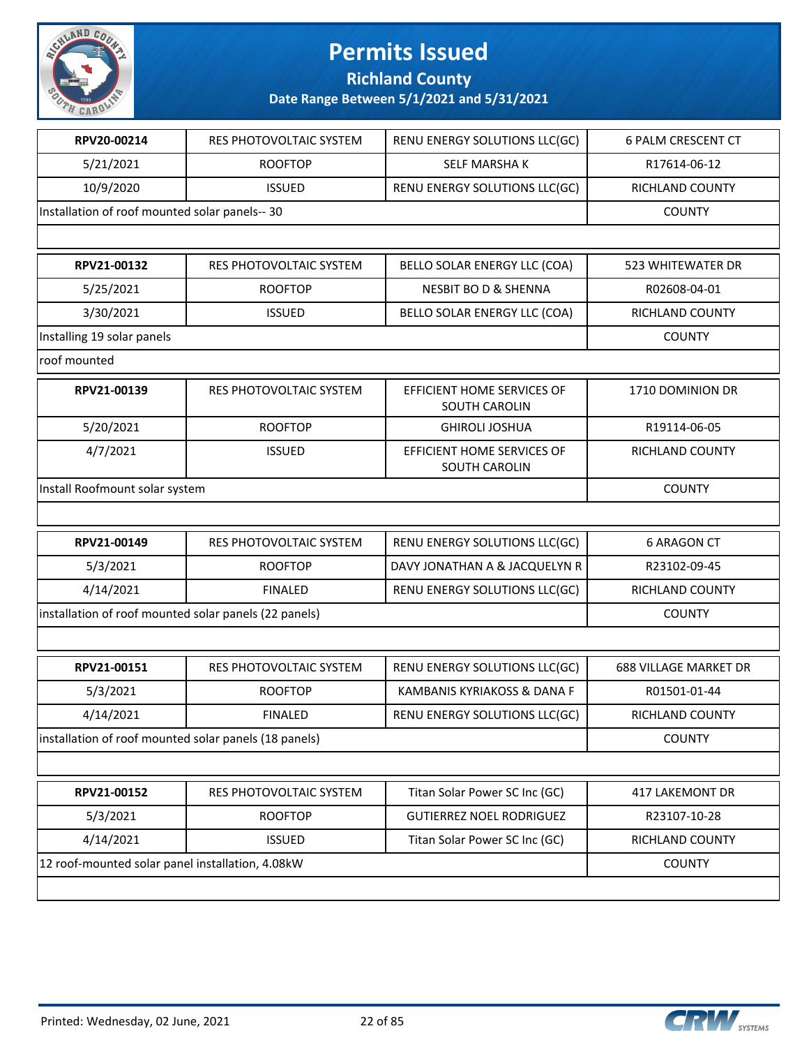# Permits Issued

## Richland County

### Date Range Between 5/1/2021 and 5/31/2021

| RPV20-00214 | RES PHOTOVOLTAIC SYSTEM | RENU ENERGY SOLUTIONS LLC(GC) | 6 PALM CRESCENT CT |
|---|---|---|---|
| 5/21/2021 | ROOFTOP | SELF MARSHA K | R17614-06-12 |
| 10/9/2020 | ISSUED | RENU ENERGY SOLUTIONS LLC(GC) | RICHLAND COUNTY |
| Installation of roof mounted solar panels-- 30 | | | COUNTY |

| RPV21-00132 | RES PHOTOVOLTAIC SYSTEM | BELLO SOLAR ENERGY LLC (COA) | 523 WHITEWATER DR |
|---|---|---|---|
| 5/25/2021 | ROOFTOP | NESBIT BO D & SHENNA | R02608-04-01 |
| 3/30/2021 | ISSUED | BELLO SOLAR ENERGY LLC (COA) | RICHLAND COUNTY |
| Installing 19 solar panels | | | COUNTY |
| roof mounted | | | |

| RPV21-00139 | RES PHOTOVOLTAIC SYSTEM | EFFICIENT HOME SERVICES OF SOUTH CAROLIN | 1710 DOMINION DR |
|---|---|---|---|
| 5/20/2021 | ROOFTOP | GHIROLI JOSHUA | R19114-06-05 |
| 4/7/2021 | ISSUED | EFFICIENT HOME SERVICES OF SOUTH CAROLIN | RICHLAND COUNTY |
| Install Roofmount solar system | | | COUNTY |

| RPV21-00149 | RES PHOTOVOLTAIC SYSTEM | RENU ENERGY SOLUTIONS LLC(GC) | 6 ARAGON CT |
|---|---|---|---|
| 5/3/2021 | ROOFTOP | DAVY JONATHAN A & JACQUELYN R | R23102-09-45 |
| 4/14/2021 | FINALED | RENU ENERGY SOLUTIONS LLC(GC) | RICHLAND COUNTY |
| installation of roof mounted solar panels (22 panels) | | | COUNTY |

| RPV21-00151 | RES PHOTOVOLTAIC SYSTEM | RENU ENERGY SOLUTIONS LLC(GC) | 688 VILLAGE MARKET DR |
|---|---|---|---|
| 5/3/2021 | ROOFTOP | KAMBANIS KYRIAKOSS & DANA F | R01501-01-44 |
| 4/14/2021 | FINALED | RENU ENERGY SOLUTIONS LLC(GC) | RICHLAND COUNTY |
| installation of roof mounted solar panels (18 panels) | | | COUNTY |

| RPV21-00152 | RES PHOTOVOLTAIC SYSTEM | Titan Solar Power SC Inc (GC) | 417 LAKEMONT DR |
|---|---|---|---|
| 5/3/2021 | ROOFTOP | GUTIERREZ NOEL RODRIGUEZ | R23107-10-28 |
| 4/14/2021 | ISSUED | Titan Solar Power SC Inc (GC) | RICHLAND COUNTY |
| 12 roof-mounted solar panel installation, 4.08kW | | | COUNTY |

Printed: Wednesday, 02 June, 2021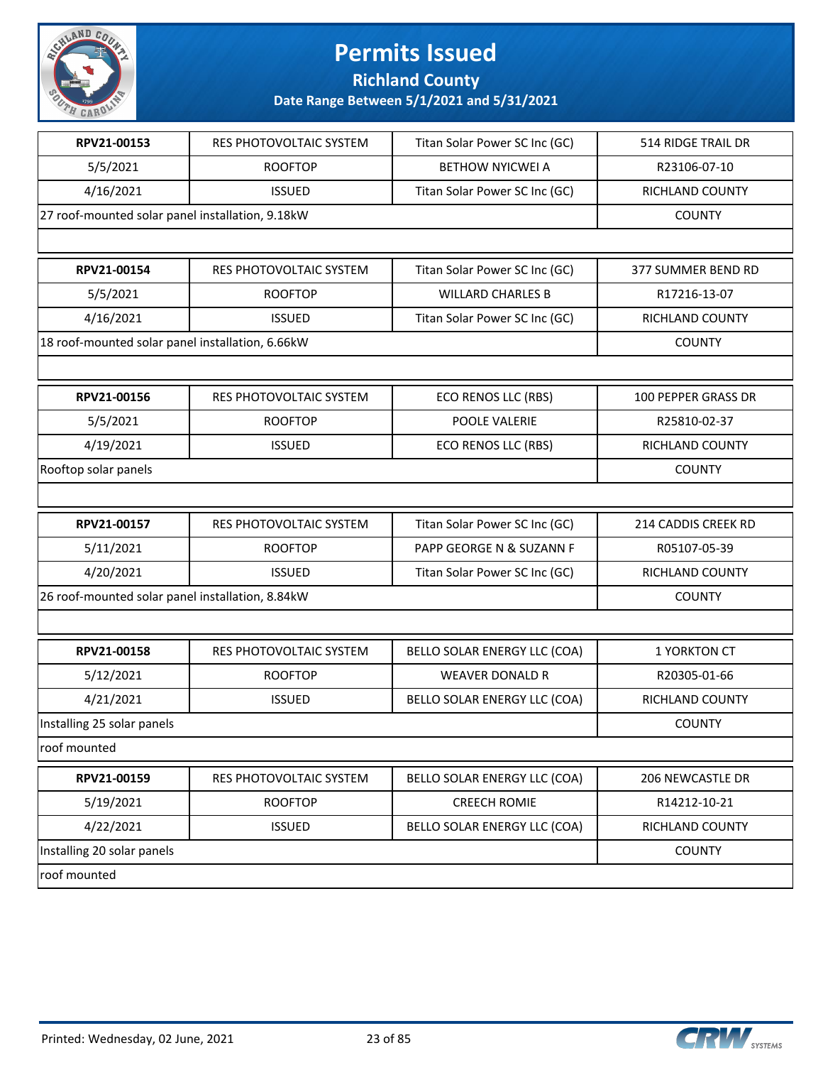# Permits Issued

## Richland County

### Date Range Between 5/1/2021 and 5/31/2021

| RPV21-00153 | RES PHOTOVOLTAIC SYSTEM | Titan Solar Power SC Inc (GC) | 514 RIDGE TRAIL DR |
|---|---|---|---|
| 5/5/2021 | ROOFTOP | BETHOW NYICWEI A | R23106-07-10 |
| 4/16/2021 | ISSUED | Titan Solar Power SC Inc (GC) | RICHLAND COUNTY |
| 27 roof-mounted solar panel installation, 9.18kW | | | COUNTY |

| RPV21-00154 | RES PHOTOVOLTAIC SYSTEM | Titan Solar Power SC Inc (GC) | 377 SUMMER BEND RD |
|---|---|---|---|
| 5/5/2021 | ROOFTOP | WILLARD CHARLES B | R17216-13-07 |
| 4/16/2021 | ISSUED | Titan Solar Power SC Inc (GC) | RICHLAND COUNTY |
| 18 roof-mounted solar panel installation, 6.66kW | | | COUNTY |

| RPV21-00156 | RES PHOTOVOLTAIC SYSTEM | ECO RENOS LLC (RBS) | 100 PEPPER GRASS DR |
|---|---|---|---|
| 5/5/2021 | ROOFTOP | POOLE VALERIE | R25810-02-37 |
| 4/19/2021 | ISSUED | ECO RENOS LLC (RBS) | RICHLAND COUNTY |
| Rooftop solar panels | | | COUNTY |

| RPV21-00157 | RES PHOTOVOLTAIC SYSTEM | Titan Solar Power SC Inc (GC) | 214 CADDIS CREEK RD |
|---|---|---|---|
| 5/11/2021 | ROOFTOP | PAPP GEORGE N & SUZANN F | R05107-05-39 |
| 4/20/2021 | ISSUED | Titan Solar Power SC Inc (GC) | RICHLAND COUNTY |
| 26 roof-mounted solar panel installation, 8.84kW | | | COUNTY |

| RPV21-00158 | RES PHOTOVOLTAIC SYSTEM | BELLO SOLAR ENERGY LLC (COA) | 1 YORKTON CT |
|---|---|---|---|
| 5/12/2021 | ROOFTOP | WEAVER DONALD R | R20305-01-66 |
| 4/21/2021 | ISSUED | BELLO SOLAR ENERGY LLC (COA) | RICHLAND COUNTY |
| Installing 25 solar panels | | | COUNTY |
| roof mounted | | | |

| RPV21-00159 | RES PHOTOVOLTAIC SYSTEM | BELLO SOLAR ENERGY LLC (COA) | 206 NEWCASTLE DR |
|---|---|---|---|
| 5/19/2021 | ROOFTOP | CREECH ROMIE | R14212-10-21 |
| 4/22/2021 | ISSUED | BELLO SOLAR ENERGY LLC (COA) | RICHLAND COUNTY |
| Installing 20 solar panels | | | COUNTY |
| roof mounted | | | |

Printed: Wednesday, 02 June, 2021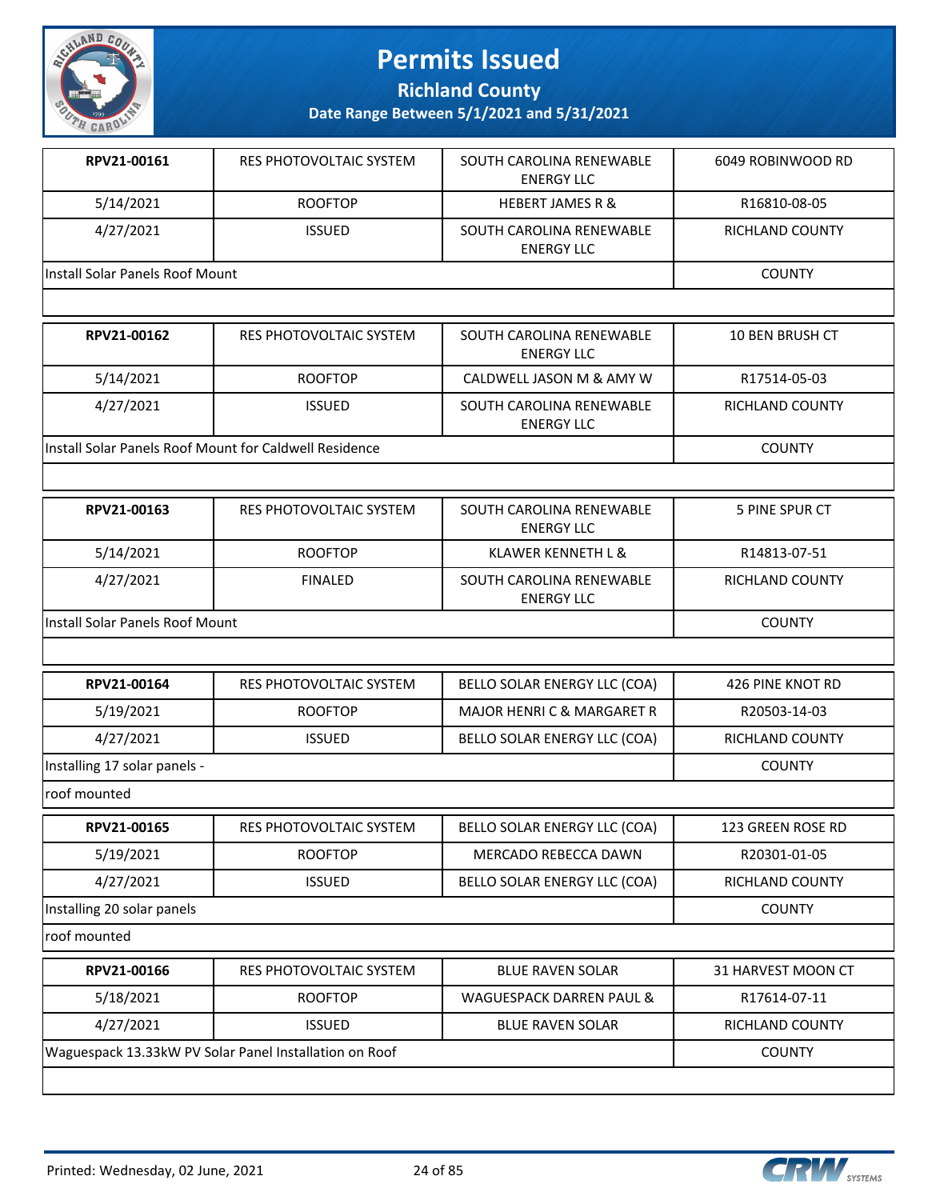# Permits Issued

## Richland County

### Date Range Between 5/1/2021 and 5/31/2021

| | | | |
|---|---|---|---|
| **RPV21-00161** | RES PHOTOVOLTAIC SYSTEM | SOUTH CAROLINA RENEWABLE ENERGY LLC | 6049 ROBINWOOD RD |
| 5/14/2021 | ROOFTOP | HEBERT JAMES R & | R16810-08-05 |
| 4/27/2021 | ISSUED | SOUTH CAROLINA RENEWABLE ENERGY LLC | RICHLAND COUNTY |
| Install Solar Panels Roof Mount | | | COUNTY |

| | | | |
|---|---|---|---|
| **RPV21-00162** | RES PHOTOVOLTAIC SYSTEM | SOUTH CAROLINA RENEWABLE ENERGY LLC | 10 BEN BRUSH CT |
| 5/14/2021 | ROOFTOP | CALDWELL JASON M & AMY W | R17514-05-03 |
| 4/27/2021 | ISSUED | SOUTH CAROLINA RENEWABLE ENERGY LLC | RICHLAND COUNTY |
| Install Solar Panels Roof Mount for Caldwell Residence | | | COUNTY |

| | | | |
|---|---|---|---|
| **RPV21-00163** | RES PHOTOVOLTAIC SYSTEM | SOUTH CAROLINA RENEWABLE ENERGY LLC | 5 PINE SPUR CT |
| 5/14/2021 | ROOFTOP | KLAWER KENNETH L & | R14813-07-51 |
| 4/27/2021 | FINALED | SOUTH CAROLINA RENEWABLE ENERGY LLC | RICHLAND COUNTY |
| Install Solar Panels Roof Mount | | | COUNTY |

| | | | |
|---|---|---|---|
| **RPV21-00164** | RES PHOTOVOLTAIC SYSTEM | BELLO SOLAR ENERGY LLC (COA) | 426 PINE KNOT RD |
| 5/19/2021 | ROOFTOP | MAJOR HENRI C & MARGARET R | R20503-14-03 |
| 4/27/2021 | ISSUED | BELLO SOLAR ENERGY LLC (COA) | RICHLAND COUNTY |
| Installing 17 solar panels - | | | COUNTY |
| roof mounted | | | |

| | | | |
|---|---|---|---|
| **RPV21-00165** | RES PHOTOVOLTAIC SYSTEM | BELLO SOLAR ENERGY LLC (COA) | 123 GREEN ROSE RD |
| 5/19/2021 | ROOFTOP | MERCADO REBECCA DAWN | R20301-01-05 |
| 4/27/2021 | ISSUED | BELLO SOLAR ENERGY LLC (COA) | RICHLAND COUNTY |
| Installing 20 solar panels | | | COUNTY |
| roof mounted | | | |

| | | | |
|---|---|---|---|
| **RPV21-00166** | RES PHOTOVOLTAIC SYSTEM | BLUE RAVEN SOLAR | 31 HARVEST MOON CT |
| 5/18/2021 | ROOFTOP | WAGUESPACK DARREN PAUL & | R17614-07-11 |
| 4/27/2021 | ISSUED | BLUE RAVEN SOLAR | RICHLAND COUNTY |
| Waguespack 13.33kW PV Solar Panel Installation on Roof | | | COUNTY |

Printed: Wednesday, 02 June, 2021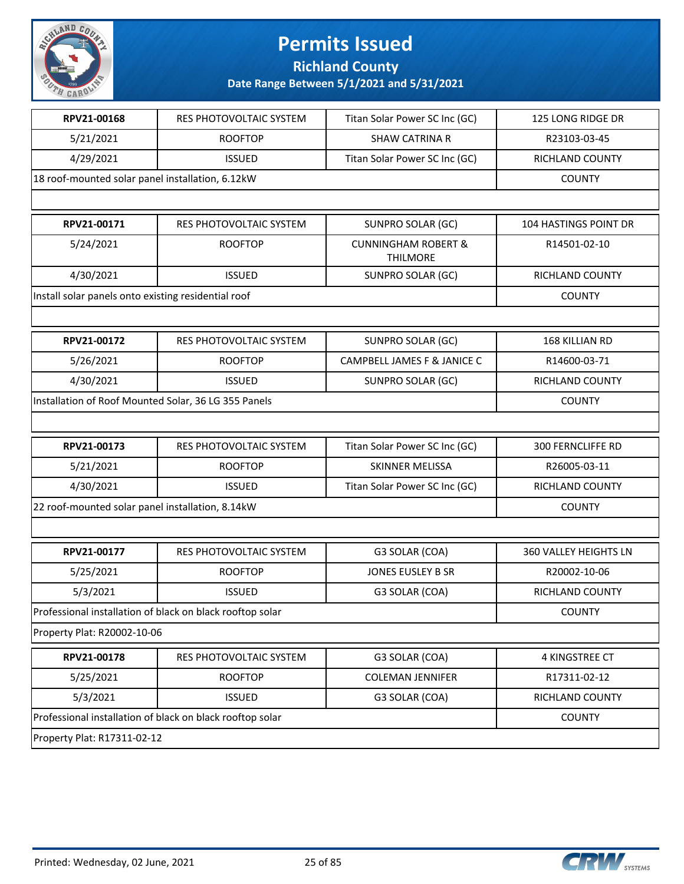# Permits Issued

## Richland County

### Date Range Between 5/1/2021 and 5/31/2021

| RPV21-00168 | RES PHOTOVOLTAIC SYSTEM | Titan Solar Power SC Inc (GC) | 125 LONG RIDGE DR |
|---|---|---|---|
| 5/21/2021 | ROOFTOP | SHAW CATRINA R | R23103-03-45 |
| 4/29/2021 | ISSUED | Titan Solar Power SC Inc (GC) | RICHLAND COUNTY |
| 18 roof-mounted solar panel installation, 6.12kW | | | COUNTY |

| RPV21-00171 | RES PHOTOVOLTAIC SYSTEM | SUNPRO SOLAR (GC) | 104 HASTINGS POINT DR |
|---|---|---|---|
| 5/24/2021 | ROOFTOP | CUNNINGHAM ROBERT & THILMORE | R14501-02-10 |
| 4/30/2021 | ISSUED | SUNPRO SOLAR (GC) | RICHLAND COUNTY |
| Install solar panels onto existing residential roof | | | COUNTY |

| RPV21-00172 | RES PHOTOVOLTAIC SYSTEM | SUNPRO SOLAR (GC) | 168 KILLIAN RD |
|---|---|---|---|
| 5/26/2021 | ROOFTOP | CAMPBELL JAMES F & JANICE C | R14600-03-71 |
| 4/30/2021 | ISSUED | SUNPRO SOLAR (GC) | RICHLAND COUNTY |
| Installation of Roof Mounted Solar, 36 LG 355 Panels | | | COUNTY |

| RPV21-00173 | RES PHOTOVOLTAIC SYSTEM | Titan Solar Power SC Inc (GC) | 300 FERNCLIFFE RD |
|---|---|---|---|
| 5/21/2021 | ROOFTOP | SKINNER MELISSA | R26005-03-11 |
| 4/30/2021 | ISSUED | Titan Solar Power SC Inc (GC) | RICHLAND COUNTY |
| 22 roof-mounted solar panel installation, 8.14kW | | | COUNTY |

| RPV21-00177 | RES PHOTOVOLTAIC SYSTEM | G3 SOLAR (COA) | 360 VALLEY HEIGHTS LN |
|---|---|---|---|
| 5/25/2021 | ROOFTOP | JONES EUSLEY B SR | R20002-10-06 |
| 5/3/2021 | ISSUED | G3 SOLAR (COA) | RICHLAND COUNTY |
| Professional installation of black on black rooftop solar | | | COUNTY |
| Property Plat: R20002-10-06 | | | |

| RPV21-00178 | RES PHOTOVOLTAIC SYSTEM | G3 SOLAR (COA) | 4 KINGSTREE CT |
|---|---|---|---|
| 5/25/2021 | ROOFTOP | COLEMAN JENNIFER | R17311-02-12 |
| 5/3/2021 | ISSUED | G3 SOLAR (COA) | RICHLAND COUNTY |
| Professional installation of black on black rooftop solar | | | COUNTY |
| Property Plat: R17311-02-12 | | | |

Printed: Wednesday, 02 June, 2021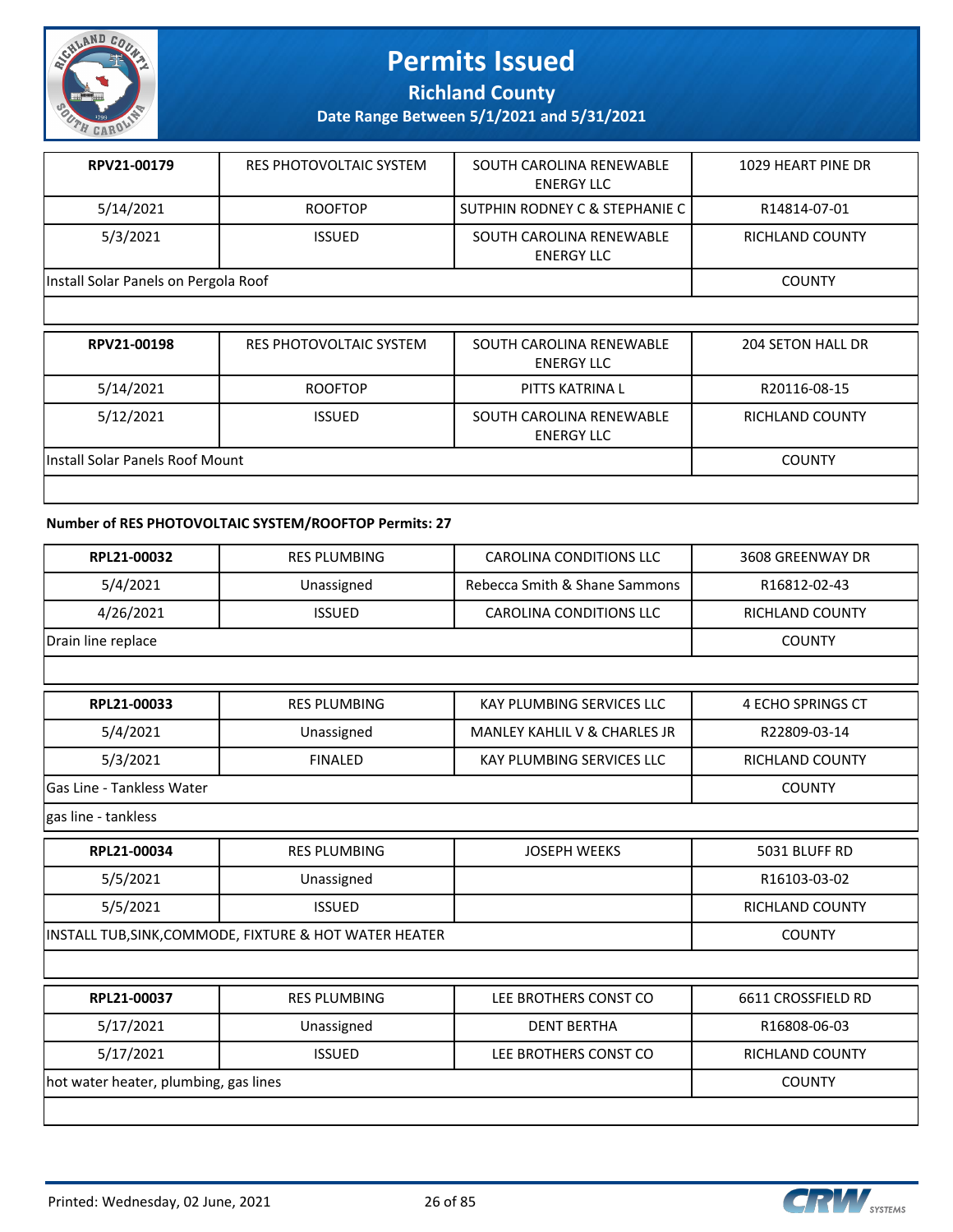| RPV21-00179 | RES PHOTOVOLTAIC SYSTEM | SOUTH CAROLINA RENEWABLE ENERGY LLC | 1029 HEART PINE DR |
|---|---|---|---|
| 5/14/2021 | ROOFTOP | SUTPHIN RODNEY C & STEPHANIE C | R14814-07-01 |
| 5/3/2021 | ISSUED | SOUTH CAROLINA RENEWABLE ENERGY LLC | RICHLAND COUNTY |
| Install Solar Panels on Pergola Roof | | | COUNTY |

| RPV21-00198 | RES PHOTOVOLTAIC SYSTEM | SOUTH CAROLINA RENEWABLE ENERGY LLC | 204 SETON HALL DR |
|---|---|---|---|
| 5/14/2021 | ROOFTOP | PITTS KATRINA L | R20116-08-15 |
| 5/12/2021 | ISSUED | SOUTH CAROLINA RENEWABLE ENERGY LLC | RICHLAND COUNTY |
| Install Solar Panels Roof Mount | | | COUNTY |

**Number of RES PHOTOVOLTAIC SYSTEM/ROOFTOP Permits: 27**

| RPL21-00032 | RES PLUMBING | CAROLINA CONDITIONS LLC | 3608 GREENWAY DR |
|---|---|---|---|
| 5/4/2021 | Unassigned | Rebecca Smith & Shane Sammons | R16812-02-43 |
| 4/26/2021 | ISSUED | CAROLINA CONDITIONS LLC | RICHLAND COUNTY |
| Drain line replace | | | COUNTY |

| RPL21-00033 | RES PLUMBING | KAY PLUMBING SERVICES LLC | 4 ECHO SPRINGS CT |
|---|---|---|---|
| 5/4/2021 | Unassigned | MANLEY KAHLIL V & CHARLES JR | R22809-03-14 |
| 5/3/2021 | FINALED | KAY PLUMBING SERVICES LLC | RICHLAND COUNTY |
| Gas Line - Tankless Water | | | COUNTY |
| gas line - tankless | | | |

| RPL21-00034 | RES PLUMBING | JOSEPH WEEKS | 5031 BLUFF RD |
|---|---|---|---|
| 5/5/2021 | Unassigned | | R16103-03-02 |
| 5/5/2021 | ISSUED | | RICHLAND COUNTY |
| INSTALL TUB,SINK,COMMODE, FIXTURE & HOT WATER HEATER | | | COUNTY |

| RPL21-00037 | RES PLUMBING | LEE BROTHERS CONST CO | 6611 CROSSFIELD RD |
|---|---|---|---|
| 5/17/2021 | Unassigned | DENT BERTHA | R16808-06-03 |
| 5/17/2021 | ISSUED | LEE BROTHERS CONST CO | RICHLAND COUNTY |
| hot water heater, plumbing, gas lines | | | COUNTY |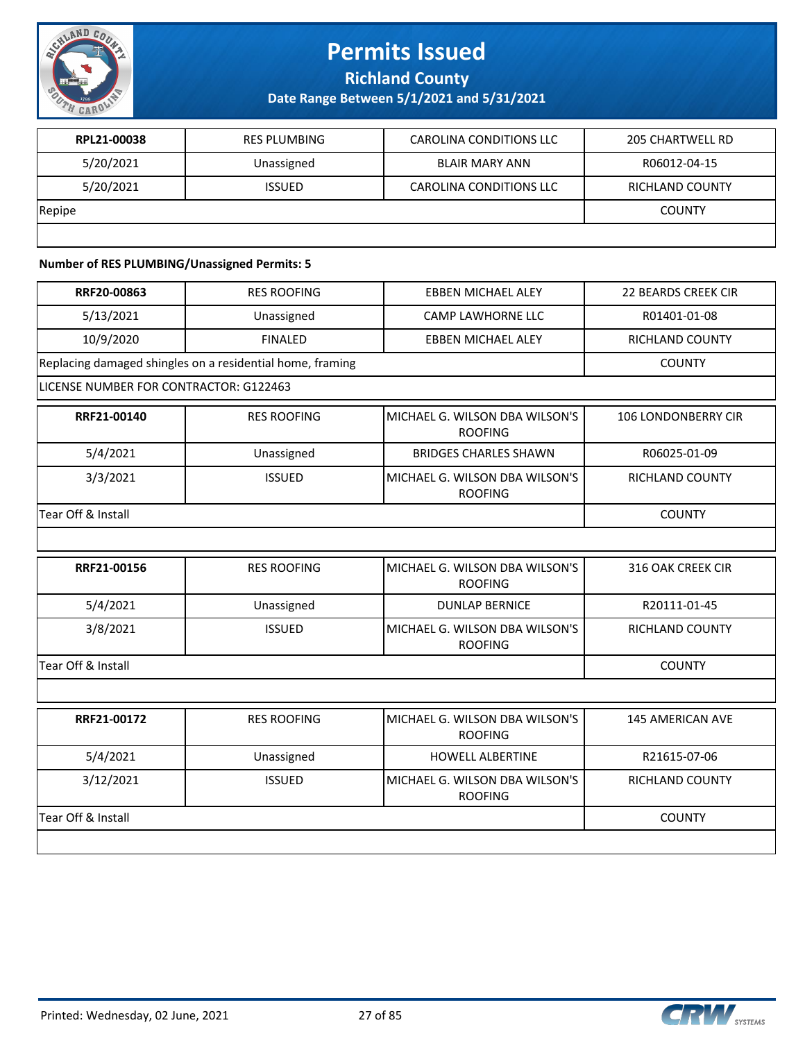| RPL21-00038 | RES PLUMBING | CAROLINA CONDITIONS LLC | 205 CHARTWELL RD |
|---|---|---|---|
| 5/20/2021 | Unassigned | BLAIR MARY ANN | R06012-04-15 |
| 5/20/2021 | ISSUED | CAROLINA CONDITIONS LLC | RICHLAND COUNTY |
| Repipe | | | COUNTY |

**Number of RES PLUMBING/Unassigned Permits: 5**

| RRF20-00863 | RES ROOFING | EBBEN MICHAEL ALEY | 22 BEARDS CREEK CIR |
|---|---|---|---|
| 5/13/2021 | Unassigned | CAMP LAWHORNE LLC | R01401-01-08 |
| 10/9/2020 | FINALED | EBBEN MICHAEL ALEY | RICHLAND COUNTY |
| Replacing damaged shingles on a residential home, framing | | | COUNTY |
| LICENSE NUMBER FOR CONTRACTOR: G122463 | | | |

| RRF21-00140 | RES ROOFING | MICHAEL G. WILSON DBA WILSON'S ROOFING | 106 LONDONBERRY CIR |
|---|---|---|---|
| 5/4/2021 | Unassigned | BRIDGES CHARLES SHAWN | R06025-01-09 |
| 3/3/2021 | ISSUED | MICHAEL G. WILSON DBA WILSON'S ROOFING | RICHLAND COUNTY |
| Tear Off & Install | | | COUNTY |

| RRF21-00156 | RES ROOFING | MICHAEL G. WILSON DBA WILSON'S ROOFING | 316 OAK CREEK CIR |
|---|---|---|---|
| 5/4/2021 | Unassigned | DUNLAP BERNICE | R20111-01-45 |
| 3/8/2021 | ISSUED | MICHAEL G. WILSON DBA WILSON'S ROOFING | RICHLAND COUNTY |
| Tear Off & Install | | | COUNTY |

| RRF21-00172 | RES ROOFING | MICHAEL G. WILSON DBA WILSON'S ROOFING | 145 AMERICAN AVE |
|---|---|---|---|
| 5/4/2021 | Unassigned | HOWELL ALBERTINE | R21615-07-06 |
| 3/12/2021 | ISSUED | MICHAEL G. WILSON DBA WILSON'S ROOFING | RICHLAND COUNTY |
| Tear Off & Install | | | COUNTY |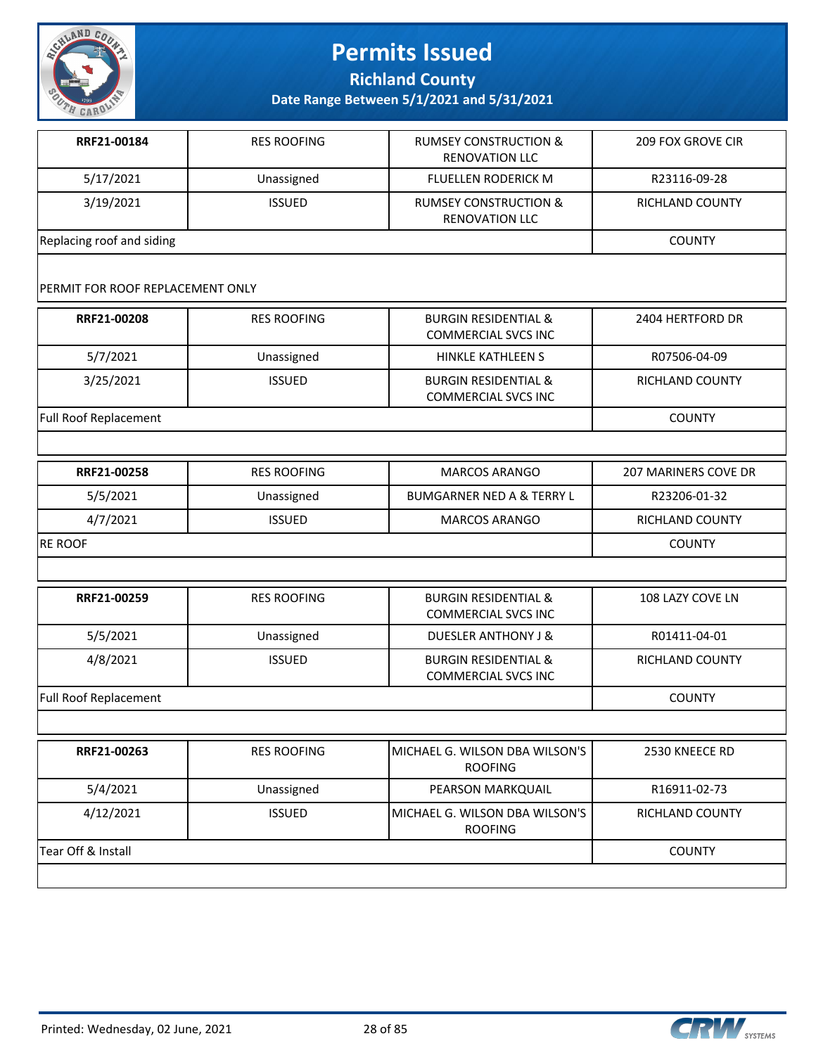# Permits Issued

**Richland County**

**Date Range Between 5/1/2021 and 5/31/2021**

| | | | |
|---|---|---|---|
| **RRF21-00184** | RES ROOFING | RUMSEY CONSTRUCTION & RENOVATION LLC | 209 FOX GROVE CIR |
| 5/17/2021 | Unassigned | FLUELLEN RODERICK M | R23116-09-28 |
| 3/19/2021 | ISSUED | RUMSEY CONSTRUCTION & RENOVATION LLC | RICHLAND COUNTY |
| Replacing roof and siding | | | COUNTY |
| PERMIT FOR ROOF REPLACEMENT ONLY | | | |

| | | | |
|---|---|---|---|
| **RRF21-00208** | RES ROOFING | BURGIN RESIDENTIAL & COMMERCIAL SVCS INC | 2404 HERTFORD DR |
| 5/7/2021 | Unassigned | HINKLE KATHLEEN S | R07506-04-09 |
| 3/25/2021 | ISSUED | BURGIN RESIDENTIAL & COMMERCIAL SVCS INC | RICHLAND COUNTY |
| Full Roof Replacement | | | COUNTY |

| | | | |
|---|---|---|---|
| **RRF21-00258** | RES ROOFING | MARCOS ARANGO | 207 MARINERS COVE DR |
| 5/5/2021 | Unassigned | BUMGARNER NED A & TERRY L | R23206-01-32 |
| 4/7/2021 | ISSUED | MARCOS ARANGO | RICHLAND COUNTY |
| RE ROOF | | | COUNTY |

| | | | |
|---|---|---|---|
| **RRF21-00259** | RES ROOFING | BURGIN RESIDENTIAL & COMMERCIAL SVCS INC | 108 LAZY COVE LN |
| 5/5/2021 | Unassigned | DUESLER ANTHONY J & | R01411-04-01 |
| 4/8/2021 | ISSUED | BURGIN RESIDENTIAL & COMMERCIAL SVCS INC | RICHLAND COUNTY |
| Full Roof Replacement | | | COUNTY |

| | | | |
|---|---|---|---|
| **RRF21-00263** | RES ROOFING | MICHAEL G. WILSON DBA WILSON'S ROOFING | 2530 KNEECE RD |
| 5/4/2021 | Unassigned | PEARSON MARKQUAIL | R16911-02-73 |
| 4/12/2021 | ISSUED | MICHAEL G. WILSON DBA WILSON'S ROOFING | RICHLAND COUNTY |
| Tear Off & Install | | | COUNTY |

Printed: Wednesday, 02 June, 2021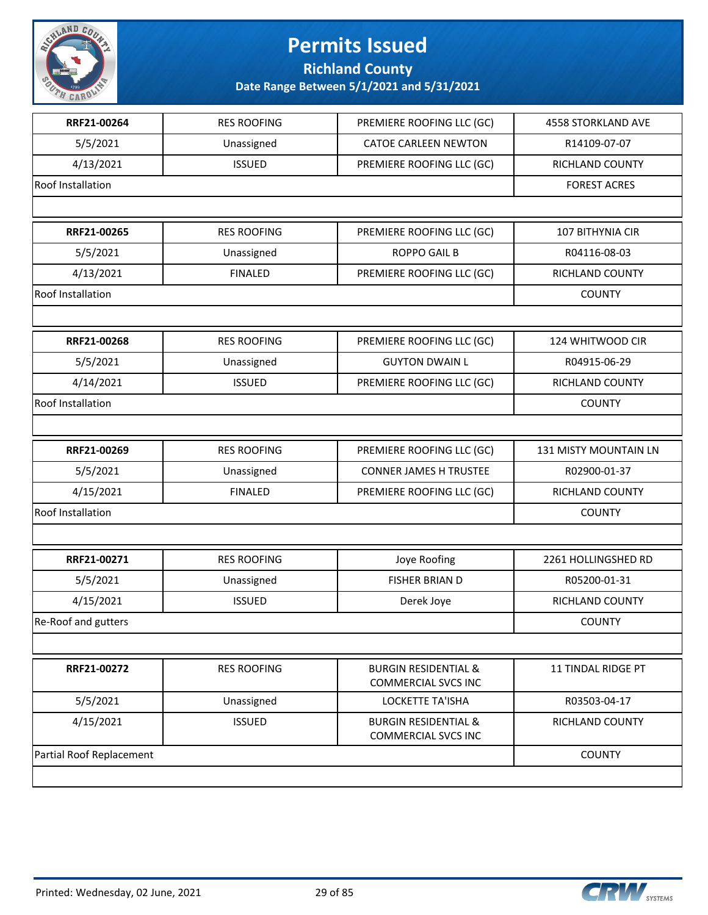# Permits Issued

**Richland County**

**Date Range Between 5/1/2021 and 5/31/2021**

| | | | |
|---|---|---|---|
| **RRF21-00264** | RES ROOFING | PREMIERE ROOFING LLC (GC) | 4558 STORKLAND AVE |
| 5/5/2021 | Unassigned | CATOE CARLEEN NEWTON | R14109-07-07 |
| 4/13/2021 | ISSUED | PREMIERE ROOFING LLC (GC) | RICHLAND COUNTY |
| Roof Installation | | | FOREST ACRES |

| | | | |
|---|---|---|---|
| **RRF21-00265** | RES ROOFING | PREMIERE ROOFING LLC (GC) | 107 BITHYNIA CIR |
| 5/5/2021 | Unassigned | ROPPO GAIL B | R04116-08-03 |
| 4/13/2021 | FINALED | PREMIERE ROOFING LLC (GC) | RICHLAND COUNTY |
| Roof Installation | | | COUNTY |

| | | | |
|---|---|---|---|
| **RRF21-00268** | RES ROOFING | PREMIERE ROOFING LLC (GC) | 124 WHITWOOD CIR |
| 5/5/2021 | Unassigned | GUYTON DWAIN L | R04915-06-29 |
| 4/14/2021 | ISSUED | PREMIERE ROOFING LLC (GC) | RICHLAND COUNTY |
| Roof Installation | | | COUNTY |

| | | | |
|---|---|---|---|
| **RRF21-00269** | RES ROOFING | PREMIERE ROOFING LLC (GC) | 131 MISTY MOUNTAIN LN |
| 5/5/2021 | Unassigned | CONNER JAMES H TRUSTEE | R02900-01-37 |
| 4/15/2021 | FINALED | PREMIERE ROOFING LLC (GC) | RICHLAND COUNTY |
| Roof Installation | | | COUNTY |

| | | | |
|---|---|---|---|
| **RRF21-00271** | RES ROOFING | Joye Roofing | 2261 HOLLINGSHED RD |
| 5/5/2021 | Unassigned | FISHER BRIAN D | R05200-01-31 |
| 4/15/2021 | ISSUED | Derek Joye | RICHLAND COUNTY |
| Re-Roof and gutters | | | COUNTY |

| | | | |
|---|---|---|---|
| **RRF21-00272** | RES ROOFING | BURGIN RESIDENTIAL & COMMERCIAL SVCS INC | 11 TINDAL RIDGE PT |
| 5/5/2021 | Unassigned | LOCKETTE TA'ISHA | R03503-04-17 |
| 4/15/2021 | ISSUED | BURGIN RESIDENTIAL & COMMERCIAL SVCS INC | RICHLAND COUNTY |
| Partial Roof Replacement | | | COUNTY |

Printed: Wednesday, 02 June, 2021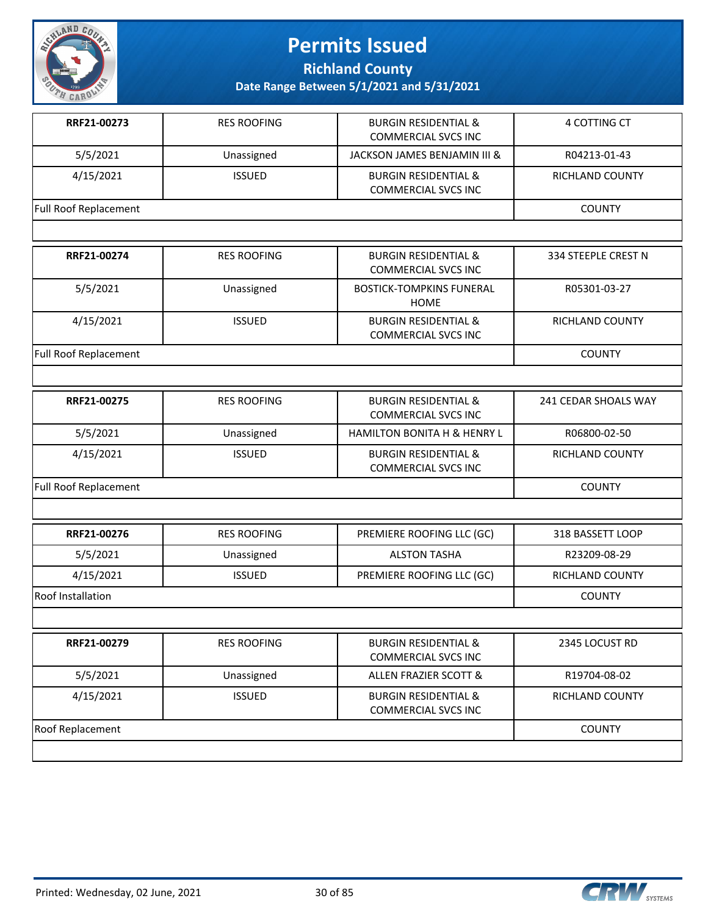# Permits Issued

**Richland County**

**Date Range Between 5/1/2021 and 5/31/2021**

| | | | |
|---|---|---|---|
| **RRF21-00273** | RES ROOFING | BURGIN RESIDENTIAL & COMMERCIAL SVCS INC | 4 COTTING CT |
| 5/5/2021 | Unassigned | JACKSON JAMES BENJAMIN III & | R04213-01-43 |
| 4/15/2021 | ISSUED | BURGIN RESIDENTIAL & COMMERCIAL SVCS INC | RICHLAND COUNTY |
| Full Roof Replacement | | | COUNTY |

| | | | |
|---|---|---|---|
| **RRF21-00274** | RES ROOFING | BURGIN RESIDENTIAL & COMMERCIAL SVCS INC | 334 STEEPLE CREST N |
| 5/5/2021 | Unassigned | BOSTICK-TOMPKINS FUNERAL HOME | R05301-03-27 |
| 4/15/2021 | ISSUED | BURGIN RESIDENTIAL & COMMERCIAL SVCS INC | RICHLAND COUNTY |
| Full Roof Replacement | | | COUNTY |

| | | | |
|---|---|---|---|
| **RRF21-00275** | RES ROOFING | BURGIN RESIDENTIAL & COMMERCIAL SVCS INC | 241 CEDAR SHOALS WAY |
| 5/5/2021 | Unassigned | HAMILTON BONITA H & HENRY L | R06800-02-50 |
| 4/15/2021 | ISSUED | BURGIN RESIDENTIAL & COMMERCIAL SVCS INC | RICHLAND COUNTY |
| Full Roof Replacement | | | COUNTY |

| | | | |
|---|---|---|---|
| **RRF21-00276** | RES ROOFING | PREMIERE ROOFING LLC (GC) | 318 BASSETT LOOP |
| 5/5/2021 | Unassigned | ALSTON TASHA | R23209-08-29 |
| 4/15/2021 | ISSUED | PREMIERE ROOFING LLC (GC) | RICHLAND COUNTY |
| Roof Installation | | | COUNTY |

| | | | |
|---|---|---|---|
| **RRF21-00279** | RES ROOFING | BURGIN RESIDENTIAL & COMMERCIAL SVCS INC | 2345 LOCUST RD |
| 5/5/2021 | Unassigned | ALLEN FRAZIER SCOTT & | R19704-08-02 |
| 4/15/2021 | ISSUED | BURGIN RESIDENTIAL & COMMERCIAL SVCS INC | RICHLAND COUNTY |
| Roof Replacement | | | COUNTY |

Printed: Wednesday, 02 June, 2021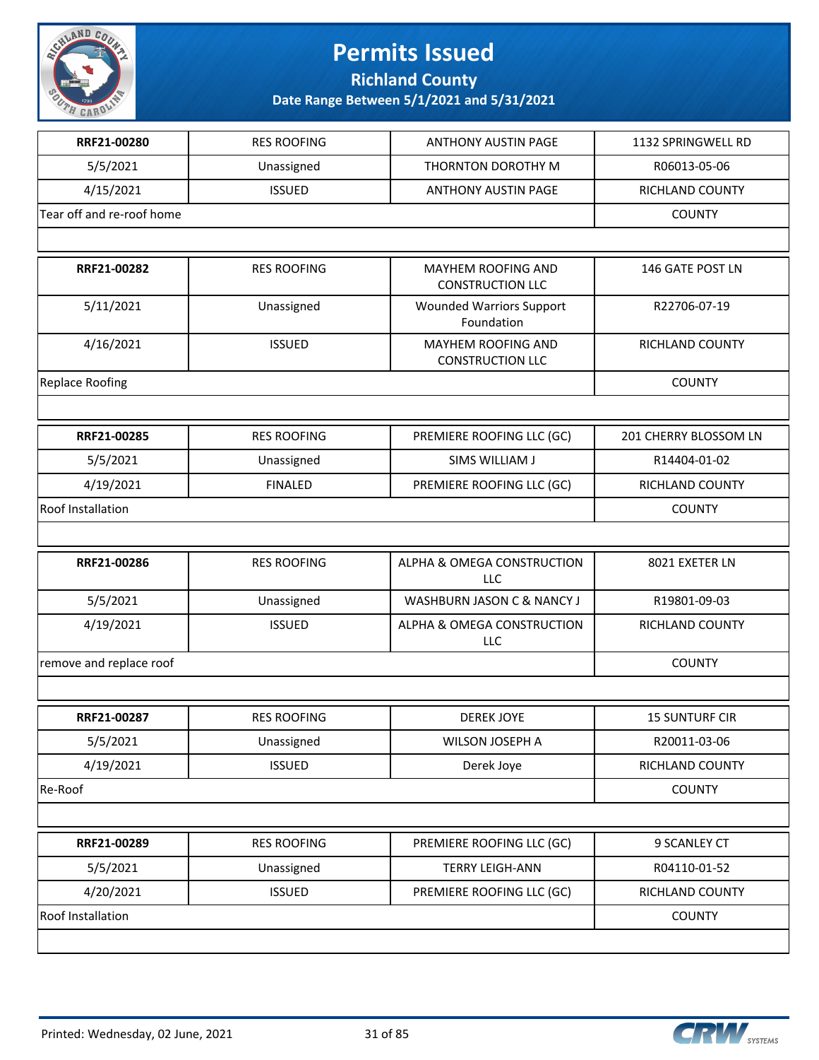# Permits Issued

## Richland County

### Date Range Between 5/1/2021 and 5/31/2021

| | | | |
|---|---|---|---|
| **RRF21-00280** | RES ROOFING | ANTHONY AUSTIN PAGE | 1132 SPRINGWELL RD |
| 5/5/2021 | Unassigned | THORNTON DOROTHY M | R06013-05-06 |
| 4/15/2021 | ISSUED | ANTHONY AUSTIN PAGE | RICHLAND COUNTY |
| Tear off and re-roof home | | | COUNTY |

| | | | |
|---|---|---|---|
| **RRF21-00282** | RES ROOFING | MAYHEM ROOFING AND CONSTRUCTION LLC | 146 GATE POST LN |
| 5/11/2021 | Unassigned | Wounded Warriors Support Foundation | R22706-07-19 |
| 4/16/2021 | ISSUED | MAYHEM ROOFING AND CONSTRUCTION LLC | RICHLAND COUNTY |
| Replace Roofing | | | COUNTY |

| | | | |
|---|---|---|---|
| **RRF21-00285** | RES ROOFING | PREMIERE ROOFING LLC (GC) | 201 CHERRY BLOSSOM LN |
| 5/5/2021 | Unassigned | SIMS WILLIAM J | R14404-01-02 |
| 4/19/2021 | FINALED | PREMIERE ROOFING LLC (GC) | RICHLAND COUNTY |
| Roof Installation | | | COUNTY |

| | | | |
|---|---|---|---|
| **RRF21-00286** | RES ROOFING | ALPHA & OMEGA CONSTRUCTION LLC | 8021 EXETER LN |
| 5/5/2021 | Unassigned | WASHBURN JASON C & NANCY J | R19801-09-03 |
| 4/19/2021 | ISSUED | ALPHA & OMEGA CONSTRUCTION LLC | RICHLAND COUNTY |
| remove and replace roof | | | COUNTY |

| | | | |
|---|---|---|---|
| **RRF21-00287** | RES ROOFING | DEREK JOYE | 15 SUNTURF CIR |
| 5/5/2021 | Unassigned | WILSON JOSEPH A | R20011-03-06 |
| 4/19/2021 | ISSUED | Derek Joye | RICHLAND COUNTY |
| Re-Roof | | | COUNTY |

| | | | |
|---|---|---|---|
| **RRF21-00289** | RES ROOFING | PREMIERE ROOFING LLC (GC) | 9 SCANLEY CT |
| 5/5/2021 | Unassigned | TERRY LEIGH-ANN | R04110-01-52 |
| 4/20/2021 | ISSUED | PREMIERE ROOFING LLC (GC) | RICHLAND COUNTY |
| Roof Installation | | | COUNTY |

Printed: Wednesday, 02 June, 2021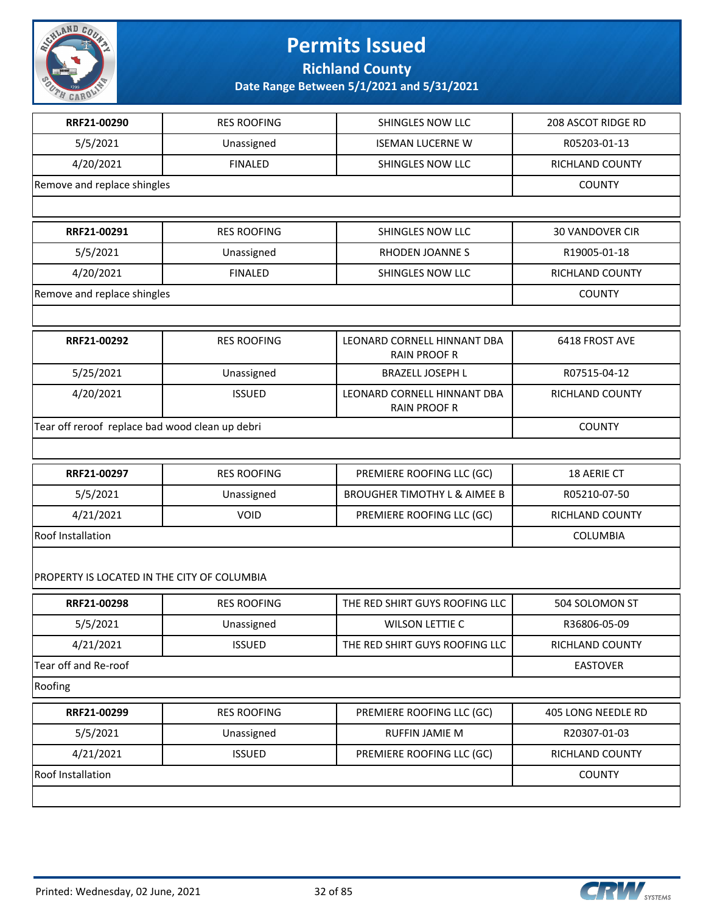# Permits Issued

## Richland County

### Date Range Between 5/1/2021 and 5/31/2021

| | | | |
|---|---|---|---|
| **RRF21-00290** | RES ROOFING | SHINGLES NOW LLC | 208 ASCOT RIDGE RD |
| 5/5/2021 | Unassigned | ISEMAN LUCERNE W | R05203-01-13 |
| 4/20/2021 | FINALED | SHINGLES NOW LLC | RICHLAND COUNTY |
| Remove and replace shingles | | | COUNTY |

| | | | |
|---|---|---|---|
| **RRF21-00291** | RES ROOFING | SHINGLES NOW LLC | 30 VANDOVER CIR |
| 5/5/2021 | Unassigned | RHODEN JOANNE S | R19005-01-18 |
| 4/20/2021 | FINALED | SHINGLES NOW LLC | RICHLAND COUNTY |
| Remove and replace shingles | | | COUNTY |

| | | | |
|---|---|---|---|
| **RRF21-00292** | RES ROOFING | LEONARD CORNELL HINNANT DBA RAIN PROOF R | 6418 FROST AVE |
| 5/25/2021 | Unassigned | BRAZELL JOSEPH L | R07515-04-12 |
| 4/20/2021 | ISSUED | LEONARD CORNELL HINNANT DBA RAIN PROOF R | RICHLAND COUNTY |
| Tear off reroof replace bad wood clean up debri | | | COUNTY |

| | | | |
|---|---|---|---|
| **RRF21-00297** | RES ROOFING | PREMIERE ROOFING LLC (GC) | 18 AERIE CT |
| 5/5/2021 | Unassigned | BROUGHER TIMOTHY L & AIMEE B | R05210-07-50 |
| 4/21/2021 | VOID | PREMIERE ROOFING LLC (GC) | RICHLAND COUNTY |
| Roof Installation | | | COLUMBIA |

PROPERTY IS LOCATED IN THE CITY OF COLUMBIA

| | | | |
|---|---|---|---|
| **RRF21-00298** | RES ROOFING | THE RED SHIRT GUYS ROOFING LLC | 504 SOLOMON ST |
| 5/5/2021 | Unassigned | WILSON LETTIE C | R36806-05-09 |
| 4/21/2021 | ISSUED | THE RED SHIRT GUYS ROOFING LLC | RICHLAND COUNTY |
| Tear off and Re-roof | | | EASTOVER |

Roofing

| | | | |
|---|---|---|---|
| **RRF21-00299** | RES ROOFING | PREMIERE ROOFING LLC (GC) | 405 LONG NEEDLE RD |
| 5/5/2021 | Unassigned | RUFFIN JAMIE M | R20307-01-03 |
| 4/21/2021 | ISSUED | PREMIERE ROOFING LLC (GC) | RICHLAND COUNTY |
| Roof Installation | | | COUNTY |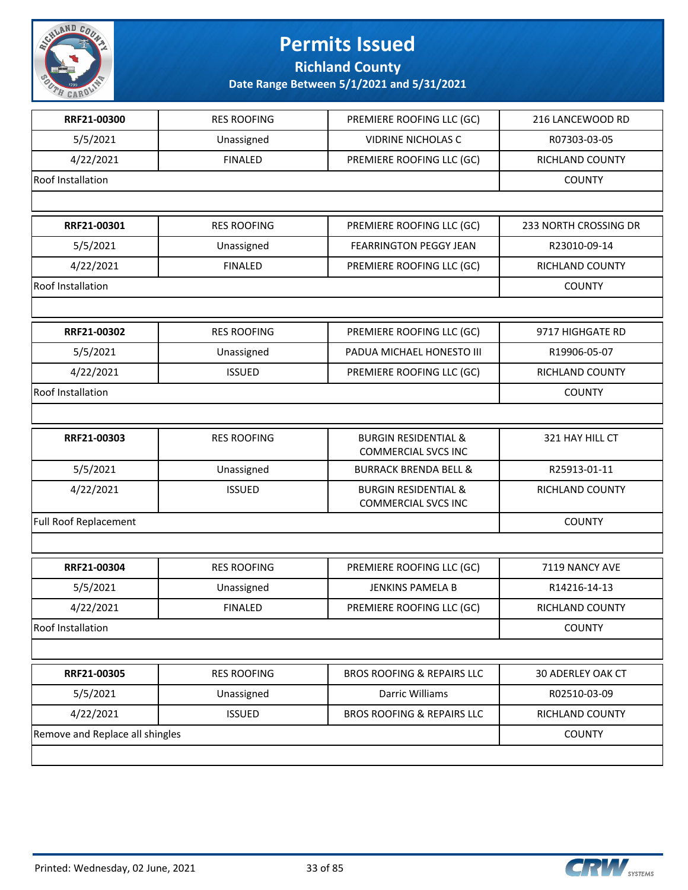# Permits Issued

## Richland County

### Date Range Between 5/1/2021 and 5/31/2021

| | | | |
|---|---|---|---|
| **RRF21-00300** | RES ROOFING | PREMIERE ROOFING LLC (GC) | 216 LANCEWOOD RD |
| 5/5/2021 | Unassigned | VIDRINE NICHOLAS C | R07303-03-05 |
| 4/22/2021 | FINALED | PREMIERE ROOFING LLC (GC) | RICHLAND COUNTY |
| Roof Installation | | | COUNTY |

| | | | |
|---|---|---|---|
| **RRF21-00301** | RES ROOFING | PREMIERE ROOFING LLC (GC) | 233 NORTH CROSSING DR |
| 5/5/2021 | Unassigned | FEARRINGTON PEGGY JEAN | R23010-09-14 |
| 4/22/2021 | FINALED | PREMIERE ROOFING LLC (GC) | RICHLAND COUNTY |
| Roof Installation | | | COUNTY |

| | | | |
|---|---|---|---|
| **RRF21-00302** | RES ROOFING | PREMIERE ROOFING LLC (GC) | 9717 HIGHGATE RD |
| 5/5/2021 | Unassigned | PADUA MICHAEL HONESTO III | R19906-05-07 |
| 4/22/2021 | ISSUED | PREMIERE ROOFING LLC (GC) | RICHLAND COUNTY |
| Roof Installation | | | COUNTY |

| | | | |
|---|---|---|---|
| **RRF21-00303** | RES ROOFING | BURGIN RESIDENTIAL & COMMERCIAL SVCS INC | 321 HAY HILL CT |
| 5/5/2021 | Unassigned | BURRACK BRENDA BELL & | R25913-01-11 |
| 4/22/2021 | ISSUED | BURGIN RESIDENTIAL & COMMERCIAL SVCS INC | RICHLAND COUNTY |
| Full Roof Replacement | | | COUNTY |

| | | | |
|---|---|---|---|
| **RRF21-00304** | RES ROOFING | PREMIERE ROOFING LLC (GC) | 7119 NANCY AVE |
| 5/5/2021 | Unassigned | JENKINS PAMELA B | R14216-14-13 |
| 4/22/2021 | FINALED | PREMIERE ROOFING LLC (GC) | RICHLAND COUNTY |
| Roof Installation | | | COUNTY |

| | | | |
|---|---|---|---|
| **RRF21-00305** | RES ROOFING | BROS ROOFING & REPAIRS LLC | 30 ADERLEY OAK CT |
| 5/5/2021 | Unassigned | Darric Williams | R02510-03-09 |
| 4/22/2021 | ISSUED | BROS ROOFING & REPAIRS LLC | RICHLAND COUNTY |
| Remove and Replace all shingles | | | COUNTY |

Printed: Wednesday, 02 June, 2021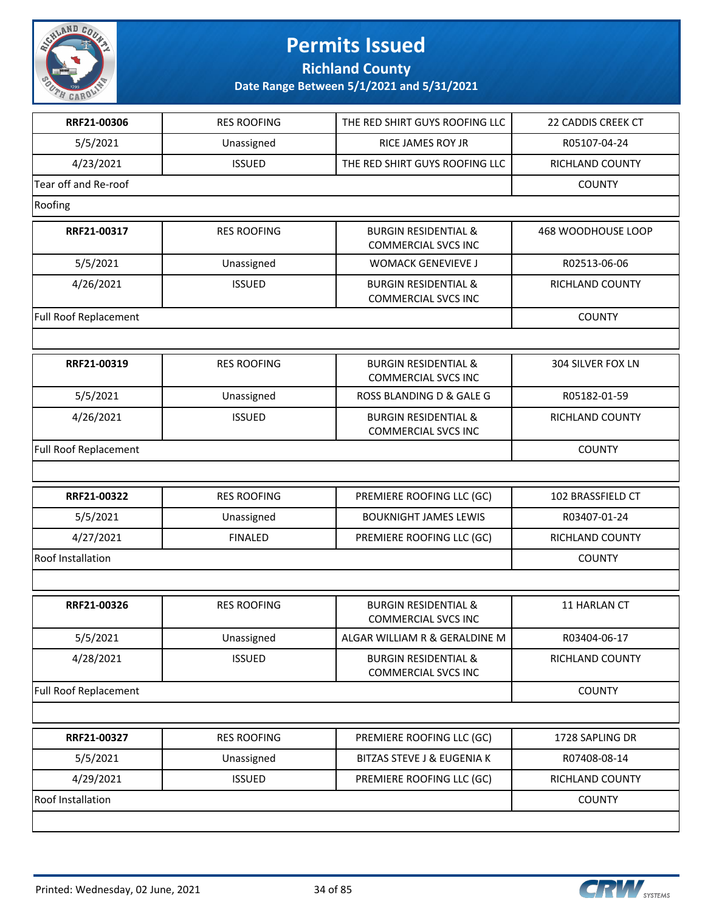# Permits Issued

## Richland County

### Date Range Between 5/1/2021 and 5/31/2021

| | | | |
|---|---|---|---|
| **RRF21-00306** | RES ROOFING | THE RED SHIRT GUYS ROOFING LLC | 22 CADDIS CREEK CT |
| 5/5/2021 | Unassigned | RICE JAMES ROY JR | R05107-04-24 |
| 4/23/2021 | ISSUED | THE RED SHIRT GUYS ROOFING LLC | RICHLAND COUNTY |
| Tear off and Re-roof | | | COUNTY |
| Roofing | | | |

| | | | |
|---|---|---|---|
| **RRF21-00317** | RES ROOFING | BURGIN RESIDENTIAL & COMMERCIAL SVCS INC | 468 WOODHOUSE LOOP |
| 5/5/2021 | Unassigned | WOMACK GENEVIEVE J | R02513-06-06 |
| 4/26/2021 | ISSUED | BURGIN RESIDENTIAL & COMMERCIAL SVCS INC | RICHLAND COUNTY |
| Full Roof Replacement | | | COUNTY |

| | | | |
|---|---|---|---|
| **RRF21-00319** | RES ROOFING | BURGIN RESIDENTIAL & COMMERCIAL SVCS INC | 304 SILVER FOX LN |
| 5/5/2021 | Unassigned | ROSS BLANDING D & GALE G | R05182-01-59 |
| 4/26/2021 | ISSUED | BURGIN RESIDENTIAL & COMMERCIAL SVCS INC | RICHLAND COUNTY |
| Full Roof Replacement | | | COUNTY |

| | | | |
|---|---|---|---|
| **RRF21-00322** | RES ROOFING | PREMIERE ROOFING LLC (GC) | 102 BRASSFIELD CT |
| 5/5/2021 | Unassigned | BOUKNIGHT JAMES LEWIS | R03407-01-24 |
| 4/27/2021 | FINALED | PREMIERE ROOFING LLC (GC) | RICHLAND COUNTY |
| Roof Installation | | | COUNTY |

| | | | |
|---|---|---|---|
| **RRF21-00326** | RES ROOFING | BURGIN RESIDENTIAL & COMMERCIAL SVCS INC | 11 HARLAN CT |
| 5/5/2021 | Unassigned | ALGAR WILLIAM R & GERALDINE M | R03404-06-17 |
| 4/28/2021 | ISSUED | BURGIN RESIDENTIAL & COMMERCIAL SVCS INC | RICHLAND COUNTY |
| Full Roof Replacement | | | COUNTY |

| | | | |
|---|---|---|---|
| **RRF21-00327** | RES ROOFING | PREMIERE ROOFING LLC (GC) | 1728 SAPLING DR |
| 5/5/2021 | Unassigned | BITZAS STEVE J & EUGENIA K | R07408-08-14 |
| 4/29/2021 | ISSUED | PREMIERE ROOFING LLC (GC) | RICHLAND COUNTY |
| Roof Installation | | | COUNTY |

Printed: Wednesday, 02 June, 2021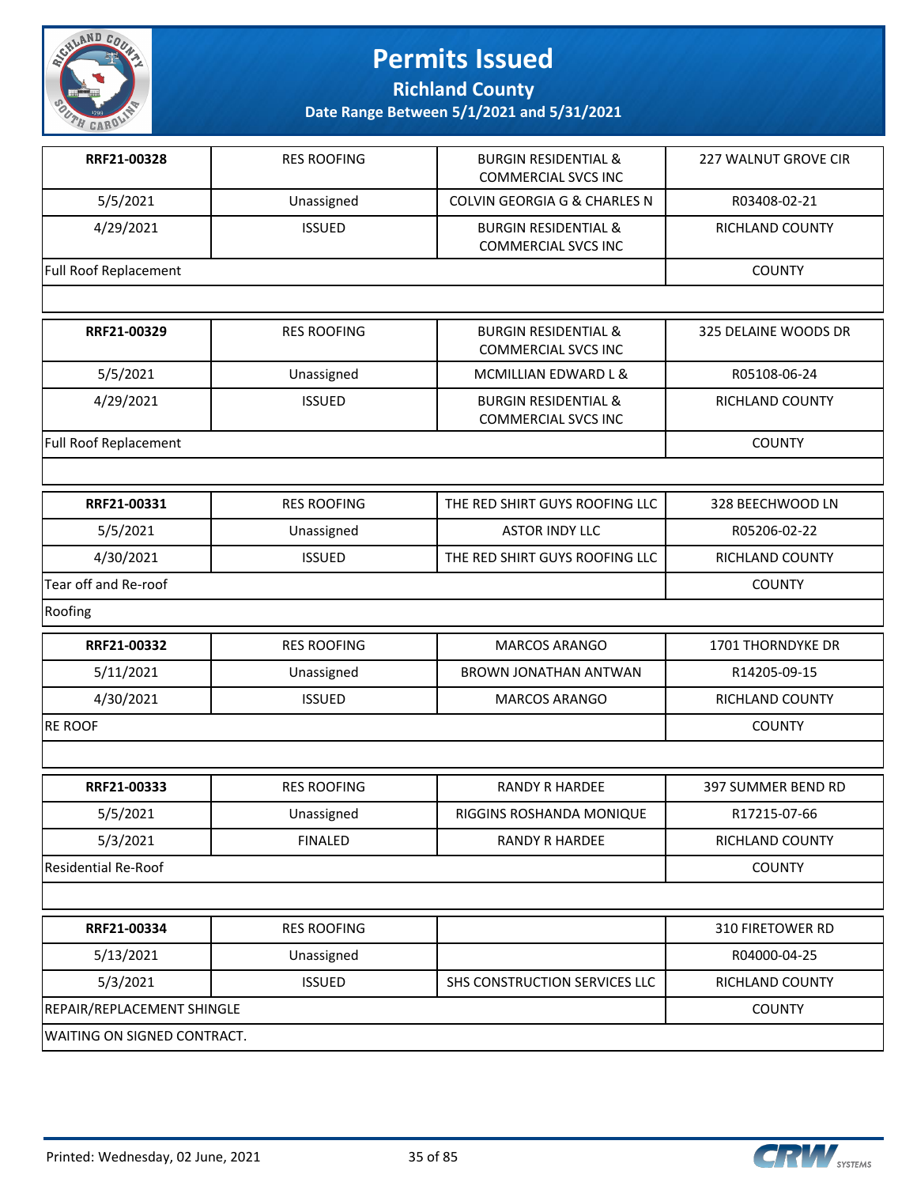# Permits Issued

**Richland County**

**Date Range Between 5/1/2021 and 5/31/2021**

| | | | |
|---|---|---|---|
| **RRF21-00328** | RES ROOFING | BURGIN RESIDENTIAL & COMMERCIAL SVCS INC | 227 WALNUT GROVE CIR |
| 5/5/2021 | Unassigned | COLVIN GEORGIA G & CHARLES N | R03408-02-21 |
| 4/29/2021 | ISSUED | BURGIN RESIDENTIAL & COMMERCIAL SVCS INC | RICHLAND COUNTY |
| Full Roof Replacement | | | COUNTY |
| | | | |

| | | | |
|---|---|---|---|
| **RRF21-00329** | RES ROOFING | BURGIN RESIDENTIAL & COMMERCIAL SVCS INC | 325 DELAINE WOODS DR |
| 5/5/2021 | Unassigned | MCMILLIAN EDWARD L & | R05108-06-24 |
| 4/29/2021 | ISSUED | BURGIN RESIDENTIAL & COMMERCIAL SVCS INC | RICHLAND COUNTY |
| Full Roof Replacement | | | COUNTY |
| | | | |

| | | | |
|---|---|---|---|
| **RRF21-00331** | RES ROOFING | THE RED SHIRT GUYS ROOFING LLC | 328 BEECHWOOD LN |
| 5/5/2021 | Unassigned | ASTOR INDY LLC | R05206-02-22 |
| 4/30/2021 | ISSUED | THE RED SHIRT GUYS ROOFING LLC | RICHLAND COUNTY |
| Tear off and Re-roof | | | COUNTY |
| Roofing | | | |

| | | | |
|---|---|---|---|
| **RRF21-00332** | RES ROOFING | MARCOS ARANGO | 1701 THORNDYKE DR |
| 5/11/2021 | Unassigned | BROWN JONATHAN ANTWAN | R14205-09-15 |
| 4/30/2021 | ISSUED | MARCOS ARANGO | RICHLAND COUNTY |
| RE ROOF | | | COUNTY |
| | | | |

| | | | |
|---|---|---|---|
| **RRF21-00333** | RES ROOFING | RANDY R HARDEE | 397 SUMMER BEND RD |
| 5/5/2021 | Unassigned | RIGGINS ROSHANDA MONIQUE | R17215-07-66 |
| 5/3/2021 | FINALED | RANDY R HARDEE | RICHLAND COUNTY |
| Residential Re-Roof | | | COUNTY |
| | | | |

| | | | |
|---|---|---|---|
| **RRF21-00334** | RES ROOFING | | 310 FIRETOWER RD |
| 5/13/2021 | Unassigned | | R04000-04-25 |
| 5/3/2021 | ISSUED | SHS CONSTRUCTION SERVICES LLC | RICHLAND COUNTY |
| REPAIR/REPLACEMENT SHINGLE | | | COUNTY |
| WAITING ON SIGNED CONTRACT. | | | |

Printed: Wednesday, 02 June, 2021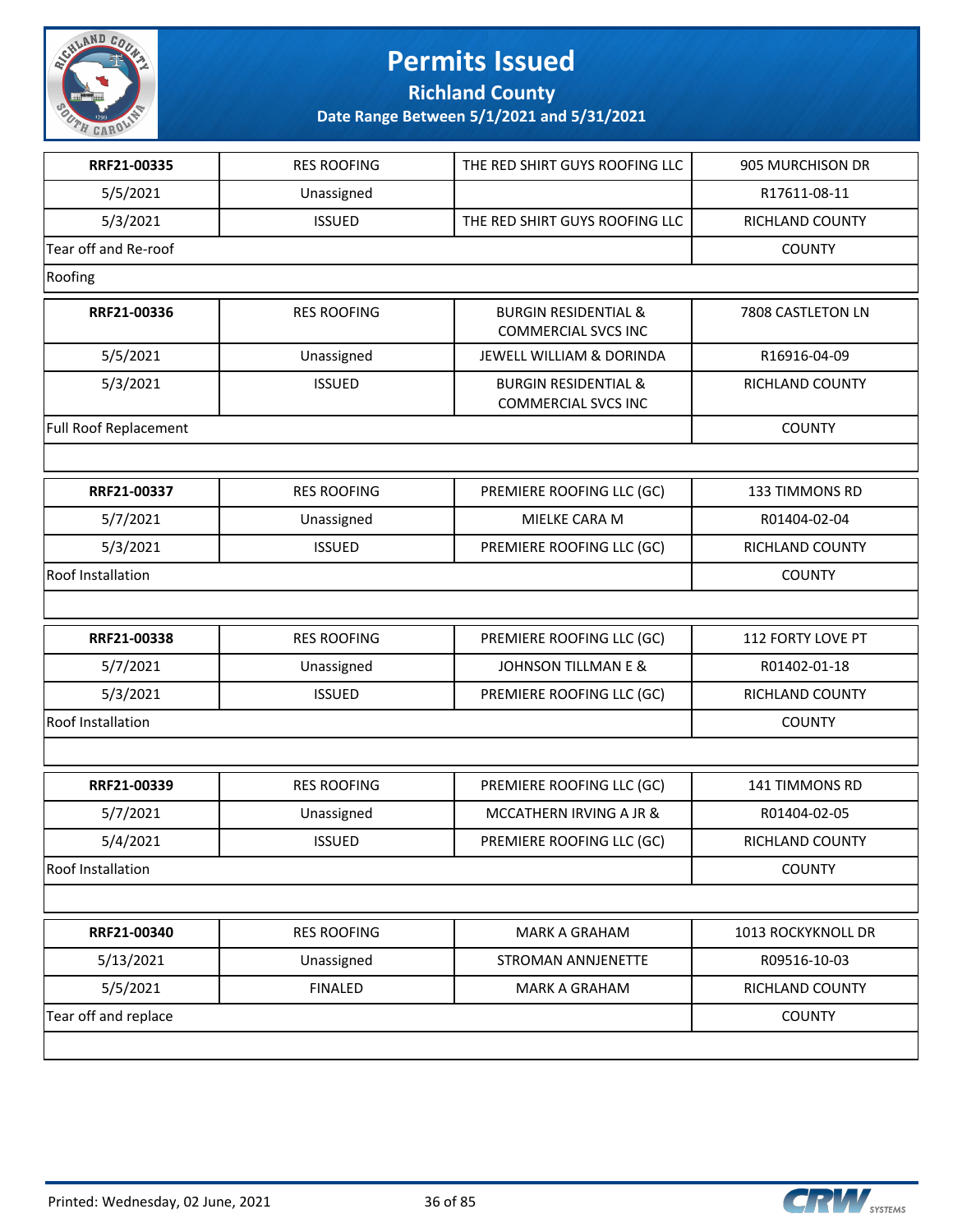# Permits Issued

## Richland County

### Date Range Between 5/1/2021 and 5/31/2021

| | | | |
|---|---|---|---|
| **RRF21-00335** | RES ROOFING | THE RED SHIRT GUYS ROOFING LLC | 905 MURCHISON DR |
| 5/5/2021 | Unassigned | | R17611-08-11 |
| 5/3/2021 | ISSUED | THE RED SHIRT GUYS ROOFING LLC | RICHLAND COUNTY |
| Tear off and Re-roof | | | COUNTY |
| Roofing | | | |

| | | | |
|---|---|---|---|
| **RRF21-00336** | RES ROOFING | BURGIN RESIDENTIAL & COMMERCIAL SVCS INC | 7808 CASTLETON LN |
| 5/5/2021 | Unassigned | JEWELL WILLIAM & DORINDA | R16916-04-09 |
| 5/3/2021 | ISSUED | BURGIN RESIDENTIAL & COMMERCIAL SVCS INC | RICHLAND COUNTY |
| Full Roof Replacement | | | COUNTY |

| | | | |
|---|---|---|---|
| **RRF21-00337** | RES ROOFING | PREMIERE ROOFING LLC (GC) | 133 TIMMONS RD |
| 5/7/2021 | Unassigned | MIELKE CARA M | R01404-02-04 |
| 5/3/2021 | ISSUED | PREMIERE ROOFING LLC (GC) | RICHLAND COUNTY |
| Roof Installation | | | COUNTY |

| | | | |
|---|---|---|---|
| **RRF21-00338** | RES ROOFING | PREMIERE ROOFING LLC (GC) | 112 FORTY LOVE PT |
| 5/7/2021 | Unassigned | JOHNSON TILLMAN E & | R01402-01-18 |
| 5/3/2021 | ISSUED | PREMIERE ROOFING LLC (GC) | RICHLAND COUNTY |
| Roof Installation | | | COUNTY |

| | | | |
|---|---|---|---|
| **RRF21-00339** | RES ROOFING | PREMIERE ROOFING LLC (GC) | 141 TIMMONS RD |
| 5/7/2021 | Unassigned | MCCATHERN IRVING A JR & | R01404-02-05 |
| 5/4/2021 | ISSUED | PREMIERE ROOFING LLC (GC) | RICHLAND COUNTY |
| Roof Installation | | | COUNTY |

| | | | |
|---|---|---|---|
| **RRF21-00340** | RES ROOFING | MARK A GRAHAM | 1013 ROCKYKNOLL DR |
| 5/13/2021 | Unassigned | STROMAN ANNJENETTE | R09516-10-03 |
| 5/5/2021 | FINALED | MARK A GRAHAM | RICHLAND COUNTY |
| Tear off and replace | | | COUNTY |

Printed: Wednesday, 02 June, 2021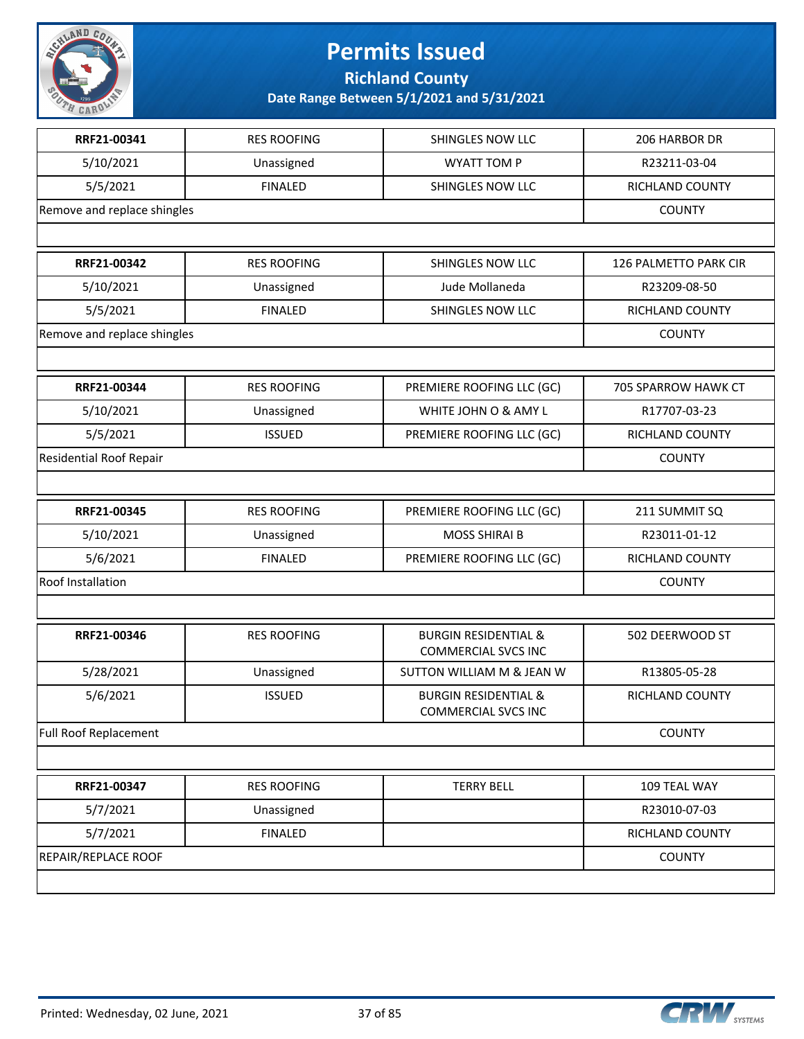# Permits Issued

**Richland County**

**Date Range Between 5/1/2021 and 5/31/2021**

| **RRF21-00341** | RES ROOFING | SHINGLES NOW LLC | 206 HARBOR DR |
|---|---|---|---|
| 5/10/2021 | Unassigned | WYATT TOM P | R23211-03-04 |
| 5/5/2021 | FINALED | SHINGLES NOW LLC | RICHLAND COUNTY |
| Remove and replace shingles | | | COUNTY |

| **RRF21-00342** | RES ROOFING | SHINGLES NOW LLC | 126 PALMETTO PARK CIR |
|---|---|---|---|
| 5/10/2021 | Unassigned | Jude Mollaneda | R23209-08-50 |
| 5/5/2021 | FINALED | SHINGLES NOW LLC | RICHLAND COUNTY |
| Remove and replace shingles | | | COUNTY |

| **RRF21-00344** | RES ROOFING | PREMIERE ROOFING LLC (GC) | 705 SPARROW HAWK CT |
|---|---|---|---|
| 5/10/2021 | Unassigned | WHITE JOHN O & AMY L | R17707-03-23 |
| 5/5/2021 | ISSUED | PREMIERE ROOFING LLC (GC) | RICHLAND COUNTY |
| Residential Roof Repair | | | COUNTY |

| **RRF21-00345** | RES ROOFING | PREMIERE ROOFING LLC (GC) | 211 SUMMIT SQ |
|---|---|---|---|
| 5/10/2021 | Unassigned | MOSS SHIRAI B | R23011-01-12 |
| 5/6/2021 | FINALED | PREMIERE ROOFING LLC (GC) | RICHLAND COUNTY |
| Roof Installation | | | COUNTY |

| **RRF21-00346** | RES ROOFING | BURGIN RESIDENTIAL & COMMERCIAL SVCS INC | 502 DEERWOOD ST |
|---|---|---|---|
| 5/28/2021 | Unassigned | SUTTON WILLIAM M & JEAN W | R13805-05-28 |
| 5/6/2021 | ISSUED | BURGIN RESIDENTIAL & COMMERCIAL SVCS INC | RICHLAND COUNTY |
| Full Roof Replacement | | | COUNTY |

| **RRF21-00347** | RES ROOFING | TERRY BELL | 109 TEAL WAY |
|---|---|---|---|
| 5/7/2021 | Unassigned | | R23010-07-03 |
| 5/7/2021 | FINALED | | RICHLAND COUNTY |
| REPAIR/REPLACE ROOF | | | COUNTY |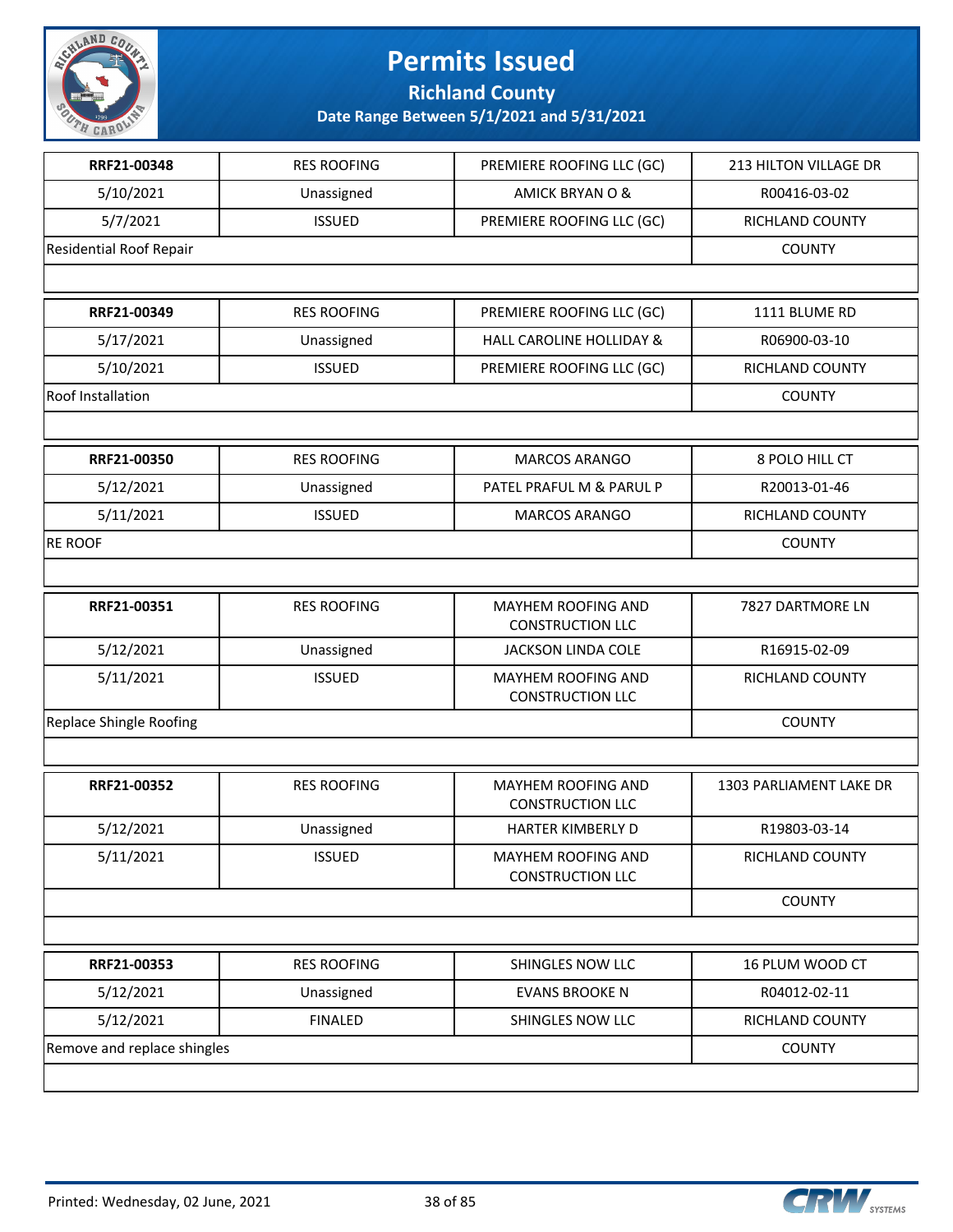# Permits Issued

## Richland County

### Date Range Between 5/1/2021 and 5/31/2021

| | | | |
|---|---|---|---|
| **RRF21-00348** | RES ROOFING | PREMIERE ROOFING LLC (GC) | 213 HILTON VILLAGE DR |
| 5/10/2021 | Unassigned | AMICK BRYAN O & | R00416-03-02 |
| 5/7/2021 | ISSUED | PREMIERE ROOFING LLC (GC) | RICHLAND COUNTY |
| Residential Roof Repair | | | COUNTY |

| | | | |
|---|---|---|---|
| **RRF21-00349** | RES ROOFING | PREMIERE ROOFING LLC (GC) | 1111 BLUME RD |
| 5/17/2021 | Unassigned | HALL CAROLINE HOLLIDAY & | R06900-03-10 |
| 5/10/2021 | ISSUED | PREMIERE ROOFING LLC (GC) | RICHLAND COUNTY |
| Roof Installation | | | COUNTY |

| | | | |
|---|---|---|---|
| **RRF21-00350** | RES ROOFING | MARCOS ARANGO | 8 POLO HILL CT |
| 5/12/2021 | Unassigned | PATEL PRAFUL M & PARUL P | R20013-01-46 |
| 5/11/2021 | ISSUED | MARCOS ARANGO | RICHLAND COUNTY |
| RE ROOF | | | COUNTY |

| | | | |
|---|---|---|---|
| **RRF21-00351** | RES ROOFING | MAYHEM ROOFING AND CONSTRUCTION LLC | 7827 DARTMORE LN |
| 5/12/2021 | Unassigned | JACKSON LINDA COLE | R16915-02-09 |
| 5/11/2021 | ISSUED | MAYHEM ROOFING AND CONSTRUCTION LLC | RICHLAND COUNTY |
| Replace Shingle Roofing | | | COUNTY |

| | | | |
|---|---|---|---|
| **RRF21-00352** | RES ROOFING | MAYHEM ROOFING AND CONSTRUCTION LLC | 1303 PARLIAMENT LAKE DR |
| 5/12/2021 | Unassigned | HARTER KIMBERLY D | R19803-03-14 |
| 5/11/2021 | ISSUED | MAYHEM ROOFING AND CONSTRUCTION LLC | RICHLAND COUNTY |
| | | | COUNTY |

| | | | |
|---|---|---|---|
| **RRF21-00353** | RES ROOFING | SHINGLES NOW LLC | 16 PLUM WOOD CT |
| 5/12/2021 | Unassigned | EVANS BROOKE N | R04012-02-11 |
| 5/12/2021 | FINALED | SHINGLES NOW LLC | RICHLAND COUNTY |
| Remove and replace shingles | | | COUNTY |

Printed: Wednesday, 02 June, 2021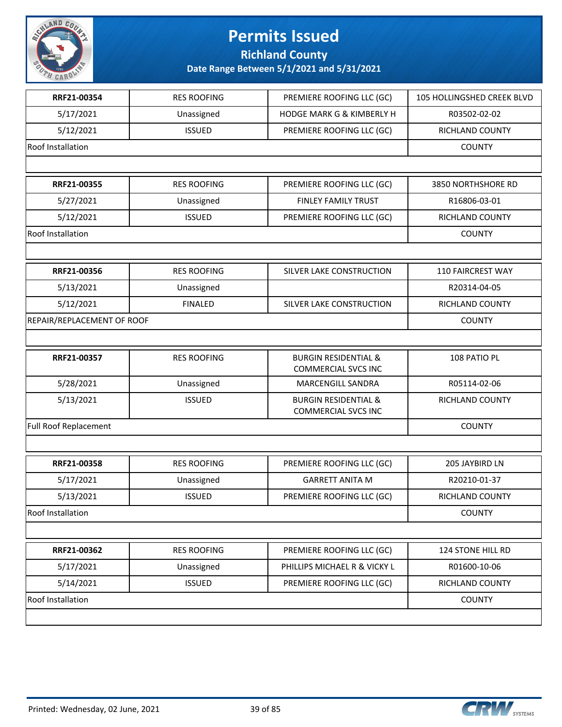# Permits Issued

## Richland County

### Date Range Between 5/1/2021 and 5/31/2021

| | | | |
|---|---|---|---|
| **RRF21-00354** | RES ROOFING | PREMIERE ROOFING LLC (GC) | 105 HOLLINGSHED CREEK BLVD |
| 5/17/2021 | Unassigned | HODGE MARK G & KIMBERLY H | R03502-02-02 |
| 5/12/2021 | ISSUED | PREMIERE ROOFING LLC (GC) | RICHLAND COUNTY |
| Roof Installation | | | COUNTY |

| | | | |
|---|---|---|---|
| **RRF21-00355** | RES ROOFING | PREMIERE ROOFING LLC (GC) | 3850 NORTHSHORE RD |
| 5/27/2021 | Unassigned | FINLEY FAMILY TRUST | R16806-03-01 |
| 5/12/2021 | ISSUED | PREMIERE ROOFING LLC (GC) | RICHLAND COUNTY |
| Roof Installation | | | COUNTY |

| | | | |
|---|---|---|---|
| **RRF21-00356** | RES ROOFING | SILVER LAKE CONSTRUCTION | 110 FAIRCREST WAY |
| 5/13/2021 | Unassigned | | R20314-04-05 |
| 5/12/2021 | FINALED | SILVER LAKE CONSTRUCTION | RICHLAND COUNTY |
| REPAIR/REPLACEMENT OF ROOF | | | COUNTY |

| | | | |
|---|---|---|---|
| **RRF21-00357** | RES ROOFING | BURGIN RESIDENTIAL & COMMERCIAL SVCS INC | 108 PATIO PL |
| 5/28/2021 | Unassigned | MARCENGILL SANDRA | R05114-02-06 |
| 5/13/2021 | ISSUED | BURGIN RESIDENTIAL & COMMERCIAL SVCS INC | RICHLAND COUNTY |
| Full Roof Replacement | | | COUNTY |

| | | | |
|---|---|---|---|
| **RRF21-00358** | RES ROOFING | PREMIERE ROOFING LLC (GC) | 205 JAYBIRD LN |
| 5/17/2021 | Unassigned | GARRETT ANITA M | R20210-01-37 |
| 5/13/2021 | ISSUED | PREMIERE ROOFING LLC (GC) | RICHLAND COUNTY |
| Roof Installation | | | COUNTY |

| | | | |
|---|---|---|---|
| **RRF21-00362** | RES ROOFING | PREMIERE ROOFING LLC (GC) | 124 STONE HILL RD |
| 5/17/2021 | Unassigned | PHILLIPS MICHAEL R & VICKY L | R01600-10-06 |
| 5/14/2021 | ISSUED | PREMIERE ROOFING LLC (GC) | RICHLAND COUNTY |
| Roof Installation | | | COUNTY |

Printed: Wednesday, 02 June, 2021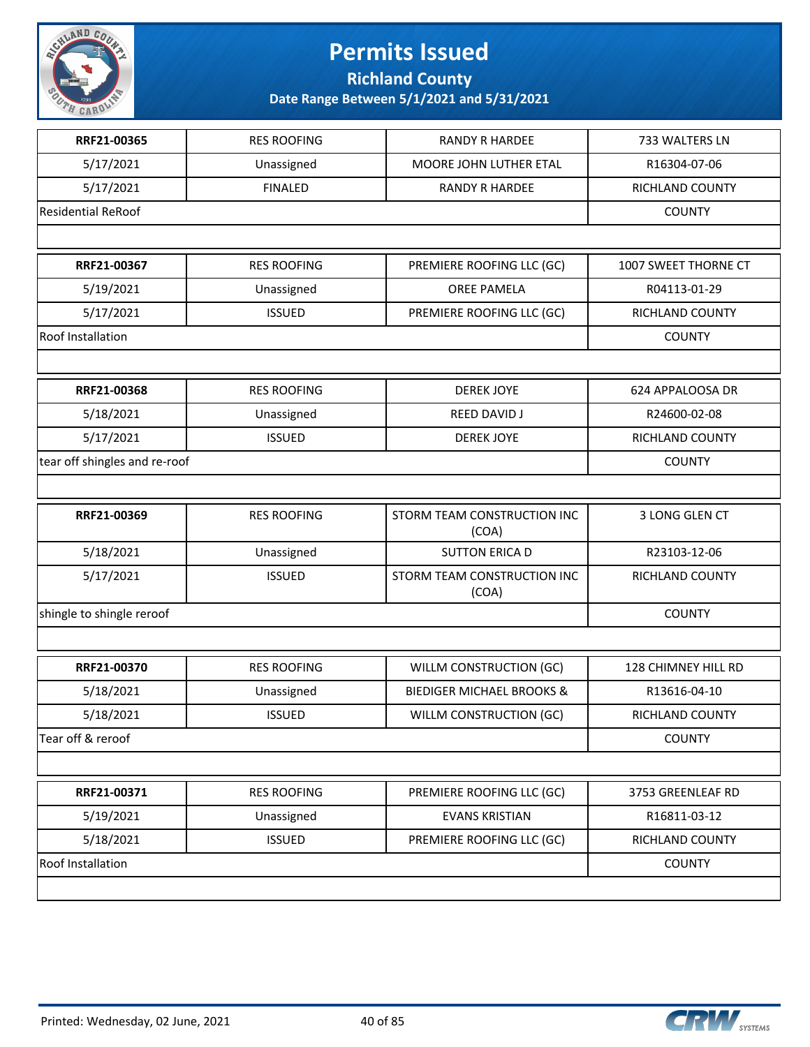# Permits Issued

## Richland County

### Date Range Between 5/1/2021 and 5/31/2021

| RRF21-00365 | RES ROOFING | RANDY R HARDEE | 733 WALTERS LN |
|---|---|---|---|
| 5/17/2021 | Unassigned | MOORE JOHN LUTHER ETAL | R16304-07-06 |
| 5/17/2021 | FINALED | RANDY R HARDEE | RICHLAND COUNTY |
| Residential ReRoof | | | COUNTY |

| RRF21-00367 | RES ROOFING | PREMIERE ROOFING LLC (GC) | 1007 SWEET THORNE CT |
|---|---|---|---|
| 5/19/2021 | Unassigned | OREE PAMELA | R04113-01-29 |
| 5/17/2021 | ISSUED | PREMIERE ROOFING LLC (GC) | RICHLAND COUNTY |
| Roof Installation | | | COUNTY |

| RRF21-00368 | RES ROOFING | DEREK JOYE | 624 APPALOOSA DR |
|---|---|---|---|
| 5/18/2021 | Unassigned | REED DAVID J | R24600-02-08 |
| 5/17/2021 | ISSUED | DEREK JOYE | RICHLAND COUNTY |
| tear off shingles and re-roof | | | COUNTY |

| RRF21-00369 | RES ROOFING | STORM TEAM CONSTRUCTION INC (COA) | 3 LONG GLEN CT |
|---|---|---|---|
| 5/18/2021 | Unassigned | SUTTON ERICA D | R23103-12-06 |
| 5/17/2021 | ISSUED | STORM TEAM CONSTRUCTION INC (COA) | RICHLAND COUNTY |
| shingle to shingle reroof | | | COUNTY |

| RRF21-00370 | RES ROOFING | WILLM CONSTRUCTION (GC) | 128 CHIMNEY HILL RD |
|---|---|---|---|
| 5/18/2021 | Unassigned | BIEDIGER MICHAEL BROOKS & | R13616-04-10 |
| 5/18/2021 | ISSUED | WILLM CONSTRUCTION (GC) | RICHLAND COUNTY |
| Tear off & reroof | | | COUNTY |

| RRF21-00371 | RES ROOFING | PREMIERE ROOFING LLC (GC) | 3753 GREENLEAF RD |
|---|---|---|---|
| 5/19/2021 | Unassigned | EVANS KRISTIAN | R16811-03-12 |
| 5/18/2021 | ISSUED | PREMIERE ROOFING LLC (GC) | RICHLAND COUNTY |
| Roof Installation | | | COUNTY |

Printed: Wednesday, 02 June, 2021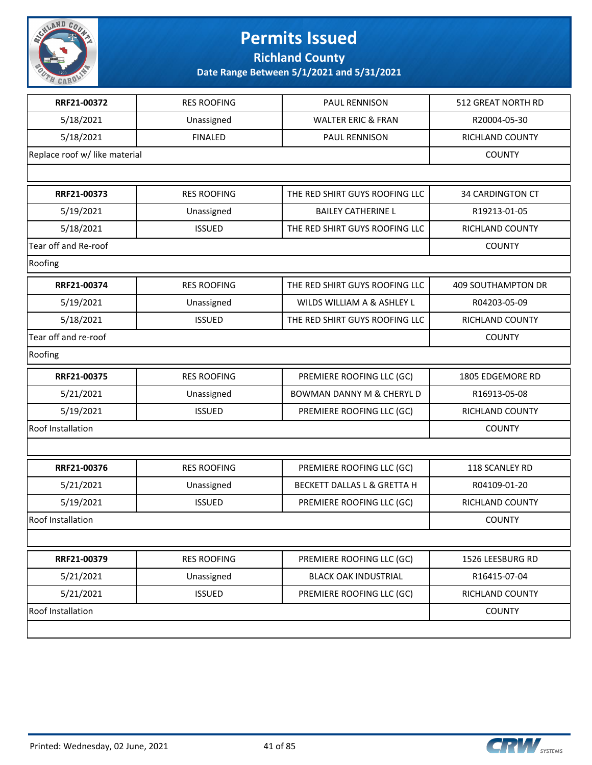# Permits Issued

## Richland County

### Date Range Between 5/1/2021 and 5/31/2021

| | | | |
|---|---|---|---|
| **RRF21-00372** | RES ROOFING | PAUL RENNISON | 512 GREAT NORTH RD |
| 5/18/2021 | Unassigned | WALTER ERIC & FRAN | R20004-05-30 |
| 5/18/2021 | FINALED | PAUL RENNISON | RICHLAND COUNTY |
| Replace roof w/ like material | | | COUNTY |
| | | | |

| | | | |
|---|---|---|---|
| **RRF21-00373** | RES ROOFING | THE RED SHIRT GUYS ROOFING LLC | 34 CARDINGTON CT |
| 5/19/2021 | Unassigned | BAILEY CATHERINE L | R19213-01-05 |
| 5/18/2021 | ISSUED | THE RED SHIRT GUYS ROOFING LLC | RICHLAND COUNTY |
| Tear off and Re-roof | | | COUNTY |
| Roofing | | | |

| | | | |
|---|---|---|---|
| **RRF21-00374** | RES ROOFING | THE RED SHIRT GUYS ROOFING LLC | 409 SOUTHAMPTON DR |
| 5/19/2021 | Unassigned | WILDS WILLIAM A & ASHLEY L | R04203-05-09 |
| 5/18/2021 | ISSUED | THE RED SHIRT GUYS ROOFING LLC | RICHLAND COUNTY |
| Tear off and re-roof | | | COUNTY |
| Roofing | | | |

| | | | |
|---|---|---|---|
| **RRF21-00375** | RES ROOFING | PREMIERE ROOFING LLC (GC) | 1805 EDGEMORE RD |
| 5/21/2021 | Unassigned | BOWMAN DANNY M & CHERYL D | R16913-05-08 |
| 5/19/2021 | ISSUED | PREMIERE ROOFING LLC (GC) | RICHLAND COUNTY |
| Roof Installation | | | COUNTY |
| | | | |

| | | | |
|---|---|---|---|
| **RRF21-00376** | RES ROOFING | PREMIERE ROOFING LLC (GC) | 118 SCANLEY RD |
| 5/21/2021 | Unassigned | BECKETT DALLAS L & GRETTA H | R04109-01-20 |
| 5/19/2021 | ISSUED | PREMIERE ROOFING LLC (GC) | RICHLAND COUNTY |
| Roof Installation | | | COUNTY |
| | | | |

| | | | |
|---|---|---|---|
| **RRF21-00379** | RES ROOFING | PREMIERE ROOFING LLC (GC) | 1526 LEESBURG RD |
| 5/21/2021 | Unassigned | BLACK OAK INDUSTRIAL | R16415-07-04 |
| 5/21/2021 | ISSUED | PREMIERE ROOFING LLC (GC) | RICHLAND COUNTY |
| Roof Installation | | | COUNTY |
| | | | |

Printed: Wednesday, 02 June, 2021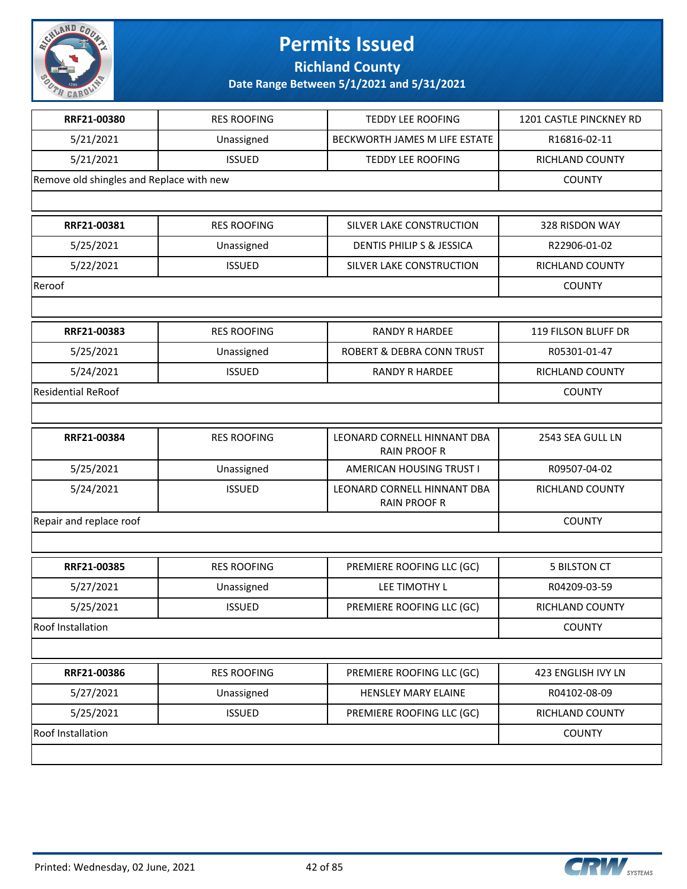# Permits Issued

## Richland County

### Date Range Between 5/1/2021 and 5/31/2021

| RRF21-00380 | RES ROOFING | TEDDY LEE ROOFING | 1201 CASTLE PINCKNEY RD |
|---|---|---|---|
| 5/21/2021 | Unassigned | BECKWORTH JAMES M LIFE ESTATE | R16816-02-11 |
| 5/21/2021 | ISSUED | TEDDY LEE ROOFING | RICHLAND COUNTY |
| Remove old shingles and Replace with new | | | COUNTY |

| RRF21-00381 | RES ROOFING | SILVER LAKE CONSTRUCTION | 328 RISDON WAY |
|---|---|---|---|
| 5/25/2021 | Unassigned | DENTIS PHILIP S & JESSICA | R22906-01-02 |
| 5/22/2021 | ISSUED | SILVER LAKE CONSTRUCTION | RICHLAND COUNTY |
| Reroof | | | COUNTY |

| RRF21-00383 | RES ROOFING | RANDY R HARDEE | 119 FILSON BLUFF DR |
|---|---|---|---|
| 5/25/2021 | Unassigned | ROBERT & DEBRA CONN TRUST | R05301-01-47 |
| 5/24/2021 | ISSUED | RANDY R HARDEE | RICHLAND COUNTY |
| Residential ReRoof | | | COUNTY |

| RRF21-00384 | RES ROOFING | LEONARD CORNELL HINNANT DBA RAIN PROOF R | 2543 SEA GULL LN |
|---|---|---|---|
| 5/25/2021 | Unassigned | AMERICAN HOUSING TRUST I | R09507-04-02 |
| 5/24/2021 | ISSUED | LEONARD CORNELL HINNANT DBA RAIN PROOF R | RICHLAND COUNTY |
| Repair and replace roof | | | COUNTY |

| RRF21-00385 | RES ROOFING | PREMIERE ROOFING LLC (GC) | 5 BILSTON CT |
|---|---|---|---|
| 5/27/2021 | Unassigned | LEE TIMOTHY L | R04209-03-59 |
| 5/25/2021 | ISSUED | PREMIERE ROOFING LLC (GC) | RICHLAND COUNTY |
| Roof Installation | | | COUNTY |

| RRF21-00386 | RES ROOFING | PREMIERE ROOFING LLC (GC) | 423 ENGLISH IVY LN |
|---|---|---|---|
| 5/27/2021 | Unassigned | HENSLEY MARY ELAINE | R04102-08-09 |
| 5/25/2021 | ISSUED | PREMIERE ROOFING LLC (GC) | RICHLAND COUNTY |
| Roof Installation | | | COUNTY |

Printed: Wednesday, 02 June, 2021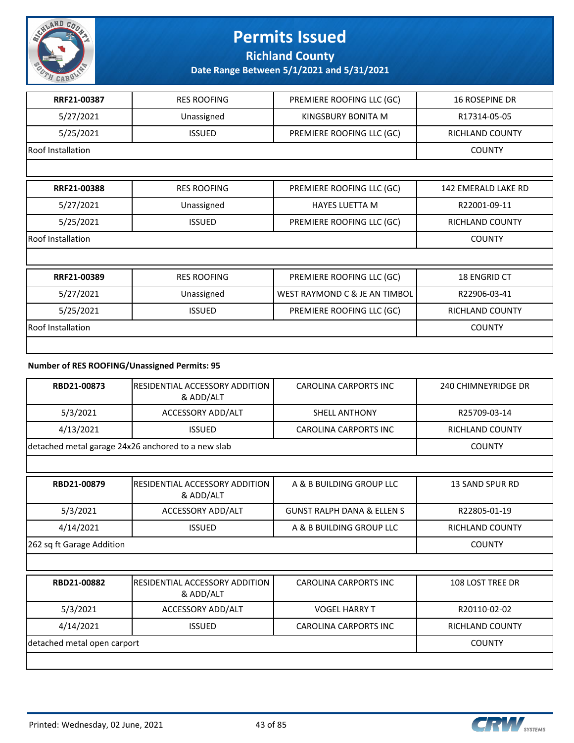# Permits Issued

**Richland County**

**Date Range Between 5/1/2021 and 5/31/2021**

| RRF21-00387 | RES ROOFING | PREMIERE ROOFING LLC (GC) | 16 ROSEPINE DR |
|---|---|---|---|
| 5/27/2021 | Unassigned | KINGSBURY BONITA M | R17314-05-05 |
| 5/25/2021 | ISSUED | PREMIERE ROOFING LLC (GC) | RICHLAND COUNTY |
| Roof Installation | | | COUNTY |

| RRF21-00388 | RES ROOFING | PREMIERE ROOFING LLC (GC) | 142 EMERALD LAKE RD |
|---|---|---|---|
| 5/27/2021 | Unassigned | HAYES LUETTA M | R22001-09-11 |
| 5/25/2021 | ISSUED | PREMIERE ROOFING LLC (GC) | RICHLAND COUNTY |
| Roof Installation | | | COUNTY |

| RRF21-00389 | RES ROOFING | PREMIERE ROOFING LLC (GC) | 18 ENGRID CT |
|---|---|---|---|
| 5/27/2021 | Unassigned | WEST RAYMOND C & JE AN TIMBOL | R22906-03-41 |
| 5/25/2021 | ISSUED | PREMIERE ROOFING LLC (GC) | RICHLAND COUNTY |
| Roof Installation | | | COUNTY |

**Number of RES ROOFING/Unassigned Permits: 95**

| RBD21-00873 | RESIDENTIAL ACCESSORY ADDITION & ADD/ALT | CAROLINA CARPORTS INC | 240 CHIMNEYRIDGE DR |
|---|---|---|---|
| 5/3/2021 | ACCESSORY ADD/ALT | SHELL ANTHONY | R25709-03-14 |
| 4/13/2021 | ISSUED | CAROLINA CARPORTS INC | RICHLAND COUNTY |
| detached metal garage 24x26 anchored to a new slab | | | COUNTY |

| RBD21-00879 | RESIDENTIAL ACCESSORY ADDITION & ADD/ALT | A & B BUILDING GROUP LLC | 13 SAND SPUR RD |
|---|---|---|---|
| 5/3/2021 | ACCESSORY ADD/ALT | GUNST RALPH DANA & ELLEN S | R22805-01-19 |
| 4/14/2021 | ISSUED | A & B BUILDING GROUP LLC | RICHLAND COUNTY |
| 262 sq ft Garage Addition | | | COUNTY |

| RBD21-00882 | RESIDENTIAL ACCESSORY ADDITION & ADD/ALT | CAROLINA CARPORTS INC | 108 LOST TREE DR |
|---|---|---|---|
| 5/3/2021 | ACCESSORY ADD/ALT | VOGEL HARRY T | R20110-02-02 |
| 4/14/2021 | ISSUED | CAROLINA CARPORTS INC | RICHLAND COUNTY |
| detached metal open carport | | | COUNTY |

Printed: Wednesday, 02 June, 2021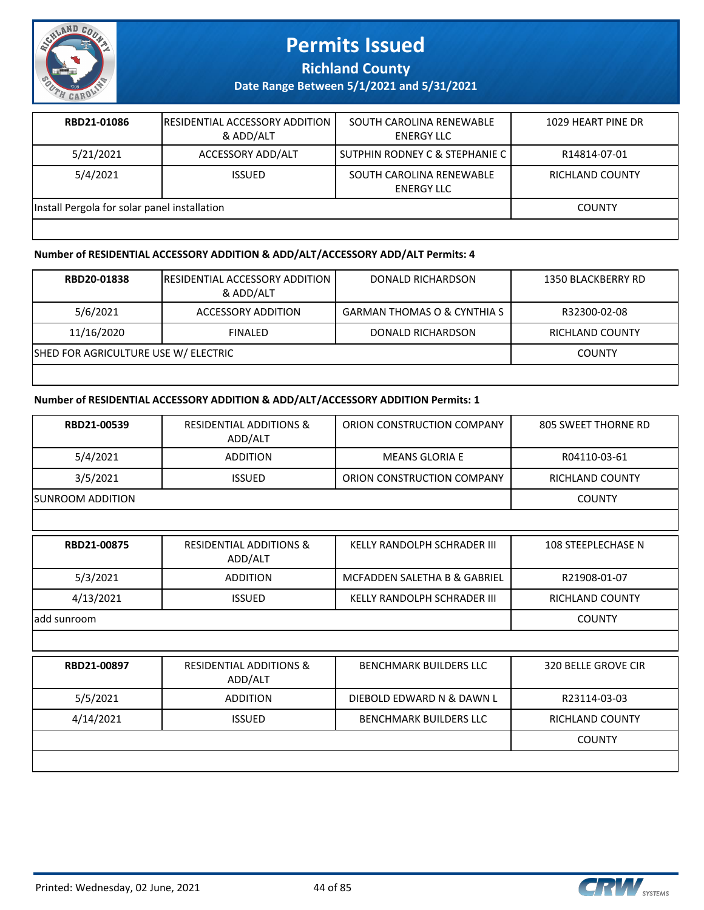# Permits Issued

## Richland County

### Date Range Between 5/1/2021 and 5/31/2021

| | | | |
|---|---|---|---|
| **RBD21-01086** | RESIDENTIAL ACCESSORY ADDITION & ADD/ALT | SOUTH CAROLINA RENEWABLE ENERGY LLC | 1029 HEART PINE DR |
| 5/21/2021 | ACCESSORY ADD/ALT | SUTPHIN RODNEY C & STEPHANIE C | R14814-07-01 |
| 5/4/2021 | ISSUED | SOUTH CAROLINA RENEWABLE ENERGY LLC | RICHLAND COUNTY |
| Install Pergola for solar panel installation | | | COUNTY |

**Number of RESIDENTIAL ACCESSORY ADDITION & ADD/ALT/ACCESSORY ADD/ALT Permits: 4**

| | | | |
|---|---|---|---|
| **RBD20-01838** | RESIDENTIAL ACCESSORY ADDITION & ADD/ALT | DONALD RICHARDSON | 1350 BLACKBERRY RD |
| 5/6/2021 | ACCESSORY ADDITION | GARMAN THOMAS O & CYNTHIA S | R32300-02-08 |
| 11/16/2020 | FINALED | DONALD RICHARDSON | RICHLAND COUNTY |
| SHED FOR AGRICULTURE USE W/ ELECTRIC | | | COUNTY |

**Number of RESIDENTIAL ACCESSORY ADDITION & ADD/ALT/ACCESSORY ADDITION Permits: 1**

| | | | |
|---|---|---|---|
| **RBD21-00539** | RESIDENTIAL ADDITIONS & ADD/ALT | ORION CONSTRUCTION COMPANY | 805 SWEET THORNE RD |
| 5/4/2021 | ADDITION | MEANS GLORIA E | R04110-03-61 |
| 3/5/2021 | ISSUED | ORION CONSTRUCTION COMPANY | RICHLAND COUNTY |
| SUNROOM ADDITION | | | COUNTY |

| | | | |
|---|---|---|---|
| **RBD21-00875** | RESIDENTIAL ADDITIONS & ADD/ALT | KELLY RANDOLPH SCHRADER III | 108 STEEPLECHASE N |
| 5/3/2021 | ADDITION | MCFADDEN SALETHA B & GABRIEL | R21908-01-07 |
| 4/13/2021 | ISSUED | KELLY RANDOLPH SCHRADER III | RICHLAND COUNTY |
| add sunroom | | | COUNTY |

| | | | |
|---|---|---|---|
| **RBD21-00897** | RESIDENTIAL ADDITIONS & ADD/ALT | BENCHMARK BUILDERS LLC | 320 BELLE GROVE CIR |
| 5/5/2021 | ADDITION | DIEBOLD EDWARD N & DAWN L | R23114-03-03 |
| 4/14/2021 | ISSUED | BENCHMARK BUILDERS LLC | RICHLAND COUNTY |
| | | | COUNTY |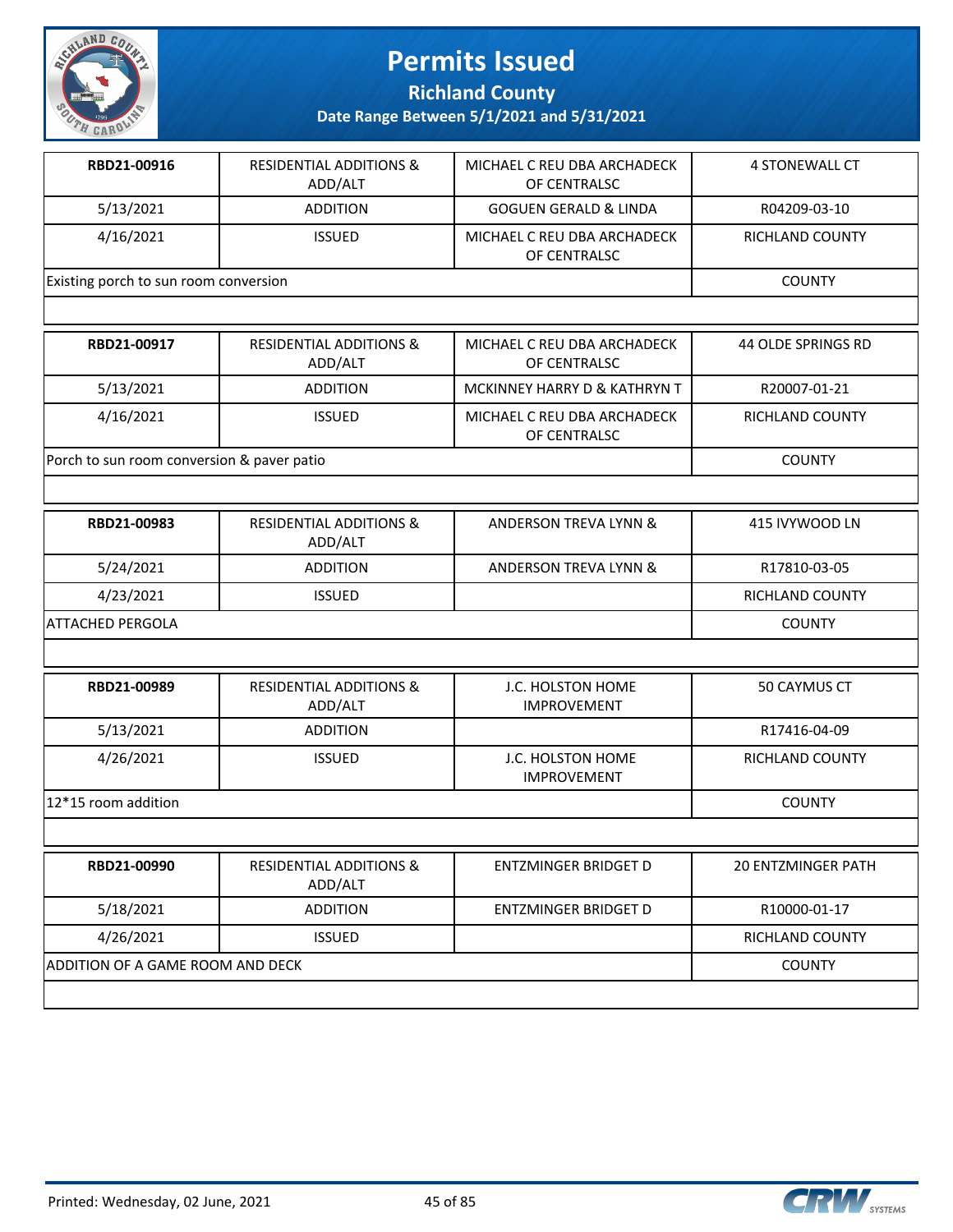# Permits Issued

## Richland County

### Date Range Between 5/1/2021 and 5/31/2021

| RBD21-00916 | RESIDENTIAL ADDITIONS & ADD/ALT | MICHAEL C REU DBA ARCHADECK OF CENTRALSC | 4 STONEWALL CT |
|---|---|---|---|
| 5/13/2021 | ADDITION | GOGUEN GERALD & LINDA | R04209-03-10 |
| 4/16/2021 | ISSUED | MICHAEL C REU DBA ARCHADECK OF CENTRALSC | RICHLAND COUNTY |
| Existing porch to sun room conversion | | | COUNTY |

| RBD21-00917 | RESIDENTIAL ADDITIONS & ADD/ALT | MICHAEL C REU DBA ARCHADECK OF CENTRALSC | 44 OLDE SPRINGS RD |
|---|---|---|---|
| 5/13/2021 | ADDITION | MCKINNEY HARRY D & KATHRYN T | R20007-01-21 |
| 4/16/2021 | ISSUED | MICHAEL C REU DBA ARCHADECK OF CENTRALSC | RICHLAND COUNTY |
| Porch to sun room conversion & paver patio | | | COUNTY |

| RBD21-00983 | RESIDENTIAL ADDITIONS & ADD/ALT | ANDERSON TREVA LYNN & | 415 IVYWOOD LN |
|---|---|---|---|
| 5/24/2021 | ADDITION | ANDERSON TREVA LYNN & | R17810-03-05 |
| 4/23/2021 | ISSUED | | RICHLAND COUNTY |
| ATTACHED PERGOLA | | | COUNTY |

| RBD21-00989 | RESIDENTIAL ADDITIONS & ADD/ALT | J.C. HOLSTON HOME IMPROVEMENT | 50 CAYMUS CT |
|---|---|---|---|
| 5/13/2021 | ADDITION | | R17416-04-09 |
| 4/26/2021 | ISSUED | J.C. HOLSTON HOME IMPROVEMENT | RICHLAND COUNTY |
| 12*15 room addition | | | COUNTY |

| RBD21-00990 | RESIDENTIAL ADDITIONS & ADD/ALT | ENTZMINGER BRIDGET D | 20 ENTZMINGER PATH |
|---|---|---|---|
| 5/18/2021 | ADDITION | ENTZMINGER BRIDGET D | R10000-01-17 |
| 4/26/2021 | ISSUED | | RICHLAND COUNTY |
| ADDITION OF A GAME ROOM AND DECK | | | COUNTY |

Printed: Wednesday, 02 June, 2021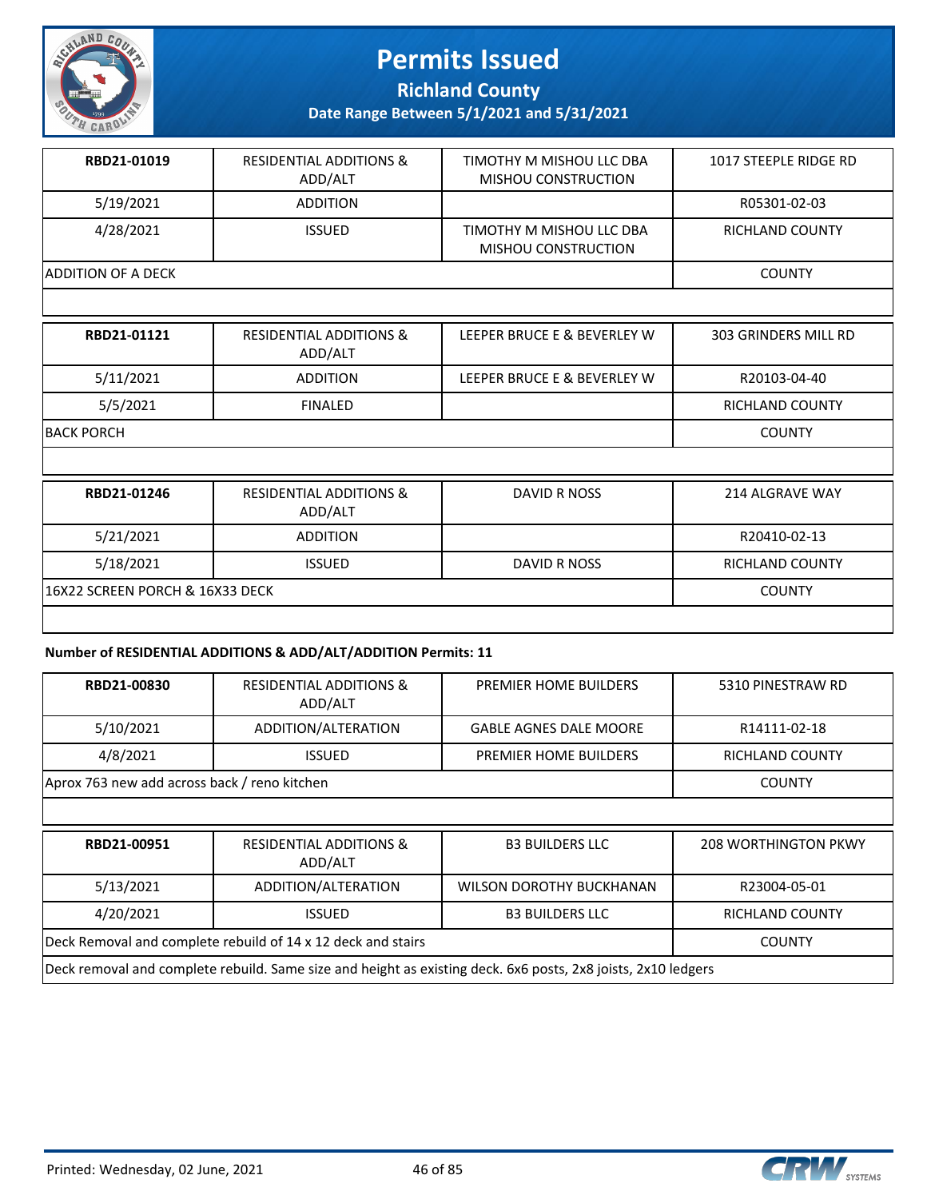# Permits Issued

**Richland County**

**Date Range Between 5/1/2021 and 5/31/2021**

| **RBD21-01019** | RESIDENTIAL ADDITIONS & ADD/ALT | TIMOTHY M MISHOU LLC DBA MISHOU CONSTRUCTION | 1017 STEEPLE RIDGE RD |
|---|---|---|---|
| 5/19/2021 | ADDITION | | R05301-02-03 |
| 4/28/2021 | ISSUED | TIMOTHY M MISHOU LLC DBA MISHOU CONSTRUCTION | RICHLAND COUNTY |
| ADDITION OF A DECK | | | COUNTY |

| **RBD21-01121** | RESIDENTIAL ADDITIONS & ADD/ALT | LEEPER BRUCE E & BEVERLEY W | 303 GRINDERS MILL RD |
|---|---|---|---|
| 5/11/2021 | ADDITION | LEEPER BRUCE E & BEVERLEY W | R20103-04-40 |
| 5/5/2021 | FINALED | | RICHLAND COUNTY |
| BACK PORCH | | | COUNTY |

| **RBD21-01246** | RESIDENTIAL ADDITIONS & ADD/ALT | DAVID R NOSS | 214 ALGRAVE WAY |
|---|---|---|---|
| 5/21/2021 | ADDITION | | R20410-02-13 |
| 5/18/2021 | ISSUED | DAVID R NOSS | RICHLAND COUNTY |
| 16X22 SCREEN PORCH & 16X33 DECK | | | COUNTY |

**Number of RESIDENTIAL ADDITIONS & ADD/ALT/ADDITION Permits: 11**

| **RBD21-00830** | RESIDENTIAL ADDITIONS & ADD/ALT | PREMIER HOME BUILDERS | 5310 PINESTRAW RD |
|---|---|---|---|
| 5/10/2021 | ADDITION/ALTERATION | GABLE AGNES DALE MOORE | R14111-02-18 |
| 4/8/2021 | ISSUED | PREMIER HOME BUILDERS | RICHLAND COUNTY |
| Aprox 763 new add across back / reno kitchen | | | COUNTY |

| **RBD21-00951** | RESIDENTIAL ADDITIONS & ADD/ALT | B3 BUILDERS LLC | 208 WORTHINGTON PKWY |
|---|---|---|---|
| 5/13/2021 | ADDITION/ALTERATION | WILSON DOROTHY BUCKHANAN | R23004-05-01 |
| 4/20/2021 | ISSUED | B3 BUILDERS LLC | RICHLAND COUNTY |
| Deck Removal and complete rebuild of 14 x 12 deck and stairs | | | COUNTY |
| Deck removal and complete rebuild. Same size and height as existing deck. 6x6 posts, 2x8 joists, 2x10 ledgers | | | |

Printed: Wednesday, 02 June, 2021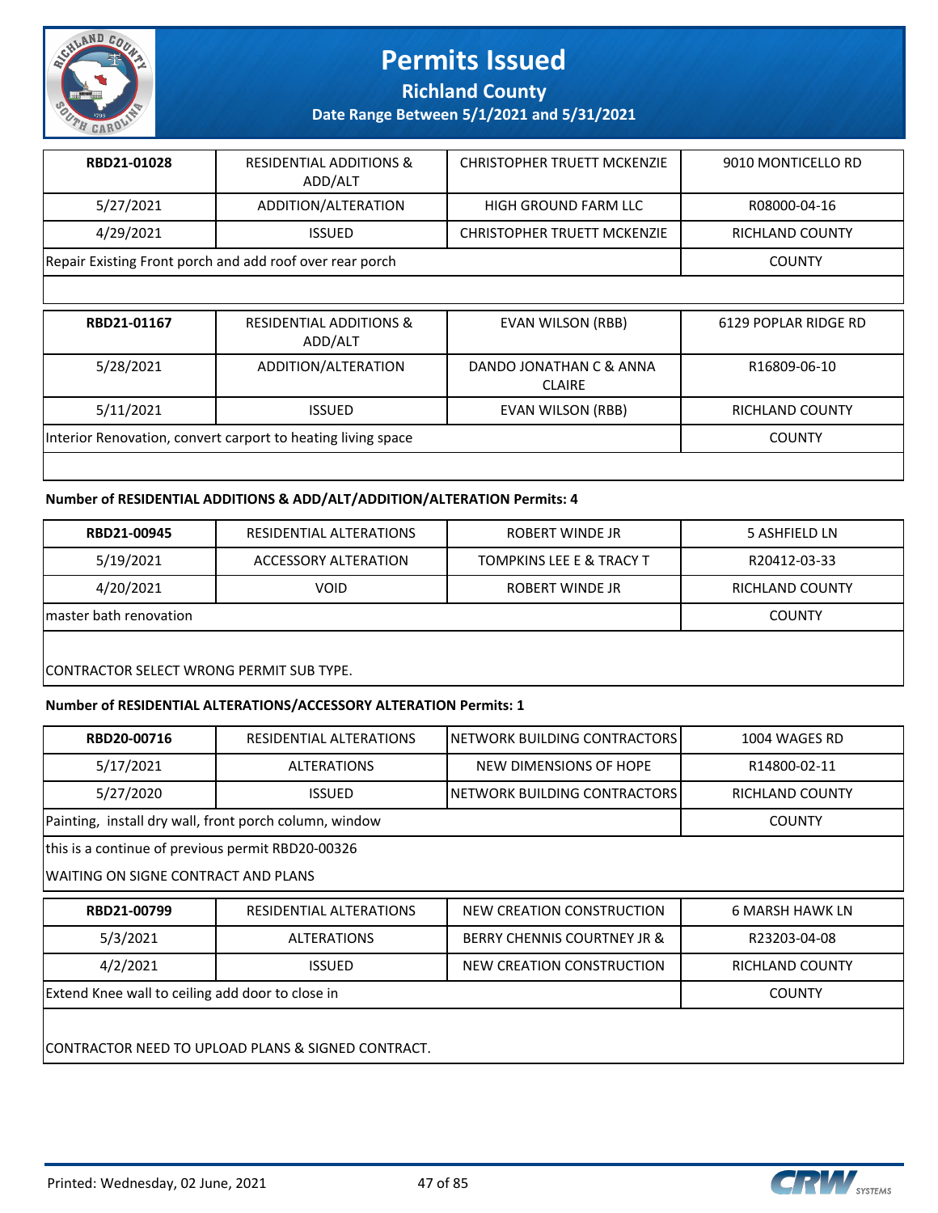# Permits Issued

## Richland County

### Date Range Between 5/1/2021 and 5/31/2021

| RBD21-01028 | RESIDENTIAL ADDITIONS & ADD/ALT | CHRISTOPHER TRUETT MCKENZIE | 9010 MONTICELLO RD |
|---|---|---|---|
| 5/27/2021 | ADDITION/ALTERATION | HIGH GROUND FARM LLC | R08000-04-16 |
| 4/29/2021 | ISSUED | CHRISTOPHER TRUETT MCKENZIE | RICHLAND COUNTY |
| Repair Existing Front porch and add roof over rear porch | | | COUNTY |

| RBD21-01167 | RESIDENTIAL ADDITIONS & ADD/ALT | EVAN WILSON (RBB) | 6129 POPLAR RIDGE RD |
|---|---|---|---|
| 5/28/2021 | ADDITION/ALTERATION | DANDO JONATHAN C & ANNA CLAIRE | R16809-06-10 |
| 5/11/2021 | ISSUED | EVAN WILSON (RBB) | RICHLAND COUNTY |
| Interior Renovation, convert carport to heating living space | | | COUNTY |

**Number of RESIDENTIAL ADDITIONS & ADD/ALT/ADDITION/ALTERATION Permits: 4**

| RBD21-00945 | RESIDENTIAL ALTERATIONS | ROBERT WINDE JR | 5 ASHFIELD LN |
|---|---|---|---|
| 5/19/2021 | ACCESSORY ALTERATION | TOMPKINS LEE E & TRACY T | R20412-03-33 |
| 4/20/2021 | VOID | ROBERT WINDE JR | RICHLAND COUNTY |
| master bath renovation | | | COUNTY |

CONTRACTOR SELECT WRONG PERMIT SUB TYPE.

**Number of RESIDENTIAL ALTERATIONS/ACCESSORY ALTERATION Permits: 1**

| RBD20-00716 | RESIDENTIAL ALTERATIONS | NETWORK BUILDING CONTRACTORS | 1004 WAGES RD |
|---|---|---|---|
| 5/17/2021 | ALTERATIONS | NEW DIMENSIONS OF HOPE | R14800-02-11 |
| 5/27/2020 | ISSUED | NETWORK BUILDING CONTRACTORS | RICHLAND COUNTY |
| Painting, install dry wall, front porch column, window | | | COUNTY |

this is a continue of previous permit RBD20-00326

WAITING ON SIGNE CONTRACT AND PLANS

| RBD21-00799 | RESIDENTIAL ALTERATIONS | NEW CREATION CONSTRUCTION | 6 MARSH HAWK LN |
|---|---|---|---|
| 5/3/2021 | ALTERATIONS | BERRY CHENNIS COURTNEY JR & | R23203-04-08 |
| 4/2/2021 | ISSUED | NEW CREATION CONSTRUCTION | RICHLAND COUNTY |
| Extend Knee wall to ceiling add door to close in | | | COUNTY |

CONTRACTOR NEED TO UPLOAD PLANS & SIGNED CONTRACT.

Printed: Wednesday, 02 June, 2021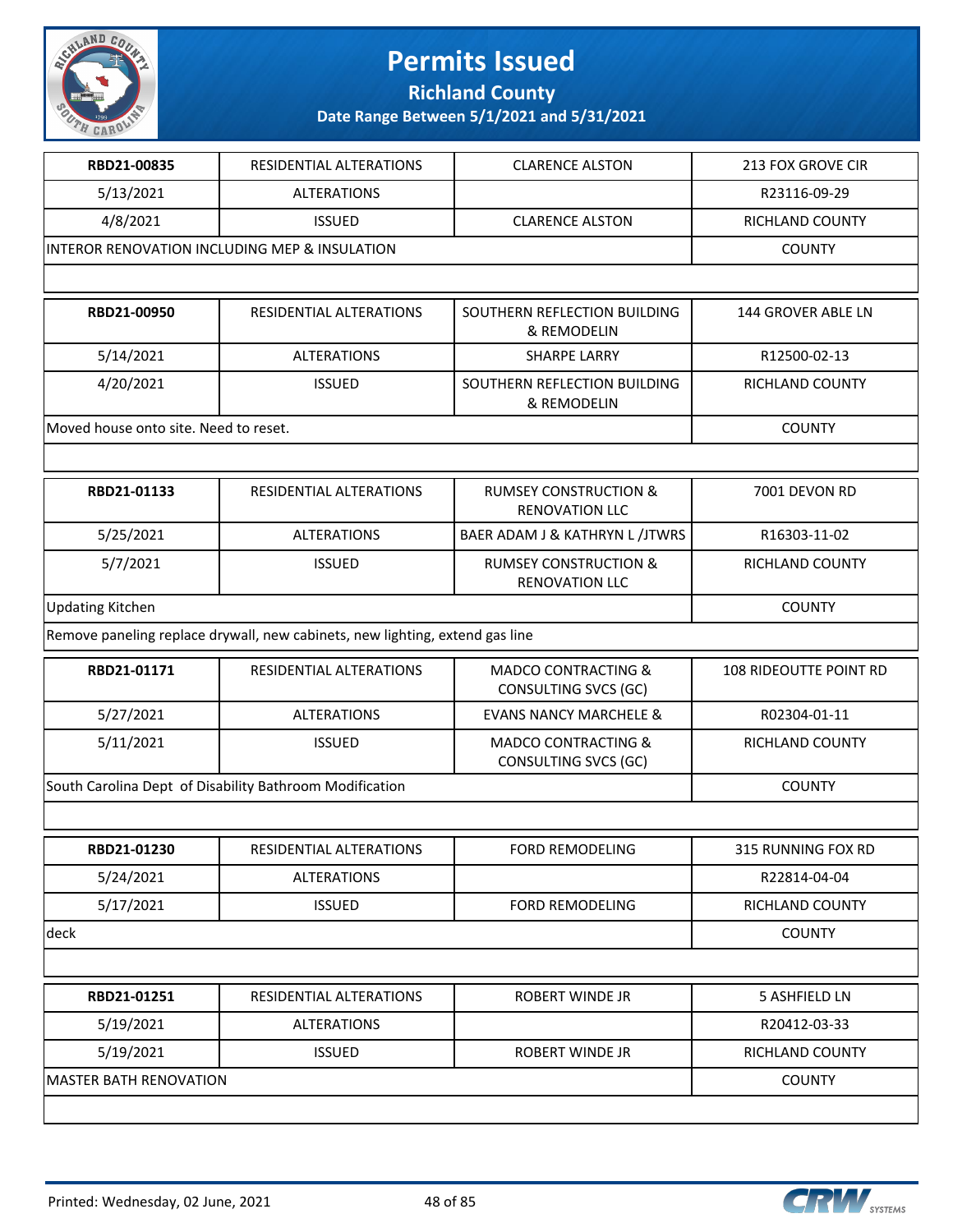# Permits Issued

**Richland County**

**Date Range Between 5/1/2021 and 5/31/2021**

| **RBD21-00835** | RESIDENTIAL ALTERATIONS | CLARENCE ALSTON | 213 FOX GROVE CIR |
|---|---|---|---|
| 5/13/2021 | ALTERATIONS | | R23116-09-29 |
| 4/8/2021 | ISSUED | CLARENCE ALSTON | RICHLAND COUNTY |
| INTEROR RENOVATION INCLUDING MEP & INSULATION | | | COUNTY |
| | | | |

| **RBD21-00950** | RESIDENTIAL ALTERATIONS | SOUTHERN REFLECTION BUILDING & REMODELIN | 144 GROVER ABLE LN |
|---|---|---|---|
| 5/14/2021 | ALTERATIONS | SHARPE LARRY | R12500-02-13 |
| 4/20/2021 | ISSUED | SOUTHERN REFLECTION BUILDING & REMODELIN | RICHLAND COUNTY |
| Moved house onto site. Need to reset. | | | COUNTY |
| | | | |

| **RBD21-01133** | RESIDENTIAL ALTERATIONS | RUMSEY CONSTRUCTION & RENOVATION LLC | 7001 DEVON RD |
|---|---|---|---|
| 5/25/2021 | ALTERATIONS | BAER ADAM J & KATHRYN L /JTWRS | R16303-11-02 |
| 5/7/2021 | ISSUED | RUMSEY CONSTRUCTION & RENOVATION LLC | RICHLAND COUNTY |
| Updating Kitchen | | | COUNTY |
| Remove paneling replace drywall, new cabinets, new lighting, extend gas line | | | |

| **RBD21-01171** | RESIDENTIAL ALTERATIONS | MADCO CONTRACTING & CONSULTING SVCS (GC) | 108 RIDEOUTTE POINT RD |
|---|---|---|---|
| 5/27/2021 | ALTERATIONS | EVANS NANCY MARCHELE & | R02304-01-11 |
| 5/11/2021 | ISSUED | MADCO CONTRACTING & CONSULTING SVCS (GC) | RICHLAND COUNTY |
| South Carolina Dept of Disability Bathroom Modification | | | COUNTY |
| | | | |

| **RBD21-01230** | RESIDENTIAL ALTERATIONS | FORD REMODELING | 315 RUNNING FOX RD |
|---|---|---|---|
| 5/24/2021 | ALTERATIONS | | R22814-04-04 |
| 5/17/2021 | ISSUED | FORD REMODELING | RICHLAND COUNTY |
| deck | | | COUNTY |
| | | | |

| **RBD21-01251** | RESIDENTIAL ALTERATIONS | ROBERT WINDE JR | 5 ASHFIELD LN |
|---|---|---|---|
| 5/19/2021 | ALTERATIONS | | R20412-03-33 |
| 5/19/2021 | ISSUED | ROBERT WINDE JR | RICHLAND COUNTY |
| MASTER BATH RENOVATION | | | COUNTY |
| | | | |

Printed: Wednesday, 02 June, 2021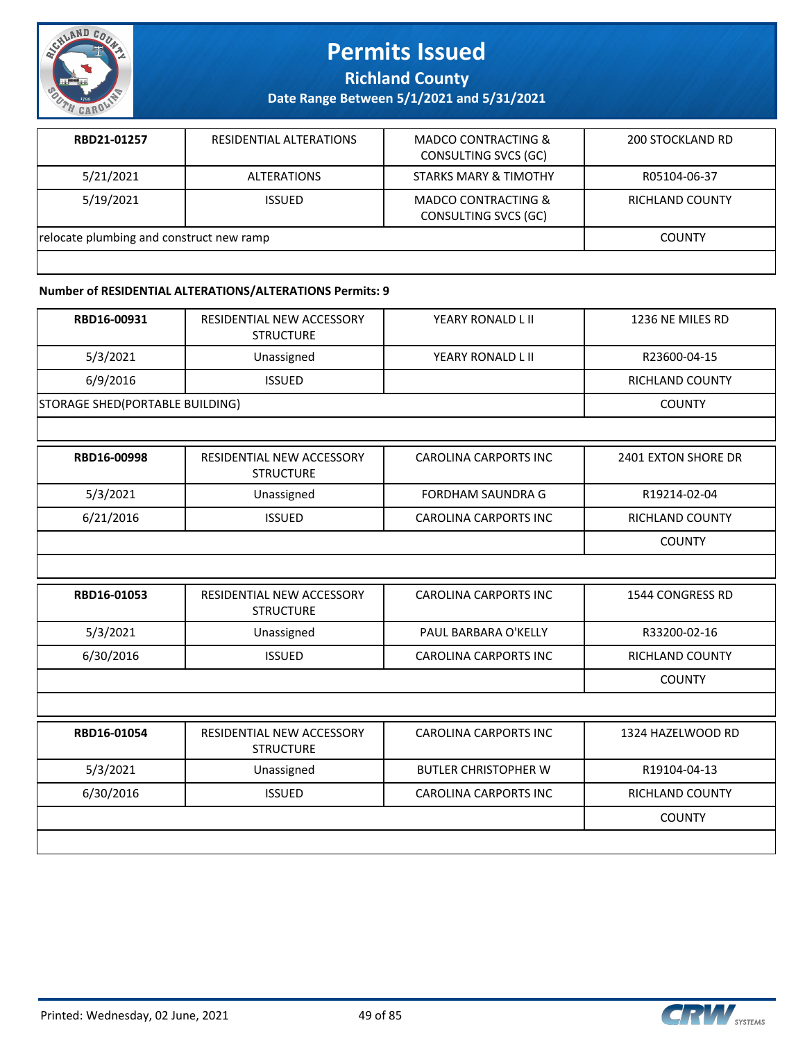| RBD21-01257 | RESIDENTIAL ALTERATIONS | MADCO CONTRACTING & CONSULTING SVCS (GC) | 200 STOCKLAND RD |
|---|---|---|---|
| 5/21/2021 | ALTERATIONS | STARKS MARY & TIMOTHY | R05104-06-37 |
| 5/19/2021 | ISSUED | MADCO CONTRACTING & CONSULTING SVCS (GC) | RICHLAND COUNTY |
| relocate plumbing and construct new ramp | | | COUNTY |

**Number of RESIDENTIAL ALTERATIONS/ALTERATIONS Permits: 9**

| RBD16-00931 | RESIDENTIAL NEW ACCESSORY STRUCTURE | YEARY RONALD L II | 1236 NE MILES RD |
|---|---|---|---|
| 5/3/2021 | Unassigned | YEARY RONALD L II | R23600-04-15 |
| 6/9/2016 | ISSUED | | RICHLAND COUNTY |
| STORAGE SHED(PORTABLE BUILDING) | | | COUNTY |

| RBD16-00998 | RESIDENTIAL NEW ACCESSORY STRUCTURE | CAROLINA CARPORTS INC | 2401 EXTON SHORE DR |
|---|---|---|---|
| 5/3/2021 | Unassigned | FORDHAM SAUNDRA G | R19214-02-04 |
| 6/21/2016 | ISSUED | CAROLINA CARPORTS INC | RICHLAND COUNTY |
| | | | COUNTY |

| RBD16-01053 | RESIDENTIAL NEW ACCESSORY STRUCTURE | CAROLINA CARPORTS INC | 1544 CONGRESS RD |
|---|---|---|---|
| 5/3/2021 | Unassigned | PAUL BARBARA O'KELLY | R33200-02-16 |
| 6/30/2016 | ISSUED | CAROLINA CARPORTS INC | RICHLAND COUNTY |
| | | | COUNTY |

| RBD16-01054 | RESIDENTIAL NEW ACCESSORY STRUCTURE | CAROLINA CARPORTS INC | 1324 HAZELWOOD RD |
|---|---|---|---|
| 5/3/2021 | Unassigned | BUTLER CHRISTOPHER W | R19104-04-13 |
| 6/30/2016 | ISSUED | CAROLINA CARPORTS INC | RICHLAND COUNTY |
| | | | COUNTY |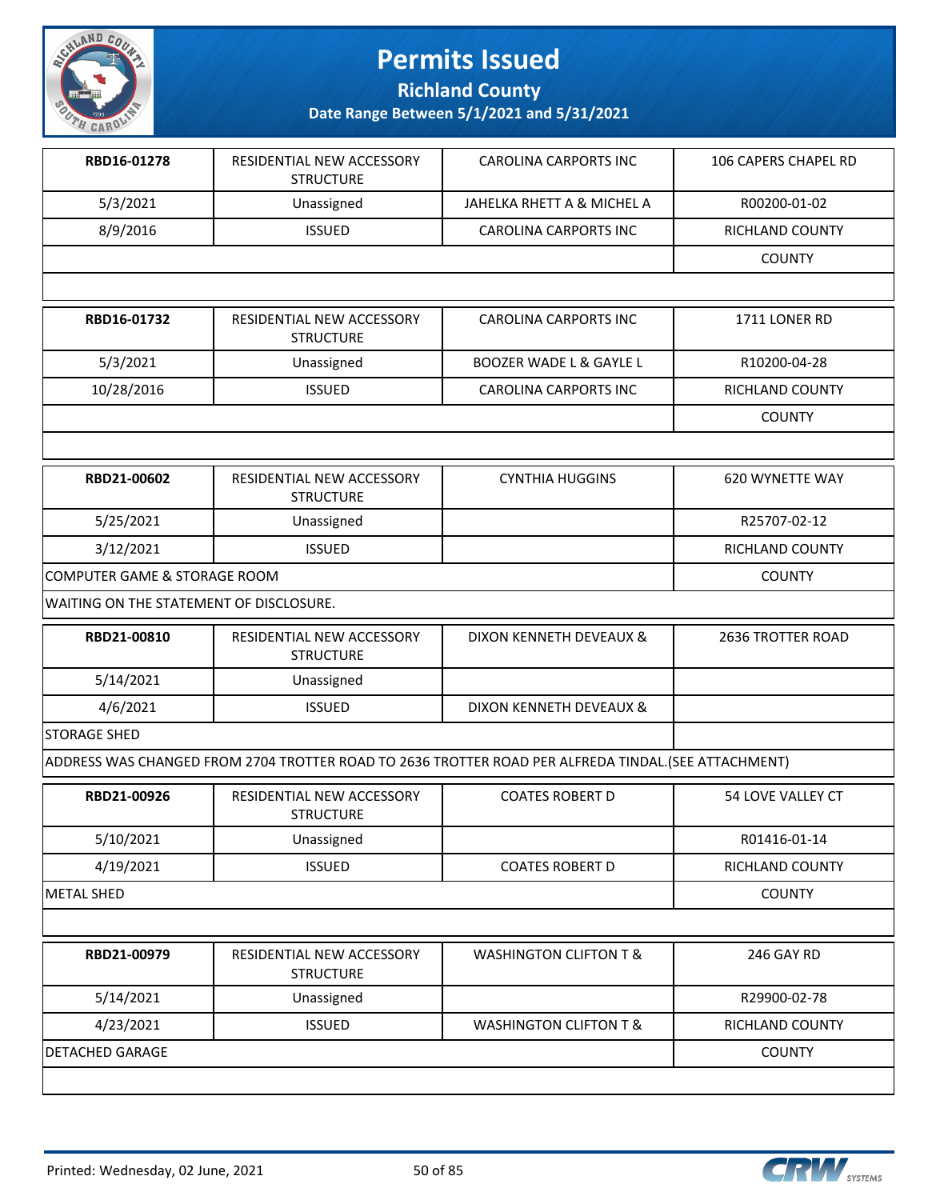# Permits Issued

## Richland County

### Date Range Between 5/1/2021 and 5/31/2021

| | | | |
|---|---|---|---|
| **RBD16-01278** | RESIDENTIAL NEW ACCESSORY STRUCTURE | CAROLINA CARPORTS INC | 106 CAPERS CHAPEL RD |
| 5/3/2021 | Unassigned | JAHELKA RHETT A & MICHEL A | R00200-01-02 |
| 8/9/2016 | ISSUED | CAROLINA CARPORTS INC | RICHLAND COUNTY |
| | | | COUNTY |
| | | | |

| | | | |
|---|---|---|---|
| **RBD16-01732** | RESIDENTIAL NEW ACCESSORY STRUCTURE | CAROLINA CARPORTS INC | 1711 LONER RD |
| 5/3/2021 | Unassigned | BOOZER WADE L & GAYLE L | R10200-04-28 |
| 10/28/2016 | ISSUED | CAROLINA CARPORTS INC | RICHLAND COUNTY |
| | | | COUNTY |
| | | | |

| | | | |
|---|---|---|---|
| **RBD21-00602** | RESIDENTIAL NEW ACCESSORY STRUCTURE | CYNTHIA HUGGINS | 620 WYNETTE WAY |
| 5/25/2021 | Unassigned | | R25707-02-12 |
| 3/12/2021 | ISSUED | | RICHLAND COUNTY |
| COMPUTER GAME & STORAGE ROOM | | | COUNTY |
| WAITING ON THE STATEMENT OF DISCLOSURE. | | | |

| | | | |
|---|---|---|---|
| **RBD21-00810** | RESIDENTIAL NEW ACCESSORY STRUCTURE | DIXON KENNETH DEVEAUX & | 2636 TROTTER ROAD |
| 5/14/2021 | Unassigned | | |
| 4/6/2021 | ISSUED | DIXON KENNETH DEVEAUX & | |
| STORAGE SHED | | | |
| ADDRESS WAS CHANGED FROM 2704 TROTTER ROAD TO 2636 TROTTER ROAD PER ALFREDA TINDAL.(SEE ATTACHMENT) | | | |

| | | | |
|---|---|---|---|
| **RBD21-00926** | RESIDENTIAL NEW ACCESSORY STRUCTURE | COATES ROBERT D | 54 LOVE VALLEY CT |
| 5/10/2021 | Unassigned | | R01416-01-14 |
| 4/19/2021 | ISSUED | COATES ROBERT D | RICHLAND COUNTY |
| METAL SHED | | | COUNTY |
| | | | |

| | | | |
|---|---|---|---|
| **RBD21-00979** | RESIDENTIAL NEW ACCESSORY STRUCTURE | WASHINGTON CLIFTON T & | 246 GAY RD |
| 5/14/2021 | Unassigned | | R29900-02-78 |
| 4/23/2021 | ISSUED | WASHINGTON CLIFTON T & | RICHLAND COUNTY |
| DETACHED GARAGE | | | COUNTY |
| | | | |

Printed: Wednesday, 02 June, 2021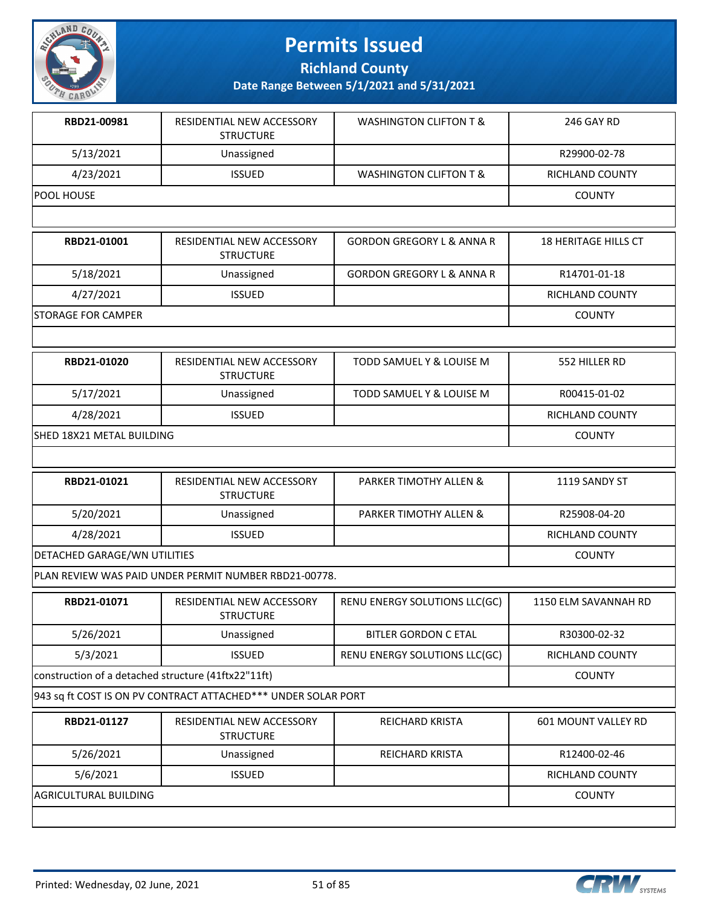# Permits Issued

## Richland County

**Date Range Between 5/1/2021 and 5/31/2021**

| | | | |
|---|---|---|---|
| **RBD21-00981** | RESIDENTIAL NEW ACCESSORY STRUCTURE | WASHINGTON CLIFTON T & | 246 GAY RD |
| 5/13/2021 | Unassigned | | R29900-02-78 |
| 4/23/2021 | ISSUED | WASHINGTON CLIFTON T & | RICHLAND COUNTY |
| POOL HOUSE | | | COUNTY |
| | | | |

| | | | |
|---|---|---|---|
| **RBD21-01001** | RESIDENTIAL NEW ACCESSORY STRUCTURE | GORDON GREGORY L & ANNA R | 18 HERITAGE HILLS CT |
| 5/18/2021 | Unassigned | GORDON GREGORY L & ANNA R | R14701-01-18 |
| 4/27/2021 | ISSUED | | RICHLAND COUNTY |
| STORAGE FOR CAMPER | | | COUNTY |
| | | | |

| | | | |
|---|---|---|---|
| **RBD21-01020** | RESIDENTIAL NEW ACCESSORY STRUCTURE | TODD SAMUEL Y & LOUISE M | 552 HILLER RD |
| 5/17/2021 | Unassigned | TODD SAMUEL Y & LOUISE M | R00415-01-02 |
| 4/28/2021 | ISSUED | | RICHLAND COUNTY |
| SHED 18X21 METAL BUILDING | | | COUNTY |
| | | | |

| | | | |
|---|---|---|---|
| **RBD21-01021** | RESIDENTIAL NEW ACCESSORY STRUCTURE | PARKER TIMOTHY ALLEN & | 1119 SANDY ST |
| 5/20/2021 | Unassigned | PARKER TIMOTHY ALLEN & | R25908-04-20 |
| 4/28/2021 | ISSUED | | RICHLAND COUNTY |
| DETACHED GARAGE/WN UTILITIES | | | COUNTY |
| PLAN REVIEW WAS PAID UNDER PERMIT NUMBER RBD21-00778. | | | |

| | | | |
|---|---|---|---|
| **RBD21-01071** | RESIDENTIAL NEW ACCESSORY STRUCTURE | RENU ENERGY SOLUTIONS LLC(GC) | 1150 ELM SAVANNAH RD |
| 5/26/2021 | Unassigned | BITLER GORDON C ETAL | R30300-02-32 |
| 5/3/2021 | ISSUED | RENU ENERGY SOLUTIONS LLC(GC) | RICHLAND COUNTY |
| construction of a detached structure (41ftx22"11ft) | | | COUNTY |
| 943 sq ft COST IS ON PV CONTRACT ATTACHED*** UNDER SOLAR PORT | | | |

| | | | |
|---|---|---|---|
| **RBD21-01127** | RESIDENTIAL NEW ACCESSORY STRUCTURE | REICHARD KRISTA | 601 MOUNT VALLEY RD |
| 5/26/2021 | Unassigned | REICHARD KRISTA | R12400-02-46 |
| 5/6/2021 | ISSUED | | RICHLAND COUNTY |
| AGRICULTURAL BUILDING | | | COUNTY |
| | | | |

Printed: Wednesday, 02 June, 2021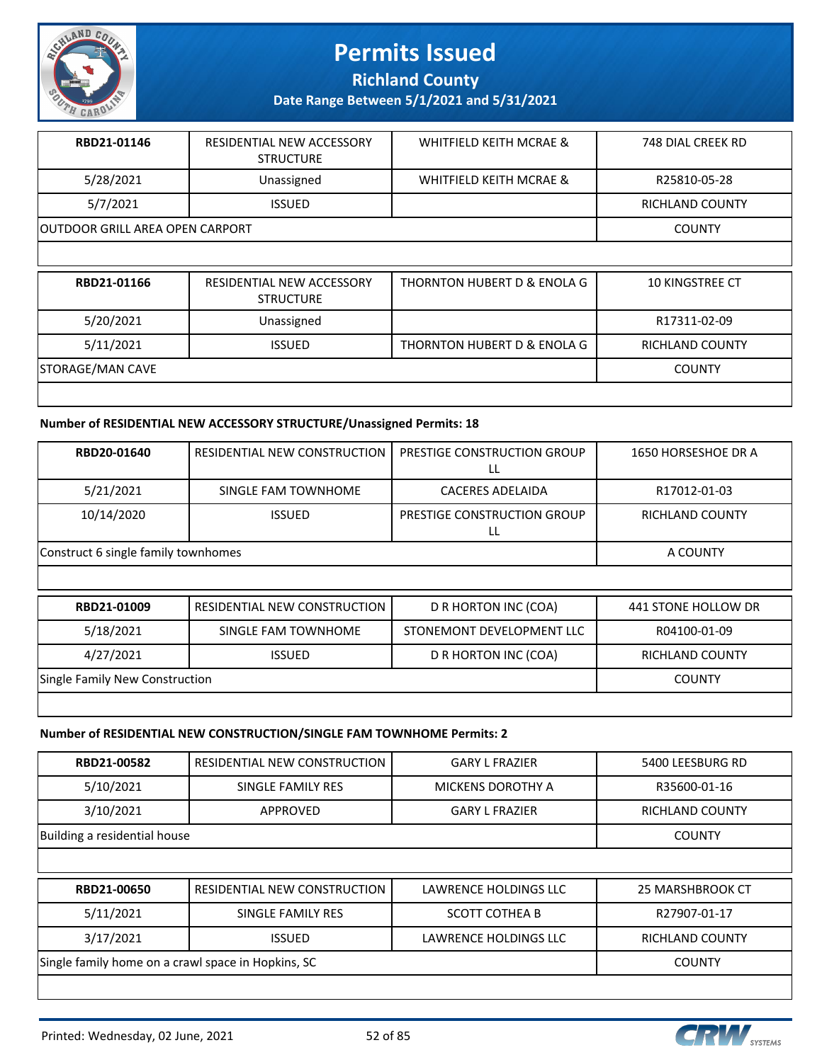# Permits Issued

**Richland County**

**Date Range Between 5/1/2021 and 5/31/2021**

| RBD21-01146 | RESIDENTIAL NEW ACCESSORY STRUCTURE | WHITFIELD KEITH MCRAE & | 748 DIAL CREEK RD |
|---|---|---|---|
| 5/28/2021 | Unassigned | WHITFIELD KEITH MCRAE & | R25810-05-28 |
| 5/7/2021 | ISSUED | | RICHLAND COUNTY |
| OUTDOOR GRILL AREA OPEN CARPORT | | | COUNTY |

| RBD21-01166 | RESIDENTIAL NEW ACCESSORY STRUCTURE | THORNTON HUBERT D & ENOLA G | 10 KINGSTREE CT |
|---|---|---|---|
| 5/20/2021 | Unassigned | | R17311-02-09 |
| 5/11/2021 | ISSUED | THORNTON HUBERT D & ENOLA G | RICHLAND COUNTY |
| STORAGE/MAN CAVE | | | COUNTY |

**Number of RESIDENTIAL NEW ACCESSORY STRUCTURE/Unassigned Permits: 18**

| RBD20-01640 | RESIDENTIAL NEW CONSTRUCTION | PRESTIGE CONSTRUCTION GROUP LL | 1650 HORSESHOE DR A |
|---|---|---|---|
| 5/21/2021 | SINGLE FAM TOWNHOME | CACERES ADELAIDA | R17012-01-03 |
| 10/14/2020 | ISSUED | PRESTIGE CONSTRUCTION GROUP LL | RICHLAND COUNTY |
| Construct 6 single family townhomes | | | A COUNTY |

| RBD21-01009 | RESIDENTIAL NEW CONSTRUCTION | D R HORTON INC (COA) | 441 STONE HOLLOW DR |
|---|---|---|---|
| 5/18/2021 | SINGLE FAM TOWNHOME | STONEMONT DEVELOPMENT LLC | R04100-01-09 |
| 4/27/2021 | ISSUED | D R HORTON INC (COA) | RICHLAND COUNTY |
| Single Family New Construction | | | COUNTY |

**Number of RESIDENTIAL NEW CONSTRUCTION/SINGLE FAM TOWNHOME Permits: 2**

| RBD21-00582 | RESIDENTIAL NEW CONSTRUCTION | GARY L FRAZIER | 5400 LEESBURG RD |
|---|---|---|---|
| 5/10/2021 | SINGLE FAMILY RES | MICKENS DOROTHY A | R35600-01-16 |
| 3/10/2021 | APPROVED | GARY L FRAZIER | RICHLAND COUNTY |
| Building a residential house | | | COUNTY |

| RBD21-00650 | RESIDENTIAL NEW CONSTRUCTION | LAWRENCE HOLDINGS LLC | 25 MARSHBROOK CT |
|---|---|---|---|
| 5/11/2021 | SINGLE FAMILY RES | SCOTT COTHEA B | R27907-01-17 |
| 3/17/2021 | ISSUED | LAWRENCE HOLDINGS LLC | RICHLAND COUNTY |
| Single family home on a crawl space in Hopkins, SC | | | COUNTY |

Printed: Wednesday, 02 June, 2021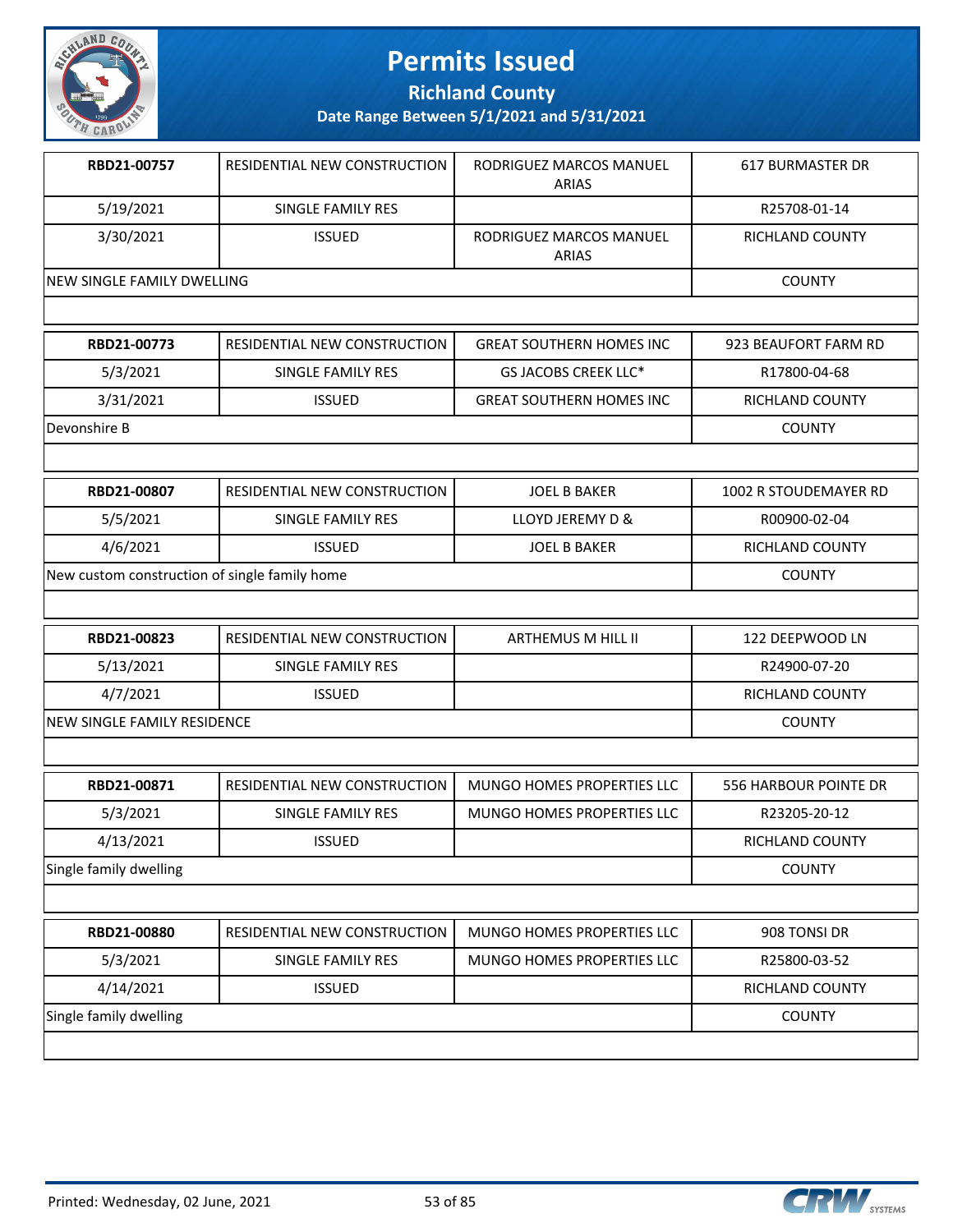# Permits Issued

## Richland County

### Date Range Between 5/1/2021 and 5/31/2021

| | | | |
|---|---|---|---|
| **RBD21-00757** | RESIDENTIAL NEW CONSTRUCTION | RODRIGUEZ MARCOS MANUEL ARIAS | 617 BURMASTER DR |
| 5/19/2021 | SINGLE FAMILY RES | | R25708-01-14 |
| 3/30/2021 | ISSUED | RODRIGUEZ MARCOS MANUEL ARIAS | RICHLAND COUNTY |
| NEW SINGLE FAMILY DWELLING | | | COUNTY |

| | | | |
|---|---|---|---|
| **RBD21-00773** | RESIDENTIAL NEW CONSTRUCTION | GREAT SOUTHERN HOMES INC | 923 BEAUFORT FARM RD |
| 5/3/2021 | SINGLE FAMILY RES | GS JACOBS CREEK LLC* | R17800-04-68 |
| 3/31/2021 | ISSUED | GREAT SOUTHERN HOMES INC | RICHLAND COUNTY |
| Devonshire B | | | COUNTY |

| | | | |
|---|---|---|---|
| **RBD21-00807** | RESIDENTIAL NEW CONSTRUCTION | JOEL B BAKER | 1002 R STOUDEMAYER RD |
| 5/5/2021 | SINGLE FAMILY RES | LLOYD JEREMY D & | R00900-02-04 |
| 4/6/2021 | ISSUED | JOEL B BAKER | RICHLAND COUNTY |
| New custom construction of single family home | | | COUNTY |

| | | | |
|---|---|---|---|
| **RBD21-00823** | RESIDENTIAL NEW CONSTRUCTION | ARTHEMUS M HILL II | 122 DEEPWOOD LN |
| 5/13/2021 | SINGLE FAMILY RES | | R24900-07-20 |
| 4/7/2021 | ISSUED | | RICHLAND COUNTY |
| NEW SINGLE FAMILY RESIDENCE | | | COUNTY |

| | | | |
|---|---|---|---|
| **RBD21-00871** | RESIDENTIAL NEW CONSTRUCTION | MUNGO HOMES PROPERTIES LLC | 556 HARBOUR POINTE DR |
| 5/3/2021 | SINGLE FAMILY RES | MUNGO HOMES PROPERTIES LLC | R23205-20-12 |
| 4/13/2021 | ISSUED | | RICHLAND COUNTY |
| Single family dwelling | | | COUNTY |

| | | | |
|---|---|---|---|
| **RBD21-00880** | RESIDENTIAL NEW CONSTRUCTION | MUNGO HOMES PROPERTIES LLC | 908 TONSI DR |
| 5/3/2021 | SINGLE FAMILY RES | MUNGO HOMES PROPERTIES LLC | R25800-03-52 |
| 4/14/2021 | ISSUED | | RICHLAND COUNTY |
| Single family dwelling | | | COUNTY |

Printed: Wednesday, 02 June, 2021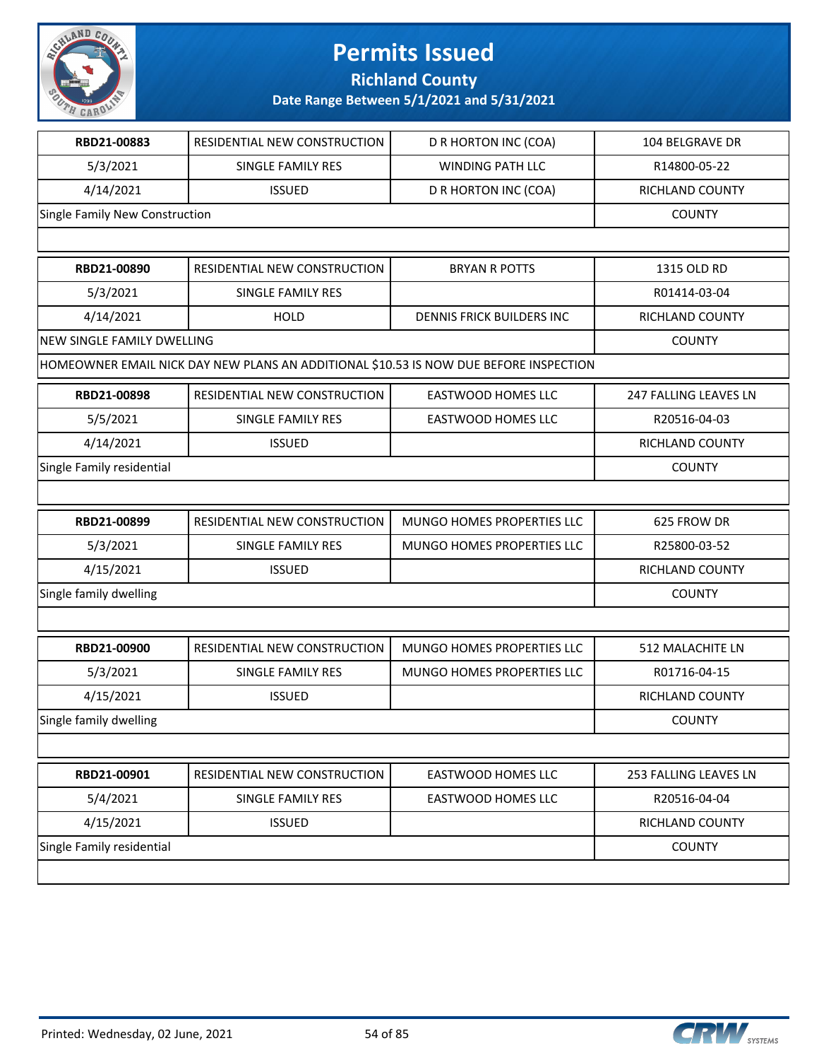# Permits Issued

## Richland County

**Date Range Between 5/1/2021 and 5/31/2021**

| RBD21-00883 | RESIDENTIAL NEW CONSTRUCTION | D R HORTON INC (COA) | 104 BELGRAVE DR |
|---|---|---|---|
| 5/3/2021 | SINGLE FAMILY RES | WINDING PATH LLC | R14800-05-22 |
| 4/14/2021 | ISSUED | D R HORTON INC (COA) | RICHLAND COUNTY |
| Single Family New Construction | | | COUNTY |

| RBD21-00890 | RESIDENTIAL NEW CONSTRUCTION | BRYAN R POTTS | 1315 OLD RD |
|---|---|---|---|
| 5/3/2021 | SINGLE FAMILY RES | | R01414-03-04 |
| 4/14/2021 | HOLD | DENNIS FRICK BUILDERS INC | RICHLAND COUNTY |
| NEW SINGLE FAMILY DWELLING | | | COUNTY |
| HOMEOWNER EMAIL NICK DAY NEW PLANS AN ADDITIONAL $10.53 IS NOW DUE BEFORE INSPECTION | | | |

| RBD21-00898 | RESIDENTIAL NEW CONSTRUCTION | EASTWOOD HOMES LLC | 247 FALLING LEAVES LN |
|---|---|---|---|
| 5/5/2021 | SINGLE FAMILY RES | EASTWOOD HOMES LLC | R20516-04-03 |
| 4/14/2021 | ISSUED | | RICHLAND COUNTY |
| Single Family residential | | | COUNTY |

| RBD21-00899 | RESIDENTIAL NEW CONSTRUCTION | MUNGO HOMES PROPERTIES LLC | 625 FROW DR |
|---|---|---|---|
| 5/3/2021 | SINGLE FAMILY RES | MUNGO HOMES PROPERTIES LLC | R25800-03-52 |
| 4/15/2021 | ISSUED | | RICHLAND COUNTY |
| Single family dwelling | | | COUNTY |

| RBD21-00900 | RESIDENTIAL NEW CONSTRUCTION | MUNGO HOMES PROPERTIES LLC | 512 MALACHITE LN |
|---|---|---|---|
| 5/3/2021 | SINGLE FAMILY RES | MUNGO HOMES PROPERTIES LLC | R01716-04-15 |
| 4/15/2021 | ISSUED | | RICHLAND COUNTY |
| Single family dwelling | | | COUNTY |

| RBD21-00901 | RESIDENTIAL NEW CONSTRUCTION | EASTWOOD HOMES LLC | 253 FALLING LEAVES LN |
|---|---|---|---|
| 5/4/2021 | SINGLE FAMILY RES | EASTWOOD HOMES LLC | R20516-04-04 |
| 4/15/2021 | ISSUED | | RICHLAND COUNTY |
| Single Family residential | | | COUNTY |

Printed: Wednesday, 02 June, 2021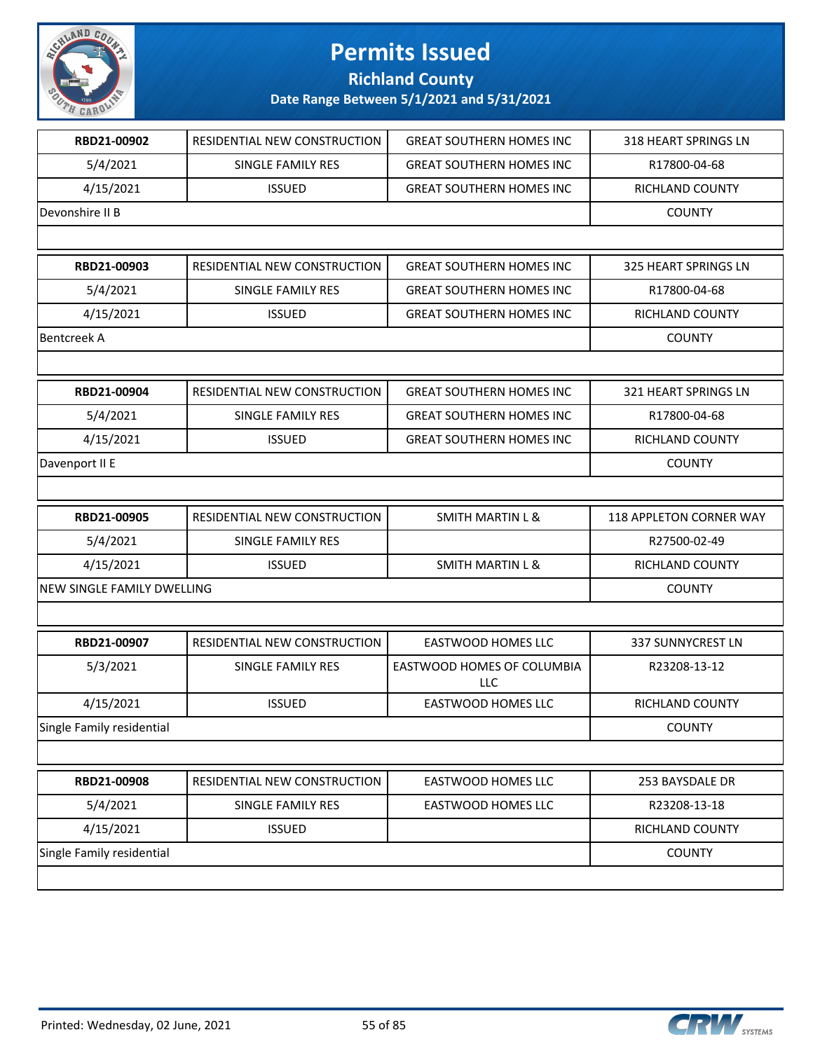# Permits Issued

## Richland County

### Date Range Between 5/1/2021 and 5/31/2021

| | | | |
|---|---|---|---|
| **RBD21-00902** | RESIDENTIAL NEW CONSTRUCTION | GREAT SOUTHERN HOMES INC | 318 HEART SPRINGS LN |
| 5/4/2021 | SINGLE FAMILY RES | GREAT SOUTHERN HOMES INC | R17800-04-68 |
| 4/15/2021 | ISSUED | GREAT SOUTHERN HOMES INC | RICHLAND COUNTY |
| Devonshire II B | | | COUNTY |

| | | | |
|---|---|---|---|
| **RBD21-00903** | RESIDENTIAL NEW CONSTRUCTION | GREAT SOUTHERN HOMES INC | 325 HEART SPRINGS LN |
| 5/4/2021 | SINGLE FAMILY RES | GREAT SOUTHERN HOMES INC | R17800-04-68 |
| 4/15/2021 | ISSUED | GREAT SOUTHERN HOMES INC | RICHLAND COUNTY |
| Bentcreek A | | | COUNTY |

| | | | |
|---|---|---|---|
| **RBD21-00904** | RESIDENTIAL NEW CONSTRUCTION | GREAT SOUTHERN HOMES INC | 321 HEART SPRINGS LN |
| 5/4/2021 | SINGLE FAMILY RES | GREAT SOUTHERN HOMES INC | R17800-04-68 |
| 4/15/2021 | ISSUED | GREAT SOUTHERN HOMES INC | RICHLAND COUNTY |
| Davenport II E | | | COUNTY |

| | | | |
|---|---|---|---|
| **RBD21-00905** | RESIDENTIAL NEW CONSTRUCTION | SMITH MARTIN L & | 118 APPLETON CORNER WAY |
| 5/4/2021 | SINGLE FAMILY RES | | R27500-02-49 |
| 4/15/2021 | ISSUED | SMITH MARTIN L & | RICHLAND COUNTY |
| NEW SINGLE FAMILY DWELLING | | | COUNTY |

| | | | |
|---|---|---|---|
| **RBD21-00907** | RESIDENTIAL NEW CONSTRUCTION | EASTWOOD HOMES LLC | 337 SUNNYCREST LN |
| 5/3/2021 | SINGLE FAMILY RES | EASTWOOD HOMES OF COLUMBIA LLC | R23208-13-12 |
| 4/15/2021 | ISSUED | EASTWOOD HOMES LLC | RICHLAND COUNTY |
| Single Family residential | | | COUNTY |

| | | | |
|---|---|---|---|
| **RBD21-00908** | RESIDENTIAL NEW CONSTRUCTION | EASTWOOD HOMES LLC | 253 BAYSDALE DR |
| 5/4/2021 | SINGLE FAMILY RES | EASTWOOD HOMES LLC | R23208-13-18 |
| 4/15/2021 | ISSUED | | RICHLAND COUNTY |
| Single Family residential | | | COUNTY |

Printed: Wednesday, 02 June, 2021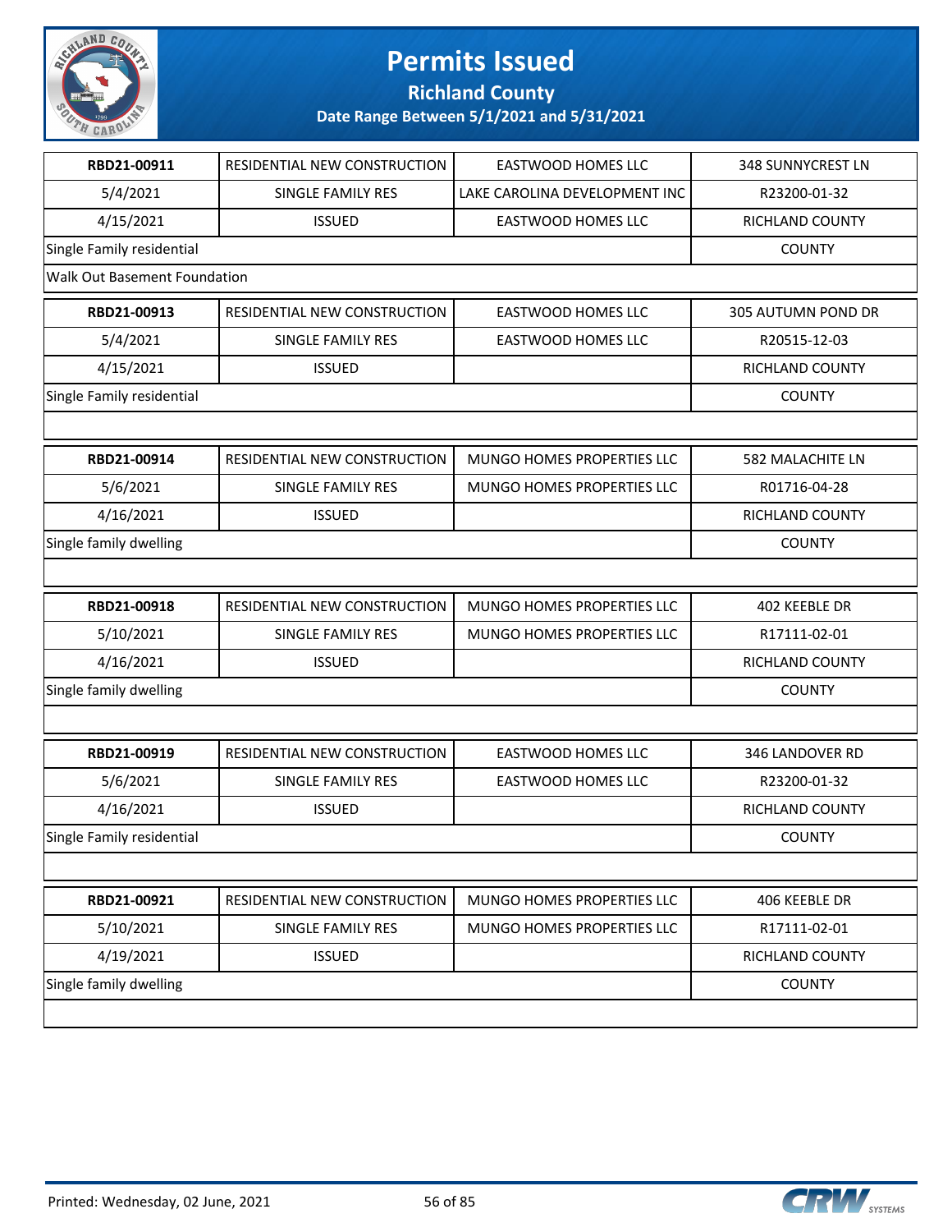# Permits Issued

**Richland County**

**Date Range Between 5/1/2021 and 5/31/2021**

| RBD21-00911 | RESIDENTIAL NEW CONSTRUCTION | EASTWOOD HOMES LLC | 348 SUNNYCREST LN |
|---|---|---|---|
| 5/4/2021 | SINGLE FAMILY RES | LAKE CAROLINA DEVELOPMENT INC | R23200-01-32 |
| 4/15/2021 | ISSUED | EASTWOOD HOMES LLC | RICHLAND COUNTY |
| Single Family residential | | | COUNTY |
| Walk Out Basement Foundation | | | |

| RBD21-00913 | RESIDENTIAL NEW CONSTRUCTION | EASTWOOD HOMES LLC | 305 AUTUMN POND DR |
|---|---|---|---|
| 5/4/2021 | SINGLE FAMILY RES | EASTWOOD HOMES LLC | R20515-12-03 |
| 4/15/2021 | ISSUED | | RICHLAND COUNTY |
| Single Family residential | | | COUNTY |

| RBD21-00914 | RESIDENTIAL NEW CONSTRUCTION | MUNGO HOMES PROPERTIES LLC | 582 MALACHITE LN |
|---|---|---|---|
| 5/6/2021 | SINGLE FAMILY RES | MUNGO HOMES PROPERTIES LLC | R01716-04-28 |
| 4/16/2021 | ISSUED | | RICHLAND COUNTY |
| Single family dwelling | | | COUNTY |

| RBD21-00918 | RESIDENTIAL NEW CONSTRUCTION | MUNGO HOMES PROPERTIES LLC | 402 KEEBLE DR |
|---|---|---|---|
| 5/10/2021 | SINGLE FAMILY RES | MUNGO HOMES PROPERTIES LLC | R17111-02-01 |
| 4/16/2021 | ISSUED | | RICHLAND COUNTY |
| Single family dwelling | | | COUNTY |

| RBD21-00919 | RESIDENTIAL NEW CONSTRUCTION | EASTWOOD HOMES LLC | 346 LANDOVER RD |
|---|---|---|---|
| 5/6/2021 | SINGLE FAMILY RES | EASTWOOD HOMES LLC | R23200-01-32 |
| 4/16/2021 | ISSUED | | RICHLAND COUNTY |
| Single Family residential | | | COUNTY |

| RBD21-00921 | RESIDENTIAL NEW CONSTRUCTION | MUNGO HOMES PROPERTIES LLC | 406 KEEBLE DR |
|---|---|---|---|
| 5/10/2021 | SINGLE FAMILY RES | MUNGO HOMES PROPERTIES LLC | R17111-02-01 |
| 4/19/2021 | ISSUED | | RICHLAND COUNTY |
| Single family dwelling | | | COUNTY |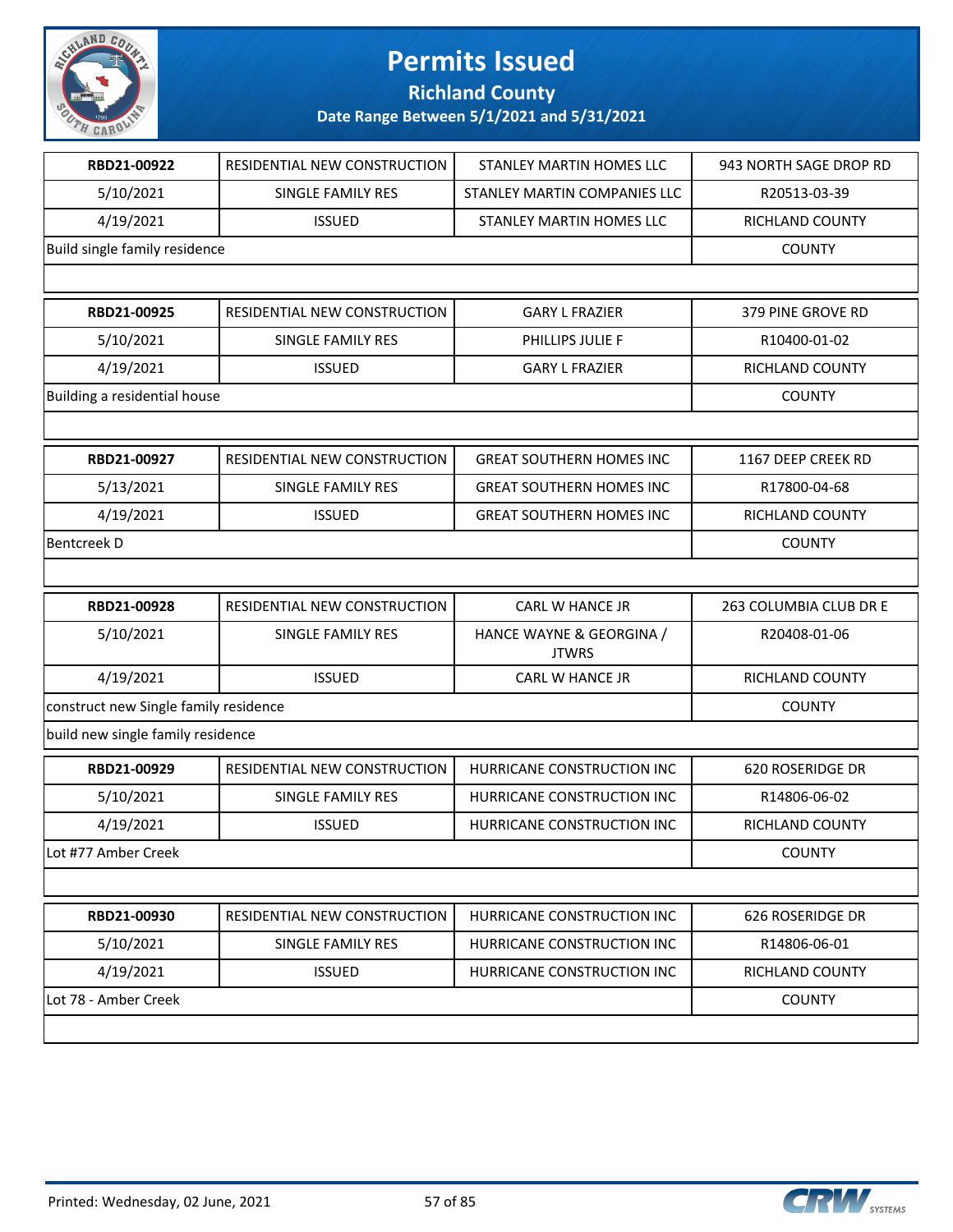# Permits Issued

## Richland County

### Date Range Between 5/1/2021 and 5/31/2021

| RBD21-00922 | RESIDENTIAL NEW CONSTRUCTION | STANLEY MARTIN HOMES LLC | 943 NORTH SAGE DROP RD |
|---|---|---|---|
| 5/10/2021 | SINGLE FAMILY RES | STANLEY MARTIN COMPANIES LLC | R20513-03-39 |
| 4/19/2021 | ISSUED | STANLEY MARTIN HOMES LLC | RICHLAND COUNTY |
| Build single family residence | | | COUNTY |

| RBD21-00925 | RESIDENTIAL NEW CONSTRUCTION | GARY L FRAZIER | 379 PINE GROVE RD |
|---|---|---|---|
| 5/10/2021 | SINGLE FAMILY RES | PHILLIPS JULIE F | R10400-01-02 |
| 4/19/2021 | ISSUED | GARY L FRAZIER | RICHLAND COUNTY |
| Building a residential house | | | COUNTY |

| RBD21-00927 | RESIDENTIAL NEW CONSTRUCTION | GREAT SOUTHERN HOMES INC | 1167 DEEP CREEK RD |
|---|---|---|---|
| 5/13/2021 | SINGLE FAMILY RES | GREAT SOUTHERN HOMES INC | R17800-04-68 |
| 4/19/2021 | ISSUED | GREAT SOUTHERN HOMES INC | RICHLAND COUNTY |
| Bentcreek D | | | COUNTY |

| RBD21-00928 | RESIDENTIAL NEW CONSTRUCTION | CARL W HANCE JR | 263 COLUMBIA CLUB DR E |
|---|---|---|---|
| 5/10/2021 | SINGLE FAMILY RES | HANCE WAYNE & GEORGINA / JTWRS | R20408-01-06 |
| 4/19/2021 | ISSUED | CARL W HANCE JR | RICHLAND COUNTY |
| construct new Single family residence | | | COUNTY |
| build new single family residence | | | |

| RBD21-00929 | RESIDENTIAL NEW CONSTRUCTION | HURRICANE CONSTRUCTION INC | 620 ROSERIDGE DR |
|---|---|---|---|
| 5/10/2021 | SINGLE FAMILY RES | HURRICANE CONSTRUCTION INC | R14806-06-02 |
| 4/19/2021 | ISSUED | HURRICANE CONSTRUCTION INC | RICHLAND COUNTY |
| Lot #77 Amber Creek | | | COUNTY |

| RBD21-00930 | RESIDENTIAL NEW CONSTRUCTION | HURRICANE CONSTRUCTION INC | 626 ROSERIDGE DR |
|---|---|---|---|
| 5/10/2021 | SINGLE FAMILY RES | HURRICANE CONSTRUCTION INC | R14806-06-01 |
| 4/19/2021 | ISSUED | HURRICANE CONSTRUCTION INC | RICHLAND COUNTY |
| Lot 78 - Amber Creek | | | COUNTY |

Printed: Wednesday, 02 June, 2021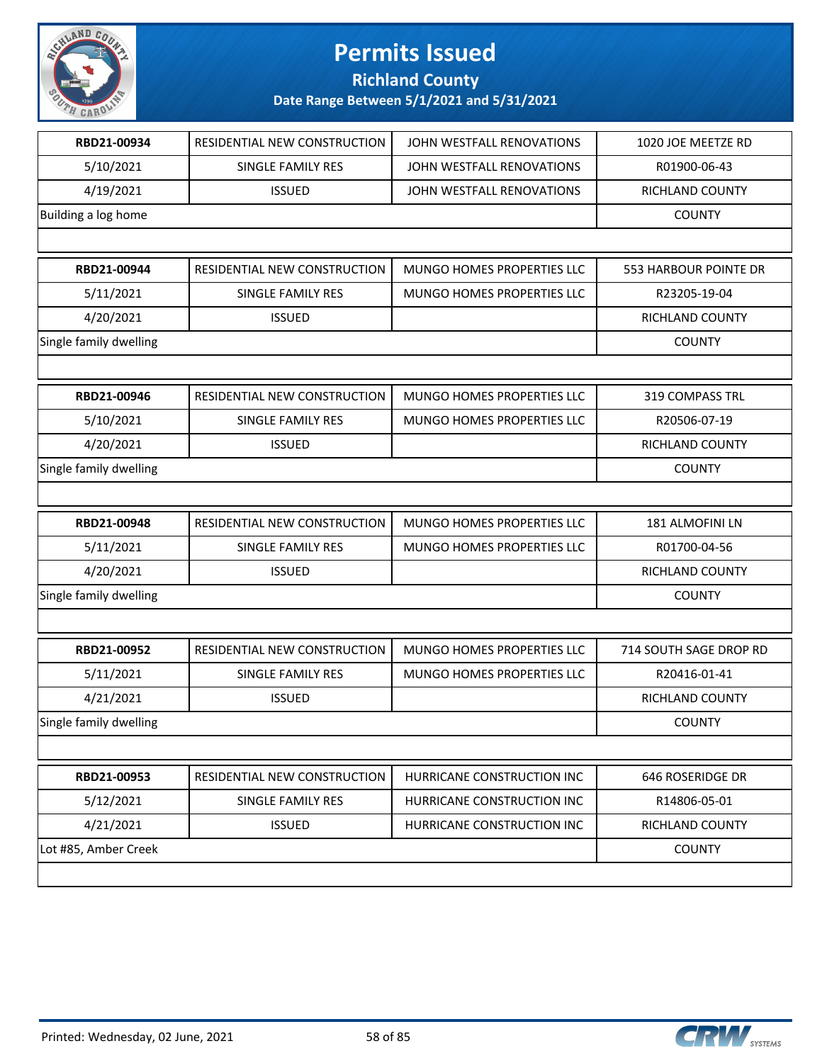# Permits Issued

## Richland County

### Date Range Between 5/1/2021 and 5/31/2021

| | | | |
|---|---|---|---|
| **RBD21-00934** | RESIDENTIAL NEW CONSTRUCTION | JOHN WESTFALL RENOVATIONS | 1020 JOE MEETZE RD |
| 5/10/2021 | SINGLE FAMILY RES | JOHN WESTFALL RENOVATIONS | R01900-06-43 |
| 4/19/2021 | ISSUED | JOHN WESTFALL RENOVATIONS | RICHLAND COUNTY |
| Building a log home | | | COUNTY |

| | | | |
|---|---|---|---|
| **RBD21-00944** | RESIDENTIAL NEW CONSTRUCTION | MUNGO HOMES PROPERTIES LLC | 553 HARBOUR POINTE DR |
| 5/11/2021 | SINGLE FAMILY RES | MUNGO HOMES PROPERTIES LLC | R23205-19-04 |
| 4/20/2021 | ISSUED | | RICHLAND COUNTY |
| Single family dwelling | | | COUNTY |

| | | | |
|---|---|---|---|
| **RBD21-00946** | RESIDENTIAL NEW CONSTRUCTION | MUNGO HOMES PROPERTIES LLC | 319 COMPASS TRL |
| 5/10/2021 | SINGLE FAMILY RES | MUNGO HOMES PROPERTIES LLC | R20506-07-19 |
| 4/20/2021 | ISSUED | | RICHLAND COUNTY |
| Single family dwelling | | | COUNTY |

| | | | |
|---|---|---|---|
| **RBD21-00948** | RESIDENTIAL NEW CONSTRUCTION | MUNGO HOMES PROPERTIES LLC | 181 ALMOFINI LN |
| 5/11/2021 | SINGLE FAMILY RES | MUNGO HOMES PROPERTIES LLC | R01700-04-56 |
| 4/20/2021 | ISSUED | | RICHLAND COUNTY |
| Single family dwelling | | | COUNTY |

| | | | |
|---|---|---|---|
| **RBD21-00952** | RESIDENTIAL NEW CONSTRUCTION | MUNGO HOMES PROPERTIES LLC | 714 SOUTH SAGE DROP RD |
| 5/11/2021 | SINGLE FAMILY RES | MUNGO HOMES PROPERTIES LLC | R20416-01-41 |
| 4/21/2021 | ISSUED | | RICHLAND COUNTY |
| Single family dwelling | | | COUNTY |

| | | | |
|---|---|---|---|
| **RBD21-00953** | RESIDENTIAL NEW CONSTRUCTION | HURRICANE CONSTRUCTION INC | 646 ROSERIDGE DR |
| 5/12/2021 | SINGLE FAMILY RES | HURRICANE CONSTRUCTION INC | R14806-05-01 |
| 4/21/2021 | ISSUED | HURRICANE CONSTRUCTION INC | RICHLAND COUNTY |
| Lot #85, Amber Creek | | | COUNTY |

Printed: Wednesday, 02 June, 2021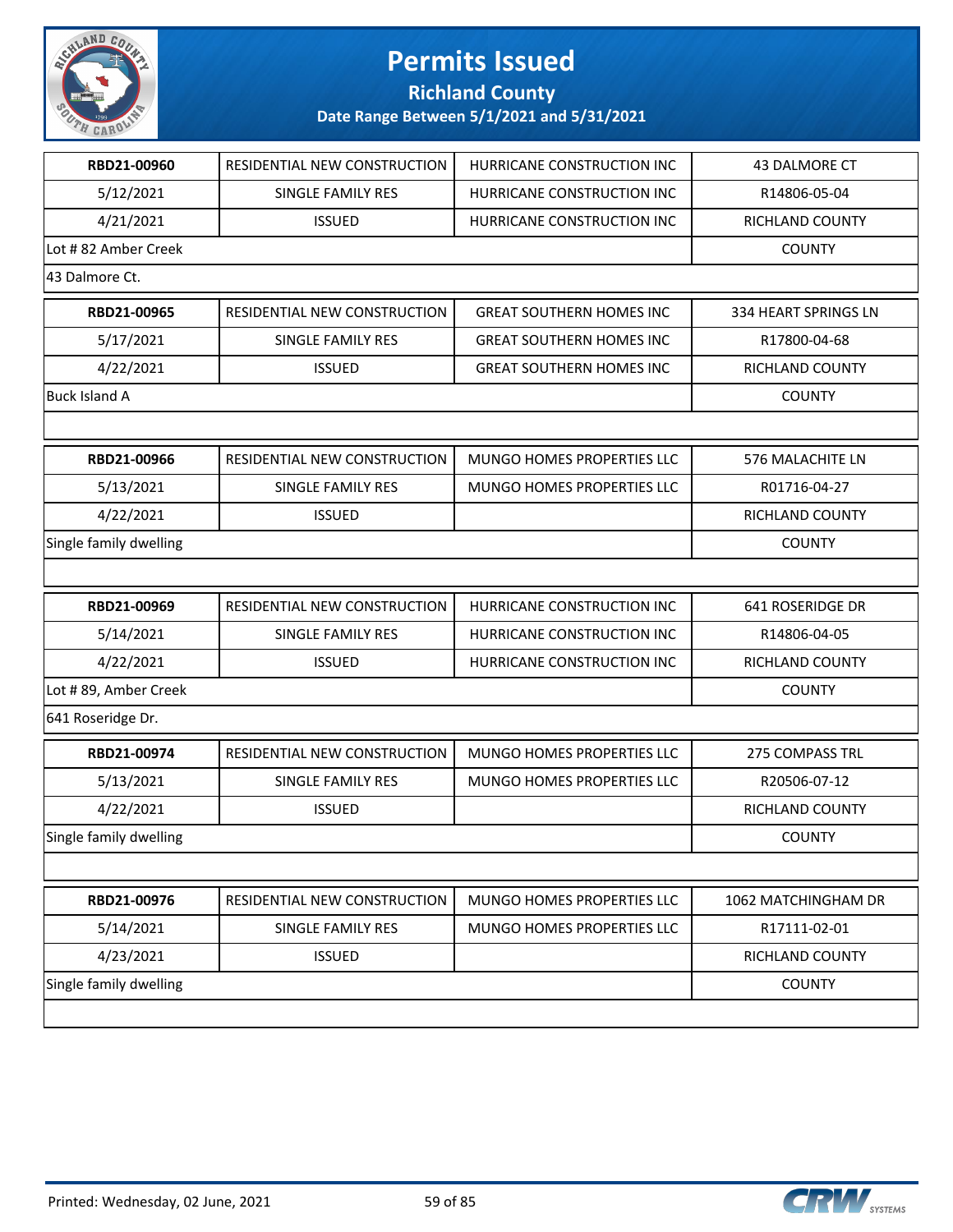# Permits Issued

## Richland County

### Date Range Between 5/1/2021 and 5/31/2021

| | | | |
|---|---|---|---|
| **RBD21-00960** | RESIDENTIAL NEW CONSTRUCTION | HURRICANE CONSTRUCTION INC | 43 DALMORE CT |
| 5/12/2021 | SINGLE FAMILY RES | HURRICANE CONSTRUCTION INC | R14806-05-04 |
| 4/21/2021 | ISSUED | HURRICANE CONSTRUCTION INC | RICHLAND COUNTY |
| Lot # 82 Amber Creek | | | COUNTY |
| 43 Dalmore Ct. | | | |
| **RBD21-00965** | RESIDENTIAL NEW CONSTRUCTION | GREAT SOUTHERN HOMES INC | 334 HEART SPRINGS LN |
| 5/17/2021 | SINGLE FAMILY RES | GREAT SOUTHERN HOMES INC | R17800-04-68 |
| 4/22/2021 | ISSUED | GREAT SOUTHERN HOMES INC | RICHLAND COUNTY |
| Buck Island A | | | COUNTY |
| | | | |
| **RBD21-00966** | RESIDENTIAL NEW CONSTRUCTION | MUNGO HOMES PROPERTIES LLC | 576 MALACHITE LN |
| 5/13/2021 | SINGLE FAMILY RES | MUNGO HOMES PROPERTIES LLC | R01716-04-27 |
| 4/22/2021 | ISSUED | | RICHLAND COUNTY |
| Single family dwelling | | | COUNTY |
| | | | |
| **RBD21-00969** | RESIDENTIAL NEW CONSTRUCTION | HURRICANE CONSTRUCTION INC | 641 ROSERIDGE DR |
| 5/14/2021 | SINGLE FAMILY RES | HURRICANE CONSTRUCTION INC | R14806-04-05 |
| 4/22/2021 | ISSUED | HURRICANE CONSTRUCTION INC | RICHLAND COUNTY |
| Lot # 89, Amber Creek | | | COUNTY |
| 641 Roseridge Dr. | | | |
| **RBD21-00974** | RESIDENTIAL NEW CONSTRUCTION | MUNGO HOMES PROPERTIES LLC | 275 COMPASS TRL |
| 5/13/2021 | SINGLE FAMILY RES | MUNGO HOMES PROPERTIES LLC | R20506-07-12 |
| 4/22/2021 | ISSUED | | RICHLAND COUNTY |
| Single family dwelling | | | COUNTY |
| | | | |
| **RBD21-00976** | RESIDENTIAL NEW CONSTRUCTION | MUNGO HOMES PROPERTIES LLC | 1062 MATCHINGHAM DR |
| 5/14/2021 | SINGLE FAMILY RES | MUNGO HOMES PROPERTIES LLC | R17111-02-01 |
| 4/23/2021 | ISSUED | | RICHLAND COUNTY |
| Single family dwelling | | | COUNTY |
| | | | |

Printed: Wednesday, 02 June, 2021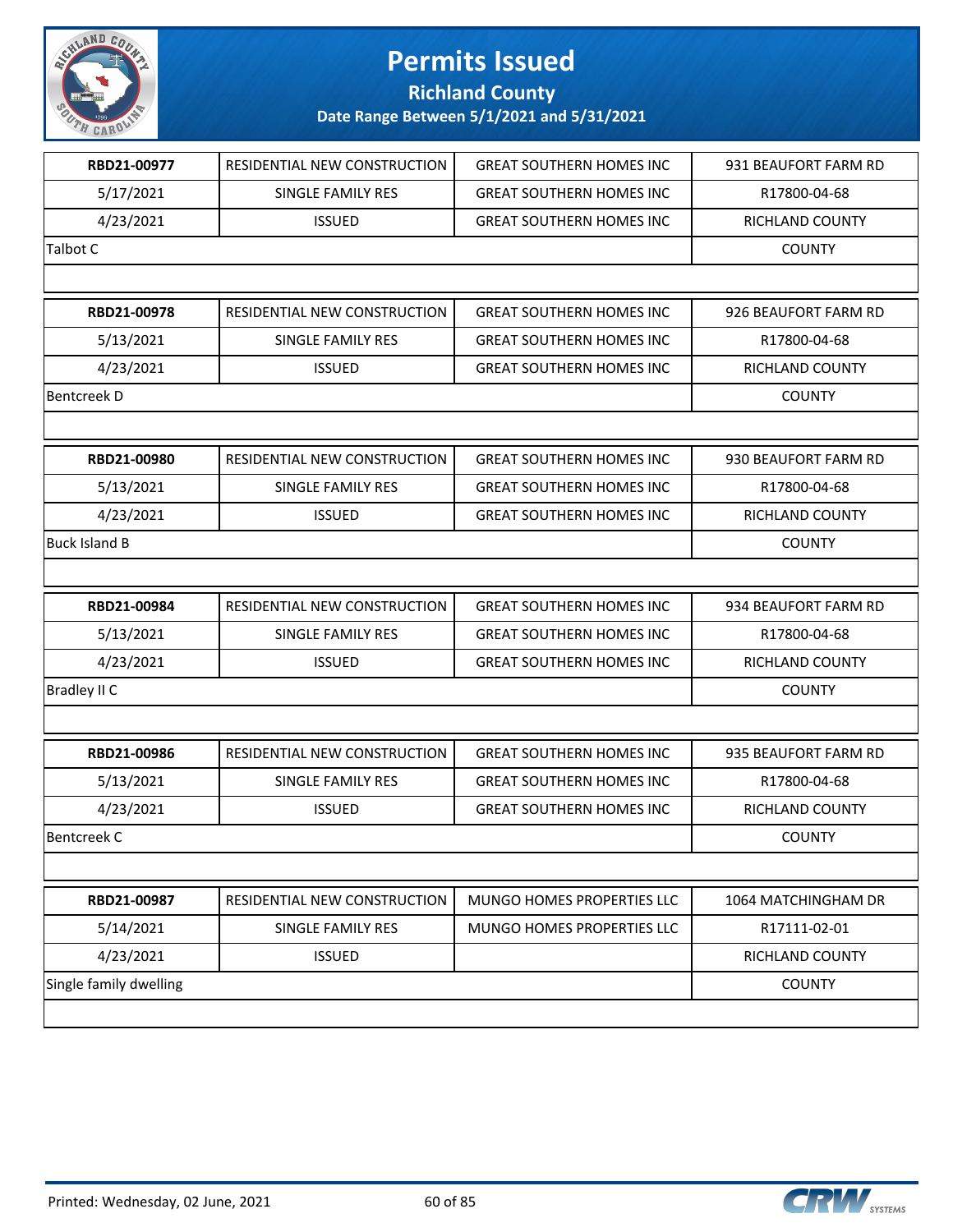# Permits Issued

## Richland County

**Date Range Between 5/1/2021 and 5/31/2021**

| **RBD21-00977** | RESIDENTIAL NEW CONSTRUCTION | GREAT SOUTHERN HOMES INC | 931 BEAUFORT FARM RD |
|---|---|---|---|
| 5/17/2021 | SINGLE FAMILY RES | GREAT SOUTHERN HOMES INC | R17800-04-68 |
| 4/23/2021 | ISSUED | GREAT SOUTHERN HOMES INC | RICHLAND COUNTY |
| Talbot C | | | COUNTY |

| **RBD21-00978** | RESIDENTIAL NEW CONSTRUCTION | GREAT SOUTHERN HOMES INC | 926 BEAUFORT FARM RD |
|---|---|---|---|
| 5/13/2021 | SINGLE FAMILY RES | GREAT SOUTHERN HOMES INC | R17800-04-68 |
| 4/23/2021 | ISSUED | GREAT SOUTHERN HOMES INC | RICHLAND COUNTY |
| Bentcreek D | | | COUNTY |

| **RBD21-00980** | RESIDENTIAL NEW CONSTRUCTION | GREAT SOUTHERN HOMES INC | 930 BEAUFORT FARM RD |
|---|---|---|---|
| 5/13/2021 | SINGLE FAMILY RES | GREAT SOUTHERN HOMES INC | R17800-04-68 |
| 4/23/2021 | ISSUED | GREAT SOUTHERN HOMES INC | RICHLAND COUNTY |
| Buck Island B | | | COUNTY |

| **RBD21-00984** | RESIDENTIAL NEW CONSTRUCTION | GREAT SOUTHERN HOMES INC | 934 BEAUFORT FARM RD |
|---|---|---|---|
| 5/13/2021 | SINGLE FAMILY RES | GREAT SOUTHERN HOMES INC | R17800-04-68 |
| 4/23/2021 | ISSUED | GREAT SOUTHERN HOMES INC | RICHLAND COUNTY |
| Bradley II C | | | COUNTY |

| **RBD21-00986** | RESIDENTIAL NEW CONSTRUCTION | GREAT SOUTHERN HOMES INC | 935 BEAUFORT FARM RD |
|---|---|---|---|
| 5/13/2021 | SINGLE FAMILY RES | GREAT SOUTHERN HOMES INC | R17800-04-68 |
| 4/23/2021 | ISSUED | GREAT SOUTHERN HOMES INC | RICHLAND COUNTY |
| Bentcreek C | | | COUNTY |

| **RBD21-00987** | RESIDENTIAL NEW CONSTRUCTION | MUNGO HOMES PROPERTIES LLC | 1064 MATCHINGHAM DR |
|---|---|---|---|
| 5/14/2021 | SINGLE FAMILY RES | MUNGO HOMES PROPERTIES LLC | R17111-02-01 |
| 4/23/2021 | ISSUED | | RICHLAND COUNTY |
| Single family dwelling | | | COUNTY |

Printed: Wednesday, 02 June, 2021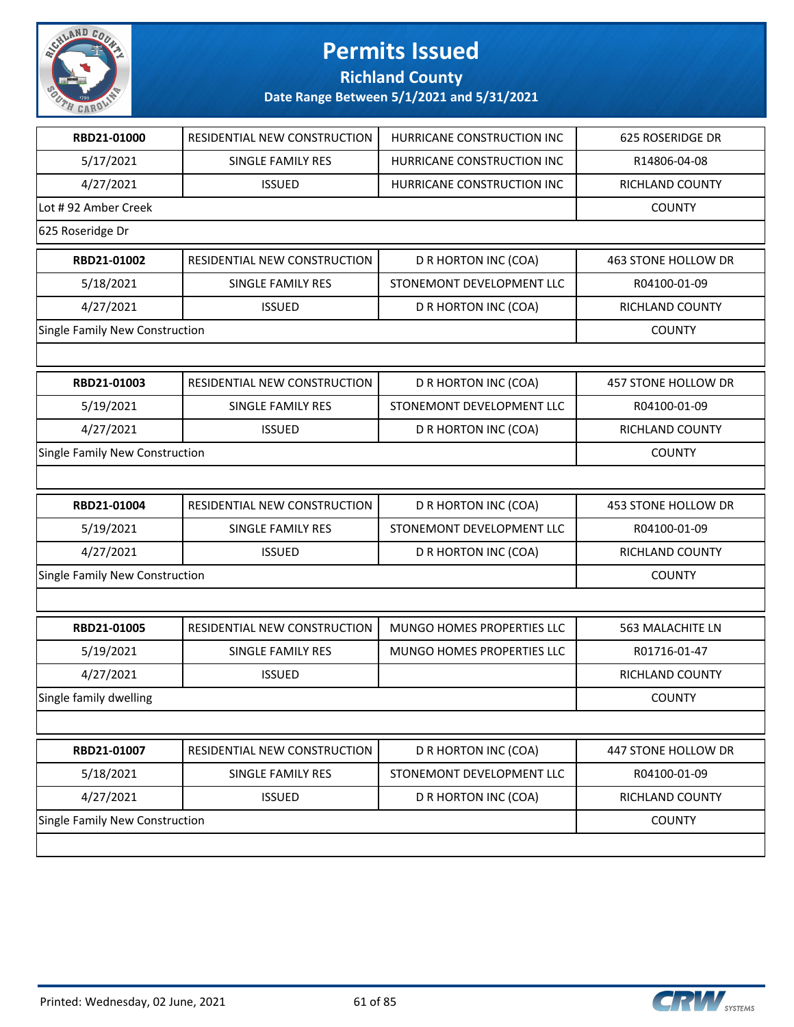# Permits Issued

## Richland County

### Date Range Between 5/1/2021 and 5/31/2021

| | | | |
|---|---|---|---|
| **RBD21-01000** | RESIDENTIAL NEW CONSTRUCTION | HURRICANE CONSTRUCTION INC | 625 ROSERIDGE DR |
| 5/17/2021 | SINGLE FAMILY RES | HURRICANE CONSTRUCTION INC | R14806-04-08 |
| 4/27/2021 | ISSUED | HURRICANE CONSTRUCTION INC | RICHLAND COUNTY |
| Lot # 92 Amber Creek | | | COUNTY |
| 625 Roseridge Dr | | | |

| | | | |
|---|---|---|---|
| **RBD21-01002** | RESIDENTIAL NEW CONSTRUCTION | D R HORTON INC (COA) | 463 STONE HOLLOW DR |
| 5/18/2021 | SINGLE FAMILY RES | STONEMONT DEVELOPMENT LLC | R04100-01-09 |
| 4/27/2021 | ISSUED | D R HORTON INC (COA) | RICHLAND COUNTY |
| Single Family New Construction | | | COUNTY |

| | | | |
|---|---|---|---|
| **RBD21-01003** | RESIDENTIAL NEW CONSTRUCTION | D R HORTON INC (COA) | 457 STONE HOLLOW DR |
| 5/19/2021 | SINGLE FAMILY RES | STONEMONT DEVELOPMENT LLC | R04100-01-09 |
| 4/27/2021 | ISSUED | D R HORTON INC (COA) | RICHLAND COUNTY |
| Single Family New Construction | | | COUNTY |

| | | | |
|---|---|---|---|
| **RBD21-01004** | RESIDENTIAL NEW CONSTRUCTION | D R HORTON INC (COA) | 453 STONE HOLLOW DR |
| 5/19/2021 | SINGLE FAMILY RES | STONEMONT DEVELOPMENT LLC | R04100-01-09 |
| 4/27/2021 | ISSUED | D R HORTON INC (COA) | RICHLAND COUNTY |
| Single Family New Construction | | | COUNTY |

| | | | |
|---|---|---|---|
| **RBD21-01005** | RESIDENTIAL NEW CONSTRUCTION | MUNGO HOMES PROPERTIES LLC | 563 MALACHITE LN |
| 5/19/2021 | SINGLE FAMILY RES | MUNGO HOMES PROPERTIES LLC | R01716-01-47 |
| 4/27/2021 | ISSUED | | RICHLAND COUNTY |
| Single family dwelling | | | COUNTY |

| | | | |
|---|---|---|---|
| **RBD21-01007** | RESIDENTIAL NEW CONSTRUCTION | D R HORTON INC (COA) | 447 STONE HOLLOW DR |
| 5/18/2021 | SINGLE FAMILY RES | STONEMONT DEVELOPMENT LLC | R04100-01-09 |
| 4/27/2021 | ISSUED | D R HORTON INC (COA) | RICHLAND COUNTY |
| Single Family New Construction | | | COUNTY |

Printed: Wednesday, 02 June, 2021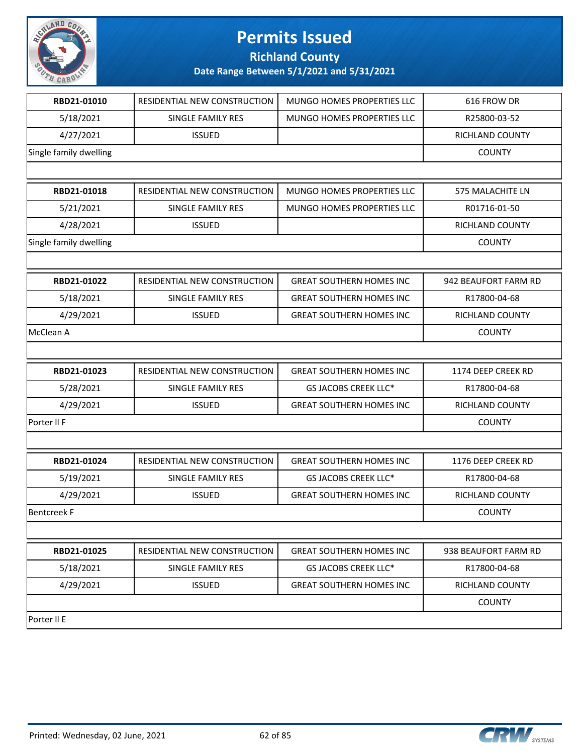# Permits Issued

**Richland County**

**Date Range Between 5/1/2021 and 5/31/2021**

| RBD21-01010 | RESIDENTIAL NEW CONSTRUCTION | MUNGO HOMES PROPERTIES LLC | 616 FROW DR |
|---|---|---|---|
| 5/18/2021 | SINGLE FAMILY RES | MUNGO HOMES PROPERTIES LLC | R25800-03-52 |
| 4/27/2021 | ISSUED | | RICHLAND COUNTY |
| Single family dwelling | | | COUNTY |

| RBD21-01018 | RESIDENTIAL NEW CONSTRUCTION | MUNGO HOMES PROPERTIES LLC | 575 MALACHITE LN |
|---|---|---|---|
| 5/21/2021 | SINGLE FAMILY RES | MUNGO HOMES PROPERTIES LLC | R01716-01-50 |
| 4/28/2021 | ISSUED | | RICHLAND COUNTY |
| Single family dwelling | | | COUNTY |

| RBD21-01022 | RESIDENTIAL NEW CONSTRUCTION | GREAT SOUTHERN HOMES INC | 942 BEAUFORT FARM RD |
|---|---|---|---|
| 5/18/2021 | SINGLE FAMILY RES | GREAT SOUTHERN HOMES INC | R17800-04-68 |
| 4/29/2021 | ISSUED | GREAT SOUTHERN HOMES INC | RICHLAND COUNTY |
| McClean A | | | COUNTY |

| RBD21-01023 | RESIDENTIAL NEW CONSTRUCTION | GREAT SOUTHERN HOMES INC | 1174 DEEP CREEK RD |
|---|---|---|---|
| 5/28/2021 | SINGLE FAMILY RES | GS JACOBS CREEK LLC* | R17800-04-68 |
| 4/29/2021 | ISSUED | GREAT SOUTHERN HOMES INC | RICHLAND COUNTY |
| Porter ll F | | | COUNTY |

| RBD21-01024 | RESIDENTIAL NEW CONSTRUCTION | GREAT SOUTHERN HOMES INC | 1176 DEEP CREEK RD |
|---|---|---|---|
| 5/19/2021 | SINGLE FAMILY RES | GS JACOBS CREEK LLC* | R17800-04-68 |
| 4/29/2021 | ISSUED | GREAT SOUTHERN HOMES INC | RICHLAND COUNTY |
| Bentcreek F | | | COUNTY |

| RBD21-01025 | RESIDENTIAL NEW CONSTRUCTION | GREAT SOUTHERN HOMES INC | 938 BEAUFORT FARM RD |
|---|---|---|---|
| 5/18/2021 | SINGLE FAMILY RES | GS JACOBS CREEK LLC* | R17800-04-68 |
| 4/29/2021 | ISSUED | GREAT SOUTHERN HOMES INC | RICHLAND COUNTY |
| | | | COUNTY |
| Porter ll E | | | |

Printed: Wednesday, 02 June, 2021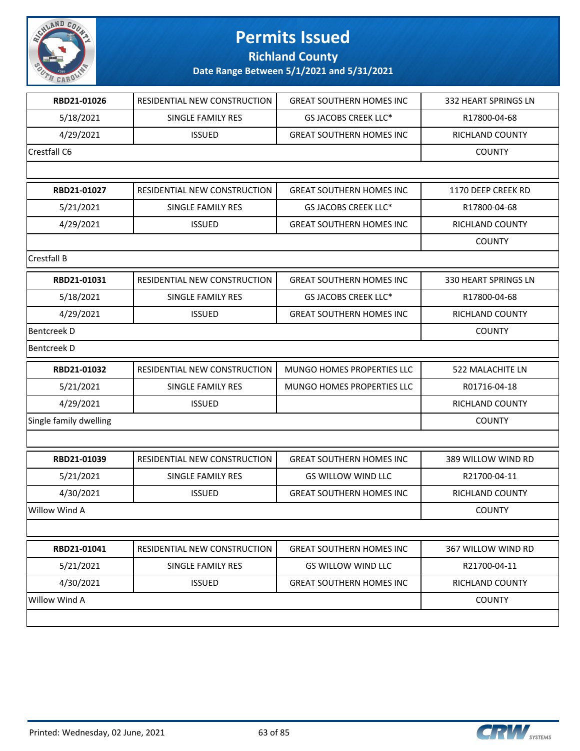# Permits Issued

## Richland County

### Date Range Between 5/1/2021 and 5/31/2021

| | | | |
|---|---|---|---|
| **RBD21-01026** | RESIDENTIAL NEW CONSTRUCTION | GREAT SOUTHERN HOMES INC | 332 HEART SPRINGS LN |
| 5/18/2021 | SINGLE FAMILY RES | GS JACOBS CREEK LLC* | R17800-04-68 |
| 4/29/2021 | ISSUED | GREAT SOUTHERN HOMES INC | RICHLAND COUNTY |
| Crestfall C6 | | | COUNTY |
| | | | |
| **RBD21-01027** | RESIDENTIAL NEW CONSTRUCTION | GREAT SOUTHERN HOMES INC | 1170 DEEP CREEK RD |
| 5/21/2021 | SINGLE FAMILY RES | GS JACOBS CREEK LLC* | R17800-04-68 |
| 4/29/2021 | ISSUED | GREAT SOUTHERN HOMES INC | RICHLAND COUNTY |
| | | | COUNTY |
| Crestfall B | | | |
| **RBD21-01031** | RESIDENTIAL NEW CONSTRUCTION | GREAT SOUTHERN HOMES INC | 330 HEART SPRINGS LN |
| 5/18/2021 | SINGLE FAMILY RES | GS JACOBS CREEK LLC* | R17800-04-68 |
| 4/29/2021 | ISSUED | GREAT SOUTHERN HOMES INC | RICHLAND COUNTY |
| Bentcreek D | | | COUNTY |
| Bentcreek D | | | |
| **RBD21-01032** | RESIDENTIAL NEW CONSTRUCTION | MUNGO HOMES PROPERTIES LLC | 522 MALACHITE LN |
| 5/21/2021 | SINGLE FAMILY RES | MUNGO HOMES PROPERTIES LLC | R01716-04-18 |
| 4/29/2021 | ISSUED | | RICHLAND COUNTY |
| Single family dwelling | | | COUNTY |
| | | | |
| **RBD21-01039** | RESIDENTIAL NEW CONSTRUCTION | GREAT SOUTHERN HOMES INC | 389 WILLOW WIND RD |
| 5/21/2021 | SINGLE FAMILY RES | GS WILLOW WIND LLC | R21700-04-11 |
| 4/30/2021 | ISSUED | GREAT SOUTHERN HOMES INC | RICHLAND COUNTY |
| Willow Wind A | | | COUNTY |
| | | | |
| **RBD21-01041** | RESIDENTIAL NEW CONSTRUCTION | GREAT SOUTHERN HOMES INC | 367 WILLOW WIND RD |
| 5/21/2021 | SINGLE FAMILY RES | GS WILLOW WIND LLC | R21700-04-11 |
| 4/30/2021 | ISSUED | GREAT SOUTHERN HOMES INC | RICHLAND COUNTY |
| Willow Wind A | | | COUNTY |
| | | | |

Printed: Wednesday, 02 June, 2021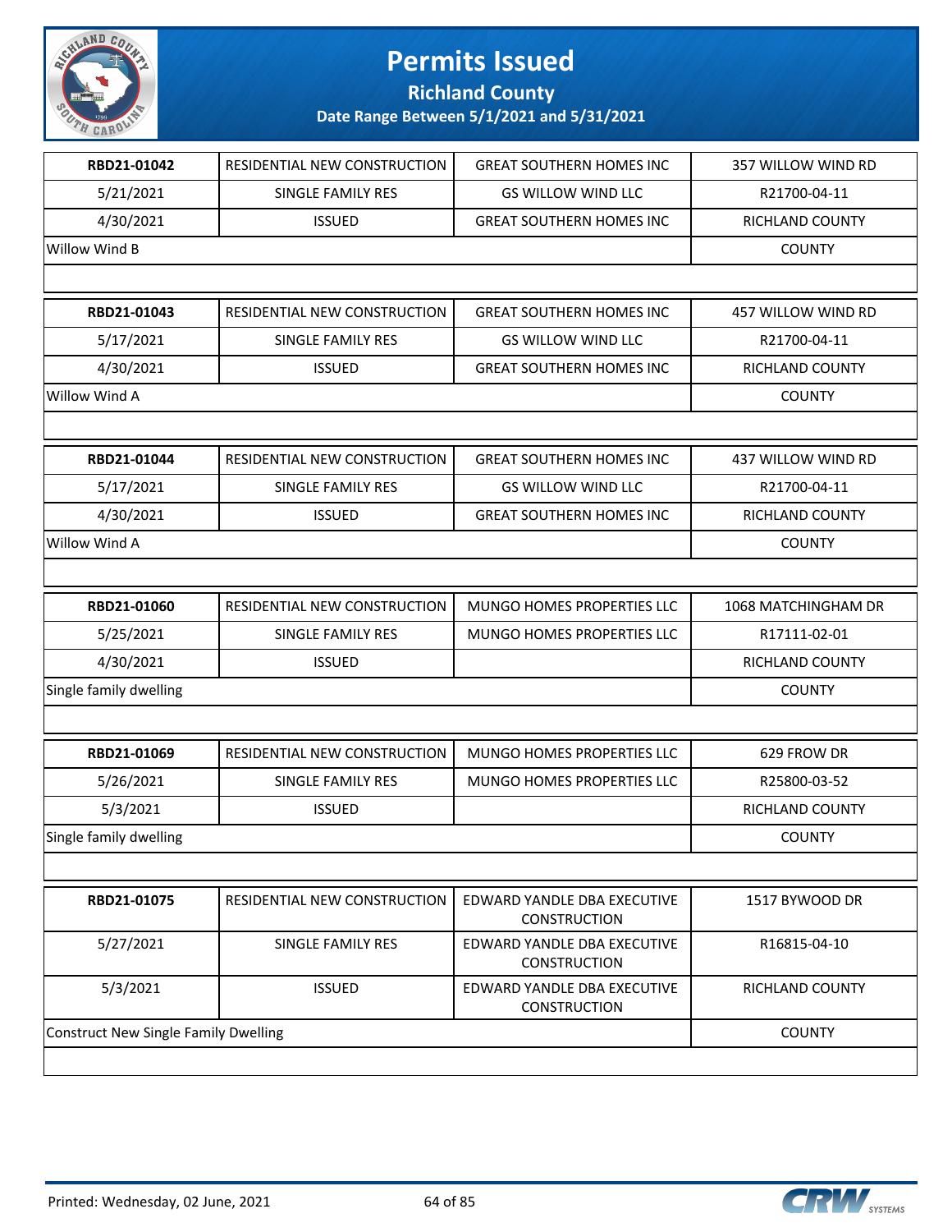# Permits Issued

## Richland County

### Date Range Between 5/1/2021 and 5/31/2021

| | | | |
|---|---|---|---|
| **RBD21-01042** | RESIDENTIAL NEW CONSTRUCTION | GREAT SOUTHERN HOMES INC | 357 WILLOW WIND RD |
| 5/21/2021 | SINGLE FAMILY RES | GS WILLOW WIND LLC | R21700-04-11 |
| 4/30/2021 | ISSUED | GREAT SOUTHERN HOMES INC | RICHLAND COUNTY |
| Willow Wind B | | | COUNTY |

| | | | |
|---|---|---|---|
| **RBD21-01043** | RESIDENTIAL NEW CONSTRUCTION | GREAT SOUTHERN HOMES INC | 457 WILLOW WIND RD |
| 5/17/2021 | SINGLE FAMILY RES | GS WILLOW WIND LLC | R21700-04-11 |
| 4/30/2021 | ISSUED | GREAT SOUTHERN HOMES INC | RICHLAND COUNTY |
| Willow Wind A | | | COUNTY |

| | | | |
|---|---|---|---|
| **RBD21-01044** | RESIDENTIAL NEW CONSTRUCTION | GREAT SOUTHERN HOMES INC | 437 WILLOW WIND RD |
| 5/17/2021 | SINGLE FAMILY RES | GS WILLOW WIND LLC | R21700-04-11 |
| 4/30/2021 | ISSUED | GREAT SOUTHERN HOMES INC | RICHLAND COUNTY |
| Willow Wind A | | | COUNTY |

| | | | |
|---|---|---|---|
| **RBD21-01060** | RESIDENTIAL NEW CONSTRUCTION | MUNGO HOMES PROPERTIES LLC | 1068 MATCHINGHAM DR |
| 5/25/2021 | SINGLE FAMILY RES | MUNGO HOMES PROPERTIES LLC | R17111-02-01 |
| 4/30/2021 | ISSUED | | RICHLAND COUNTY |
| Single family dwelling | | | COUNTY |

| | | | |
|---|---|---|---|
| **RBD21-01069** | RESIDENTIAL NEW CONSTRUCTION | MUNGO HOMES PROPERTIES LLC | 629 FROW DR |
| 5/26/2021 | SINGLE FAMILY RES | MUNGO HOMES PROPERTIES LLC | R25800-03-52 |
| 5/3/2021 | ISSUED | | RICHLAND COUNTY |
| Single family dwelling | | | COUNTY |

| | | | |
|---|---|---|---|
| **RBD21-01075** | RESIDENTIAL NEW CONSTRUCTION | EDWARD YANDLE DBA EXECUTIVE CONSTRUCTION | 1517 BYWOOD DR |
| 5/27/2021 | SINGLE FAMILY RES | EDWARD YANDLE DBA EXECUTIVE CONSTRUCTION | R16815-04-10 |
| 5/3/2021 | ISSUED | EDWARD YANDLE DBA EXECUTIVE CONSTRUCTION | RICHLAND COUNTY |
| Construct New Single Family Dwelling | | | COUNTY |

Printed: Wednesday, 02 June, 2021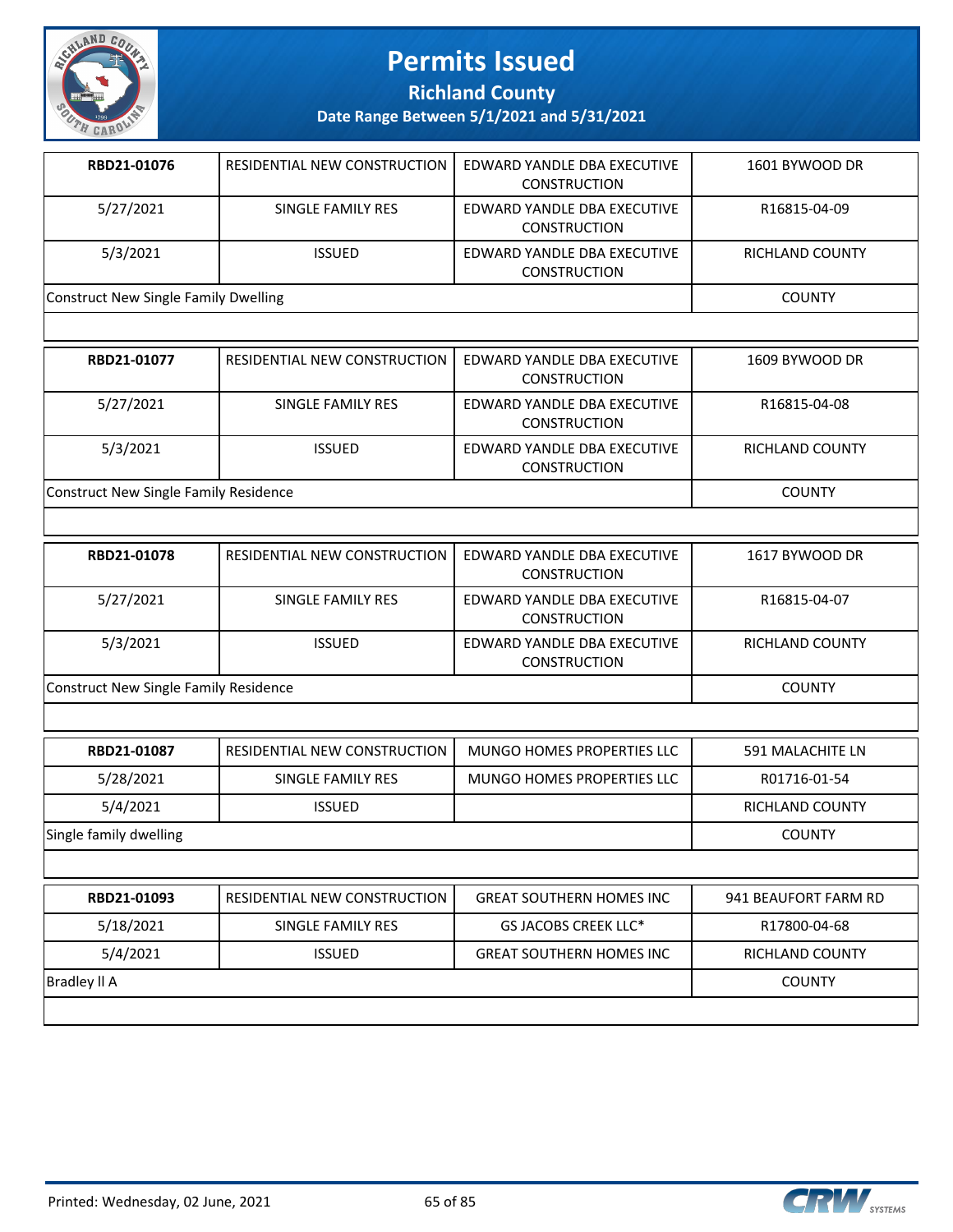# Permits Issued

## Richland County

### Date Range Between 5/1/2021 and 5/31/2021

| | | | |
|---|---|---|---|
| **RBD21-01076** | RESIDENTIAL NEW CONSTRUCTION | EDWARD YANDLE DBA EXECUTIVE CONSTRUCTION | 1601 BYWOOD DR |
| 5/27/2021 | SINGLE FAMILY RES | EDWARD YANDLE DBA EXECUTIVE CONSTRUCTION | R16815-04-09 |
| 5/3/2021 | ISSUED | EDWARD YANDLE DBA EXECUTIVE CONSTRUCTION | RICHLAND COUNTY |
| Construct New Single Family Dwelling | | | COUNTY |

| | | | |
|---|---|---|---|
| **RBD21-01077** | RESIDENTIAL NEW CONSTRUCTION | EDWARD YANDLE DBA EXECUTIVE CONSTRUCTION | 1609 BYWOOD DR |
| 5/27/2021 | SINGLE FAMILY RES | EDWARD YANDLE DBA EXECUTIVE CONSTRUCTION | R16815-04-08 |
| 5/3/2021 | ISSUED | EDWARD YANDLE DBA EXECUTIVE CONSTRUCTION | RICHLAND COUNTY |
| Construct New Single Family Residence | | | COUNTY |

| | | | |
|---|---|---|---|
| **RBD21-01078** | RESIDENTIAL NEW CONSTRUCTION | EDWARD YANDLE DBA EXECUTIVE CONSTRUCTION | 1617 BYWOOD DR |
| 5/27/2021 | SINGLE FAMILY RES | EDWARD YANDLE DBA EXECUTIVE CONSTRUCTION | R16815-04-07 |
| 5/3/2021 | ISSUED | EDWARD YANDLE DBA EXECUTIVE CONSTRUCTION | RICHLAND COUNTY |
| Construct New Single Family Residence | | | COUNTY |

| | | | |
|---|---|---|---|
| **RBD21-01087** | RESIDENTIAL NEW CONSTRUCTION | MUNGO HOMES PROPERTIES LLC | 591 MALACHITE LN |
| 5/28/2021 | SINGLE FAMILY RES | MUNGO HOMES PROPERTIES LLC | R01716-01-54 |
| 5/4/2021 | ISSUED | | RICHLAND COUNTY |
| Single family dwelling | | | COUNTY |

| | | | |
|---|---|---|---|
| **RBD21-01093** | RESIDENTIAL NEW CONSTRUCTION | GREAT SOUTHERN HOMES INC | 941 BEAUFORT FARM RD |
| 5/18/2021 | SINGLE FAMILY RES | GS JACOBS CREEK LLC* | R17800-04-68 |
| 5/4/2021 | ISSUED | GREAT SOUTHERN HOMES INC | RICHLAND COUNTY |
| Bradley ll A | | | COUNTY |

Printed: Wednesday, 02 June, 2021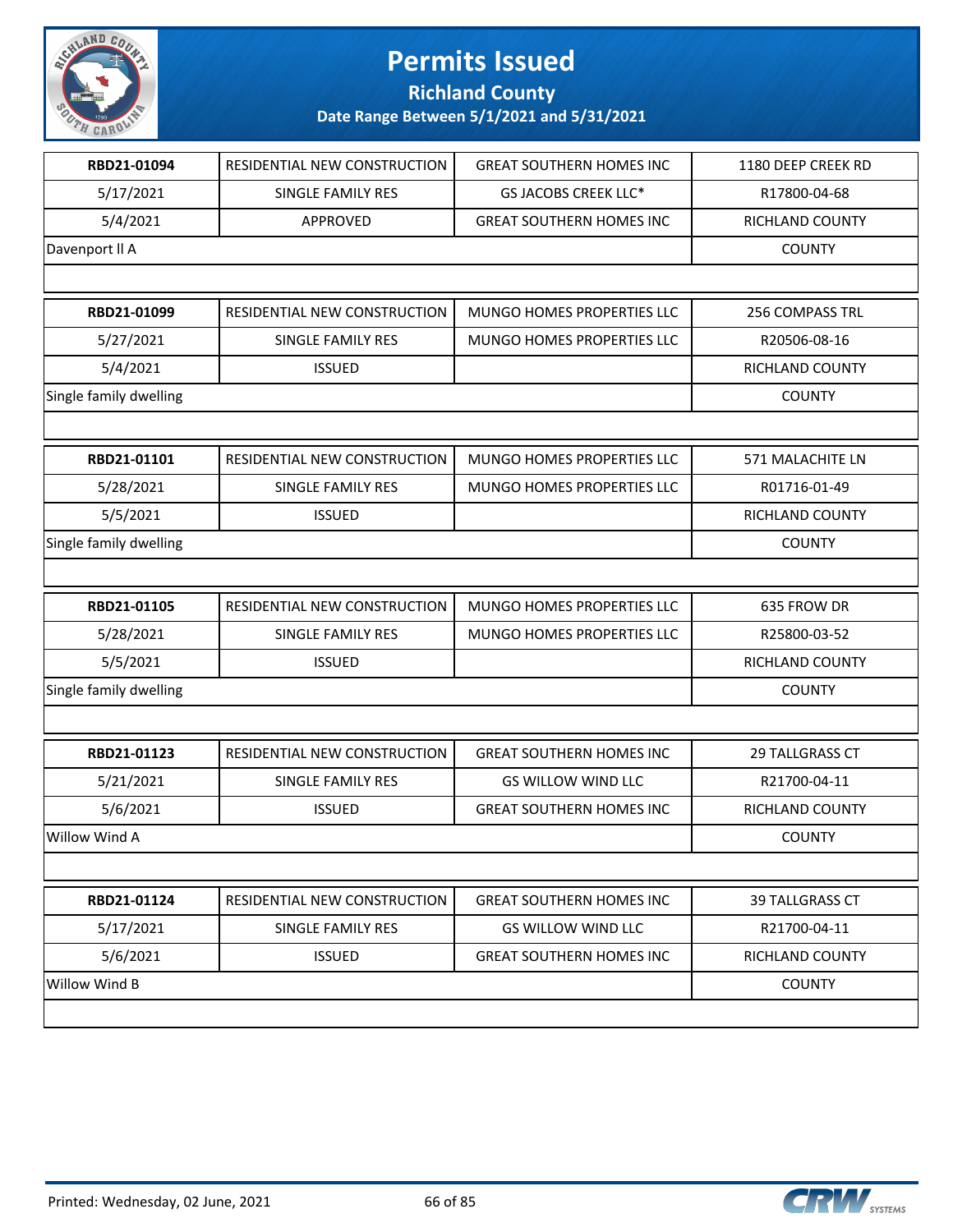# Permits Issued

## Richland County

### Date Range Between 5/1/2021 and 5/31/2021

| | | | |
|---|---|---|---|
| **RBD21-01094** | RESIDENTIAL NEW CONSTRUCTION | GREAT SOUTHERN HOMES INC | 1180 DEEP CREEK RD |
| 5/17/2021 | SINGLE FAMILY RES | GS JACOBS CREEK LLC* | R17800-04-68 |
| 5/4/2021 | APPROVED | GREAT SOUTHERN HOMES INC | RICHLAND COUNTY |
| Davenport ll A | | | COUNTY |

| | | | |
|---|---|---|---|
| **RBD21-01099** | RESIDENTIAL NEW CONSTRUCTION | MUNGO HOMES PROPERTIES LLC | 256 COMPASS TRL |
| 5/27/2021 | SINGLE FAMILY RES | MUNGO HOMES PROPERTIES LLC | R20506-08-16 |
| 5/4/2021 | ISSUED | | RICHLAND COUNTY |
| Single family dwelling | | | COUNTY |

| | | | |
|---|---|---|---|
| **RBD21-01101** | RESIDENTIAL NEW CONSTRUCTION | MUNGO HOMES PROPERTIES LLC | 571 MALACHITE LN |
| 5/28/2021 | SINGLE FAMILY RES | MUNGO HOMES PROPERTIES LLC | R01716-01-49 |
| 5/5/2021 | ISSUED | | RICHLAND COUNTY |
| Single family dwelling | | | COUNTY |

| | | | |
|---|---|---|---|
| **RBD21-01105** | RESIDENTIAL NEW CONSTRUCTION | MUNGO HOMES PROPERTIES LLC | 635 FROW DR |
| 5/28/2021 | SINGLE FAMILY RES | MUNGO HOMES PROPERTIES LLC | R25800-03-52 |
| 5/5/2021 | ISSUED | | RICHLAND COUNTY |
| Single family dwelling | | | COUNTY |

| | | | |
|---|---|---|---|
| **RBD21-01123** | RESIDENTIAL NEW CONSTRUCTION | GREAT SOUTHERN HOMES INC | 29 TALLGRASS CT |
| 5/21/2021 | SINGLE FAMILY RES | GS WILLOW WIND LLC | R21700-04-11 |
| 5/6/2021 | ISSUED | GREAT SOUTHERN HOMES INC | RICHLAND COUNTY |
| Willow Wind A | | | COUNTY |

| | | | |
|---|---|---|---|
| **RBD21-01124** | RESIDENTIAL NEW CONSTRUCTION | GREAT SOUTHERN HOMES INC | 39 TALLGRASS CT |
| 5/17/2021 | SINGLE FAMILY RES | GS WILLOW WIND LLC | R21700-04-11 |
| 5/6/2021 | ISSUED | GREAT SOUTHERN HOMES INC | RICHLAND COUNTY |
| Willow Wind B | | | COUNTY |

Printed: Wednesday, 02 June, 2021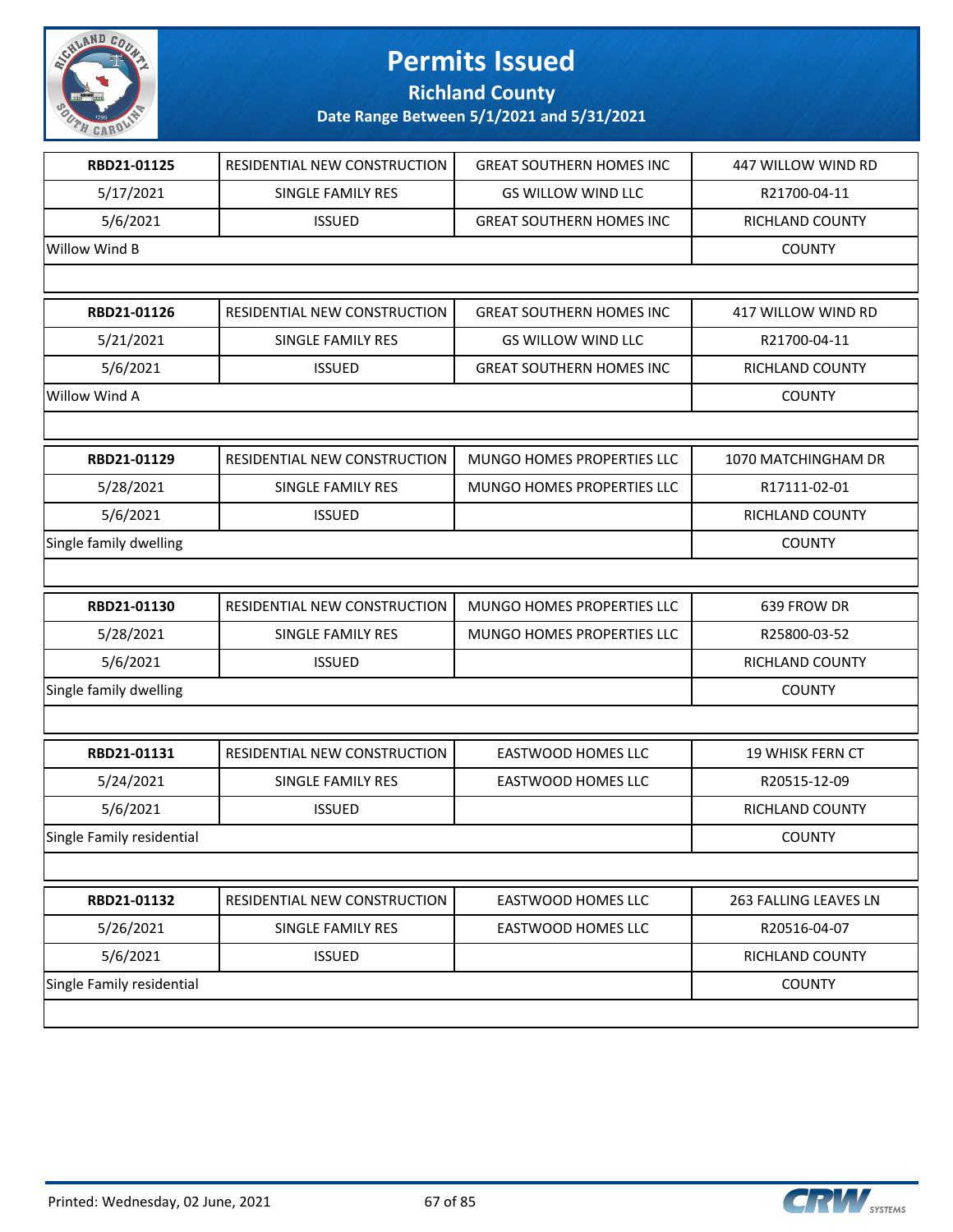# Permits Issued

## Richland County

### Date Range Between 5/1/2021 and 5/31/2021

| | | | |
|---|---|---|---|
| **RBD21-01125** | RESIDENTIAL NEW CONSTRUCTION | GREAT SOUTHERN HOMES INC | 447 WILLOW WIND RD |
| 5/17/2021 | SINGLE FAMILY RES | GS WILLOW WIND LLC | R21700-04-11 |
| 5/6/2021 | ISSUED | GREAT SOUTHERN HOMES INC | RICHLAND COUNTY |
| Willow Wind B | | | COUNTY |

| | | | |
|---|---|---|---|
| **RBD21-01126** | RESIDENTIAL NEW CONSTRUCTION | GREAT SOUTHERN HOMES INC | 417 WILLOW WIND RD |
| 5/21/2021 | SINGLE FAMILY RES | GS WILLOW WIND LLC | R21700-04-11 |
| 5/6/2021 | ISSUED | GREAT SOUTHERN HOMES INC | RICHLAND COUNTY |
| Willow Wind A | | | COUNTY |

| | | | |
|---|---|---|---|
| **RBD21-01129** | RESIDENTIAL NEW CONSTRUCTION | MUNGO HOMES PROPERTIES LLC | 1070 MATCHINGHAM DR |
| 5/28/2021 | SINGLE FAMILY RES | MUNGO HOMES PROPERTIES LLC | R17111-02-01 |
| 5/6/2021 | ISSUED | | RICHLAND COUNTY |
| Single family dwelling | | | COUNTY |

| | | | |
|---|---|---|---|
| **RBD21-01130** | RESIDENTIAL NEW CONSTRUCTION | MUNGO HOMES PROPERTIES LLC | 639 FROW DR |
| 5/28/2021 | SINGLE FAMILY RES | MUNGO HOMES PROPERTIES LLC | R25800-03-52 |
| 5/6/2021 | ISSUED | | RICHLAND COUNTY |
| Single family dwelling | | | COUNTY |

| | | | |
|---|---|---|---|
| **RBD21-01131** | RESIDENTIAL NEW CONSTRUCTION | EASTWOOD HOMES LLC | 19 WHISK FERN CT |
| 5/24/2021 | SINGLE FAMILY RES | EASTWOOD HOMES LLC | R20515-12-09 |
| 5/6/2021 | ISSUED | | RICHLAND COUNTY |
| Single Family residential | | | COUNTY |

| | | | |
|---|---|---|---|
| **RBD21-01132** | RESIDENTIAL NEW CONSTRUCTION | EASTWOOD HOMES LLC | 263 FALLING LEAVES LN |
| 5/26/2021 | SINGLE FAMILY RES | EASTWOOD HOMES LLC | R20516-04-07 |
| 5/6/2021 | ISSUED | | RICHLAND COUNTY |
| Single Family residential | | | COUNTY |

Printed: Wednesday, 02 June, 2021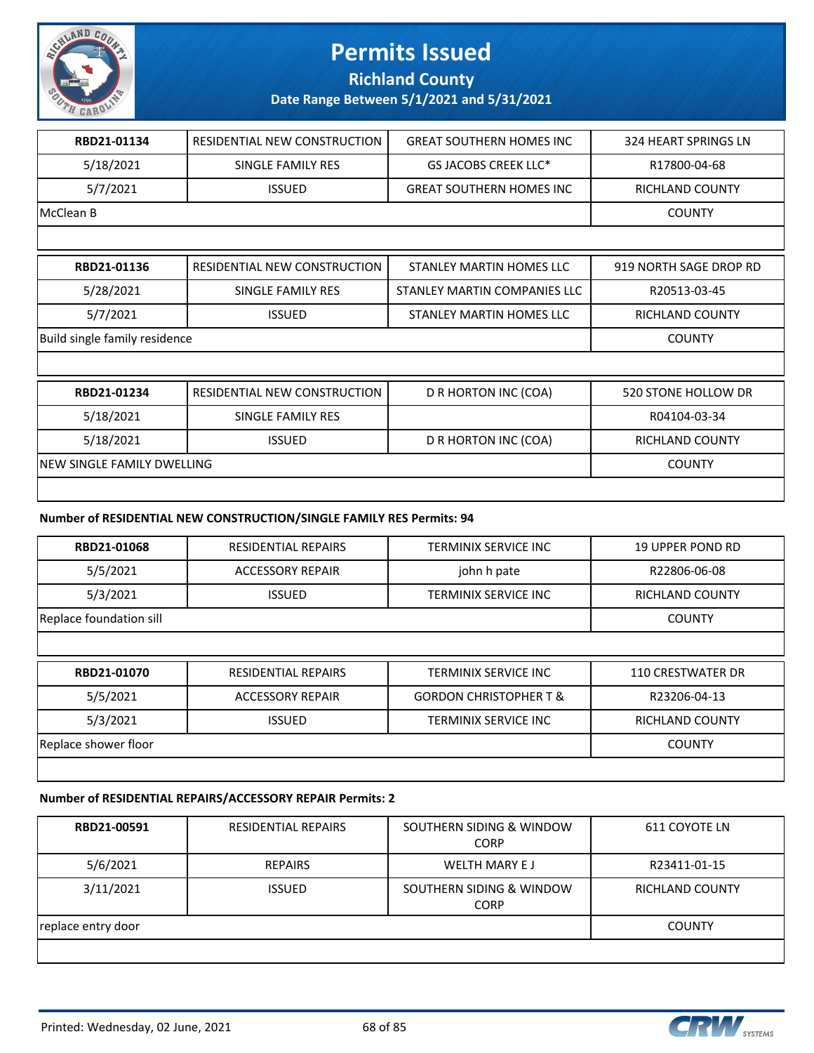# Permits Issued

**Richland County**

**Date Range Between 5/1/2021 and 5/31/2021**

| RBD21-01134 | RESIDENTIAL NEW CONSTRUCTION | GREAT SOUTHERN HOMES INC | 324 HEART SPRINGS LN |
|---|---|---|---|
| 5/18/2021 | SINGLE FAMILY RES | GS JACOBS CREEK LLC* | R17800-04-68 |
| 5/7/2021 | ISSUED | GREAT SOUTHERN HOMES INC | RICHLAND COUNTY |
| McClean B | | | COUNTY |

| RBD21-01136 | RESIDENTIAL NEW CONSTRUCTION | STANLEY MARTIN HOMES LLC | 919 NORTH SAGE DROP RD |
|---|---|---|---|
| 5/28/2021 | SINGLE FAMILY RES | STANLEY MARTIN COMPANIES LLC | R20513-03-45 |
| 5/7/2021 | ISSUED | STANLEY MARTIN HOMES LLC | RICHLAND COUNTY |
| Build single family residence | | | COUNTY |

| RBD21-01234 | RESIDENTIAL NEW CONSTRUCTION | D R HORTON INC (COA) | 520 STONE HOLLOW DR |
|---|---|---|---|
| 5/18/2021 | SINGLE FAMILY RES | | R04104-03-34 |
| 5/18/2021 | ISSUED | D R HORTON INC (COA) | RICHLAND COUNTY |
| NEW SINGLE FAMILY DWELLING | | | COUNTY |

**Number of RESIDENTIAL NEW CONSTRUCTION/SINGLE FAMILY RES Permits: 94**

| RBD21-01068 | RESIDENTIAL REPAIRS | TERMINIX SERVICE INC | 19 UPPER POND RD |
|---|---|---|---|
| 5/5/2021 | ACCESSORY REPAIR | john h pate | R22806-06-08 |
| 5/3/2021 | ISSUED | TERMINIX SERVICE INC | RICHLAND COUNTY |
| Replace foundation sill | | | COUNTY |

| RBD21-01070 | RESIDENTIAL REPAIRS | TERMINIX SERVICE INC | 110 CRESTWATER DR |
|---|---|---|---|
| 5/5/2021 | ACCESSORY REPAIR | GORDON CHRISTOPHER T & | R23206-04-13 |
| 5/3/2021 | ISSUED | TERMINIX SERVICE INC | RICHLAND COUNTY |
| Replace shower floor | | | COUNTY |

**Number of RESIDENTIAL REPAIRS/ACCESSORY REPAIR Permits: 2**

| RBD21-00591 | RESIDENTIAL REPAIRS | SOUTHERN SIDING & WINDOW CORP | 611 COYOTE LN |
|---|---|---|---|
| 5/6/2021 | REPAIRS | WELTH MARY E J | R23411-01-15 |
| 3/11/2021 | ISSUED | SOUTHERN SIDING & WINDOW CORP | RICHLAND COUNTY |
| replace entry door | | | COUNTY |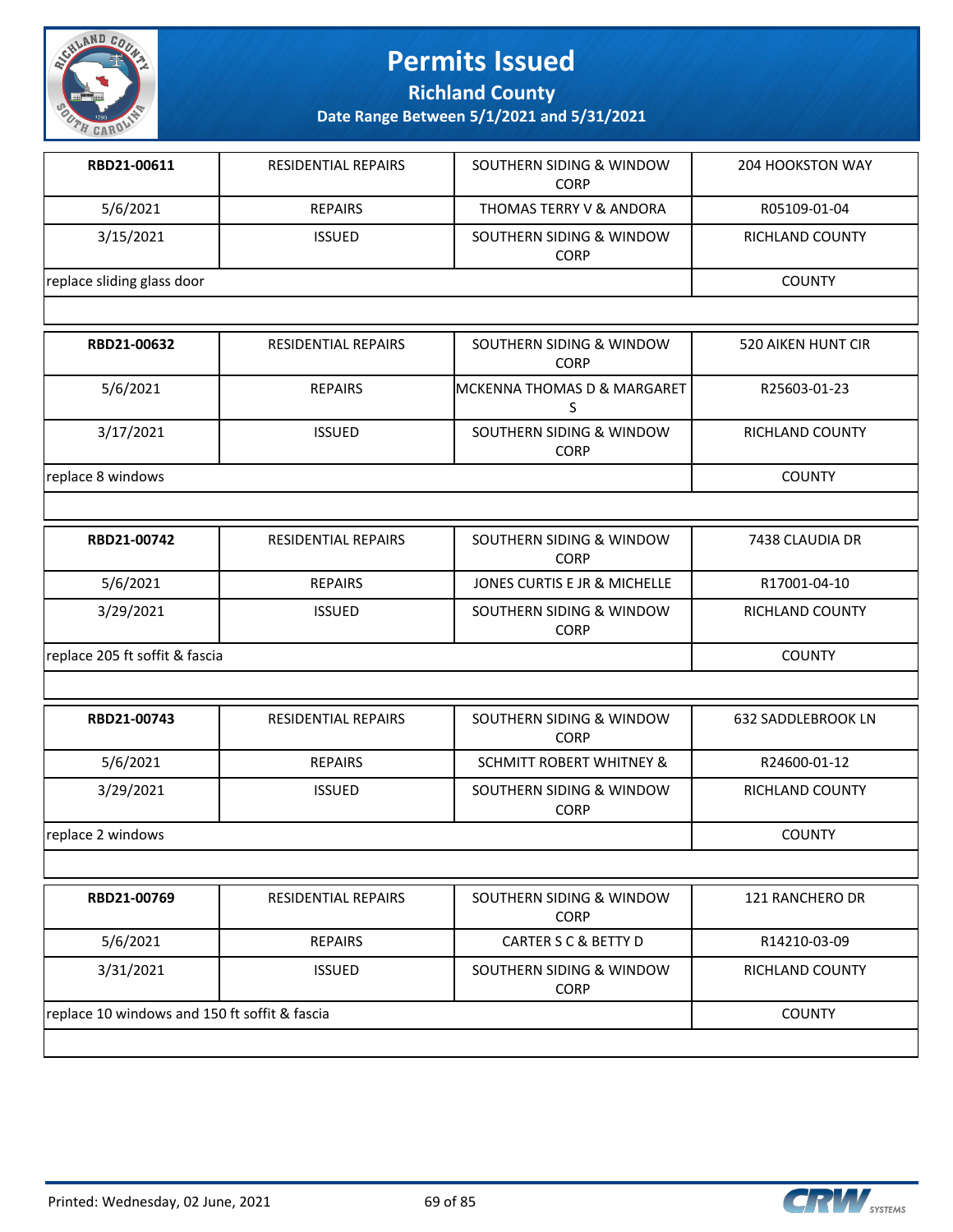# Permits Issued

## Richland County

### Date Range Between 5/1/2021 and 5/31/2021

| | | | |
|---|---|---|---|
| **RBD21-00611** | RESIDENTIAL REPAIRS | SOUTHERN SIDING & WINDOW CORP | 204 HOOKSTON WAY |
| 5/6/2021 | REPAIRS | THOMAS TERRY V & ANDORA | R05109-01-04 |
| 3/15/2021 | ISSUED | SOUTHERN SIDING & WINDOW CORP | RICHLAND COUNTY |
| replace sliding glass door | | | COUNTY |

| | | | |
|---|---|---|---|
| **RBD21-00632** | RESIDENTIAL REPAIRS | SOUTHERN SIDING & WINDOW CORP | 520 AIKEN HUNT CIR |
| 5/6/2021 | REPAIRS | MCKENNA THOMAS D & MARGARET S | R25603-01-23 |
| 3/17/2021 | ISSUED | SOUTHERN SIDING & WINDOW CORP | RICHLAND COUNTY |
| replace 8 windows | | | COUNTY |

| | | | |
|---|---|---|---|
| **RBD21-00742** | RESIDENTIAL REPAIRS | SOUTHERN SIDING & WINDOW CORP | 7438 CLAUDIA DR |
| 5/6/2021 | REPAIRS | JONES CURTIS E JR & MICHELLE | R17001-04-10 |
| 3/29/2021 | ISSUED | SOUTHERN SIDING & WINDOW CORP | RICHLAND COUNTY |
| replace 205 ft soffit & fascia | | | COUNTY |

| | | | |
|---|---|---|---|
| **RBD21-00743** | RESIDENTIAL REPAIRS | SOUTHERN SIDING & WINDOW CORP | 632 SADDLEBROOK LN |
| 5/6/2021 | REPAIRS | SCHMITT ROBERT WHITNEY & | R24600-01-12 |
| 3/29/2021 | ISSUED | SOUTHERN SIDING & WINDOW CORP | RICHLAND COUNTY |
| replace 2 windows | | | COUNTY |

| | | | |
|---|---|---|---|
| **RBD21-00769** | RESIDENTIAL REPAIRS | SOUTHERN SIDING & WINDOW CORP | 121 RANCHERO DR |
| 5/6/2021 | REPAIRS | CARTER S C & BETTY D | R14210-03-09 |
| 3/31/2021 | ISSUED | SOUTHERN SIDING & WINDOW CORP | RICHLAND COUNTY |
| replace 10 windows and 150 ft soffit & fascia | | | COUNTY |

Printed: Wednesday, 02 June, 2021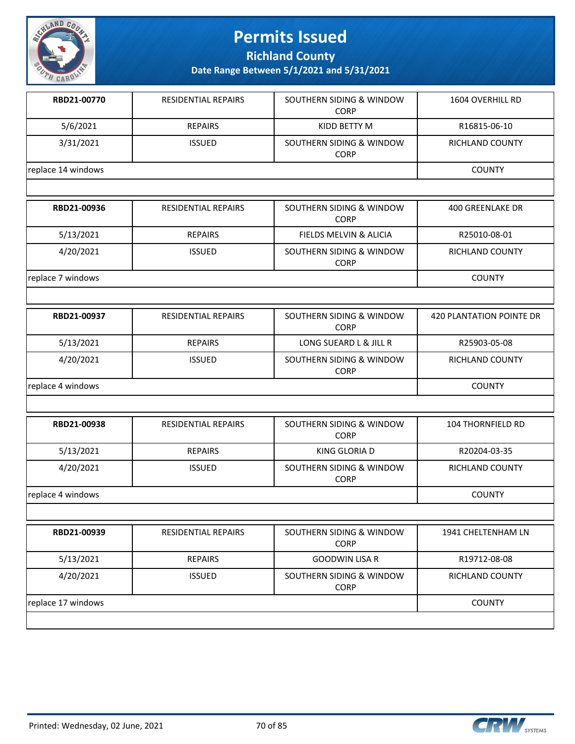# Permits Issued

## Richland County

### Date Range Between 5/1/2021 and 5/31/2021

| RBD21-00770 | RESIDENTIAL REPAIRS | SOUTHERN SIDING & WINDOW CORP | 1604 OVERHILL RD |
|---|---|---|---|
| 5/6/2021 | REPAIRS | KIDD BETTY M | R16815-06-10 |
| 3/31/2021 | ISSUED | SOUTHERN SIDING & WINDOW CORP | RICHLAND COUNTY |
| replace 14 windows | | | COUNTY |

| RBD21-00936 | RESIDENTIAL REPAIRS | SOUTHERN SIDING & WINDOW CORP | 400 GREENLAKE DR |
|---|---|---|---|
| 5/13/2021 | REPAIRS | FIELDS MELVIN & ALICIA | R25010-08-01 |
| 4/20/2021 | ISSUED | SOUTHERN SIDING & WINDOW CORP | RICHLAND COUNTY |
| replace 7 windows | | | COUNTY |

| RBD21-00937 | RESIDENTIAL REPAIRS | SOUTHERN SIDING & WINDOW CORP | 420 PLANTATION POINTE DR |
|---|---|---|---|
| 5/13/2021 | REPAIRS | LONG SUEARD L & JILL R | R25903-05-08 |
| 4/20/2021 | ISSUED | SOUTHERN SIDING & WINDOW CORP | RICHLAND COUNTY |
| replace 4 windows | | | COUNTY |

| RBD21-00938 | RESIDENTIAL REPAIRS | SOUTHERN SIDING & WINDOW CORP | 104 THORNFIELD RD |
|---|---|---|---|
| 5/13/2021 | REPAIRS | KING GLORIA D | R20204-03-35 |
| 4/20/2021 | ISSUED | SOUTHERN SIDING & WINDOW CORP | RICHLAND COUNTY |
| replace 4 windows | | | COUNTY |

| RBD21-00939 | RESIDENTIAL REPAIRS | SOUTHERN SIDING & WINDOW CORP | 1941 CHELTENHAM LN |
|---|---|---|---|
| 5/13/2021 | REPAIRS | GOODWIN LISA R | R19712-08-08 |
| 4/20/2021 | ISSUED | SOUTHERN SIDING & WINDOW CORP | RICHLAND COUNTY |
| replace 17 windows | | | COUNTY |

Printed: Wednesday, 02 June, 2021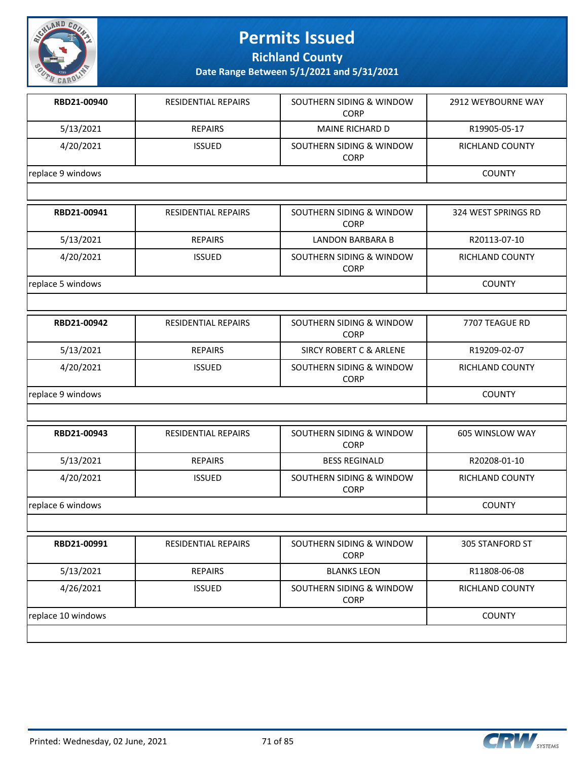# Permits Issued

**Richland County**

**Date Range Between 5/1/2021 and 5/31/2021**

| **RBD21-00940** | RESIDENTIAL REPAIRS | SOUTHERN SIDING & WINDOW CORP | 2912 WEYBOURNE WAY |
|---|---|---|---|
| 5/13/2021 | REPAIRS | MAINE RICHARD D | R19905-05-17 |
| 4/20/2021 | ISSUED | SOUTHERN SIDING & WINDOW CORP | RICHLAND COUNTY |
| replace 9 windows | | | COUNTY |

| **RBD21-00941** | RESIDENTIAL REPAIRS | SOUTHERN SIDING & WINDOW CORP | 324 WEST SPRINGS RD |
|---|---|---|---|
| 5/13/2021 | REPAIRS | LANDON BARBARA B | R20113-07-10 |
| 4/20/2021 | ISSUED | SOUTHERN SIDING & WINDOW CORP | RICHLAND COUNTY |
| replace 5 windows | | | COUNTY |

| **RBD21-00942** | RESIDENTIAL REPAIRS | SOUTHERN SIDING & WINDOW CORP | 7707 TEAGUE RD |
|---|---|---|---|
| 5/13/2021 | REPAIRS | SIRCY ROBERT C & ARLENE | R19209-02-07 |
| 4/20/2021 | ISSUED | SOUTHERN SIDING & WINDOW CORP | RICHLAND COUNTY |
| replace 9 windows | | | COUNTY |

| **RBD21-00943** | RESIDENTIAL REPAIRS | SOUTHERN SIDING & WINDOW CORP | 605 WINSLOW WAY |
|---|---|---|---|
| 5/13/2021 | REPAIRS | BESS REGINALD | R20208-01-10 |
| 4/20/2021 | ISSUED | SOUTHERN SIDING & WINDOW CORP | RICHLAND COUNTY |
| replace 6 windows | | | COUNTY |

| **RBD21-00991** | RESIDENTIAL REPAIRS | SOUTHERN SIDING & WINDOW CORP | 305 STANFORD ST |
|---|---|---|---|
| 5/13/2021 | REPAIRS | BLANKS LEON | R11808-06-08 |
| 4/26/2021 | ISSUED | SOUTHERN SIDING & WINDOW CORP | RICHLAND COUNTY |
| replace 10 windows | | | COUNTY |

Printed: Wednesday, 02 June, 2021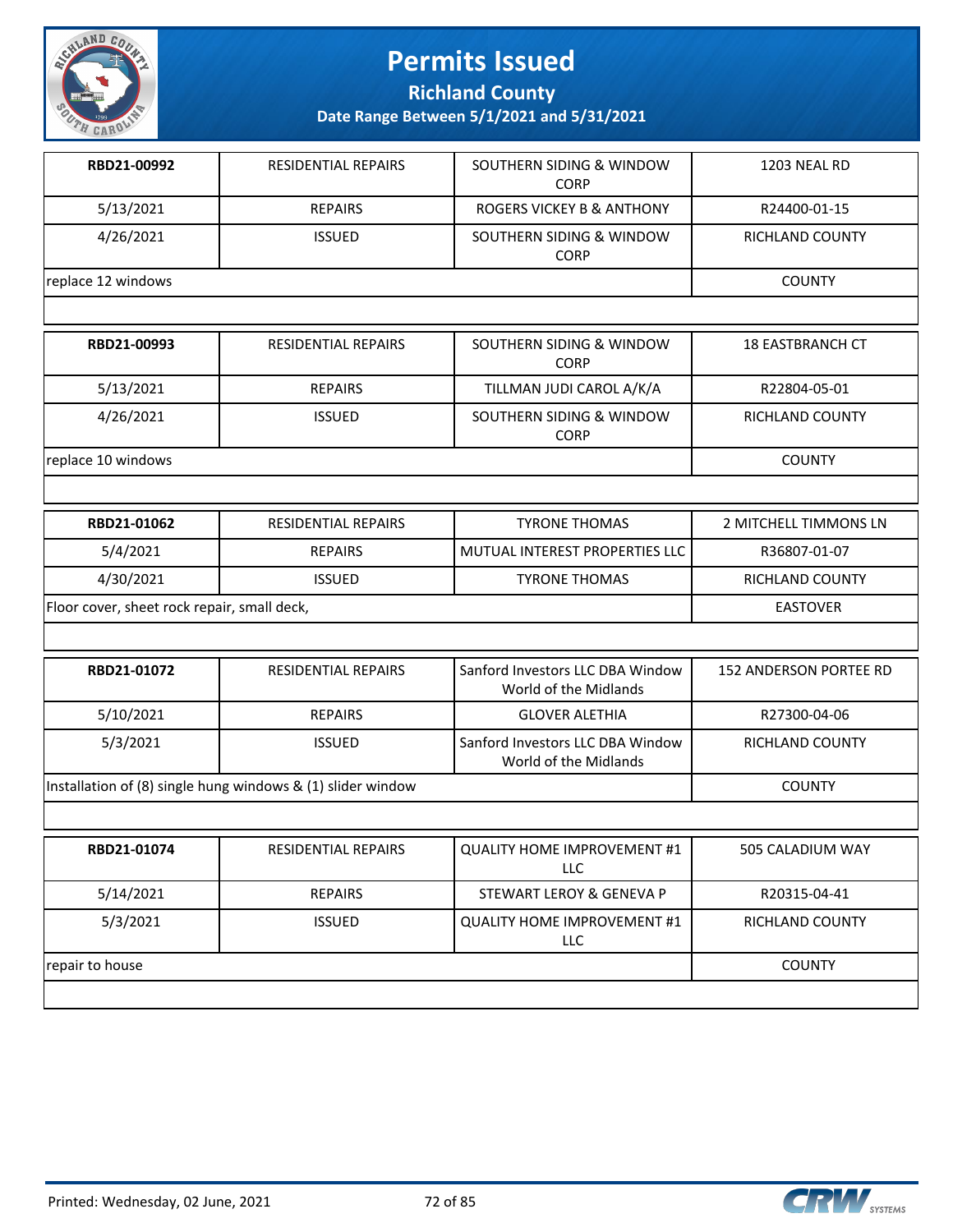# Permits Issued

## Richland County

### Date Range Between 5/1/2021 and 5/31/2021

| RBD21-00992 | RESIDENTIAL REPAIRS | SOUTHERN SIDING & WINDOW CORP | 1203 NEAL RD |
|---|---|---|---|
| 5/13/2021 | REPAIRS | ROGERS VICKEY B & ANTHONY | R24400-01-15 |
| 4/26/2021 | ISSUED | SOUTHERN SIDING & WINDOW CORP | RICHLAND COUNTY |
| replace 12 windows | | | COUNTY |

| RBD21-00993 | RESIDENTIAL REPAIRS | SOUTHERN SIDING & WINDOW CORP | 18 EASTBRANCH CT |
|---|---|---|---|
| 5/13/2021 | REPAIRS | TILLMAN JUDI CAROL A/K/A | R22804-05-01 |
| 4/26/2021 | ISSUED | SOUTHERN SIDING & WINDOW CORP | RICHLAND COUNTY |
| replace 10 windows | | | COUNTY |

| RBD21-01062 | RESIDENTIAL REPAIRS | TYRONE THOMAS | 2 MITCHELL TIMMONS LN |
|---|---|---|---|
| 5/4/2021 | REPAIRS | MUTUAL INTEREST PROPERTIES LLC | R36807-01-07 |
| 4/30/2021 | ISSUED | TYRONE THOMAS | RICHLAND COUNTY |
| Floor cover, sheet rock repair, small deck, | | | EASTOVER |

| RBD21-01072 | RESIDENTIAL REPAIRS | Sanford Investors LLC DBA Window World of the Midlands | 152 ANDERSON PORTEE RD |
|---|---|---|---|
| 5/10/2021 | REPAIRS | GLOVER ALETHIA | R27300-04-06 |
| 5/3/2021 | ISSUED | Sanford Investors LLC DBA Window World of the Midlands | RICHLAND COUNTY |
| Installation of (8) single hung windows & (1) slider window | | | COUNTY |

| RBD21-01074 | RESIDENTIAL REPAIRS | QUALITY HOME IMPROVEMENT #1 LLC | 505 CALADIUM WAY |
|---|---|---|---|
| 5/14/2021 | REPAIRS | STEWART LEROY & GENEVA P | R20315-04-41 |
| 5/3/2021 | ISSUED | QUALITY HOME IMPROVEMENT #1 LLC | RICHLAND COUNTY |
| repair to house | | | COUNTY |

Printed: Wednesday, 02 June, 2021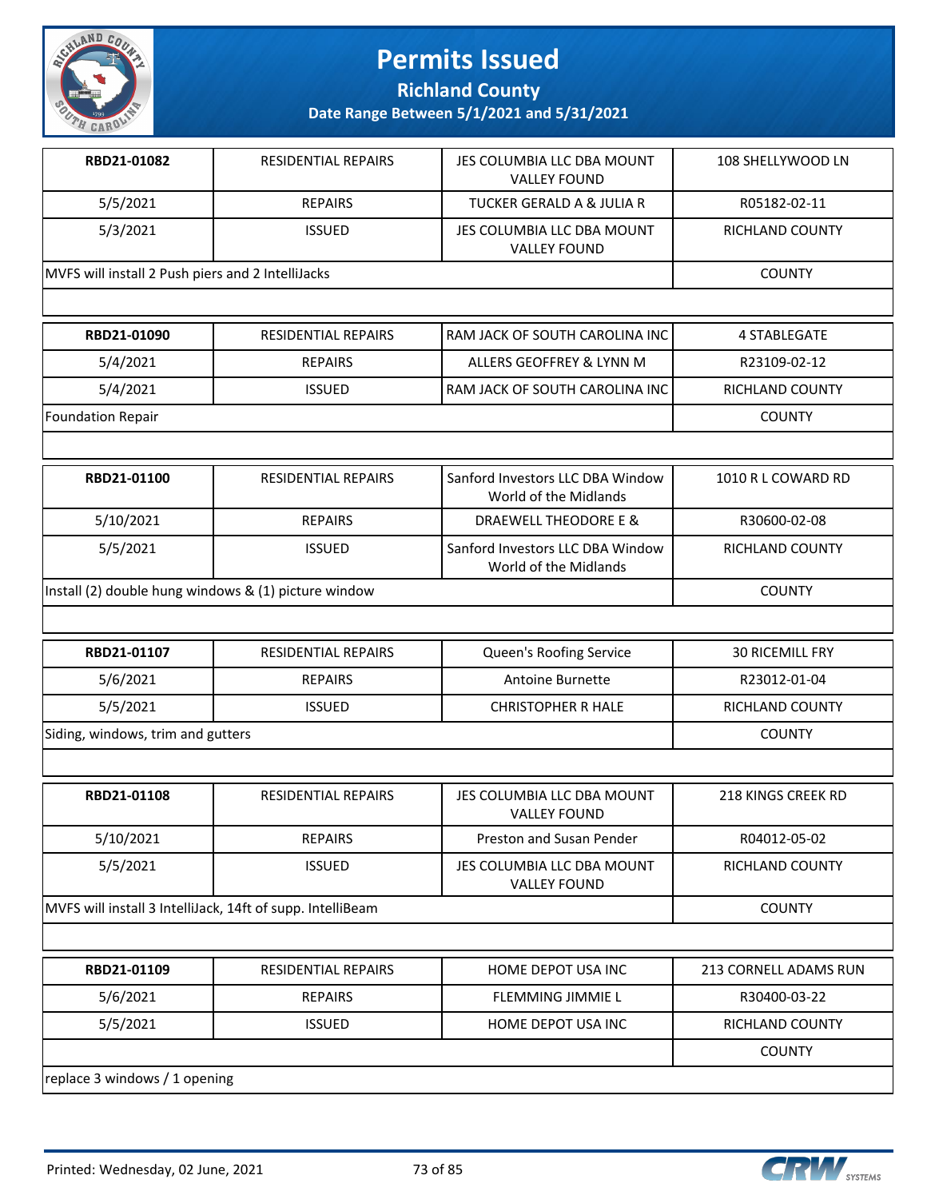# Permits Issued

## Richland County

### Date Range Between 5/1/2021 and 5/31/2021

| | | | |
|---|---|---|---|
| **RBD21-01082** | RESIDENTIAL REPAIRS | JES COLUMBIA LLC DBA MOUNT VALLEY FOUND | 108 SHELLYWOOD LN |
| 5/5/2021 | REPAIRS | TUCKER GERALD A & JULIA R | R05182-02-11 |
| 5/3/2021 | ISSUED | JES COLUMBIA LLC DBA MOUNT VALLEY FOUND | RICHLAND COUNTY |
| MVFS will install 2 Push piers and 2 IntelliJacks | | | COUNTY |

| | | | |
|---|---|---|---|
| **RBD21-01090** | RESIDENTIAL REPAIRS | RAM JACK OF SOUTH CAROLINA INC | 4 STABLEGATE |
| 5/4/2021 | REPAIRS | ALLERS GEOFFREY & LYNN M | R23109-02-12 |
| 5/4/2021 | ISSUED | RAM JACK OF SOUTH CAROLINA INC | RICHLAND COUNTY |
| Foundation Repair | | | COUNTY |

| | | | |
|---|---|---|---|
| **RBD21-01100** | RESIDENTIAL REPAIRS | Sanford Investors LLC DBA Window World of the Midlands | 1010 R L COWARD RD |
| 5/10/2021 | REPAIRS | DRAEWELL THEODORE E & | R30600-02-08 |
| 5/5/2021 | ISSUED | Sanford Investors LLC DBA Window World of the Midlands | RICHLAND COUNTY |
| Install (2) double hung windows & (1) picture window | | | COUNTY |

| | | | |
|---|---|---|---|
| **RBD21-01107** | RESIDENTIAL REPAIRS | Queen's Roofing Service | 30 RICEMILL FRY |
| 5/6/2021 | REPAIRS | Antoine Burnette | R23012-01-04 |
| 5/5/2021 | ISSUED | CHRISTOPHER R HALE | RICHLAND COUNTY |
| Siding, windows, trim and gutters | | | COUNTY |

| | | | |
|---|---|---|---|
| **RBD21-01108** | RESIDENTIAL REPAIRS | JES COLUMBIA LLC DBA MOUNT VALLEY FOUND | 218 KINGS CREEK RD |
| 5/10/2021 | REPAIRS | Preston and Susan Pender | R04012-05-02 |
| 5/5/2021 | ISSUED | JES COLUMBIA LLC DBA MOUNT VALLEY FOUND | RICHLAND COUNTY |
| MVFS will install 3 IntelliJack, 14ft of supp. IntelliBeam | | | COUNTY |

| | | | |
|---|---|---|---|
| **RBD21-01109** | RESIDENTIAL REPAIRS | HOME DEPOT USA INC | 213 CORNELL ADAMS RUN |
| 5/6/2021 | REPAIRS | FLEMMING JIMMIE L | R30400-03-22 |
| 5/5/2021 | ISSUED | HOME DEPOT USA INC | RICHLAND COUNTY |
| | | | COUNTY |
| replace 3 windows / 1 opening | | | |

Printed: Wednesday, 02 June, 2021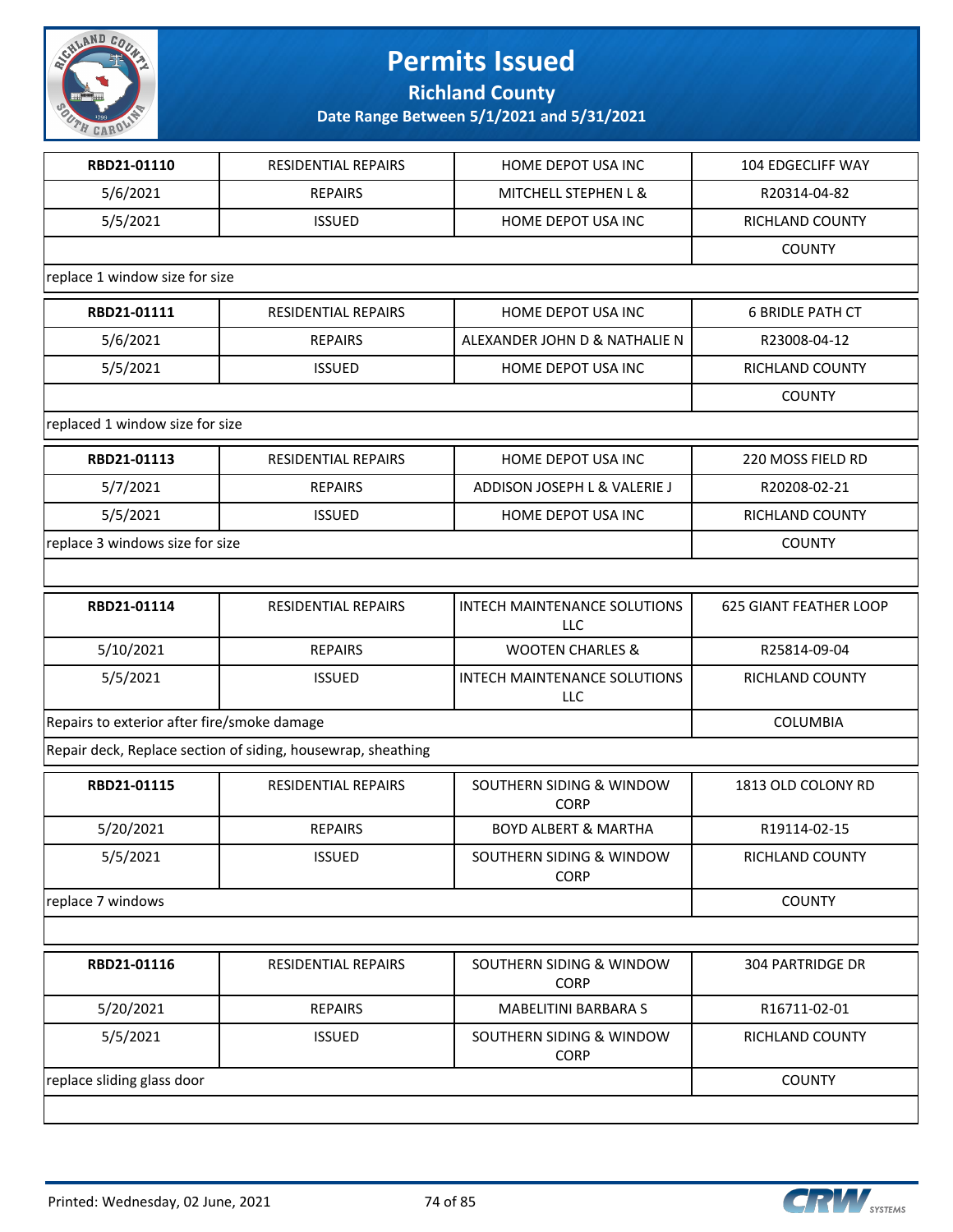# Permits Issued

## Richland County

### Date Range Between 5/1/2021 and 5/31/2021

| | | | |
|---|---|---|---|
| **RBD21-01110** | RESIDENTIAL REPAIRS | HOME DEPOT USA INC | 104 EDGECLIFF WAY |
| 5/6/2021 | REPAIRS | MITCHELL STEPHEN L & | R20314-04-82 |
| 5/5/2021 | ISSUED | HOME DEPOT USA INC | RICHLAND COUNTY |
| | | | COUNTY |
| replace 1 window size for size | | | |

| | | | |
|---|---|---|---|
| **RBD21-01111** | RESIDENTIAL REPAIRS | HOME DEPOT USA INC | 6 BRIDLE PATH CT |
| 5/6/2021 | REPAIRS | ALEXANDER JOHN D & NATHALIE N | R23008-04-12 |
| 5/5/2021 | ISSUED | HOME DEPOT USA INC | RICHLAND COUNTY |
| | | | COUNTY |
| replaced 1 window size for size | | | |

| | | | |
|---|---|---|---|
| **RBD21-01113** | RESIDENTIAL REPAIRS | HOME DEPOT USA INC | 220 MOSS FIELD RD |
| 5/7/2021 | REPAIRS | ADDISON JOSEPH L & VALERIE J | R20208-02-21 |
| 5/5/2021 | ISSUED | HOME DEPOT USA INC | RICHLAND COUNTY |
| replace 3 windows size for size | | | COUNTY |

| | | | |
|---|---|---|---|
| **RBD21-01114** | RESIDENTIAL REPAIRS | INTECH MAINTENANCE SOLUTIONS LLC | 625 GIANT FEATHER LOOP |
| 5/10/2021 | REPAIRS | WOOTEN CHARLES & | R25814-09-04 |
| 5/5/2021 | ISSUED | INTECH MAINTENANCE SOLUTIONS LLC | RICHLAND COUNTY |
| Repairs to exterior after fire/smoke damage | | | COLUMBIA |
| Repair deck, Replace section of siding, housewrap, sheathing | | | |

| | | | |
|---|---|---|---|
| **RBD21-01115** | RESIDENTIAL REPAIRS | SOUTHERN SIDING & WINDOW CORP | 1813 OLD COLONY RD |
| 5/20/2021 | REPAIRS | BOYD ALBERT & MARTHA | R19114-02-15 |
| 5/5/2021 | ISSUED | SOUTHERN SIDING & WINDOW CORP | RICHLAND COUNTY |
| replace 7 windows | | | COUNTY |

| | | | |
|---|---|---|---|
| **RBD21-01116** | RESIDENTIAL REPAIRS | SOUTHERN SIDING & WINDOW CORP | 304 PARTRIDGE DR |
| 5/20/2021 | REPAIRS | MABELITINI BARBARA S | R16711-02-01 |
| 5/5/2021 | ISSUED | SOUTHERN SIDING & WINDOW CORP | RICHLAND COUNTY |
| replace sliding glass door | | | COUNTY |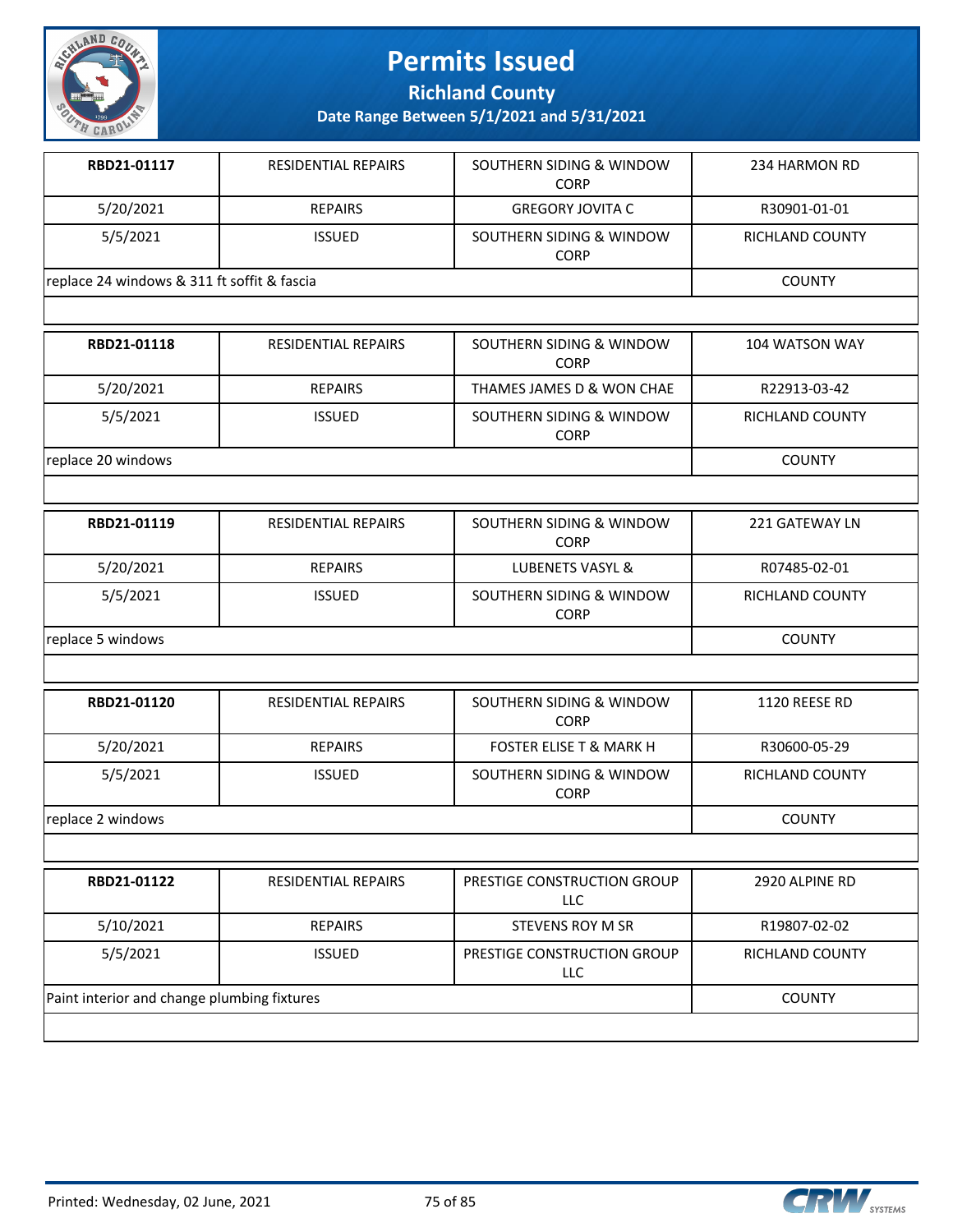# Permits Issued

## Richland County

### Date Range Between 5/1/2021 and 5/31/2021

| RBD21-01117 | RESIDENTIAL REPAIRS | SOUTHERN SIDING & WINDOW CORP | 234 HARMON RD |
|---|---|---|---|
| 5/20/2021 | REPAIRS | GREGORY JOVITA C | R30901-01-01 |
| 5/5/2021 | ISSUED | SOUTHERN SIDING & WINDOW CORP | RICHLAND COUNTY |
| replace 24 windows & 311 ft soffit & fascia | | | COUNTY |

| RBD21-01118 | RESIDENTIAL REPAIRS | SOUTHERN SIDING & WINDOW CORP | 104 WATSON WAY |
|---|---|---|---|
| 5/20/2021 | REPAIRS | THAMES JAMES D & WON CHAE | R22913-03-42 |
| 5/5/2021 | ISSUED | SOUTHERN SIDING & WINDOW CORP | RICHLAND COUNTY |
| replace 20 windows | | | COUNTY |

| RBD21-01119 | RESIDENTIAL REPAIRS | SOUTHERN SIDING & WINDOW CORP | 221 GATEWAY LN |
|---|---|---|---|
| 5/20/2021 | REPAIRS | LUBENETS VASYL & | R07485-02-01 |
| 5/5/2021 | ISSUED | SOUTHERN SIDING & WINDOW CORP | RICHLAND COUNTY |
| replace 5 windows | | | COUNTY |

| RBD21-01120 | RESIDENTIAL REPAIRS | SOUTHERN SIDING & WINDOW CORP | 1120 REESE RD |
|---|---|---|---|
| 5/20/2021 | REPAIRS | FOSTER ELISE T & MARK H | R30600-05-29 |
| 5/5/2021 | ISSUED | SOUTHERN SIDING & WINDOW CORP | RICHLAND COUNTY |
| replace 2 windows | | | COUNTY |

| RBD21-01122 | RESIDENTIAL REPAIRS | PRESTIGE CONSTRUCTION GROUP LLC | 2920 ALPINE RD |
|---|---|---|---|
| 5/10/2021 | REPAIRS | STEVENS ROY M SR | R19807-02-02 |
| 5/5/2021 | ISSUED | PRESTIGE CONSTRUCTION GROUP LLC | RICHLAND COUNTY |
| Paint interior and change plumbing fixtures | | | COUNTY |

Printed: Wednesday, 02 June, 2021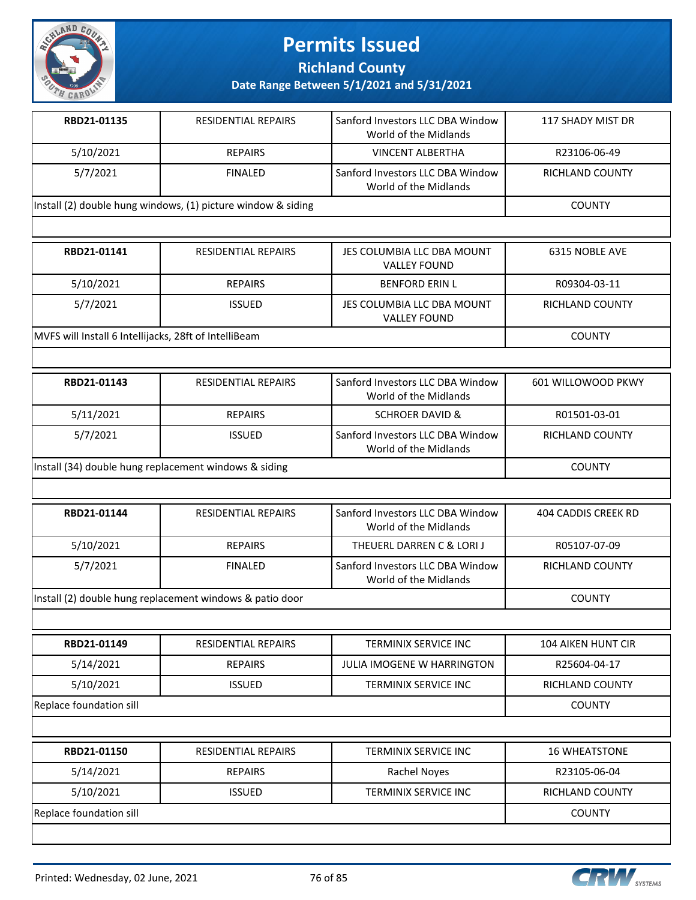# Permits Issued

## Richland County

### Date Range Between 5/1/2021 and 5/31/2021

| | | | |
|---|---|---|---|
| **RBD21-01135** | RESIDENTIAL REPAIRS | Sanford Investors LLC DBA Window World of the Midlands | 117 SHADY MIST DR |
| 5/10/2021 | REPAIRS | VINCENT ALBERTHA | R23106-06-49 |
| 5/7/2021 | FINALED | Sanford Investors LLC DBA Window World of the Midlands | RICHLAND COUNTY |
| Install (2) double hung windows, (1) picture window & siding | | | COUNTY |

| | | | |
|---|---|---|---|
| **RBD21-01141** | RESIDENTIAL REPAIRS | JES COLUMBIA LLC DBA MOUNT VALLEY FOUND | 6315 NOBLE AVE |
| 5/10/2021 | REPAIRS | BENFORD ERIN L | R09304-03-11 |
| 5/7/2021 | ISSUED | JES COLUMBIA LLC DBA MOUNT VALLEY FOUND | RICHLAND COUNTY |
| MVFS will Install 6 Intellijacks, 28ft of IntelliBeam | | | COUNTY |

| | | | |
|---|---|---|---|
| **RBD21-01143** | RESIDENTIAL REPAIRS | Sanford Investors LLC DBA Window World of the Midlands | 601 WILLOWOOD PKWY |
| 5/11/2021 | REPAIRS | SCHROER DAVID & | R01501-03-01 |
| 5/7/2021 | ISSUED | Sanford Investors LLC DBA Window World of the Midlands | RICHLAND COUNTY |
| Install (34) double hung replacement windows & siding | | | COUNTY |

| | | | |
|---|---|---|---|
| **RBD21-01144** | RESIDENTIAL REPAIRS | Sanford Investors LLC DBA Window World of the Midlands | 404 CADDIS CREEK RD |
| 5/10/2021 | REPAIRS | THEUERL DARREN C & LORI J | R05107-07-09 |
| 5/7/2021 | FINALED | Sanford Investors LLC DBA Window World of the Midlands | RICHLAND COUNTY |
| Install (2) double hung replacement windows & patio door | | | COUNTY |

| | | | |
|---|---|---|---|
| **RBD21-01149** | RESIDENTIAL REPAIRS | TERMINIX SERVICE INC | 104 AIKEN HUNT CIR |
| 5/14/2021 | REPAIRS | JULIA IMOGENE W HARRINGTON | R25604-04-17 |
| 5/10/2021 | ISSUED | TERMINIX SERVICE INC | RICHLAND COUNTY |
| Replace foundation sill | | | COUNTY |

| | | | |
|---|---|---|---|
| **RBD21-01150** | RESIDENTIAL REPAIRS | TERMINIX SERVICE INC | 16 WHEATSTONE |
| 5/14/2021 | REPAIRS | Rachel Noyes | R23105-06-04 |
| 5/10/2021 | ISSUED | TERMINIX SERVICE INC | RICHLAND COUNTY |
| Replace foundation sill | | | COUNTY |

Printed: Wednesday, 02 June, 2021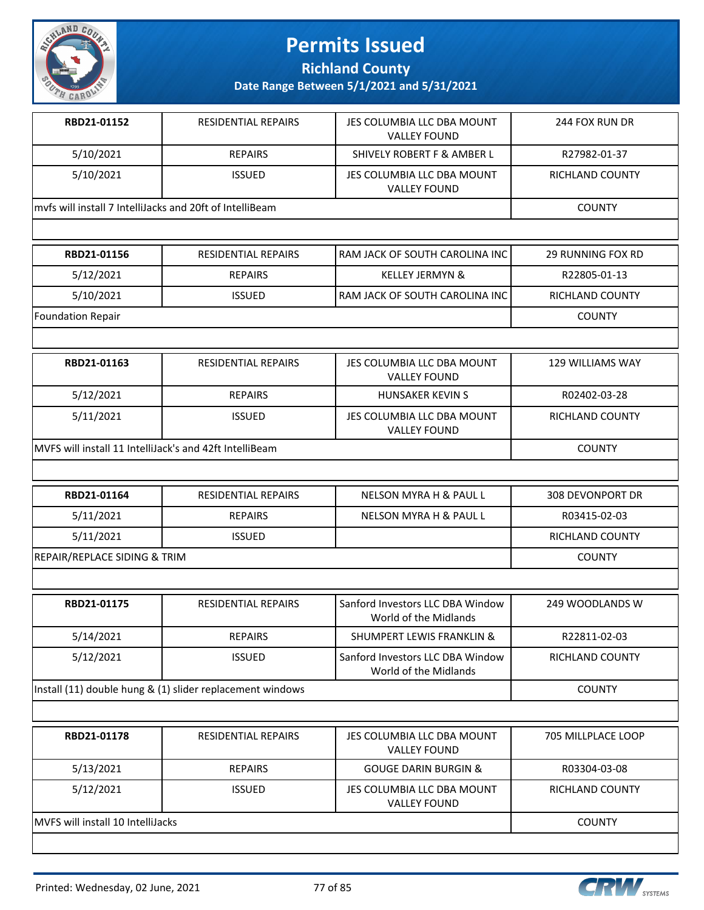# Permits Issued

## Richland County

### Date Range Between 5/1/2021 and 5/31/2021

| | | | |
|---|---|---|---|
| **RBD21-01152** | RESIDENTIAL REPAIRS | JES COLUMBIA LLC DBA MOUNT VALLEY FOUND | 244 FOX RUN DR |
| 5/10/2021 | REPAIRS | SHIVELY ROBERT F & AMBER L | R27982-01-37 |
| 5/10/2021 | ISSUED | JES COLUMBIA LLC DBA MOUNT VALLEY FOUND | RICHLAND COUNTY |
| mvfs will install 7 IntelliJacks and 20ft of IntelliBeam | | | COUNTY |

| | | | |
|---|---|---|---|
| **RBD21-01156** | RESIDENTIAL REPAIRS | RAM JACK OF SOUTH CAROLINA INC | 29 RUNNING FOX RD |
| 5/12/2021 | REPAIRS | KELLEY JERMYN & | R22805-01-13 |
| 5/10/2021 | ISSUED | RAM JACK OF SOUTH CAROLINA INC | RICHLAND COUNTY |
| Foundation Repair | | | COUNTY |

| | | | |
|---|---|---|---|
| **RBD21-01163** | RESIDENTIAL REPAIRS | JES COLUMBIA LLC DBA MOUNT VALLEY FOUND | 129 WILLIAMS WAY |
| 5/12/2021 | REPAIRS | HUNSAKER KEVIN S | R02402-03-28 |
| 5/11/2021 | ISSUED | JES COLUMBIA LLC DBA MOUNT VALLEY FOUND | RICHLAND COUNTY |
| MVFS will install 11 IntelliJack's and 42ft IntelliBeam | | | COUNTY |

| | | | |
|---|---|---|---|
| **RBD21-01164** | RESIDENTIAL REPAIRS | NELSON MYRA H & PAUL L | 308 DEVONPORT DR |
| 5/11/2021 | REPAIRS | NELSON MYRA H & PAUL L | R03415-02-03 |
| 5/11/2021 | ISSUED | | RICHLAND COUNTY |
| REPAIR/REPLACE SIDING & TRIM | | | COUNTY |

| | | | |
|---|---|---|---|
| **RBD21-01175** | RESIDENTIAL REPAIRS | Sanford Investors LLC DBA Window World of the Midlands | 249 WOODLANDS W |
| 5/14/2021 | REPAIRS | SHUMPERT LEWIS FRANKLIN & | R22811-02-03 |
| 5/12/2021 | ISSUED | Sanford Investors LLC DBA Window World of the Midlands | RICHLAND COUNTY |
| Install (11) double hung & (1) slider replacement windows | | | COUNTY |

| | | | |
|---|---|---|---|
| **RBD21-01178** | RESIDENTIAL REPAIRS | JES COLUMBIA LLC DBA MOUNT VALLEY FOUND | 705 MILLPLACE LOOP |
| 5/13/2021 | REPAIRS | GOUGE DARIN BURGIN & | R03304-03-08 |
| 5/12/2021 | ISSUED | JES COLUMBIA LLC DBA MOUNT VALLEY FOUND | RICHLAND COUNTY |
| MVFS will install 10 IntelliJacks | | | COUNTY |

Printed: Wednesday, 02 June, 2021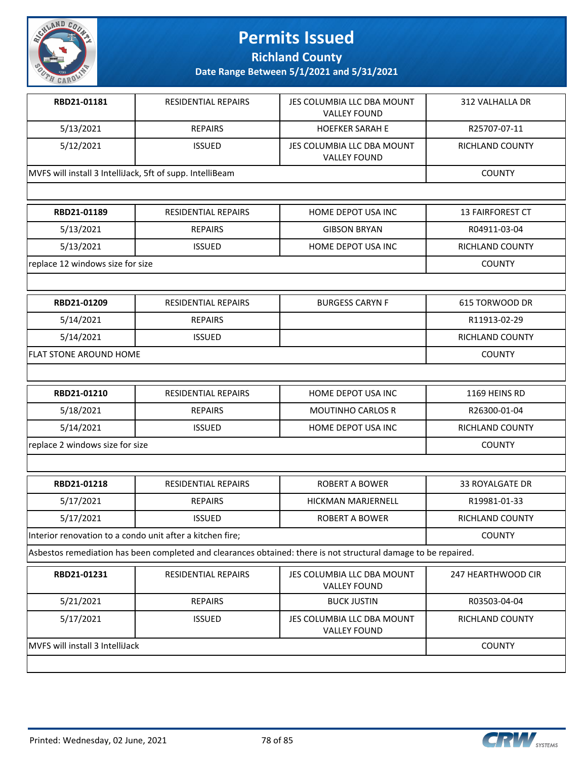# Permits Issued

## Richland County

### Date Range Between 5/1/2021 and 5/31/2021

| | | | |
|---|---|---|---|
| **RBD21-01181** | RESIDENTIAL REPAIRS | JES COLUMBIA LLC DBA MOUNT VALLEY FOUND | 312 VALHALLA DR |
| 5/13/2021 | REPAIRS | HOEFKER SARAH E | R25707-07-11 |
| 5/12/2021 | ISSUED | JES COLUMBIA LLC DBA MOUNT VALLEY FOUND | RICHLAND COUNTY |
| MVFS will install 3 IntelliJack, 5ft of supp. IntelliBeam | | | COUNTY |

| | | | |
|---|---|---|---|
| **RBD21-01189** | RESIDENTIAL REPAIRS | HOME DEPOT USA INC | 13 FAIRFOREST CT |
| 5/13/2021 | REPAIRS | GIBSON BRYAN | R04911-03-04 |
| 5/13/2021 | ISSUED | HOME DEPOT USA INC | RICHLAND COUNTY |
| replace 12 windows size for size | | | COUNTY |

| | | | |
|---|---|---|---|
| **RBD21-01209** | RESIDENTIAL REPAIRS | BURGESS CARYN F | 615 TORWOOD DR |
| 5/14/2021 | REPAIRS | | R11913-02-29 |
| 5/14/2021 | ISSUED | | RICHLAND COUNTY |
| FLAT STONE AROUND HOME | | | COUNTY |

| | | | |
|---|---|---|---|
| **RBD21-01210** | RESIDENTIAL REPAIRS | HOME DEPOT USA INC | 1169 HEINS RD |
| 5/18/2021 | REPAIRS | MOUTINHO CARLOS R | R26300-01-04 |
| 5/14/2021 | ISSUED | HOME DEPOT USA INC | RICHLAND COUNTY |
| replace 2 windows size for size | | | COUNTY |

| | | | |
|---|---|---|---|
| **RBD21-01218** | RESIDENTIAL REPAIRS | ROBERT A BOWER | 33 ROYALGATE DR |
| 5/17/2021 | REPAIRS | HICKMAN MARJERNELL | R19981-01-33 |
| 5/17/2021 | ISSUED | ROBERT A BOWER | RICHLAND COUNTY |
| Interior renovation to a condo unit after a kitchen fire; | | | COUNTY |
| Asbestos remediation has been completed and clearances obtained: there is not structural damage to be repaired. | | | |

| | | | |
|---|---|---|---|
| **RBD21-01231** | RESIDENTIAL REPAIRS | JES COLUMBIA LLC DBA MOUNT VALLEY FOUND | 247 HEARTHWOOD CIR |
| 5/21/2021 | REPAIRS | BUCK JUSTIN | R03503-04-04 |
| 5/17/2021 | ISSUED | JES COLUMBIA LLC DBA MOUNT VALLEY FOUND | RICHLAND COUNTY |
| MVFS will install 3 IntelliJack | | | COUNTY |

Printed: Wednesday, 02 June, 2021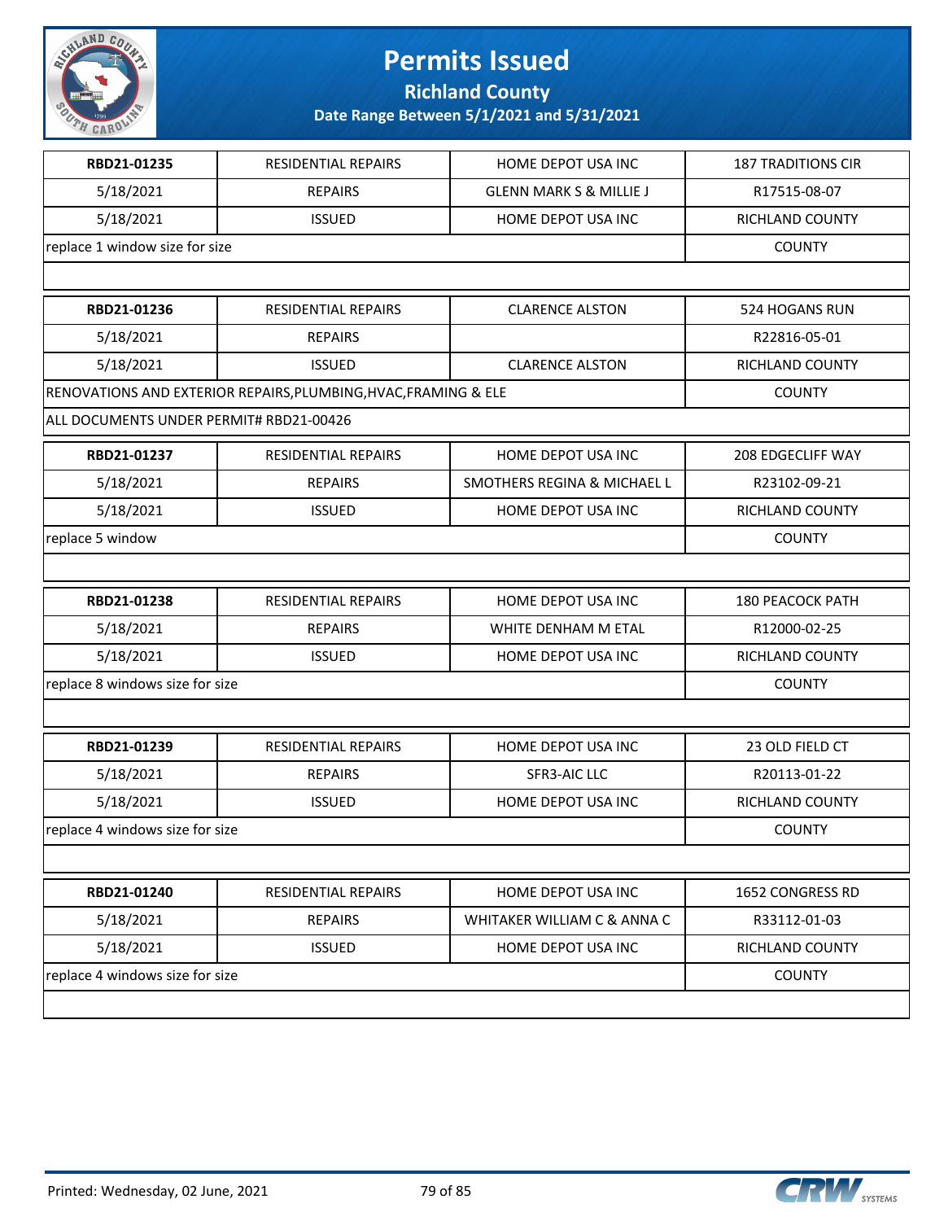# Permits Issued

## Richland County

### Date Range Between 5/1/2021 and 5/31/2021

| RBD21-01235 | RESIDENTIAL REPAIRS | HOME DEPOT USA INC | 187 TRADITIONS CIR |
|---|---|---|---|
| 5/18/2021 | REPAIRS | GLENN MARK S & MILLIE J | R17515-08-07 |
| 5/18/2021 | ISSUED | HOME DEPOT USA INC | RICHLAND COUNTY |
| replace 1 window size for size | | | COUNTY |

| RBD21-01236 | RESIDENTIAL REPAIRS | CLARENCE ALSTON | 524 HOGANS RUN |
|---|---|---|---|
| 5/18/2021 | REPAIRS | | R22816-05-01 |
| 5/18/2021 | ISSUED | CLARENCE ALSTON | RICHLAND COUNTY |
| RENOVATIONS AND EXTERIOR REPAIRS,PLUMBING,HVAC,FRAMING & ELE | | | COUNTY |
| ALL DOCUMENTS UNDER PERMIT# RBD21-00426 | | | |

| RBD21-01237 | RESIDENTIAL REPAIRS | HOME DEPOT USA INC | 208 EDGECLIFF WAY |
|---|---|---|---|
| 5/18/2021 | REPAIRS | SMOTHERS REGINA & MICHAEL L | R23102-09-21 |
| 5/18/2021 | ISSUED | HOME DEPOT USA INC | RICHLAND COUNTY |
| replace 5 window | | | COUNTY |

| RBD21-01238 | RESIDENTIAL REPAIRS | HOME DEPOT USA INC | 180 PEACOCK PATH |
|---|---|---|---|
| 5/18/2021 | REPAIRS | WHITE DENHAM M ETAL | R12000-02-25 |
| 5/18/2021 | ISSUED | HOME DEPOT USA INC | RICHLAND COUNTY |
| replace 8 windows size for size | | | COUNTY |

| RBD21-01239 | RESIDENTIAL REPAIRS | HOME DEPOT USA INC | 23 OLD FIELD CT |
|---|---|---|---|
| 5/18/2021 | REPAIRS | SFR3-AIC LLC | R20113-01-22 |
| 5/18/2021 | ISSUED | HOME DEPOT USA INC | RICHLAND COUNTY |
| replace 4 windows size for size | | | COUNTY |

| RBD21-01240 | RESIDENTIAL REPAIRS | HOME DEPOT USA INC | 1652 CONGRESS RD |
|---|---|---|---|
| 5/18/2021 | REPAIRS | WHITAKER WILLIAM C & ANNA C | R33112-01-03 |
| 5/18/2021 | ISSUED | HOME DEPOT USA INC | RICHLAND COUNTY |
| replace 4 windows size for size | | | COUNTY |

Printed: Wednesday, 02 June, 2021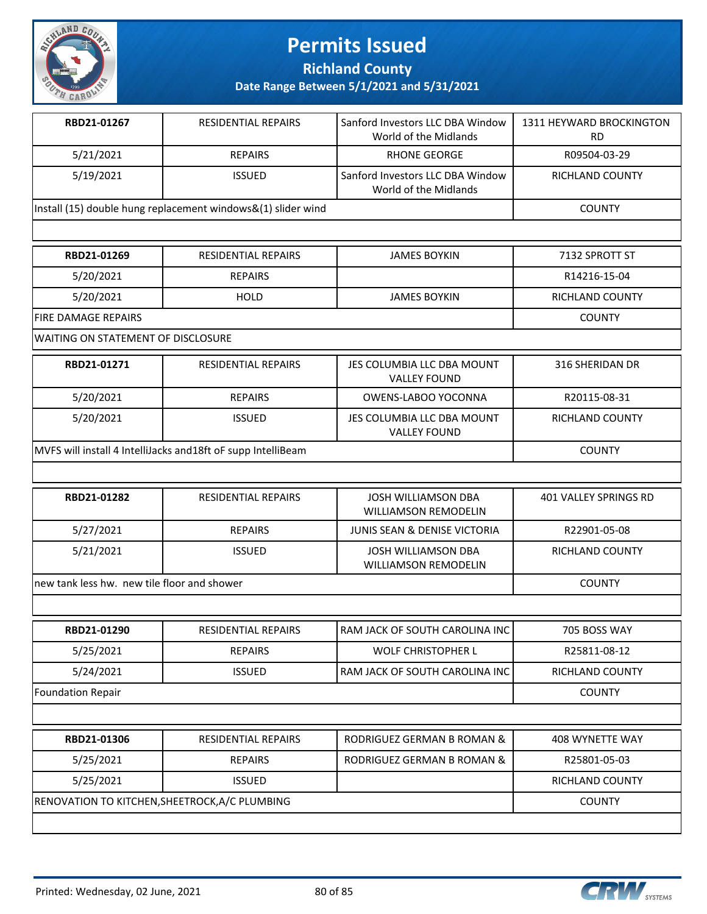# Permits Issued

**Richland County**

**Date Range Between 5/1/2021 and 5/31/2021**

| | | | |
|---|---|---|---|
| **RBD21-01267** | RESIDENTIAL REPAIRS | Sanford Investors LLC DBA Window World of the Midlands | 1311 HEYWARD BROCKINGTON RD |
| 5/21/2021 | REPAIRS | RHONE GEORGE | R09504-03-29 |
| 5/19/2021 | ISSUED | Sanford Investors LLC DBA Window World of the Midlands | RICHLAND COUNTY |
| Install (15) double hung replacement windows&(1) slider wind | | | COUNTY |
| | | | |

| | | | |
|---|---|---|---|
| **RBD21-01269** | RESIDENTIAL REPAIRS | JAMES BOYKIN | 7132 SPROTT ST |
| 5/20/2021 | REPAIRS | | R14216-15-04 |
| 5/20/2021 | HOLD | JAMES BOYKIN | RICHLAND COUNTY |
| FIRE DAMAGE REPAIRS | | | COUNTY |
| WAITING ON STATEMENT OF DISCLOSURE | | | |

| | | | |
|---|---|---|---|
| **RBD21-01271** | RESIDENTIAL REPAIRS | JES COLUMBIA LLC DBA MOUNT VALLEY FOUND | 316 SHERIDAN DR |
| 5/20/2021 | REPAIRS | OWENS-LABOO YOCONNA | R20115-08-31 |
| 5/20/2021 | ISSUED | JES COLUMBIA LLC DBA MOUNT VALLEY FOUND | RICHLAND COUNTY |
| MVFS will install 4 IntelliJacks and18ft oF supp IntelliBeam | | | COUNTY |
| | | | |

| | | | |
|---|---|---|---|
| **RBD21-01282** | RESIDENTIAL REPAIRS | JOSH WILLIAMSON DBA WILLIAMSON REMODELIN | 401 VALLEY SPRINGS RD |
| 5/27/2021 | REPAIRS | JUNIS SEAN & DENISE VICTORIA | R22901-05-08 |
| 5/21/2021 | ISSUED | JOSH WILLIAMSON DBA WILLIAMSON REMODELIN | RICHLAND COUNTY |
| new tank less hw. new tile floor and shower | | | COUNTY |
| | | | |

| | | | |
|---|---|---|---|
| **RBD21-01290** | RESIDENTIAL REPAIRS | RAM JACK OF SOUTH CAROLINA INC | 705 BOSS WAY |
| 5/25/2021 | REPAIRS | WOLF CHRISTOPHER L | R25811-08-12 |
| 5/24/2021 | ISSUED | RAM JACK OF SOUTH CAROLINA INC | RICHLAND COUNTY |
| Foundation Repair | | | COUNTY |
| | | | |

| | | | |
|---|---|---|---|
| **RBD21-01306** | RESIDENTIAL REPAIRS | RODRIGUEZ GERMAN B ROMAN & | 408 WYNETTE WAY |
| 5/25/2021 | REPAIRS | RODRIGUEZ GERMAN B ROMAN & | R25801-05-03 |
| 5/25/2021 | ISSUED | | RICHLAND COUNTY |
| RENOVATION TO KITCHEN,SHEETROCK,A/C PLUMBING | | | COUNTY |
| | | | |

Printed: Wednesday, 02 June, 2021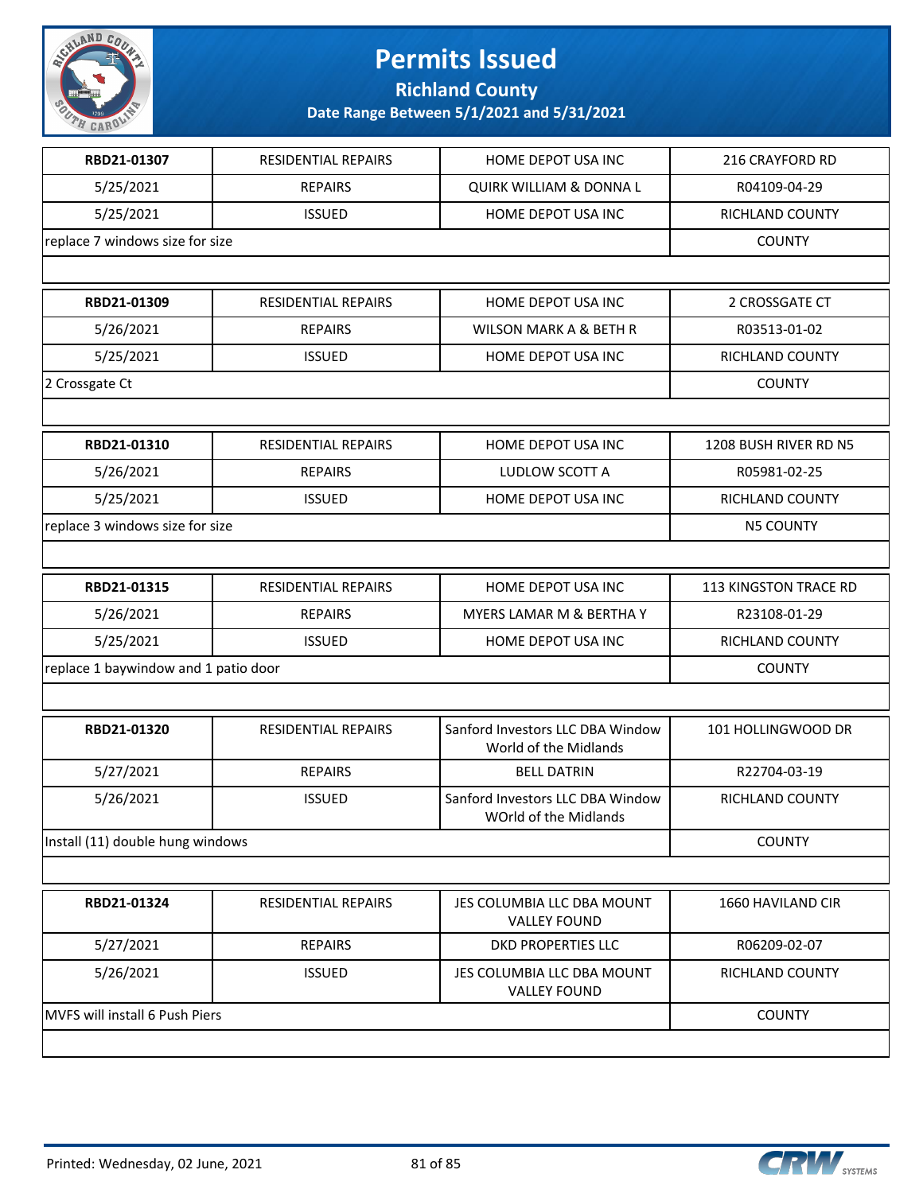# Permits Issued

## Richland County

### Date Range Between 5/1/2021 and 5/31/2021

| | | | |
|---|---|---|---|
| **RBD21-01307** | RESIDENTIAL REPAIRS | HOME DEPOT USA INC | 216 CRAYFORD RD |
| 5/25/2021 | REPAIRS | QUIRK WILLIAM & DONNA L | R04109-04-29 |
| 5/25/2021 | ISSUED | HOME DEPOT USA INC | RICHLAND COUNTY |
| replace 7 windows size for size | | | COUNTY |

| | | | |
|---|---|---|---|
| **RBD21-01309** | RESIDENTIAL REPAIRS | HOME DEPOT USA INC | 2 CROSSGATE CT |
| 5/26/2021 | REPAIRS | WILSON MARK A & BETH R | R03513-01-02 |
| 5/25/2021 | ISSUED | HOME DEPOT USA INC | RICHLAND COUNTY |
| 2 Crossgate Ct | | | COUNTY |

| | | | |
|---|---|---|---|
| **RBD21-01310** | RESIDENTIAL REPAIRS | HOME DEPOT USA INC | 1208 BUSH RIVER RD N5 |
| 5/26/2021 | REPAIRS | LUDLOW SCOTT A | R05981-02-25 |
| 5/25/2021 | ISSUED | HOME DEPOT USA INC | RICHLAND COUNTY |
| replace 3 windows size for size | | | N5 COUNTY |

| | | | |
|---|---|---|---|
| **RBD21-01315** | RESIDENTIAL REPAIRS | HOME DEPOT USA INC | 113 KINGSTON TRACE RD |
| 5/26/2021 | REPAIRS | MYERS LAMAR M & BERTHA Y | R23108-01-29 |
| 5/25/2021 | ISSUED | HOME DEPOT USA INC | RICHLAND COUNTY |
| replace 1 baywindow and 1 patio door | | | COUNTY |

| | | | |
|---|---|---|---|
| **RBD21-01320** | RESIDENTIAL REPAIRS | Sanford Investors LLC DBA Window World of the Midlands | 101 HOLLINGWOOD DR |
| 5/27/2021 | REPAIRS | BELL DATRIN | R22704-03-19 |
| 5/26/2021 | ISSUED | Sanford Investors LLC DBA Window WOrld of the Midlands | RICHLAND COUNTY |
| Install (11) double hung windows | | | COUNTY |

| | | | |
|---|---|---|---|
| **RBD21-01324** | RESIDENTIAL REPAIRS | JES COLUMBIA LLC DBA MOUNT VALLEY FOUND | 1660 HAVILAND CIR |
| 5/27/2021 | REPAIRS | DKD PROPERTIES LLC | R06209-02-07 |
| 5/26/2021 | ISSUED | JES COLUMBIA LLC DBA MOUNT VALLEY FOUND | RICHLAND COUNTY |
| MVFS will install 6 Push Piers | | | COUNTY |

Printed: Wednesday, 02 June, 2021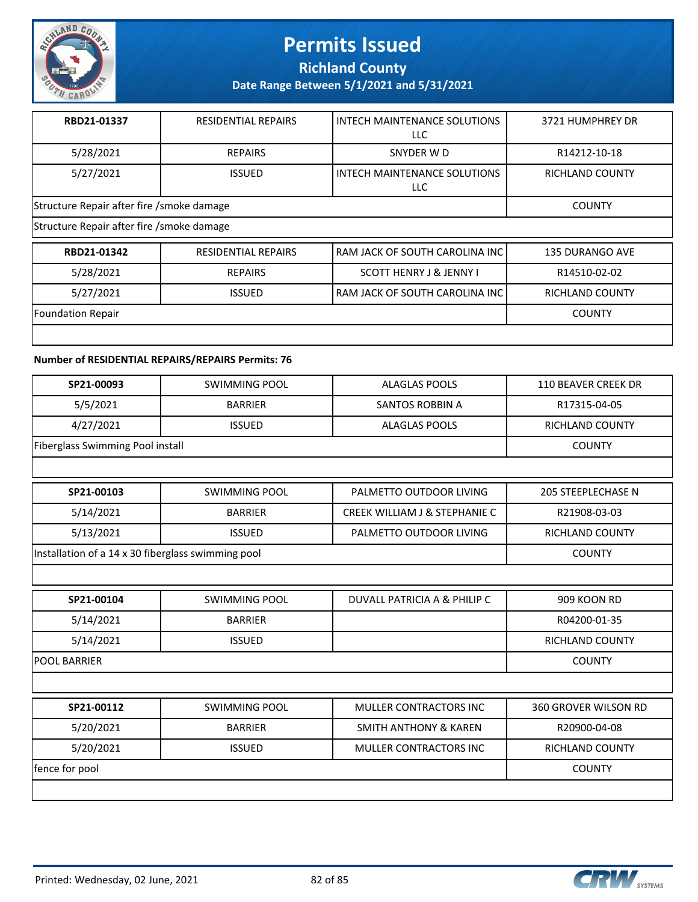| RBD21-01337 | RESIDENTIAL REPAIRS | INTECH MAINTENANCE SOLUTIONS LLC | 3721 HUMPHREY DR |
|---|---|---|---|
| 5/28/2021 | REPAIRS | SNYDER W D | R14212-10-18 |
| 5/27/2021 | ISSUED | INTECH MAINTENANCE SOLUTIONS LLC | RICHLAND COUNTY |
| Structure Repair after fire /smoke damage | | | COUNTY |
| Structure Repair after fire /smoke damage | | | |

| RBD21-01342 | RESIDENTIAL REPAIRS | RAM JACK OF SOUTH CAROLINA INC | 135 DURANGO AVE |
|---|---|---|---|
| 5/28/2021 | REPAIRS | SCOTT HENRY J & JENNY I | R14510-02-02 |
| 5/27/2021 | ISSUED | RAM JACK OF SOUTH CAROLINA INC | RICHLAND COUNTY |
| Foundation Repair | | | COUNTY |
| | | | |

**Number of RESIDENTIAL REPAIRS/REPAIRS Permits: 76**

| SP21-00093 | SWIMMING POOL | ALAGLAS POOLS | 110 BEAVER CREEK DR |
|---|---|---|---|
| 5/5/2021 | BARRIER | SANTOS ROBBIN A | R17315-04-05 |
| 4/27/2021 | ISSUED | ALAGLAS POOLS | RICHLAND COUNTY |
| Fiberglass Swimming Pool install | | | COUNTY |
| | | | |

| SP21-00103 | SWIMMING POOL | PALMETTO OUTDOOR LIVING | 205 STEEPLECHASE N |
|---|---|---|---|
| 5/14/2021 | BARRIER | CREEK WILLIAM J & STEPHANIE C | R21908-03-03 |
| 5/13/2021 | ISSUED | PALMETTO OUTDOOR LIVING | RICHLAND COUNTY |
| Installation of a 14 x 30 fiberglass swimming pool | | | COUNTY |
| | | | |

| SP21-00104 | SWIMMING POOL | DUVALL PATRICIA A & PHILIP C | 909 KOON RD |
|---|---|---|---|
| 5/14/2021 | BARRIER | | R04200-01-35 |
| 5/14/2021 | ISSUED | | RICHLAND COUNTY |
| POOL BARRIER | | | COUNTY |
| | | | |

| SP21-00112 | SWIMMING POOL | MULLER CONTRACTORS INC | 360 GROVER WILSON RD |
|---|---|---|---|
| 5/20/2021 | BARRIER | SMITH ANTHONY & KAREN | R20900-04-08 |
| 5/20/2021 | ISSUED | MULLER CONTRACTORS INC | RICHLAND COUNTY |
| fence for pool | | | COUNTY |
| | | | |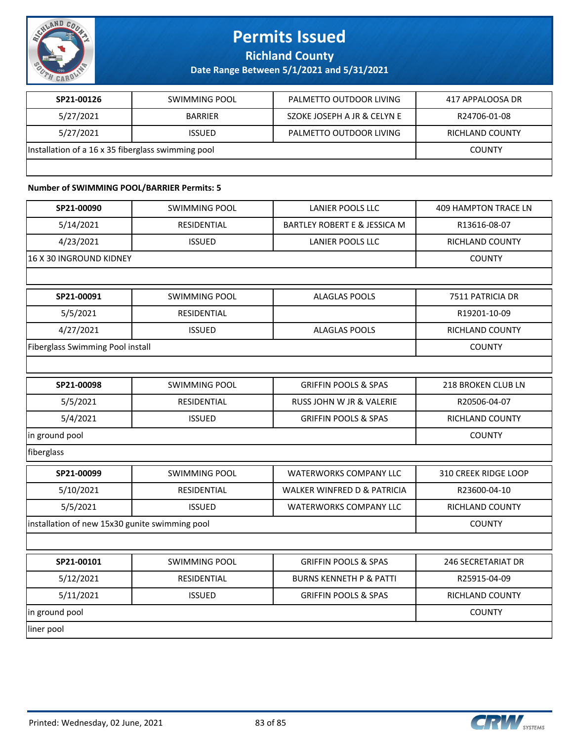# Permits Issued

**Richland County**

**Date Range Between 5/1/2021 and 5/31/2021**

| SP21-00126 | SWIMMING POOL | PALMETTO OUTDOOR LIVING | 417 APPALOOSA DR |
|---|---|---|---|
| 5/27/2021 | BARRIER | SZOKE JOSEPH A JR & CELYN E | R24706-01-08 |
| 5/27/2021 | ISSUED | PALMETTO OUTDOOR LIVING | RICHLAND COUNTY |
| Installation of a 16 x 35 fiberglass swimming pool | | | COUNTY |

**Number of SWIMMING POOL/BARRIER Permits: 5**

| SP21-00090 | SWIMMING POOL | LANIER POOLS LLC | 409 HAMPTON TRACE LN |
|---|---|---|---|
| 5/14/2021 | RESIDENTIAL | BARTLEY ROBERT E & JESSICA M | R13616-08-07 |
| 4/23/2021 | ISSUED | LANIER POOLS LLC | RICHLAND COUNTY |
| 16 X 30 INGROUND KIDNEY | | | COUNTY |

| SP21-00091 | SWIMMING POOL | ALAGLAS POOLS | 7511 PATRICIA DR |
|---|---|---|---|
| 5/5/2021 | RESIDENTIAL | | R19201-10-09 |
| 4/27/2021 | ISSUED | ALAGLAS POOLS | RICHLAND COUNTY |
| Fiberglass Swimming Pool install | | | COUNTY |

| SP21-00098 | SWIMMING POOL | GRIFFIN POOLS & SPAS | 218 BROKEN CLUB LN |
|---|---|---|---|
| 5/5/2021 | RESIDENTIAL | RUSS JOHN W JR & VALERIE | R20506-04-07 |
| 5/4/2021 | ISSUED | GRIFFIN POOLS & SPAS | RICHLAND COUNTY |
| in ground pool | | | COUNTY |
| fiberglass | | | |

| SP21-00099 | SWIMMING POOL | WATERWORKS COMPANY LLC | 310 CREEK RIDGE LOOP |
|---|---|---|---|
| 5/10/2021 | RESIDENTIAL | WALKER WINFRED D & PATRICIA | R23600-04-10 |
| 5/5/2021 | ISSUED | WATERWORKS COMPANY LLC | RICHLAND COUNTY |
| installation of new 15x30 gunite swimming pool | | | COUNTY |

| SP21-00101 | SWIMMING POOL | GRIFFIN POOLS & SPAS | 246 SECRETARIAT DR |
|---|---|---|---|
| 5/12/2021 | RESIDENTIAL | BURNS KENNETH P & PATTI | R25915-04-09 |
| 5/11/2021 | ISSUED | GRIFFIN POOLS & SPAS | RICHLAND COUNTY |
| in ground pool | | | COUNTY |
| liner pool | | | |

Printed: Wednesday, 02 June, 2021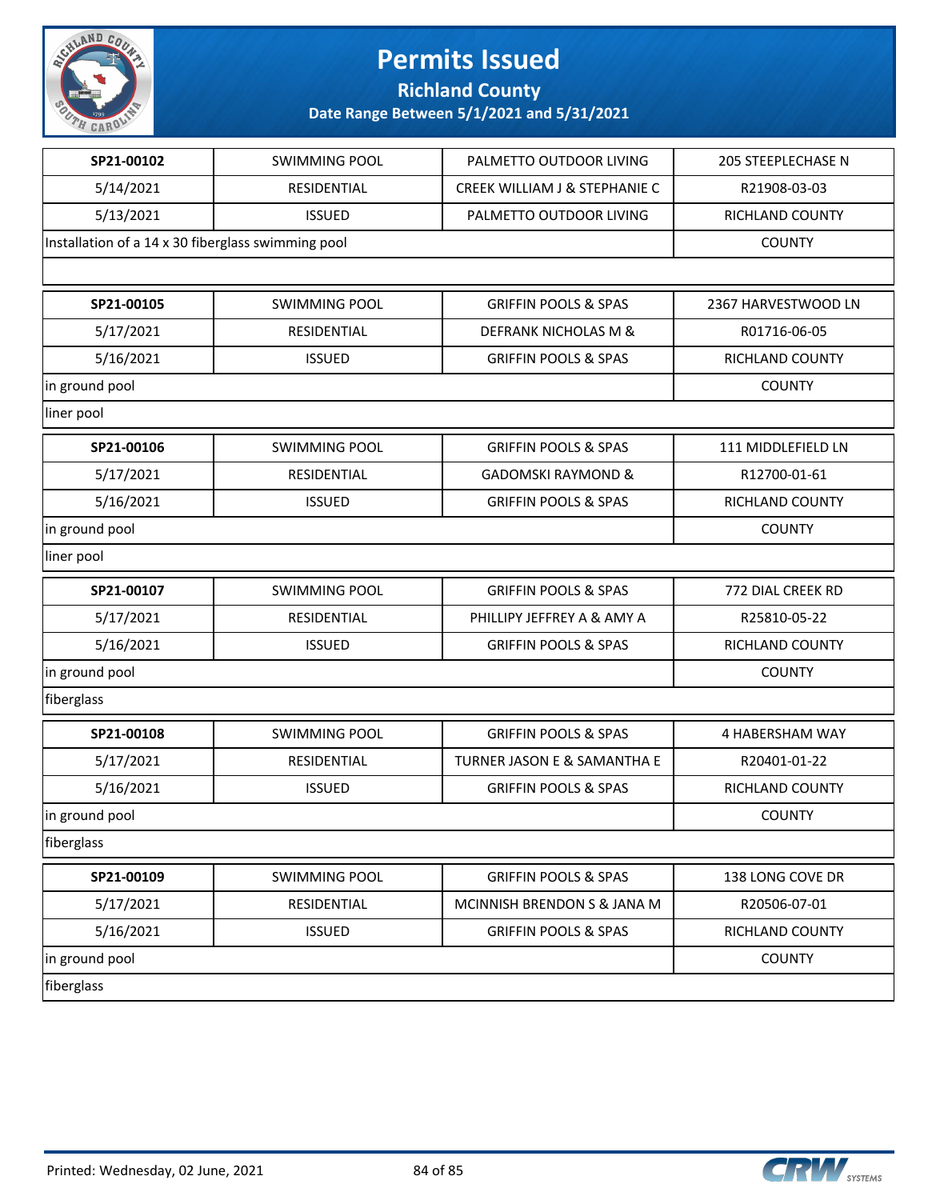# Permits Issued

## Richland County

### Date Range Between 5/1/2021 and 5/31/2021

| | | | |
|---|---|---|---|
| **SP21-00102** | SWIMMING POOL | PALMETTO OUTDOOR LIVING | 205 STEEPLECHASE N |
| 5/14/2021 | RESIDENTIAL | CREEK WILLIAM J & STEPHANIE C | R21908-03-03 |
| 5/13/2021 | ISSUED | PALMETTO OUTDOOR LIVING | RICHLAND COUNTY |
| Installation of a 14 x 30 fiberglass swimming pool | | | COUNTY |
| | | | |

| | | | |
|---|---|---|---|
| **SP21-00105** | SWIMMING POOL | GRIFFIN POOLS & SPAS | 2367 HARVESTWOOD LN |
| 5/17/2021 | RESIDENTIAL | DEFRANK NICHOLAS M & | R01716-06-05 |
| 5/16/2021 | ISSUED | GRIFFIN POOLS & SPAS | RICHLAND COUNTY |
| in ground pool | | | COUNTY |
| liner pool | | | |

| | | | |
|---|---|---|---|
| **SP21-00106** | SWIMMING POOL | GRIFFIN POOLS & SPAS | 111 MIDDLEFIELD LN |
| 5/17/2021 | RESIDENTIAL | GADOMSKI RAYMOND & | R12700-01-61 |
| 5/16/2021 | ISSUED | GRIFFIN POOLS & SPAS | RICHLAND COUNTY |
| in ground pool | | | COUNTY |
| liner pool | | | |

| | | | |
|---|---|---|---|
| **SP21-00107** | SWIMMING POOL | GRIFFIN POOLS & SPAS | 772 DIAL CREEK RD |
| 5/17/2021 | RESIDENTIAL | PHILLIPY JEFFREY A & AMY A | R25810-05-22 |
| 5/16/2021 | ISSUED | GRIFFIN POOLS & SPAS | RICHLAND COUNTY |
| in ground pool | | | COUNTY |
| fiberglass | | | |

| | | | |
|---|---|---|---|
| **SP21-00108** | SWIMMING POOL | GRIFFIN POOLS & SPAS | 4 HABERSHAM WAY |
| 5/17/2021 | RESIDENTIAL | TURNER JASON E & SAMANTHA E | R20401-01-22 |
| 5/16/2021 | ISSUED | GRIFFIN POOLS & SPAS | RICHLAND COUNTY |
| in ground pool | | | COUNTY |
| fiberglass | | | |

| | | | |
|---|---|---|---|
| **SP21-00109** | SWIMMING POOL | GRIFFIN POOLS & SPAS | 138 LONG COVE DR |
| 5/17/2021 | RESIDENTIAL | MCINNISH BRENDON S & JANA M | R20506-07-01 |
| 5/16/2021 | ISSUED | GRIFFIN POOLS & SPAS | RICHLAND COUNTY |
| in ground pool | | | COUNTY |
| fiberglass | | | |

Printed: Wednesday, 02 June, 2021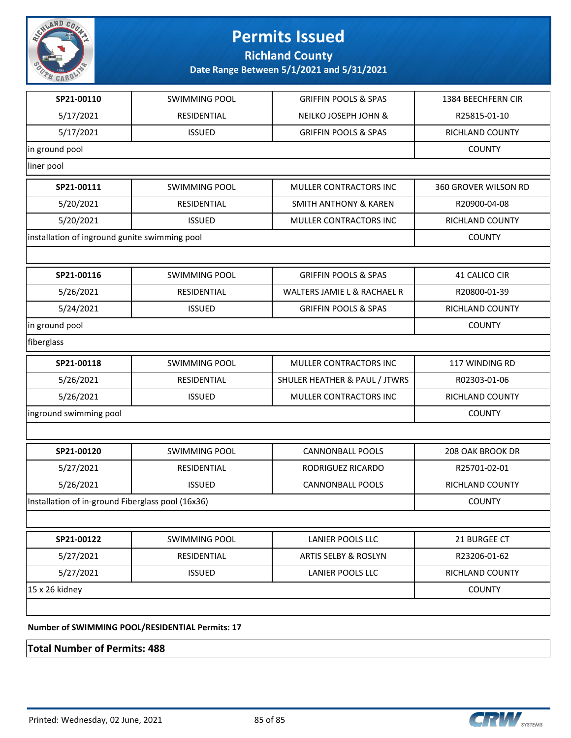| | | | |
|---|---|---|---|
| **SP21-00110** | SWIMMING POOL | GRIFFIN POOLS & SPAS | 1384 BEECHFERN CIR |
| 5/17/2021 | RESIDENTIAL | NEILKO JOSEPH JOHN & | R25815-01-10 |
| 5/17/2021 | ISSUED | GRIFFIN POOLS & SPAS | RICHLAND COUNTY |
| in ground pool | | | COUNTY |
| liner pool | | | |

| | | | |
|---|---|---|---|
| **SP21-00111** | SWIMMING POOL | MULLER CONTRACTORS INC | 360 GROVER WILSON RD |
| 5/20/2021 | RESIDENTIAL | SMITH ANTHONY & KAREN | R20900-04-08 |
| 5/20/2021 | ISSUED | MULLER CONTRACTORS INC | RICHLAND COUNTY |
| installation of inground gunite swimming pool | | | COUNTY |

| | | | |
|---|---|---|---|
| **SP21-00116** | SWIMMING POOL | GRIFFIN POOLS & SPAS | 41 CALICO CIR |
| 5/26/2021 | RESIDENTIAL | WALTERS JAMIE L & RACHAEL R | R20800-01-39 |
| 5/24/2021 | ISSUED | GRIFFIN POOLS & SPAS | RICHLAND COUNTY |
| in ground pool | | | COUNTY |
| fiberglass | | | |

| | | | |
|---|---|---|---|
| **SP21-00118** | SWIMMING POOL | MULLER CONTRACTORS INC | 117 WINDING RD |
| 5/26/2021 | RESIDENTIAL | SHULER HEATHER & PAUL / JTWRS | R02303-01-06 |
| 5/26/2021 | ISSUED | MULLER CONTRACTORS INC | RICHLAND COUNTY |
| inground swimming pool | | | COUNTY |

| | | | |
|---|---|---|---|
| **SP21-00120** | SWIMMING POOL | CANNONBALL POOLS | 208 OAK BROOK DR |
| 5/27/2021 | RESIDENTIAL | RODRIGUEZ RICARDO | R25701-02-01 |
| 5/26/2021 | ISSUED | CANNONBALL POOLS | RICHLAND COUNTY |
| Installation of in-ground Fiberglass pool (16x36) | | | COUNTY |

| | | | |
|---|---|---|---|
| **SP21-00122** | SWIMMING POOL | LANIER POOLS LLC | 21 BURGEE CT |
| 5/27/2021 | RESIDENTIAL | ARTIS SELBY & ROSLYN | R23206-01-62 |
| 5/27/2021 | ISSUED | LANIER POOLS LLC | RICHLAND COUNTY |
| 15 x 26 kidney | | | COUNTY |

**Number of SWIMMING POOL/RESIDENTIAL Permits: 17**

**Total Number of Permits: 488**